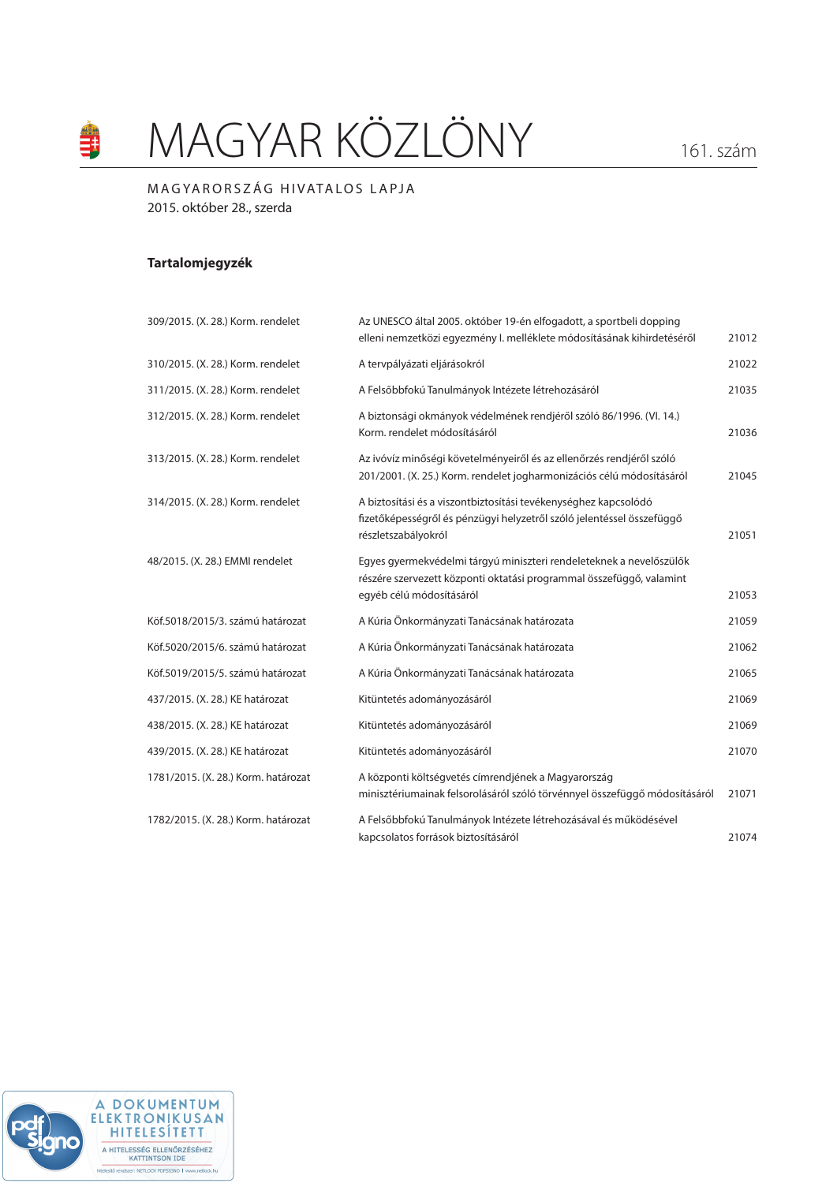# MAGYAR KÖZLÖNY

161. szám

MAGYARORSZÁG HIVATALOS LAPJA
2015. október 28., szerda

## Tartalomjegyzék

| | | |
|---|---|---|
| 309/2015. (X. 28.) Korm. rendelet | Az UNESCO által 2005. október 19-én elfogadott, a sportbeli dopping elleni nemzetközi egyezmény I. melléklete módosításának kihirdetéséről | 21012 |
| 310/2015. (X. 28.) Korm. rendelet | A tervpályázati eljárásokról | 21022 |
| 311/2015. (X. 28.) Korm. rendelet | A Felsőbbfokú Tanulmányok Intézete létrehozásáról | 21035 |
| 312/2015. (X. 28.) Korm. rendelet | A biztonsági okmányok védelmének rendjéről szóló 86/1996. (VI. 14.) Korm. rendelet módosításáról | 21036 |
| 313/2015. (X. 28.) Korm. rendelet | Az ivóvíz minőségi követelményeiről és az ellenőrzés rendjéről szóló 201/2001. (X. 25.) Korm. rendelet jogharmonizációs célú módosításáról | 21045 |
| 314/2015. (X. 28.) Korm. rendelet | A biztosítási és a viszontbiztosítási tevékenységhez kapcsolódó fizetőképességről és pénzügyi helyzetről szóló jelentéssel összefüggő részletszabályokról | 21051 |
| 48/2015. (X. 28.) EMMI rendelet | Egyes gyermekvédelmi tárgyú miniszteri rendeleteknek a nevelőszülők részére szervezett központi oktatási programmal összefüggő, valamint egyéb célú módosításáról | 21053 |
| Köf.5018/2015/3. számú határozat | A Kúria Önkormányzati Tanácsának határozata | 21059 |
| Köf.5020/2015/6. számú határozat | A Kúria Önkormányzati Tanácsának határozata | 21062 |
| Köf.5019/2015/5. számú határozat | A Kúria Önkormányzati Tanácsának határozata | 21065 |
| 437/2015. (X. 28.) KE határozat | Kitüntetés adományozásáról | 21069 |
| 438/2015. (X. 28.) KE határozat | Kitüntetés adományozásáról | 21069 |
| 439/2015. (X. 28.) KE határozat | Kitüntetés adományozásáról | 21070 |
| 1781/2015. (X. 28.) Korm. határozat | A központi költségvetés címrendjének a Magyarország minisztériumainak felsorolásáról szóló törvénnyel összefüggő módosításáról | 21071 |
| 1782/2015. (X. 28.) Korm. határozat | A Felsőbbfokú Tanulmányok Intézete létrehozásával és működésével kapcsolatos források biztosításáról | 21074 |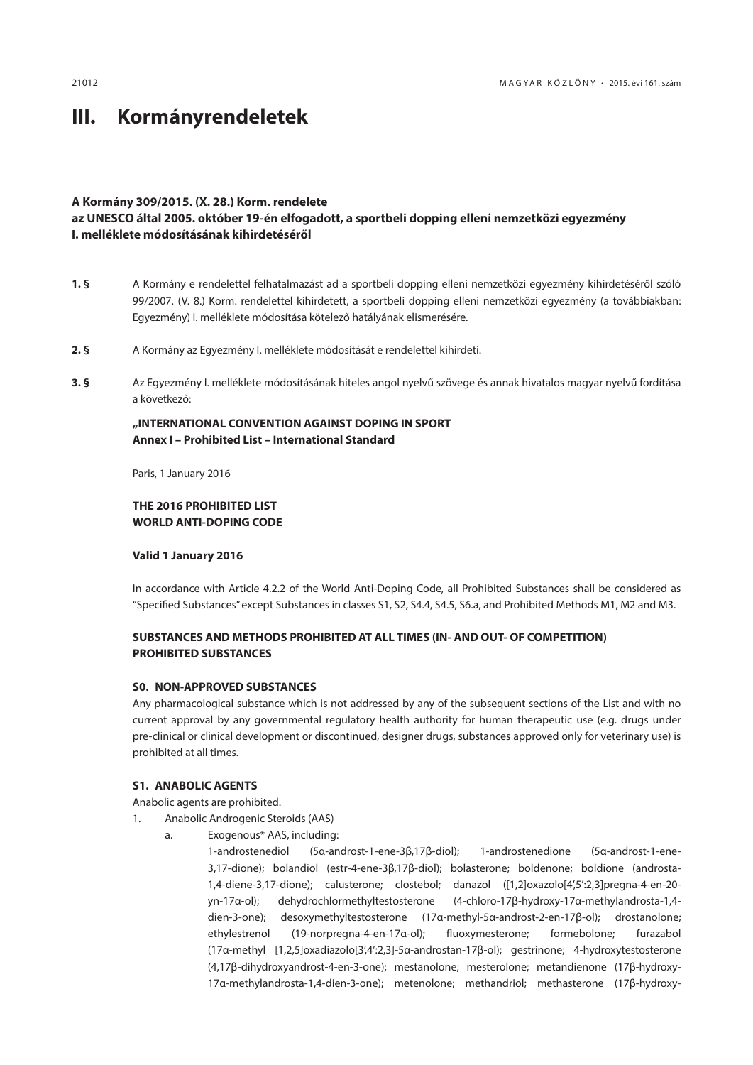# III. Kormányrendeletek

**A Kormány 309/2015. (X. 28.) Korm. rendelete
az UNESCO által 2005. október 19-én elfogadott, a sportbeli dopping elleni nemzetközi egyezmény I. melléklete módosításának kihirdetéséről**

**1. §** A Kormány e rendelettel felhatalmazást ad a sportbeli dopping elleni nemzetközi egyezmény kihirdetéséről szóló 99/2007. (V. 8.) Korm. rendelettel kihirdetett, a sportbeli dopping elleni nemzetközi egyezmény (a továbbiakban: Egyezmény) I. melléklete módosítása kötelező hatályának elismerésére.

**2. §** A Kormány az Egyezmény I. melléklete módosítását e rendelettel kihirdeti.

**3. §** Az Egyezmény I. melléklete módosításának hiteles angol nyelvű szövege és annak hivatalos magyar nyelvű fordítása a következő:

**„INTERNATIONAL CONVENTION AGAINST DOPING IN SPORT
Annex I – Prohibited List – International Standard**

Paris, 1 January 2016

**THE 2016 PROHIBITED LIST
WORLD ANTI-DOPING CODE**

**Valid 1 January 2016**

In accordance with Article 4.2.2 of the World Anti-Doping Code, all Prohibited Substances shall be considered as "Specified Substances" except Substances in classes S1, S2, S4.4, S4.5, S6.a, and Prohibited Methods M1, M2 and M3.

**SUBSTANCES AND METHODS PROHIBITED AT ALL TIMES (IN- AND OUT- OF COMPETITION)
PROHIBITED SUBSTANCES**

**S0. NON-APPROVED SUBSTANCES**

Any pharmacological substance which is not addressed by any of the subsequent sections of the List and with no current approval by any governmental regulatory health authority for human therapeutic use (e.g. drugs under pre-clinical or clinical development or discontinued, designer drugs, substances approved only for veterinary use) is prohibited at all times.

**S1. ANABOLIC AGENTS**

Anabolic agents are prohibited.

1. Anabolic Androgenic Steroids (AAS)
   a. Exogenous* AAS, including:
      1-androstenediol (5α-androst-1-ene-3β,17β-diol); 1-androstenedione (5α-androst-1-ene-3,17-dione); bolandiol (estr-4-ene-3β,17β-diol); bolasterone; boldenone; boldione (androsta-1,4-diene-3,17-dione); calusterone; clostebol; danazol ([1,2]oxazolo[4',5':2,3]pregna-4-en-20-yn-17α-ol); dehydrochlormethyltestosterone (4-chloro-17β-hydroxy-17α-methylandrosta-1,4-dien-3-one); desoxymethyltestosterone (17α-methyl-5α-androst-2-en-17β-ol); drostanolone; ethylestrenol (19-norpregna-4-en-17α-ol); fluoxymesterone; formebolone; furazabol (17α-methyl [1,2,5]oxadiazolo[3',4':2,3]-5α-androstan-17β-ol); gestrinone; 4-hydroxytestosterone (4,17β-dihydroxyandrost-4-en-3-one); mestanolone; mesterolone; metandienone (17β-hydroxy-17α-methylandrosta-1,4-dien-3-one); metenolone; methandriol; methasterone (17β-hydroxy-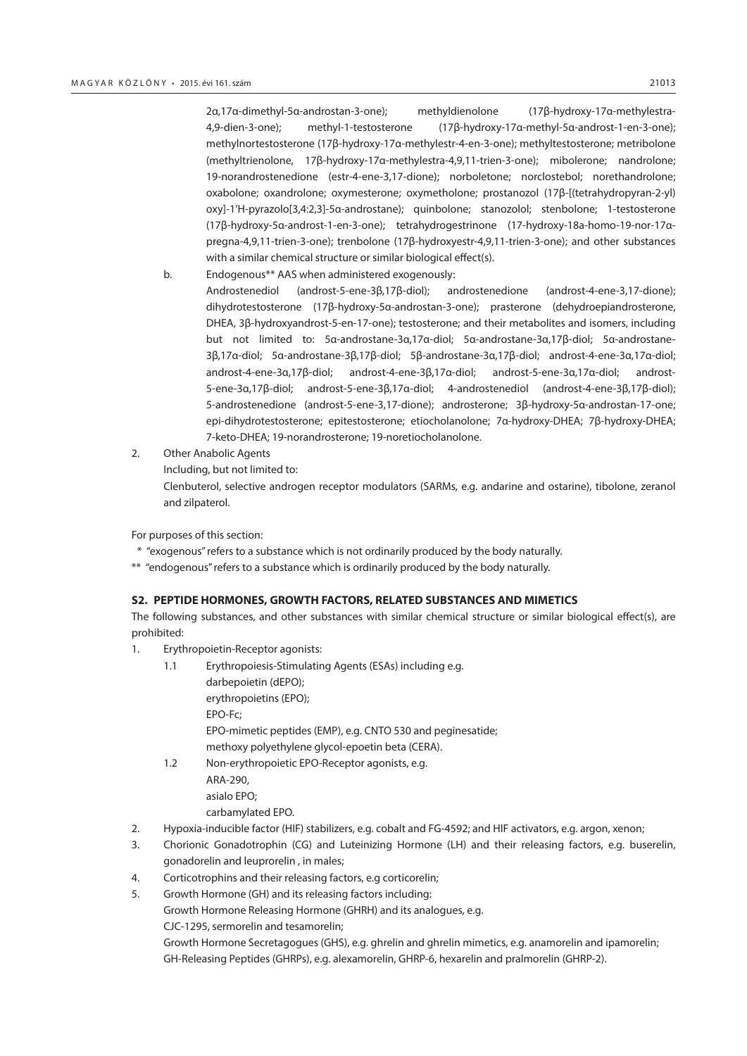2α,17α-dimethyl-5α-androstan-3-one); methyldienolone (17β-hydroxy-17α-methylestra-4,9-dien-3-one); methyl-1-testosterone (17β-hydroxy-17α-methyl-5α-androst-1-en-3-one); methylnortestosterone (17β-hydroxy-17α-methylestr-4-en-3-one); methyltestosterone; metribolone (methyltrienolone, 17β-hydroxy-17α-methylestra-4,9,11-trien-3-one); mibolerone; nandrolone; 19-norandrostenedione (estr-4-ene-3,17-dione); norboletone; norclostebol; norethandrolone; oxabolone; oxandrolone; oxymesterone; oxymetholone; prostanozol (17β-[(tetrahydropyran-2-yl) oxy]-1'H-pyrazolo[3,4:2,3]-5α-androstane); quinbolone; stanozolol; stenbolone; 1-testosterone (17β-hydroxy-5α-androst-1-en-3-one); tetrahydrogestrinone (17-hydroxy-18a-homo-19-nor-17α-pregna-4,9,11-trien-3-one); trenbolone (17β-hydroxyestr-4,9,11-trien-3-one); and other substances with a similar chemical structure or similar biological effect(s).

b. Endogenous** AAS when administered exogenously:

Androstenediol (androst-5-ene-3β,17β-diol); androstenedione (androst-4-ene-3,17-dione); dihydrotestosterone (17β-hydroxy-5α-androstan-3-one); prasterone (dehydroepiandrosterone, DHEA, 3β-hydroxyandrost-5-en-17-one); testosterone; and their metabolites and isomers, including but not limited to: 5α-androstane-3α,17α-diol; 5α-androstane-3α,17β-diol; 5α-androstane-3β,17α-diol; 5α-androstane-3β,17β-diol; 5β-androstane-3α,17β-diol; androst-4-ene-3α,17α-diol; androst-4-ene-3α,17β-diol; androst-4-ene-3β,17α-diol; androst-5-ene-3α,17α-diol; androst-5-ene-3α,17β-diol; androst-5-ene-3β,17α-diol; 4-androstenediol (androst-4-ene-3β,17β-diol); 5-androstenedione (androst-5-ene-3,17-dione); androsterone; 3β-hydroxy-5α-androstan-17-one; epi-dihydrotestosterone; epitestosterone; etiocholanolone; 7α-hydroxy-DHEA; 7β-hydroxy-DHEA; 7-keto-DHEA; 19-norandrosterone; 19-noretiocholanolone.

2. Other Anabolic Agents

Including, but not limited to:

Clenbuterol, selective androgen receptor modulators (SARMs, e.g. andarine and ostarine), tibolone, zeranol and zilpaterol.

For purposes of this section:

\* "exogenous" refers to a substance which is not ordinarily produced by the body naturally.

** "endogenous" refers to a substance which is ordinarily produced by the body naturally.

**S2. PEPTIDE HORMONES, GROWTH FACTORS, RELATED SUBSTANCES AND MIMETICS**

The following substances, and other substances with similar chemical structure or similar biological effect(s), are prohibited:

1. Erythropoietin-Receptor agonists:
   - 1.1 Erythropoiesis-Stimulating Agents (ESAs) including e.g.
     darbepoietin (dEPO);
     erythropoietins (EPO);
     EPO-Fc;
     EPO-mimetic peptides (EMP), e.g. CNTO 530 and peginesatide;
     methoxy polyethylene glycol-epoetin beta (CERA).
   - 1.2 Non-erythropoietic EPO-Receptor agonists, e.g.
     ARA-290,
     asialo EPO;
     carbamylated EPO.
2. Hypoxia-inducible factor (HIF) stabilizers, e.g. cobalt and FG-4592; and HIF activators, e.g. argon, xenon;
3. Chorionic Gonadotrophin (CG) and Luteinizing Hormone (LH) and their releasing factors, e.g. buserelin, gonadorelin and leuprorelin , in males;
4. Corticotrophins and their releasing factors, e.g corticorelin;
5. Growth Hormone (GH) and its releasing factors including:
   Growth Hormone Releasing Hormone (GHRH) and its analogues, e.g.
   CJC-1295, sermorelin and tesamorelin;
   Growth Hormone Secretagogues (GHS), e.g. ghrelin and ghrelin mimetics, e.g. anamorelin and ipamorelin;
   GH-Releasing Peptides (GHRPs), e.g. alexamorelin, GHRP-6, hexarelin and pralmorelin (GHRP-2).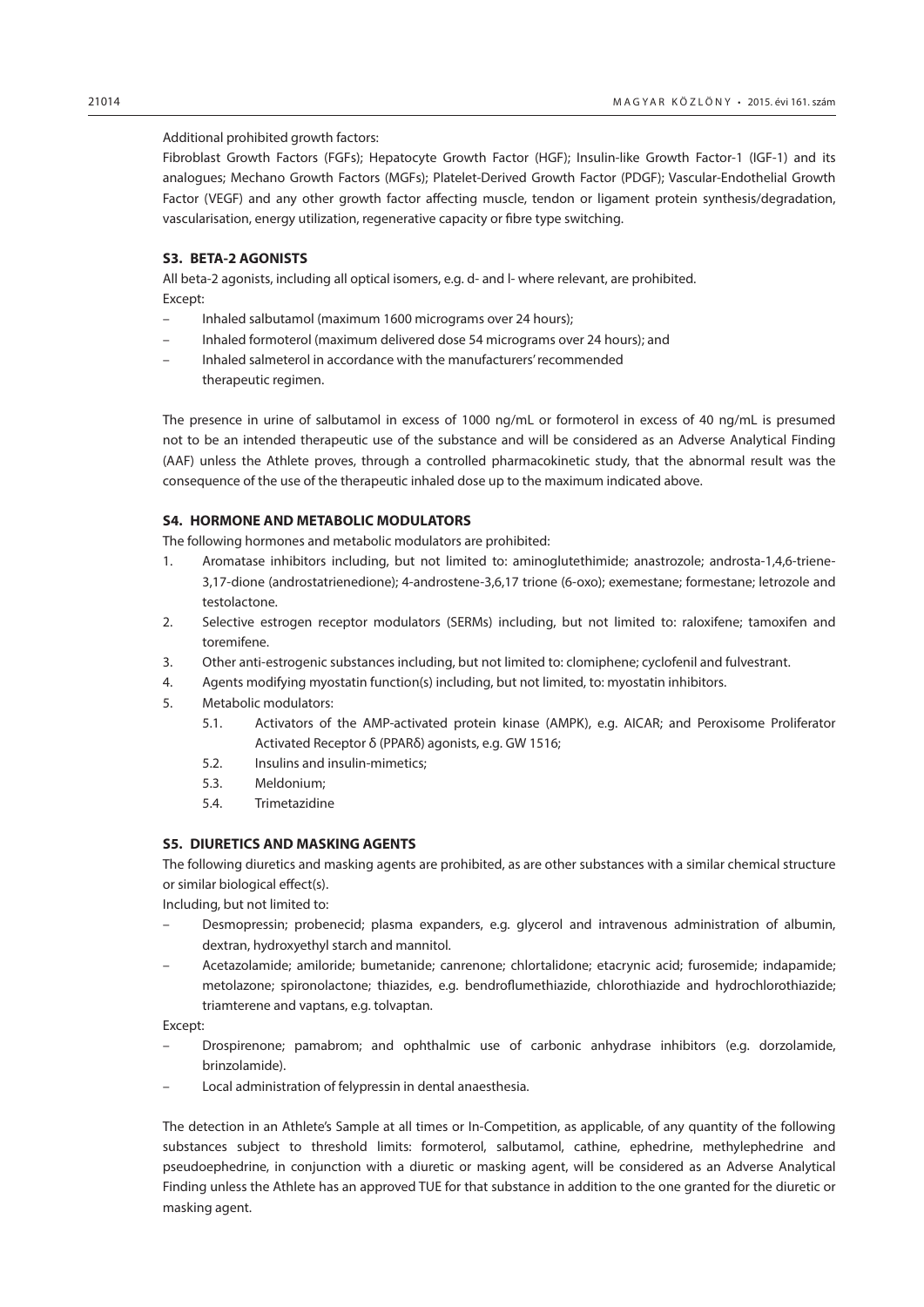Additional prohibited growth factors:

Fibroblast Growth Factors (FGFs); Hepatocyte Growth Factor (HGF); Insulin-like Growth Factor-1 (IGF-1) and its analogues; Mechano Growth Factors (MGFs); Platelet-Derived Growth Factor (PDGF); Vascular-Endothelial Growth Factor (VEGF) and any other growth factor affecting muscle, tendon or ligament protein synthesis/degradation, vascularisation, energy utilization, regenerative capacity or fibre type switching.

### S3. BETA-2 AGONISTS

All beta-2 agonists, including all optical isomers, e.g. d- and l- where relevant, are prohibited.

Except:

- Inhaled salbutamol (maximum 1600 micrograms over 24 hours);
- Inhaled formoterol (maximum delivered dose 54 micrograms over 24 hours); and
- Inhaled salmeterol in accordance with the manufacturers' recommended therapeutic regimen.

The presence in urine of salbutamol in excess of 1000 ng/mL or formoterol in excess of 40 ng/mL is presumed not to be an intended therapeutic use of the substance and will be considered as an Adverse Analytical Finding (AAF) unless the Athlete proves, through a controlled pharmacokinetic study, that the abnormal result was the consequence of the use of the therapeutic inhaled dose up to the maximum indicated above.

### S4. HORMONE AND METABOLIC MODULATORS

The following hormones and metabolic modulators are prohibited:

1. Aromatase inhibitors including, but not limited to: aminoglutethimide; anastrozole; androsta-1,4,6-triene-3,17-dione (androstatrienedione); 4-androstene-3,6,17 trione (6-oxo); exemestane; formestane; letrozole and testolactone.
2. Selective estrogen receptor modulators (SERMs) including, but not limited to: raloxifene; tamoxifen and toremifene.
3. Other anti-estrogenic substances including, but not limited to: clomiphene; cyclofenil and fulvestrant.
4. Agents modifying myostatin function(s) including, but not limited, to: myostatin inhibitors.
5. Metabolic modulators:
   - 5.1. Activators of the AMP-activated protein kinase (AMPK), e.g. AICAR; and Peroxisome Proliferator Activated Receptor δ (PPARδ) agonists, e.g. GW 1516;
   - 5.2. Insulins and insulin-mimetics;
   - 5.3. Meldonium;
   - 5.4. Trimetazidine

### S5. DIURETICS AND MASKING AGENTS

The following diuretics and masking agents are prohibited, as are other substances with a similar chemical structure or similar biological effect(s).

Including, but not limited to:

- Desmopressin; probenecid; plasma expanders, e.g. glycerol and intravenous administration of albumin, dextran, hydroxyethyl starch and mannitol.
- Acetazolamide; amiloride; bumetanide; canrenone; chlortalidone; etacrynic acid; furosemide; indapamide; metolazone; spironolactone; thiazides, e.g. bendroflumethiazide, chlorothiazide and hydrochlorothiazide; triamterene and vaptans, e.g. tolvaptan.

Except:

- Drospirenone; pamabrom; and ophthalmic use of carbonic anhydrase inhibitors (e.g. dorzolamide, brinzolamide).
- Local administration of felypressin in dental anaesthesia.

The detection in an Athlete's Sample at all times or In-Competition, as applicable, of any quantity of the following substances subject to threshold limits: formoterol, salbutamol, cathine, ephedrine, methylephedrine and pseudoephedrine, in conjunction with a diuretic or masking agent, will be considered as an Adverse Analytical Finding unless the Athlete has an approved TUE for that substance in addition to the one granted for the diuretic or masking agent.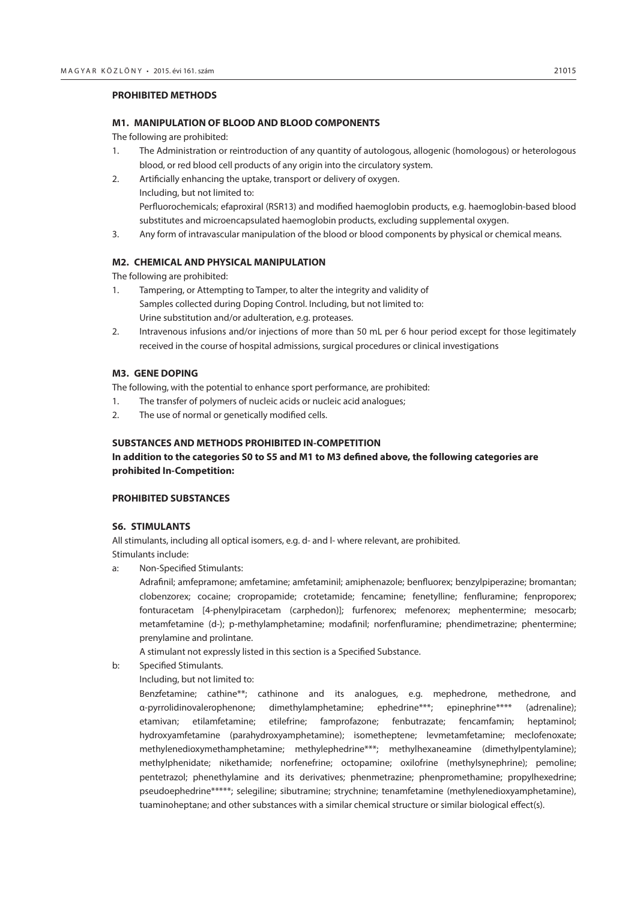**PROHIBITED METHODS**

**M1. MANIPULATION OF BLOOD AND BLOOD COMPONENTS**

The following are prohibited:

1. The Administration or reintroduction of any quantity of autologous, allogenic (homologous) or heterologous blood, or red blood cell products of any origin into the circulatory system.
2. Artificially enhancing the uptake, transport or delivery of oxygen.
   Including, but not limited to:
   Perfluorochemicals; efaproxiral (RSR13) and modified haemoglobin products, e.g. haemoglobin-based blood substitutes and microencapsulated haemoglobin products, excluding supplemental oxygen.
3. Any form of intravascular manipulation of the blood or blood components by physical or chemical means.

**M2. CHEMICAL AND PHYSICAL MANIPULATION**

The following are prohibited:

1. Tampering, or Attempting to Tamper, to alter the integrity and validity of Samples collected during Doping Control. Including, but not limited to:
   Urine substitution and/or adulteration, e.g. proteases.
2. Intravenous infusions and/or injections of more than 50 mL per 6 hour period except for those legitimately received in the course of hospital admissions, surgical procedures or clinical investigations

**M3. GENE DOPING**

The following, with the potential to enhance sport performance, are prohibited:

1. The transfer of polymers of nucleic acids or nucleic acid analogues;
2. The use of normal or genetically modified cells.

**SUBSTANCES AND METHODS PROHIBITED IN-COMPETITION**

**In addition to the categories S0 to S5 and M1 to M3 defined above, the following categories are prohibited In-Competition:**

**PROHIBITED SUBSTANCES**

**S6. STIMULANTS**

All stimulants, including all optical isomers, e.g. d- and l- where relevant, are prohibited.
Stimulants include:

a: Non-Specified Stimulants:
   Adrafinil; amfepramone; amfetamine; amfetaminil; amiphenazole; benfluorex; benzylpiperazine; bromantan; clobenzorex; cocaine; cropropamide; crotetamide; fencamine; fenetylline; fenfluramine; fenproporex; fonturacetam [4-phenylpiracetam (carphedon)]; furfenorex; mefenorex; mephentermine; mesocarb; metamfetamine (d-); p-methylamphetamine; modafinil; norfenfluramine; phendimetrazine; phentermine; prenylamine and prolintane.
   A stimulant not expressly listed in this section is a Specified Substance.

b: Specified Stimulants.
   Including, but not limited to:
   Benzfetamine; cathine**; cathinone and its analogues, e.g. mephedrone, methedrone, and α-pyrrolidinovalerophenone; dimethylamphetamine; ephedrine***; epinephrine**** (adrenaline); etamivan; etilamfetamine; etilefrine; famprofazone; fenbutrazate; fencamfamin; heptaminol; hydroxyamfetamine (parahydroxyamphetamine); isometheptene; levmetamfetamine; meclofenoxate; methylenedioxymethamphetamine; methylephedrine***; methylhexaneamine (dimethylpentylamine); methylphenidate; nikethamide; norfenefrine; octopamine; oxilofrine (methylsynephrine); pemoline; pentetrazol; phenethylamine and its derivatives; phenmetrazine; phenpromethamine; propylhexedrine; pseudoephedrine*****; selegiline; sibutramine; strychnine; tenamfetamine (methylenedioxyamphetamine), tuaminoheptane; and other substances with a similar chemical structure or similar biological effect(s).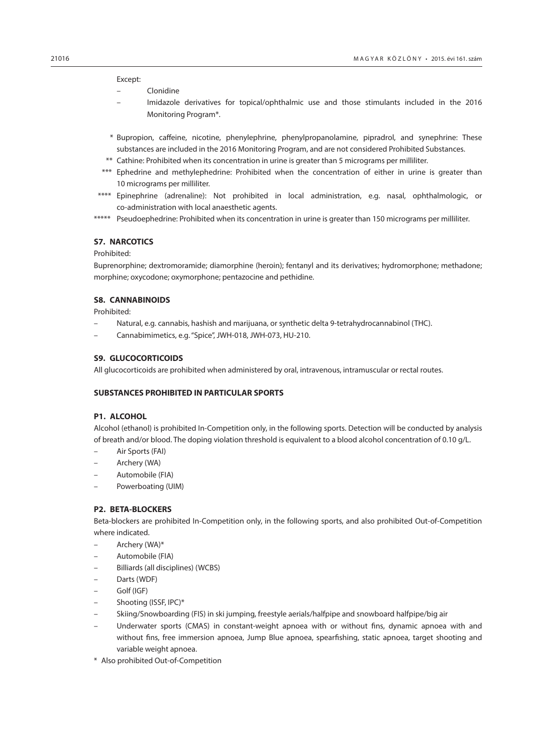Except:

- Clonidine
- Imidazole derivatives for topical/ophthalmic use and those stimulants included in the 2016 Monitoring Program*.

\* Bupropion, caffeine, nicotine, phenylephrine, phenylpropanolamine, pipradrol, and synephrine: These substances are included in the 2016 Monitoring Program, and are not considered Prohibited Substances.

\** Cathine: Prohibited when its concentration in urine is greater than 5 micrograms per milliliter.

\*** Ephedrine and methylephedrine: Prohibited when the concentration of either in urine is greater than 10 micrograms per milliliter.

\**** Epinephrine (adrenaline): Not prohibited in local administration, e.g. nasal, ophthalmologic, or co-administration with local anaesthetic agents.

\***** Pseudoephedrine: Prohibited when its concentration in urine is greater than 150 micrograms per milliliter.

### S7. NARCOTICS

Prohibited:

Buprenorphine; dextromoramide; diamorphine (heroin); fentanyl and its derivatives; hydromorphone; methadone; morphine; oxycodone; oxymorphone; pentazocine and pethidine.

### S8. CANNABINOIDS

Prohibited:

- Natural, e.g. cannabis, hashish and marijuana, or synthetic delta 9-tetrahydrocannabinol (THC).
- Cannabimimetics, e.g. "Spice", JWH-018, JWH-073, HU-210.

### S9. GLUCOCORTICOIDS

All glucocorticoids are prohibited when administered by oral, intravenous, intramuscular or rectal routes.

## SUBSTANCES PROHIBITED IN PARTICULAR SPORTS

### P1. ALCOHOL

Alcohol (ethanol) is prohibited In-Competition only, in the following sports. Detection will be conducted by analysis of breath and/or blood. The doping violation threshold is equivalent to a blood alcohol concentration of 0.10 g/L.

- Air Sports (FAI)
- Archery (WA)
- Automobile (FIA)
- Powerboating (UIM)

### P2. BETA-BLOCKERS

Beta-blockers are prohibited In-Competition only, in the following sports, and also prohibited Out-of-Competition where indicated.

- Archery (WA)*
- Automobile (FIA)
- Billiards (all disciplines) (WCBS)
- Darts (WDF)
- Golf (IGF)
- Shooting (ISSF, IPC)*
- Skiing/Snowboarding (FIS) in ski jumping, freestyle aerials/halfpipe and snowboard halfpipe/big air
- Underwater sports (CMAS) in constant-weight apnoea with or without fins, dynamic apnoea with and without fins, free immersion apnoea, Jump Blue apnoea, spearfishing, static apnoea, target shooting and variable weight apnoea.

\* Also prohibited Out-of-Competition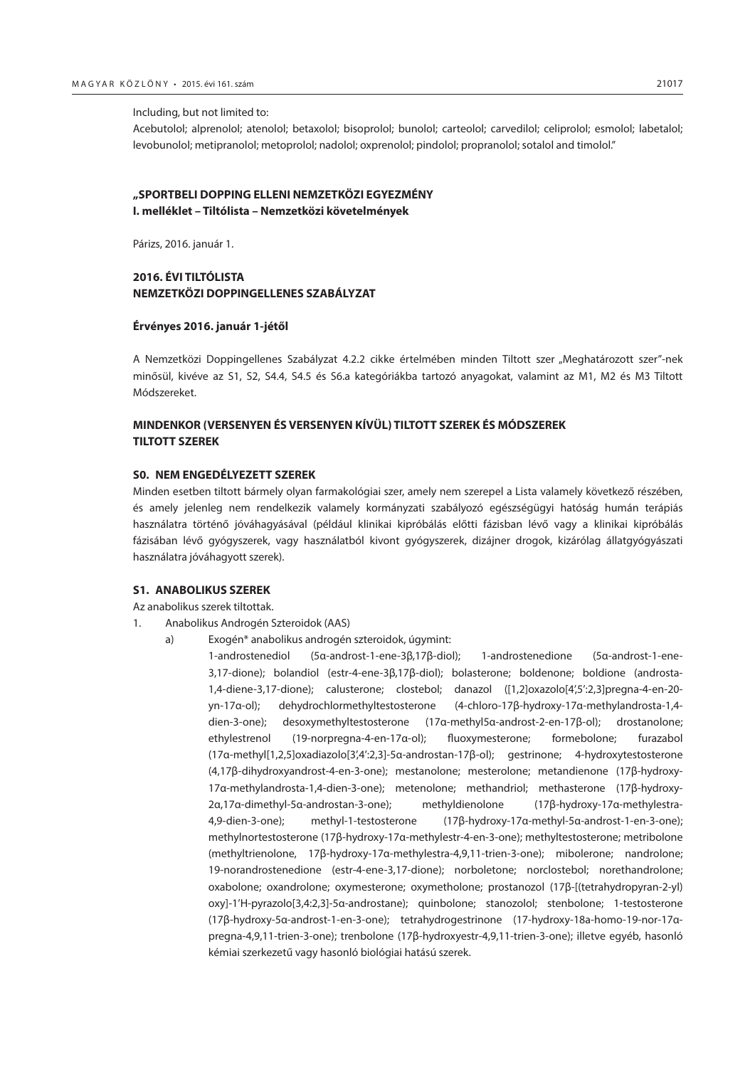Including, but not limited to:

Acebutolol; alprenolol; atenolol; betaxolol; bisoprolol; bunolol; carteolol; carvedilol; celiprolol; esmolol; labetalol; levobunolol; metipranolol; metoprolol; nadolol; oxprenolol; pindolol; propranolol; sotalol and timolol."

**„SPORTBELI DOPPING ELLENI NEMZETKÖZI EGYEZMÉNY**
**I. melléklet – Tiltólista – Nemzetközi követelmények**

Párizs, 2016. január 1.

## 2016. ÉVI TILTÓLISTA
## NEMZETKÖZI DOPPINGELLENES SZABÁLYZAT

**Érvényes 2016. január 1-jétől**

A Nemzetközi Doppingellenes Szabályzat 4.2.2 cikke értelmében minden Tiltott szer „Meghatározott szer"-nek minősül, kivéve az S1, S2, S4.4, S4.5 és S6.a kategóriákba tartozó anyagokat, valamint az M1, M2 és M3 Tiltott Módszereket.

## MINDENKOR (VERSENYEN ÉS VERSENYEN KÍVÜL) TILTOTT SZEREK ÉS MÓDSZEREK
## TILTOTT SZEREK

### S0. NEM ENGEDÉLYEZETT SZEREK

Minden esetben tiltott bármely olyan farmakológiai szer, amely nem szerepel a Lista valamely következő részében, és amely jelenleg nem rendelkezik valamely kormányzati szabályozó egészségügyi hatóság humán terápiás használatra történő jóváhagyásával (például klinikai kipróbálás előtti fázisban lévő vagy a klinikai kipróbálás fázisában lévő gyógyszerek, vagy használatból kivont gyógyszerek, dizájner drogok, kizárólag állatgyógyászati használatra jóváhagyott szerek).

### S1. ANABOLIKUS SZEREK

Az anabolikus szerek tiltottak.

1. Anabolikus Androgén Szteroidok (AAS)
   a) Exogén* anabolikus androgén szteroidok, úgymint:
      1-androstenediol (5α-androst-1-ene-3β,17β-diol); 1-androstenedione (5α-androst-1-ene-3,17-dione); bolandiol (estr-4-ene-3β,17β-diol); bolasterone; boldenone; boldione (androsta-1,4-diene-3,17-dione); calusterone; clostebol; danazol ([1,2]oxazolo[4',5':2,3]pregna-4-en-20-yn-17α-ol); dehydrochlormethyltestosterone (4-chloro-17β-hydroxy-17α-methylandrosta-1,4-dien-3-one); desoxymethyltestosterone (17α-methyl5α-androst-2-en-17β-ol); drostanolone; ethylestrenol (19-norpregna-4-en-17α-ol); fluoxymesterone; formebolone; furazabol (17α-methyl[1,2,5]oxadiazolo[3',4':2,3]-5α-androstan-17β-ol); gestrinone; 4-hydroxytestosterone (4,17β-dihydroxyandrost-4-en-3-one); mestanolone; mesterolone; metandienone (17β-hydroxy-17α-methylandrosta-1,4-dien-3-one); metenolone; methandriol; methasterone (17β-hydroxy-2α,17α-dimethyl-5α-androstan-3-one); methyldienolone (17β-hydroxy-17α-methylestra-4,9-dien-3-one); methyl-1-testosterone (17β-hydroxy-17α-methyl-5α-androst-1-en-3-one); methylnortestosterone (17β-hydroxy-17α-methylestr-4-en-3-one); methyltestosterone; metribolone (methyltrienolone, 17β-hydroxy-17α-methylestra-4,9,11-trien-3-one); mibolerone; nandrolone; 19-norandrostenedione (estr-4-ene-3,17-dione); norboletone; norclostebol; norethandrolone; oxabolone; oxandrolone; oxymesterone; oxymetholone; prostanozol (17β-[(tetrahydropyran-2-yl) oxy]-1'H-pyrazolo[3,4:2,3]-5α-androstane); quinbolone; stanozolol; stenbolone; 1-testosterone (17β-hydroxy-5α-androst-1-en-3-one); tetrahydrogestrinone (17-hydroxy-18a-homo-19-nor-17α-pregna-4,9,11-trien-3-one); trenbolone (17β-hydroxyestr-4,9,11-trien-3-one); illetve egyéb, hasonló kémiai szerkezetű vagy hasonló biológiai hatású szerek.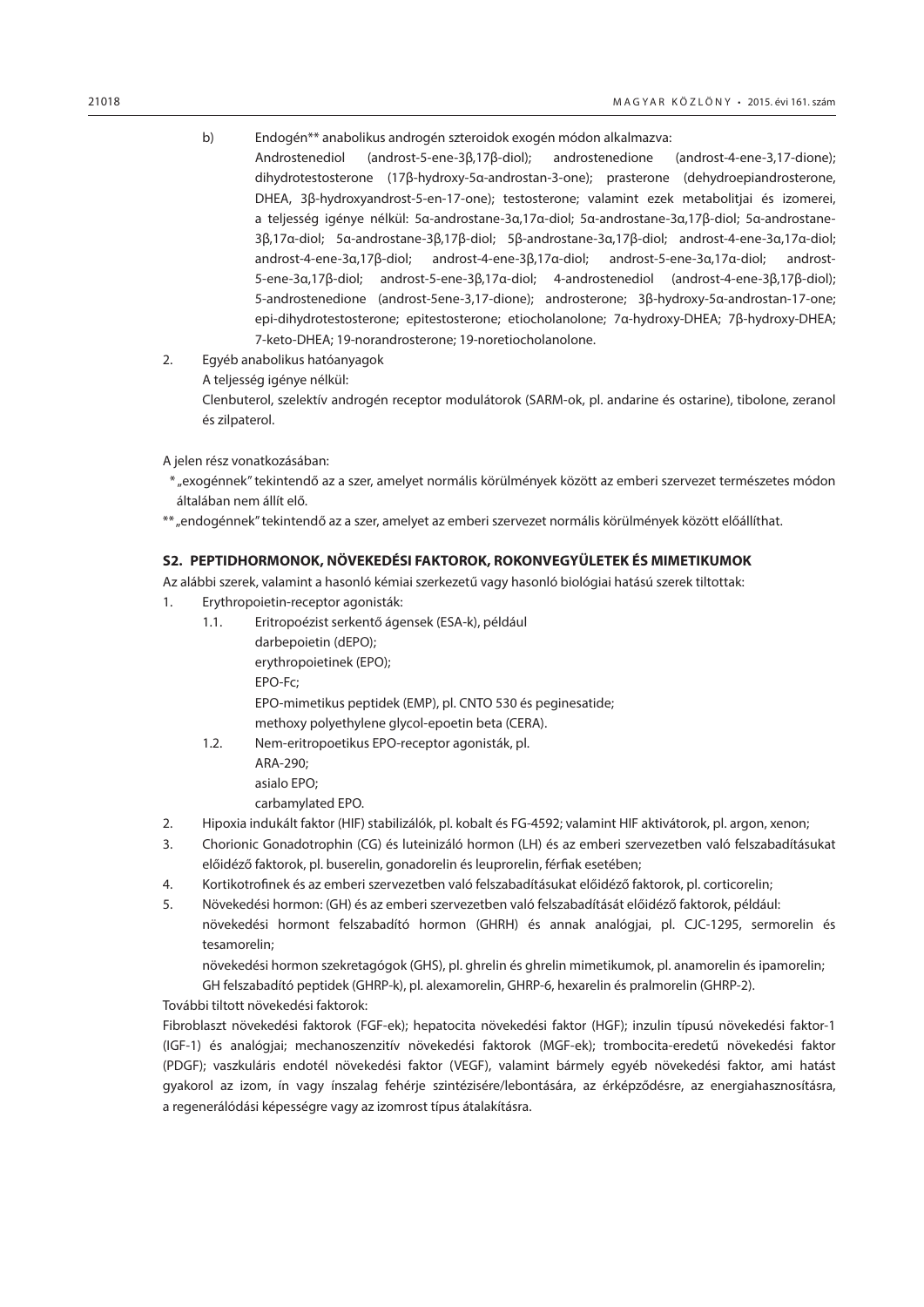b) Endogén** anabolikus androgén szteroidok exogén módon alkalmazva:

Androstenediol (androst-5-ene-3β,17β-diol); androstenedione (androst-4-ene-3,17-dione); dihydrotestosterone (17β-hydroxy-5α-androstan-3-one); prasterone (dehydroepiandrosterone, DHEA, 3β-hydroxyandrost-5-en-17-one); testosterone; valamint ezek metabolitjai és izomerei, a teljesség igénye nélkül: 5α-androstane-3α,17α-diol; 5α-androstane-3α,17β-diol; 5α-androstane-3β,17α-diol; 5α-androstane-3β,17β-diol; 5β-androstane-3α,17β-diol; androst-4-ene-3α,17α-diol; androst-4-ene-3α,17β-diol; androst-4-ene-3β,17α-diol; androst-5-ene-3α,17α-diol; androst-5-ene-3α,17β-diol; androst-5-ene-3β,17α-diol; 4-androstenediol (androst-4-ene-3β,17β-diol); 5-androstenedione (androst-5ene-3,17-dione); androsterone; 3β-hydroxy-5α-androstan-17-one; epi-dihydrotestosterone; epitestosterone; etiocholanolone; 7α-hydroxy-DHEA; 7β-hydroxy-DHEA; 7-keto-DHEA; 19-norandrosterone; 19-noretiocholanolone.

2. Egyéb anabolikus hatóanyagok

A teljesség igénye nélkül:

Clenbuterol, szelektív androgén receptor modulátorok (SARM-ok, pl. andarine és ostarine), tibolone, zeranol és zilpaterol.

A jelen rész vonatkozásában:

* „exogénnek" tekintendő az a szer, amelyet normális körülmények között az emberi szervezet természetes módon általában nem állít elő.

** „endogénnek" tekintendő az a szer, amelyet az emberi szervezet normális körülmények között előállíthat.

## S2. PEPTIDHORMONOK, NÖVEKEDÉSI FAKTOROK, ROKONVEGYÜLETEK ÉS MIMETIKUMOK

Az alábbi szerek, valamint a hasonló kémiai szerkezetű vagy hasonló biológiai hatású szerek tiltottak:

1. Erythropoietin-receptor agonisták:
   1.1. Eritropoézist serkentő ágensek (ESA-k), például
   darbepoietin (dEPO);
   erythropoietinek (EPO);
   EPO-Fc;
   EPO-mimetikus peptidek (EMP), pl. CNTO 530 és peginesatide;
   methoxy polyethylene glycol-epoetin beta (CERA).
   1.2. Nem-eritropoetikus EPO-receptor agonisták, pl.
   ARA-290;
   asialo EPO;
   carbamylated EPO.
2. Hipoxia indukált faktor (HIF) stabilizálók, pl. kobalt és FG-4592; valamint HIF aktivátorok, pl. argon, xenon;
3. Chorionic Gonadotrophin (CG) és luteinizáló hormon (LH) és az emberi szervezetben való felszabadításukat előidéző faktorok, pl. buserelin, gonadorelin és leuprorelin, férfiak esetében;
4. Kortikotrofinek és az emberi szervezetben való felszabadításukat előidéző faktorok, pl. corticorelin;
5. Növekedési hormon: (GH) és az emberi szervezetben való felszabadítását előidéző faktorok, például:
   növekedési hormont felszabadító hormon (GHRH) és annak analógjai, pl. CJC-1295, sermorelin és tesamorelin;
   növekedési hormon szekretagógok (GHS), pl. ghrelin és ghrelin mimetikumok, pl. anamorelin és ipamorelin;
   GH felszabadító peptidek (GHRP-k), pl. alexamorelin, GHRP-6, hexarelin és pralmorelin (GHRP-2).

További tiltott növekedési faktorok:

Fibroblaszt növekedési faktorok (FGF-ek); hepatocita növekedési faktor (HGF); inzulin típusú növekedési faktor-1 (IGF-1) és analógjai; mechanoszenzitív növekedési faktorok (MGF-ek); trombocita-eredetű növekedési faktor (PDGF); vaszkuláris endotél növekedési faktor (VEGF), valamint bármely egyéb növekedési faktor, ami hatást gyakorol az izom, ín vagy ínszalag fehérje szintézisére/lebontására, az érképződésre, az energiahasznosításra, a regenerálódási képességre vagy az izomrost típus átalakítására.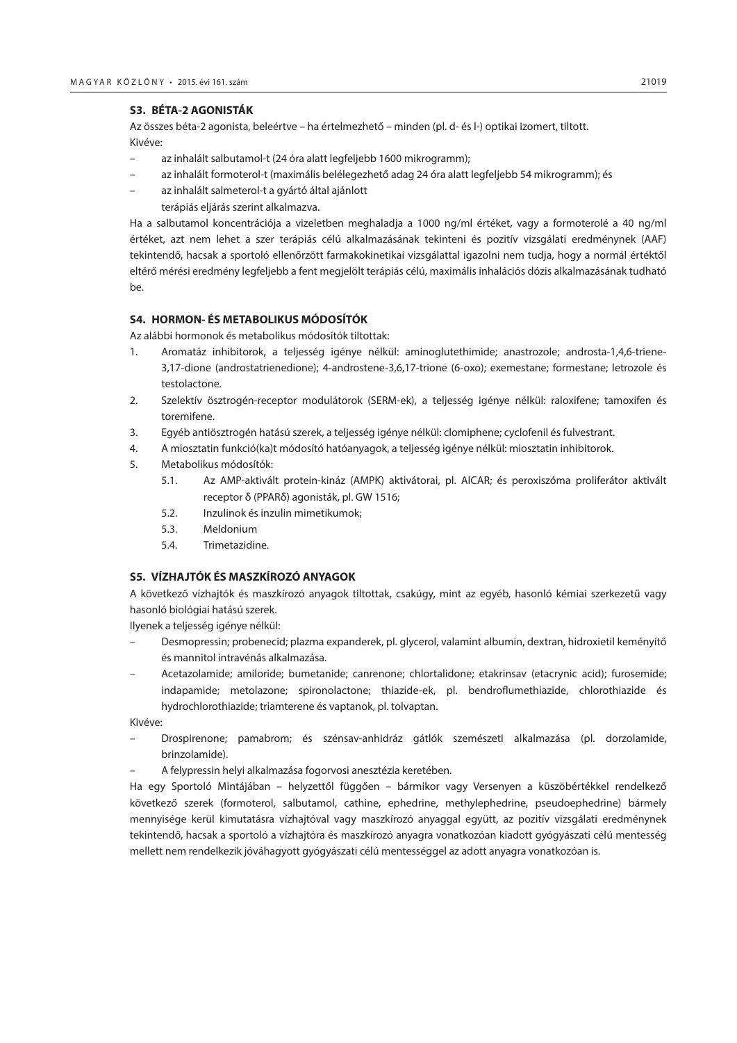### S3. BÉTA-2 AGONISTÁK

Az összes béta-2 agonista, beleértve – ha értelmezhető – minden (pl. d- és l-) optikai izomert, tiltott.

Kivéve:

- az inhalált salbutamol-t (24 óra alatt legfeljebb 1600 mikrogramm);
- az inhalált formoterol-t (maximális belélegezhető adag 24 óra alatt legfeljebb 54 mikrogramm); és
- az inhalált salmeterol-t a gyártó által ajánlott terápiás eljárás szerint alkalmazva.

Ha a salbutamol koncentrációja a vizeletben meghaladja a 1000 ng/ml értéket, vagy a formoterolé a 40 ng/ml értéket, azt nem lehet a szer terápiás célú alkalmazásának tekinteni és pozitív vizsgálati eredménynek (AAF) tekintendő, hacsak a sportoló ellenőrzött farmakokinetikai vizsgálattal igazolni nem tudja, hogy a normál értéktől eltérő mérési eredmény legfeljebb a fent megjelölt terápiás célú, maximális inhalációs dózis alkalmazásának tudható be.

### S4. HORMON- ÉS METABOLIKUS MÓDOSÍTÓK

Az alábbi hormonok és metabolikus módosítók tiltottak:

1. Aromatáz inhibitorok, a teljesség igénye nélkül: aminoglutethimide; anastrozole; androsta-1,4,6-triene-3,17-dione (androstatrienedione); 4-androstene-3,6,17-trione (6-oxo); exemestane; formestane; letrozole és testolactone.
2. Szelektív ösztrogén-receptor modulátorok (SERM-ek), a teljesség igénye nélkül: raloxifene; tamoxifen és toremifene.
3. Egyéb antiösztrogén hatású szerek, a teljesség igénye nélkül: clomiphene; cyclofenil és fulvestrant.
4. A miosztatin funkció(ka)t módosító hatóanyagok, a teljesség igénye nélkül: miosztatin inhibitorok.
5. Metabolikus módosítók:
   - 5.1. Az AMP-aktivált protein-kináz (AMPK) aktivátorai, pl. AICAR; és peroxiszóma proliferátor aktivált receptor δ (PPARδ) agonisták, pl. GW 1516;
   - 5.2. Inzulinok és inzulin mimetikumok;
   - 5.3. Meldonium
   - 5.4. Trimetazidine.

### S5. VÍZHAJTÓK ÉS MASZKÍROZÓ ANYAGOK

A következő vízhajtók és maszkírozó anyagok tiltottak, csakúgy, mint az egyéb, hasonló kémiai szerkezetű vagy hasonló biológiai hatású szerek.

Ilyenek a teljesség igénye nélkül:

- Desmopressin; probenecid; plazma expanderek, pl. glycerol, valamint albumin, dextran, hidroxietil keményítő és mannitol intravénás alkalmazása.
- Acetazolamide; amiloride; bumetanide; canrenone; chlortalidone; etakrinsav (etacrynic acid); furosemide; indapamide; metolazone; spironolactone; thiazide-ek, pl. bendroflumethiazide, chlorothiazide és hydrochlorothiazide; triamterene és vaptanok, pl. tolvaptan.

Kivéve:

- Drospirenone; pamabrom; és szénsav-anhidráz gátlók szemészeti alkalmazása (pl. dorzolamide, brinzolamide).
- A felypressin helyi alkalmazása fogorvosi anesztézia keretében.

Ha egy Sportoló Mintájában – helyzettől függően – bármikor vagy Versenyen a küszöbértékkel rendelkező következő szerek (formoterol, salbutamol, cathine, ephedrine, methylephedrine, pseudoephedrine) bármely mennyisége kerül kimutatásra vízhajtóval vagy maszkírozó anyaggal együtt, az pozitív vizsgálati eredménynek tekintendő, hacsak a sportoló a vízhajtóra és maszkírozó anyagra vonatkozóan kiadott gyógyászati célú mentesség mellett nem rendelkezik jóváhagyott gyógyászati célú mentességgel az adott anyagra vonatkozóan is.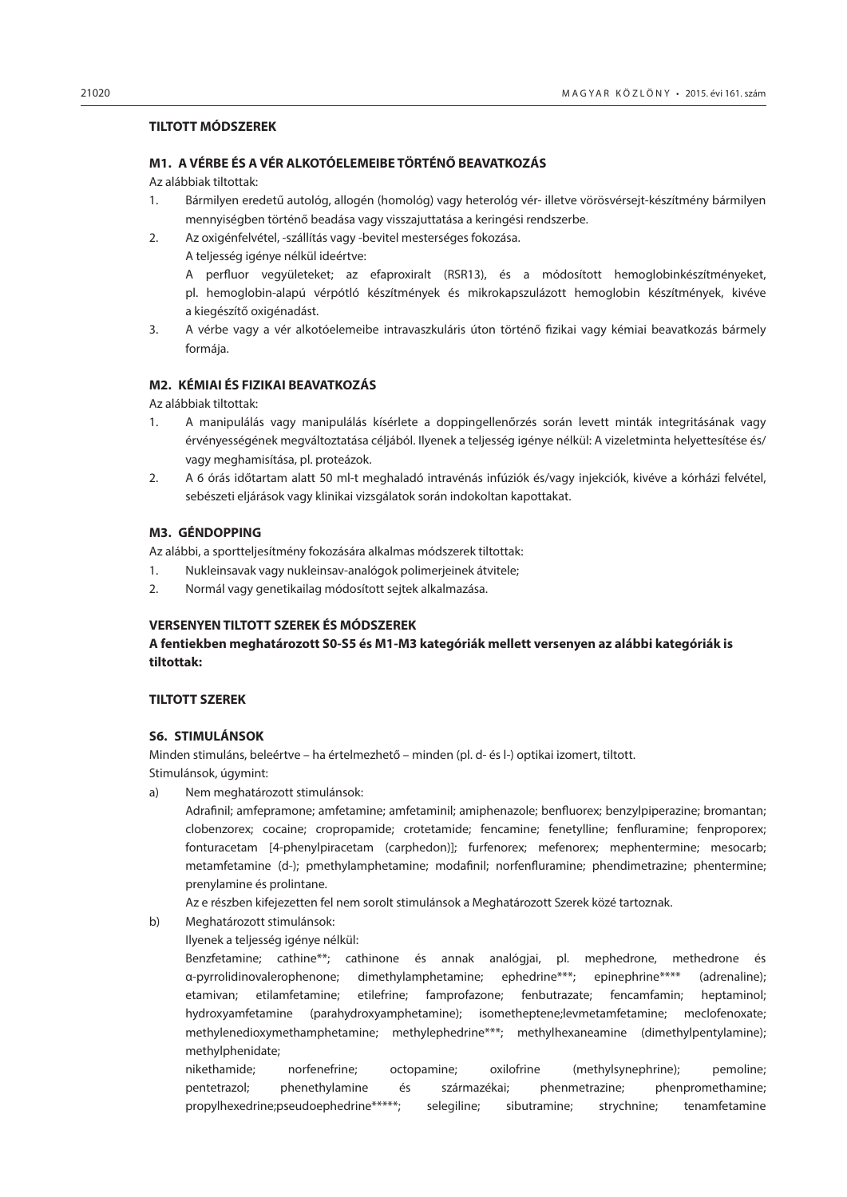## TILTOTT MÓDSZEREK

### M1. A VÉRBE ÉS A VÉR ALKOTÓELEMEIBE TÖRTÉNŐ BEAVATKOZÁS

Az alábbiak tiltottak:

1. Bármilyen eredetű autológ, allogén (homológ) vagy heterológ vér- illetve vörösvérsejt-készítmény bármilyen mennyiségben történő beadása vagy visszajuttatása a keringési rendszerbe.
2. Az oxigénfelvétel, -szállítás vagy -bevitel mesterséges fokozása.
   A teljesség igénye nélkül ideértve:
   A perfluor vegyületeket; az efaproxiralt (RSR13), és a módosított hemoglobinkészítményeket, pl. hemoglobin-alapú vérpótló készítmények és mikrokapszulázott hemoglobin készítmények, kivéve a kiegészítő oxigénadást.
3. A vérbe vagy a vér alkotóelemeibe intravaszkuláris úton történő fizikai vagy kémiai beavatkozás bármely formája.

### M2. KÉMIAI ÉS FIZIKAI BEAVATKOZÁS

Az alábbiak tiltottak:

1. A manipulálás vagy manipulálás kísérlete a doppingellenőrzés során levett minták integritásának vagy érvényességének megváltoztatása céljából. Ilyenek a teljesség igénye nélkül: A vizeletminta helyettesítése és/vagy meghamisítása, pl. proteázok.
2. A 6 órás időtartam alatt 50 ml-t meghaladó intravénás infúziók és/vagy injekciók, kivéve a kórházi felvétel, sebészeti eljárások vagy klinikai vizsgálatok során indokoltan kapottakat.

### M3. GÉNDOPPING

Az alábbi, a sportteljesítmény fokozására alkalmas módszerek tiltottak:

1. Nukleinsavak vagy nukleinsav-analógok polimerjeinek átvitele;
2. Normál vagy genetikailag módosított sejtek alkalmazása.

## VERSENYEN TILTOTT SZEREK ÉS MÓDSZEREK

**A fentiekben meghatározott S0-S5 és M1-M3 kategóriák mellett versenyen az alábbi kategóriák is tiltottak:**

## TILTOTT SZEREK

### S6. STIMULÁNSOK

Minden stimuláns, beleértve – ha értelmezhető – minden (pl. d- és l-) optikai izomert, tiltott.

Stimulánsok, úgymint:

a) Nem meghatározott stimulánsok:
   Adrafinil; amfepramone; amfetamine; amfetaminil; amiphenazole; benfluorex; benzylpiperazine; bromantan; clobenzorex; cocaine; cropropamide; crotetamide; fencamine; fenetylline; fenfluramine; fenproporex; fonturacetam [4-phenylpiracetam (carphedon)]; furfenorex; mefenorex; mephentermine; mesocarb; metamfetamine (d-); pmethylamphetamine; modafinil; norfenfluramine; phendimetrazine; phentermine; prenylamine és prolintane.
   Az e részben kifejezetten fel nem sorolt stimulánsok a Meghatározott Szerek közé tartoznak.

b) Meghatározott stimulánsok:
   Ilyenek a teljesség igénye nélkül:
   Benzfetamine; cathine**; cathinone és annak analógjai, pl. mephedrone, methedrone és α-pyrrolidinovalerophenone; dimethylamphetamine; ephedrine***; epinephrine**** (adrenaline); etamivan; etilamfetamine; etilefrine; famprofazone; fenbutrazate; fencamfamin; heptaminol; hydroxyamfetamine (parahydroxyamphetamine); isometheptene;levmetamfetamine; meclofenoxate; methylenedioxymethamphetamine; methylephedrine***; methylhexaneamine (dimethylpentylamine); methylphenidate;
   nikethamide; norfenefrine; octopamine; oxilofrine (methylsynephrine); pemoline; pentetrazol; phenethylamine és származékai; phenmetrazine; phenpromethamine; propylhexedrine;pseudoephedrine*****; selegiline; sibutramine; strychnine; tenamfetamine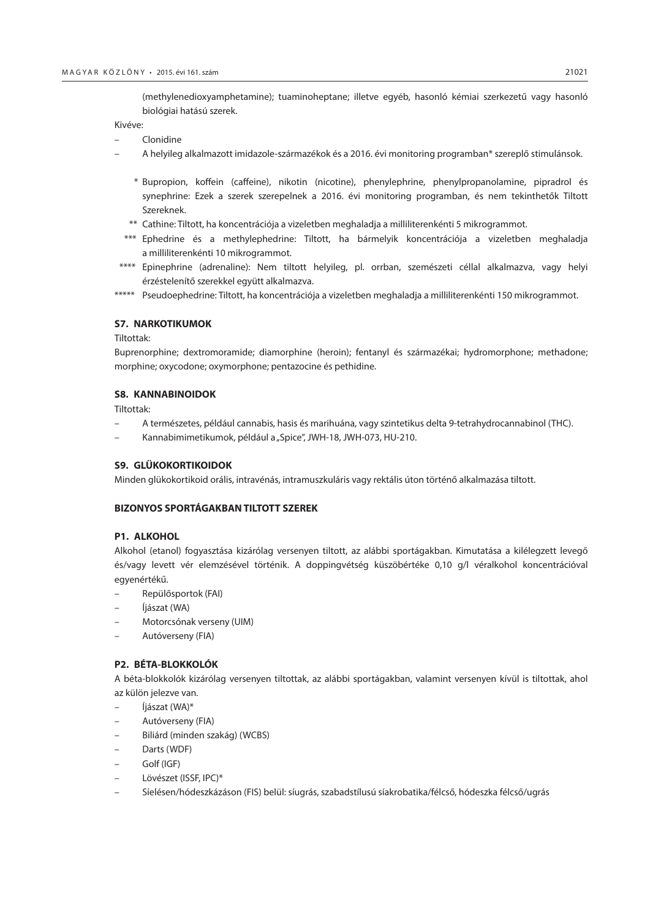(methylenedioxyamphetamine); tuaminoheptane; illetve egyéb, hasonló kémiai szerkezetű vagy hasonló biológiai hatású szerek.

Kivéve:

- Clonidine
- A helyileg alkalmazott imidazole-származékok és a 2016. évi monitoring programban* szereplő stimulánsok.

\* Bupropion, koffein (caffeine), nikotin (nicotine), phenylephrine, phenylpropanolamine, pipradrol és synephrine: Ezek a szerek szerepelnek a 2016. évi monitoring programban, és nem tekinthetők Tiltott Szereknek.

\*\* Cathine: Tiltott, ha koncentrációja a vizeletben meghaladja a milliliterenkénti 5 mikrogrammot.

\*\*\* Ephedrine és a methylephedrine: Tiltott, ha bármelyik koncentrációja a vizeletben meghaladja a milliliterenkénti 10 mikrogrammot.

\*\*\*\* Epinephrine (adrenaline): Nem tiltott helyileg, pl. orrban, szemészeti céllal alkalmazva, vagy helyi érzéstelenítő szerekkel együtt alkalmazva.

\*\*\*\*\* Pseudoephedrine: Tiltott, ha koncentrációja a vizeletben meghaladja a milliliterenkénti 150 mikrogrammot.

#### S7. NARKOTIKUMOK

Tiltottak:

Buprenorphine; dextromoramide; diamorphine (heroin); fentanyl és származékai; hydromorphone; methadone; morphine; oxycodone; oxymorphone; pentazocine és pethidine.

#### S8. KANNABINOIDOK

Tiltottak:

- A természetes, például cannabis, hasis és marihuána, vagy szintetikus delta 9-tetrahydrocannabinol (THC).
- Kannabimimetikumok, például a „Spice", JWH-18, JWH-073, HU-210.

#### S9. GLÜKOKORTIKOIDOK

Minden glükokortikoid orális, intravénás, intramuszkuláris vagy rektális úton történő alkalmazása tiltott.

### BIZONYOS SPORTÁGAKBAN TILTOTT SZEREK

#### P1. ALKOHOL

Alkohol (etanol) fogyasztása kizárólag versenyen tiltott, az alábbi sportágakban. Kimutatása a kilélegzett levegő és/vagy levett vér elemzésével történik. A doppingvétség küszöbértéke 0,10 g/l véralkohol koncentrációval egyenértékű.

- Repülősportok (FAI)
- Íjászat (WA)
- Motorcsónak verseny (UIM)
- Autóverseny (FIA)

#### P2. BÉTA-BLOKKOLÓK

A béta-blokkolók kizárólag versenyen tiltottak, az alábbi sportágakban, valamint versenyen kívül is tiltottak, ahol az külön jelezve van.

- Íjászat (WA)*
- Autóverseny (FIA)
- Biliárd (minden szakág) (WCBS)
- Darts (WDF)
- Golf (IGF)
- Lövészet (ISSF, IPC)*
- Síelésen/hódeszkázáson (FIS) belül: síugrás, szabadstílusú síakrobatika/félcső, hódeszka félcső/ugrás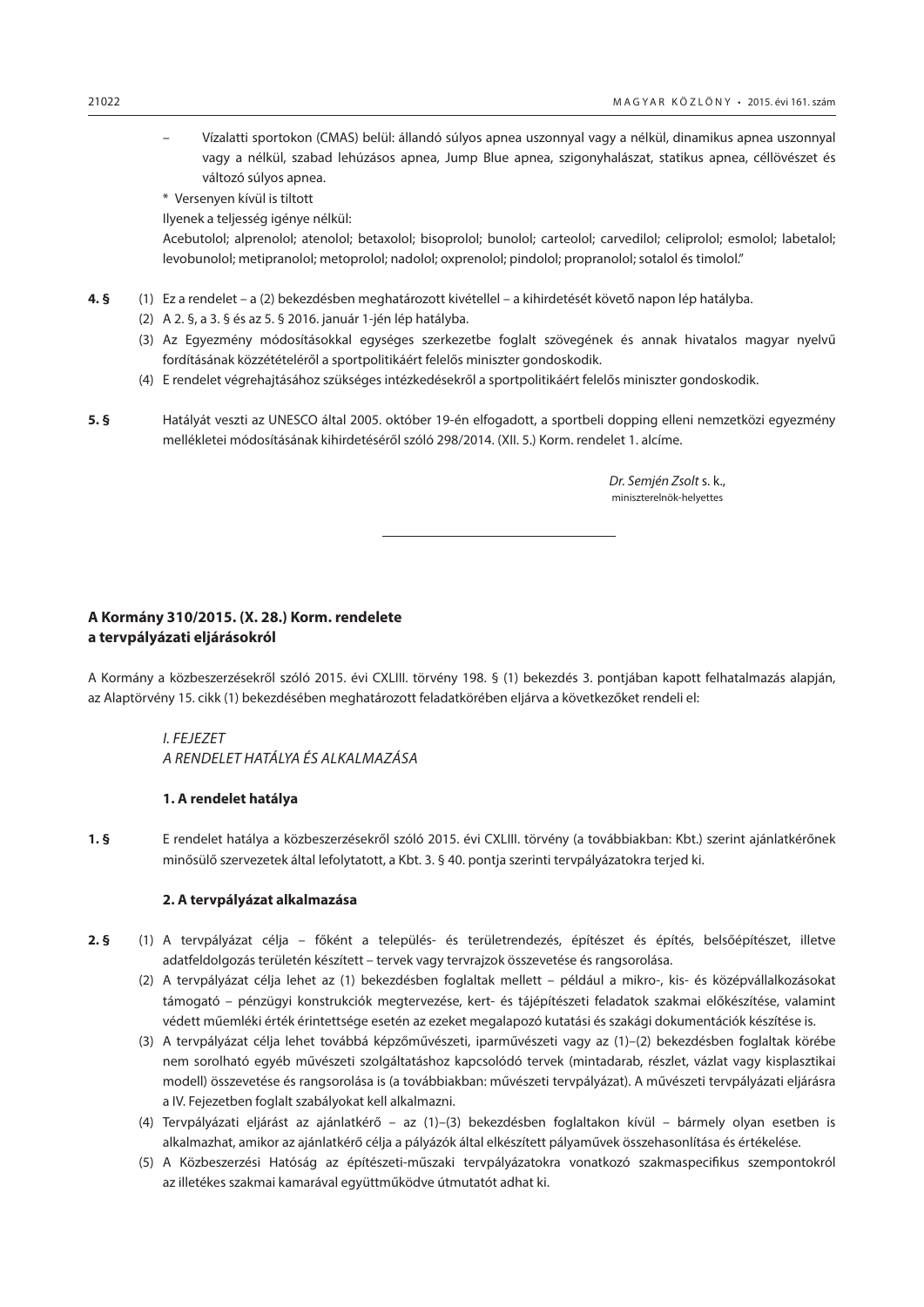– Vízalatti sportokon (CMAS) belül: állandó súlyos apnea uszonnyal vagy a nélkül, dinamikus apnea uszonnyal vagy a nélkül, szabad lehúzásos apnea, Jump Blue apnea, szigonyhalászat, statikus apnea, céllövészet és változó súlyos apnea.

* Versenyen kívül is tiltott

Ilyenek a teljesség igénye nélkül:

Acebutolol; alprenolol; atenolol; betaxolol; bisoprolol; bunolol; carteolol; carvedilol; celiprolol; esmolol; labetalol; levobunolol; metipranolol; metoprolol; nadolol; oxprenolol; pindolol; propranolol; sotalol és timolol."

**4. §** (1) Ez a rendelet – a (2) bekezdésben meghatározott kivétellel – a kihirdetését követő napon lép hatályba.

(2) A 2. §, a 3. § és az 5. § 2016. január 1-jén lép hatályba.

(3) Az Egyezmény módosításokkal egységes szerkezetbe foglalt szövegének és annak hivatalos magyar nyelvű fordításának közzétételéről a sportpolitikáért felelős miniszter gondoskodik.

(4) E rendelet végrehajtásához szükséges intézkedésekről a sportpolitikáért felelős miniszter gondoskodik.

**5. §** Hatályát veszti az UNESCO által 2005. október 19-én elfogadott, a sportbeli dopping elleni nemzetközi egyezmény mellékletei módosításának kihirdetéséről szóló 298/2014. (XII. 5.) Korm. rendelet 1. alcíme.

*Dr. Semjén Zsolt* s. k.,
miniszterelnök-helyettes

---

## A Kormány 310/2015. (X. 28.) Korm. rendelete a tervpályázati eljárásokról

A Kormány a közbeszerzésekről szóló 2015. évi CXLIII. törvény 198. § (1) bekezdés 3. pontjában kapott felhatalmazás alapján, az Alaptörvény 15. cikk (1) bekezdésében meghatározott feladatkörében eljárva a következőket rendeli el:

*I. FEJEZET*
*A RENDELET HATÁLYA ÉS ALKALMAZÁSA*

### 1. A rendelet hatálya

**1. §** E rendelet hatálya a közbeszerzésekről szóló 2015. évi CXLIII. törvény (a továbbiakban: Kbt.) szerint ajánlatkérőnek minősülő szervezetek által lefolytatott, a Kbt. 3. § 40. pontja szerinti tervpályázatokra terjed ki.

### 2. A tervpályázat alkalmazása

**2. §** (1) A tervpályázat célja – főként a település- és területrendezés, építészet és építés, belsőépítészet, illetve adatfeldolgozás területén készített – tervek vagy tervrajzok összevetése és rangsorolása.

(2) A tervpályázat célja lehet az (1) bekezdésben foglaltak mellett – például a mikro-, kis- és középvállalkozásokat támogató – pénzügyi konstrukciók megtervezése, kert- és tájépítészeti feladatok szakmai előkészítése, valamint védett műemléki érték érintettsége esetén az ezeket megalapozó kutatási és szakági dokumentációk készítése is.

(3) A tervpályázat célja lehet továbbá képzőművészeti, iparművészeti vagy az (1)–(2) bekezdésben foglaltak körébe nem sorolható egyéb művészeti szolgáltatáshoz kapcsolódó tervek (mintadarab, részlet, vázlat vagy kisplasztikai modell) összevetése és rangsorolása is (a továbbiakban: művészeti tervpályázat). A művészeti tervpályázati eljárásra a IV. Fejezetben foglalt szabályokat kell alkalmazni.

(4) Tervpályázati eljárást az ajánlatkérő – az (1)–(3) bekezdésben foglaltakon kívül – bármely olyan esetben is alkalmazhat, amikor az ajánlatkérő célja a pályázók által elkészített pályaművek összehasonlítása és értékelése.

(5) A Közbeszerzési Hatóság az építészeti-műszaki tervpályázatokra vonatkozó szakmaspecifikus szempontokról az illetékes szakmai kamarával együttműködve útmutatót adhat ki.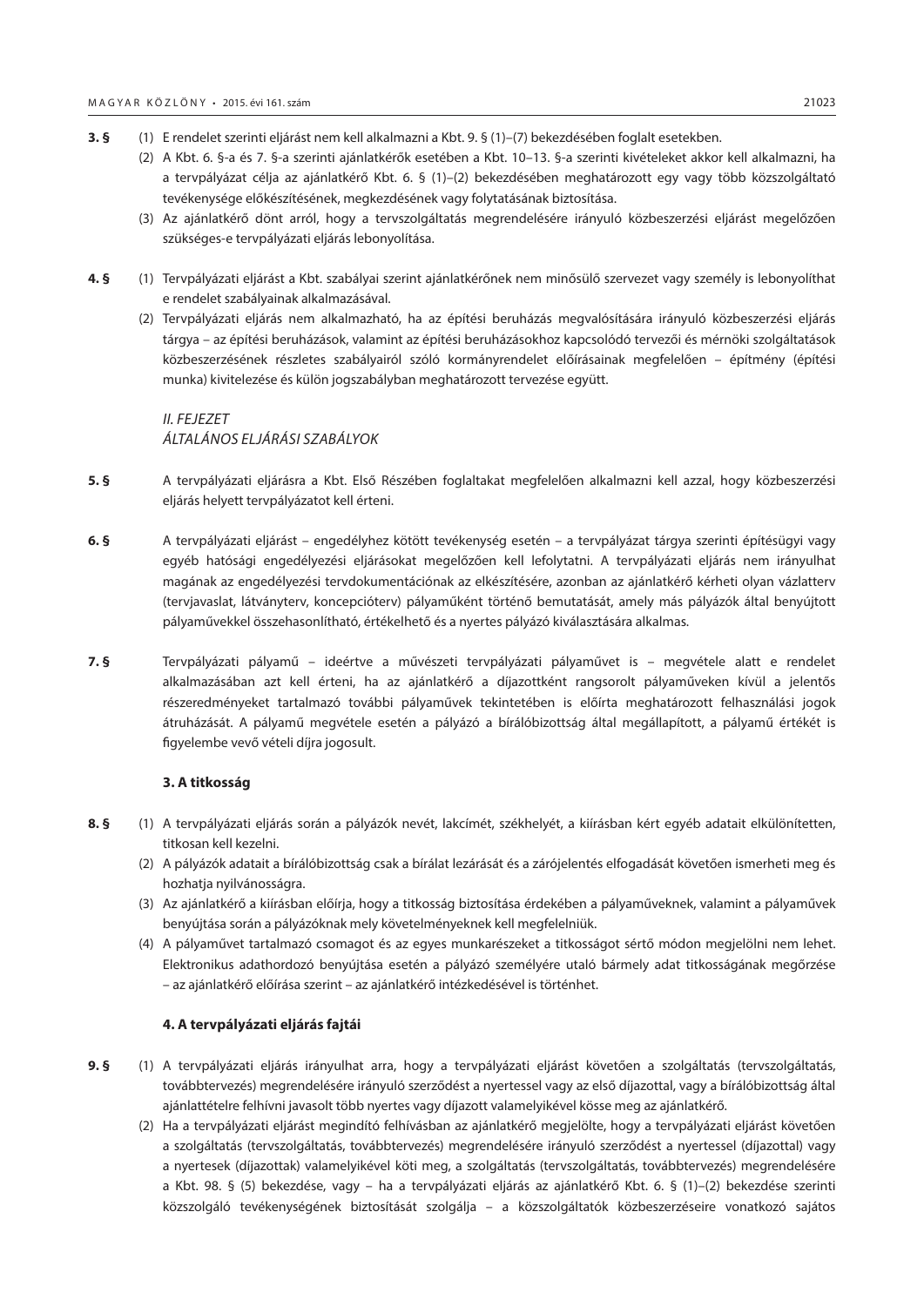**3. §** (1) E rendelet szerinti eljárást nem kell alkalmazni a Kbt. 9. § (1)–(7) bekezdésében foglalt esetekben.

(2) A Kbt. 6. §-a és 7. §-a szerinti ajánlatkérők esetében a Kbt. 10–13. §-a szerinti kivételeket akkor kell alkalmazni, ha a tervpályázat célja az ajánlatkérő Kbt. 6. § (1)–(2) bekezdésében meghatározott egy vagy több közszolgáltató tevékenysége előkészítésének, megkezdésének vagy folytatásának biztosítása.

(3) Az ajánlatkérő dönt arról, hogy a tervszolgáltatás megrendelésére irányuló közbeszerzési eljárást megelőzően szükséges-e tervpályázati eljárás lebonyolítása.

**4. §** (1) Tervpályázati eljárást a Kbt. szabályai szerint ajánlatkérőnek nem minősülő szervezet vagy személy is lebonyolíthat e rendelet szabályainak alkalmazásával.

(2) Tervpályázati eljárás nem alkalmazható, ha az építési beruházás megvalósítására irányuló közbeszerzési eljárás tárgya – az építési beruházások, valamint az építési beruházásokhoz kapcsolódó tervezői és mérnöki szolgáltatások közbeszerzésének részletes szabályairól szóló kormányrendelet előírásainak megfelelően – építmény (építési munka) kivitelezése és külön jogszabályban meghatározott tervezése együtt.

## *II. FEJEZET*
## *ÁLTALÁNOS ELJÁRÁSI SZABÁLYOK*

**5. §** A tervpályázati eljárásra a Kbt. Első Részében foglaltakat megfelelően alkalmazni kell azzal, hogy közbeszerzési eljárás helyett tervpályázatot kell érteni.

**6. §** A tervpályázati eljárást – engedélyhez kötött tevékenység esetén – a tervpályázat tárgya szerinti építésügyi vagy egyéb hatósági engedélyezési eljárásokat megelőzően kell lefolytatni. A tervpályázati eljárás nem irányulhat magának az engedélyezési tervdokumentációnak az elkészítésére, azonban az ajánlatkérő kérheti olyan vázlatterv (tervjavaslat, látványterv, koncepcióterv) pályaműként történő bemutatását, amely más pályázók által benyújtott pályaművekkel összehasonlítható, értékelhető és a nyertes pályázó kiválasztására alkalmas.

**7. §** Tervpályázati pályamű – ideértve a művészeti tervpályázati pályaművet is – megvétele alatt e rendelet alkalmazásában azt kell érteni, ha az ajánlatkérő a díjazottként rangsorolt pályaműveken kívül a jelentős részeredményeket tartalmazó további pályaművek tekintetében is előírta meghatározott felhasználási jogok átruházását. A pályamű megvétele esetén a pályázó a bírálóbizottság által megállapított, a pályamű értékét is figyelembe vevő vételi díjra jogosult.

### 3. A titkosság

**8. §** (1) A tervpályázati eljárás során a pályázók nevét, lakcímét, székhelyét, a kiírásban kért egyéb adatait elkülönítetten, titkosan kell kezelni.

(2) A pályázók adatait a bírálóbizottság csak a bírálat lezárását és a zárójelentés elfogadását követően ismerheti meg és hozhatja nyilvánosságra.

(3) Az ajánlatkérő a kiírásban előírja, hogy a titkosság biztosítása érdekében a pályaműveknek, valamint a pályaművek benyújtása során a pályázóknak mely követelményeknek kell megfelelniük.

(4) A pályaművet tartalmazó csomagot és az egyes munkarészeket a titkosságot sértő módon megjelölni nem lehet. Elektronikus adathordozó benyújtása esetén a pályázó személyére utaló bármely adat titkosságának megőrzése – az ajánlatkérő előírása szerint – az ajánlatkérő intézkedésével is történhet.

### 4. A tervpályázati eljárás fajtái

**9. §** (1) A tervpályázati eljárás irányulhat arra, hogy a tervpályázati eljárást követően a szolgáltatás (tervszolgáltatás, továbbtervezés) megrendelésére irányuló szerződést a nyertessel vagy az első díjazottal, vagy a bírálóbizottság által ajánlattételre felhívni javasolt több nyertes vagy díjazott valamelyikével kösse meg az ajánlatkérő.

(2) Ha a tervpályázati eljárást megindító felhívásban az ajánlatkérő megjelölte, hogy a tervpályázati eljárást követően a szolgáltatás (tervszolgáltatás, továbbtervezés) megrendelésére irányuló szerződést a nyertessel (díjazottal) vagy a nyertesek (díjazottak) valamelyikével köti meg, a szolgáltatás (tervszolgáltatás, továbbtervezés) megrendelésére a Kbt. 98. § (5) bekezdése, vagy – ha a tervpályázati eljárás az ajánlatkérő Kbt. 6. § (1)–(2) bekezdése szerinti közszolgáló tevékenységének biztosítását szolgálja – a közszolgáltatók közbeszerzéseire vonatkozó sajátos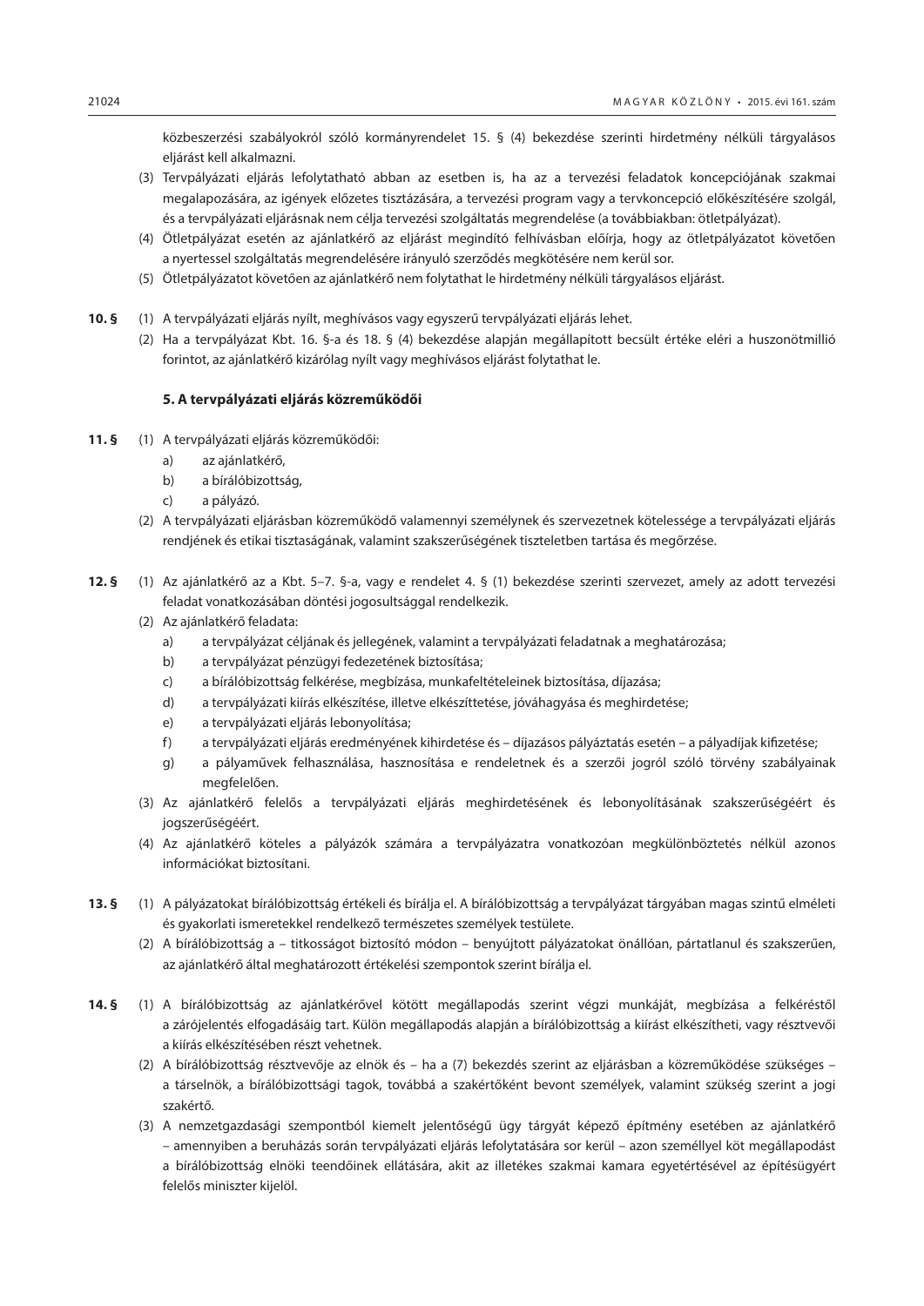közbeszerzési szabályokról szóló kormányrendelet 15. § (4) bekezdése szerinti hirdetmény nélküli tárgyalásos eljárást kell alkalmazni.

(3) Tervpályázati eljárás lefolytatható abban az esetben is, ha az a tervezési feladatok koncepciójának szakmai megalapozására, az igények előzetes tisztázására, a tervezési program vagy a tervkoncepció előkészítésére szolgál, és a tervpályázati eljárásnak nem célja tervezési szolgáltatás megrendelése (a továbbiakban: ötletpályázat).

(4) Ötletpályázat esetén az ajánlatkérő az eljárást megindító felhívásban előírja, hogy az ötletpályázatot követően a nyertessel szolgáltatás megrendelésére irányuló szerződés megkötésére nem kerül sor.

(5) Ötletpályázatot követően az ajánlatkérő nem folytathat le hirdetmény nélküli tárgyalásos eljárást.

**10. §** (1) A tervpályázati eljárás nyílt, meghívásos vagy egyszerű tervpályázati eljárás lehet.

(2) Ha a tervpályázat Kbt. 16. §-a és 18. § (4) bekezdése alapján megállapított becsült értéke eléri a huszonötmillió forintot, az ajánlatkérő kizárólag nyílt vagy meghívásos eljárást folytathat le.

### 5. A tervpályázati eljárás közreműködői

**11. §** (1) A tervpályázati eljárás közreműködői:

a) az ajánlatkérő,

b) a bírálóbizottság,

c) a pályázó.

(2) A tervpályázati eljárásban közreműködő valamennyi személynek és szervezetnek kötelessége a tervpályázati eljárás rendjének és etikai tisztaságának, valamint szakszerűségének tiszteletben tartása és megőrzése.

**12. §** (1) Az ajánlatkérő az a Kbt. 5–7. §-a, vagy e rendelet 4. § (1) bekezdése szerinti szervezet, amely az adott tervezési feladat vonatkozásában döntési jogosultsággal rendelkezik.

(2) Az ajánlatkérő feladata:

a) a tervpályázat céljának és jellegének, valamint a tervpályázati feladatnak a meghatározása;

b) a tervpályázat pénzügyi fedezetének biztosítása;

c) a bírálóbizottság felkérése, megbízása, munkafeltételeinek biztosítása, díjazása;

d) a tervpályázati kiírás elkészítése, illetve elkészíttetése, jóváhagyása és meghirdetése;

e) a tervpályázati eljárás lebonyolítása;

f) a tervpályázati eljárás eredményének kihirdetése és – díjazásos pályáztatás esetén – a pályadíjak kifizetése;

g) a pályaművek felhasználása, hasznosítása e rendeletnek és a szerzői jogról szóló törvény szabályainak megfelelően.

(3) Az ajánlatkérő felelős a tervpályázati eljárás meghirdetésének és lebonyolításának szakszerűségéért és jogszerűségéért.

(4) Az ajánlatkérő köteles a pályázók számára a tervpályázatra vonatkozóan megkülönböztetés nélkül azonos információkat biztosítani.

**13. §** (1) A pályázatokat bírálóbizottság értékeli és bírálja el. A bírálóbizottság a tervpályázat tárgyában magas szintű elméleti és gyakorlati ismeretekkel rendelkező természetes személyek testülete.

(2) A bírálóbizottság a – titkosságot biztosító módon – benyújtott pályázatokat önállóan, pártatlanul és szakszerűen, az ajánlatkérő által meghatározott értékelési szempontok szerint bírálja el.

**14. §** (1) A bírálóbizottság az ajánlatkérővel kötött megállapodás szerint végzi munkáját, megbízása a felkéréstől a zárójelentés elfogadásáig tart. Külön megállapodás alapján a bírálóbizottság a kiírást elkészítheti, vagy résztvevői a kiírás elkészítésében részt vehetnek.

(2) A bírálóbizottság résztvevője az elnök és – ha a (7) bekezdés szerint az eljárásban a közreműködése szükséges – a társelnök, a bírálóbizottsági tagok, továbbá a szakértőként bevont személyek, valamint szükség szerint a jogi szakértő.

(3) A nemzetgazdasági szempontból kiemelt jelentőségű ügy tárgyát képező építmény esetében az ajánlatkérő – amennyiben a beruházás során tervpályázati eljárás lefolytatására sor kerül – azon személlyel köt megállapodást a bírálóbizottság elnöki teendőinek ellátására, akit az illetékes szakmai kamara egyetértésével az építésügyért felelős miniszter kijelöl.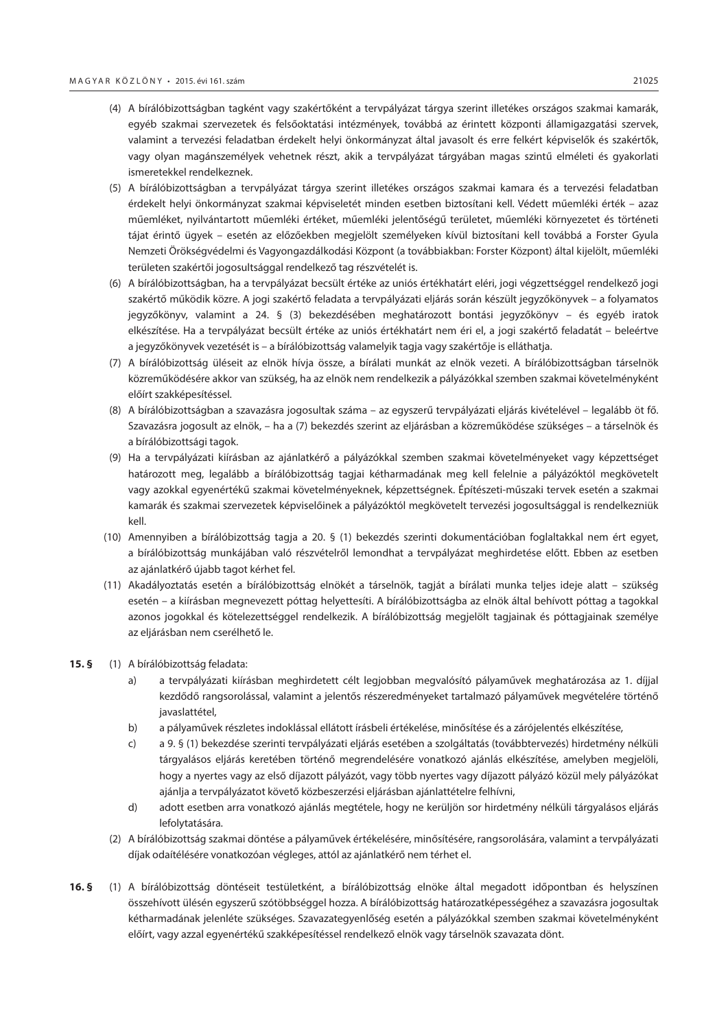(4) A bírálóbizottságban tagként vagy szakértőként a tervpályázat tárgya szerint illetékes országos szakmai kamarák, egyéb szakmai szervezetek és felsőoktatási intézmények, továbbá az érintett központi államigazgatási szervek, valamint a tervezési feladatban érdekelt helyi önkormányzat által javasolt és erre felkért képviselők és szakértők, vagy olyan magánszemélyek vehetnek részt, akik a tervpályázat tárgyában magas szintű elméleti és gyakorlati ismeretekkel rendelkeznek.

(5) A bírálóbizottságban a tervpályázat tárgya szerint illetékes országos szakmai kamara és a tervezési feladatban érdekelt helyi önkormányzat szakmai képviseletét minden esetben biztosítani kell. Védett műemléki érték – azaz műemléket, nyilvántartott műemléki értéket, műemléki jelentőségű területet, műemléki környezetet és történeti tájat érintő ügyek – esetén az előzőekben megjelölt személyeken kívül biztosítani kell továbbá a Forster Gyula Nemzeti Örökségvédelmi és Vagyongazdálkodási Központ (a továbbiakban: Forster Központ) által kijelölt, műemléki területen szakértői jogosultsággal rendelkező tag részvételét is.

(6) A bírálóbizottságban, ha a tervpályázat becsült értéke az uniós értékhatárt eléri, jogi végzettséggel rendelkező jogi szakértő működik közre. A jogi szakértő feladata a tervpályázati eljárás során készült jegyzőkönyvek – a folyamatos jegyzőkönyv, valamint a 24. § (3) bekezdésében meghatározott bontási jegyzőkönyv – és egyéb iratok elkészítése. Ha a tervpályázat becsült értéke az uniós értékhatárt nem éri el, a jogi szakértő feladatát – beleértve a jegyzőkönyvek vezetését is – a bírálóbizottság valamelyik tagja vagy szakértője is elláthatja.

(7) A bírálóbizottság üléseit az elnök hívja össze, a bírálati munkát az elnök vezeti. A bírálóbizottságban társelnök közreműködésére akkor van szükség, ha az elnök nem rendelkezik a pályázókkal szemben szakmai követelményként előírt szakképesítéssel.

(8) A bírálóbizottságban a szavazásra jogosultak száma – az egyszerű tervpályázati eljárás kivételével – legalább öt fő. Szavazásra jogosult az elnök, – ha a (7) bekezdés szerint az eljárásban a közreműködése szükséges – a társelnök és a bírálóbizottsági tagok.

(9) Ha a tervpályázati kiírásban az ajánlatkérő a pályázókkal szemben szakmai követelményeket vagy képzettséget határozott meg, legalább a bírálóbizottság tagjai kétharmadának meg kell felelnie a pályázóktól megkövetelt vagy azokkal egyenértékű szakmai követelményeknek, képzettségnek. Építészeti-műszaki tervek esetén a szakmai kamarák és szakmai szervezetek képviselőinek a pályázóktól megkövetelt tervezési jogosultsággal is rendelkezniük kell.

(10) Amennyiben a bírálóbizottság tagja a 20. § (1) bekezdés szerinti dokumentációban foglaltakkal nem ért egyet, a bírálóbizottság munkájában való részvételről lemondhat a tervpályázat meghirdetése előtt. Ebben az esetben az ajánlatkérő újabb tagot kérhet fel.

(11) Akadályoztatás esetén a bírálóbizottság elnökét a társelnök, tagját a bírálati munka teljes ideje alatt – szükség esetén – a kiírásban megnevezett póttag helyettesíti. A bírálóbizottságba az elnök által behívott póttag a tagokkal azonos jogokkal és kötelezettséggel rendelkezik. A bírálóbizottság megjelölt tagjainak és póttagjainak személye az eljárásban nem cserélhető le.

**15. §** (1) A bírálóbizottság feladata:

a) a tervpályázati kiírásban meghirdetett célt legjobban megvalósító pályaművek meghatározása az 1. díjjal kezdődő rangsorolással, valamint a jelentős részeredményeket tartalmazó pályaművek megvételére történő javaslattétel,

b) a pályaművek részletes indoklással ellátott írásbeli értékelése, minősítése és a zárójelentés elkészítése,

c) a 9. § (1) bekezdése szerinti tervpályázati eljárás esetében a szolgáltatás (továbbtervezés) hirdetmény nélküli tárgyalásos eljárás keretében történő megrendelésére vonatkozó ajánlás elkészítése, amelyben megjelöli, hogy a nyertes vagy az első díjazott pályázót, vagy több nyertes vagy díjazott pályázó közül mely pályázókat ajánlja a tervpályázatot követő közbeszerzési eljárásban ajánlattételre felhívni,

d) adott esetben arra vonatkozó ajánlás megtétele, hogy ne kerüljön sor hirdetmény nélküli tárgyalásos eljárás lefolytatására.

(2) A bírálóbizottság szakmai döntése a pályaművek értékelésére, minősítésére, rangsorolására, valamint a tervpályázati díjak odaítélésére vonatkozóan végleges, attól az ajánlatkérő nem térhet el.

**16. §** (1) A bírálóbizottság döntéseit testületként, a bírálóbizottság elnöke által megadott időpontban és helyszínen összehívott ülésén egyszerű szótöbbséggel hozza. A bírálóbizottság határozatképességéhez a szavazásra jogosultak kétharmadának jelenléte szükséges. Szavazategyenlőség esetén a pályázókkal szemben szakmai követelményként előírt, vagy azzal egyenértékű szakképesítéssel rendelkező elnök vagy társelnök szavazata dönt.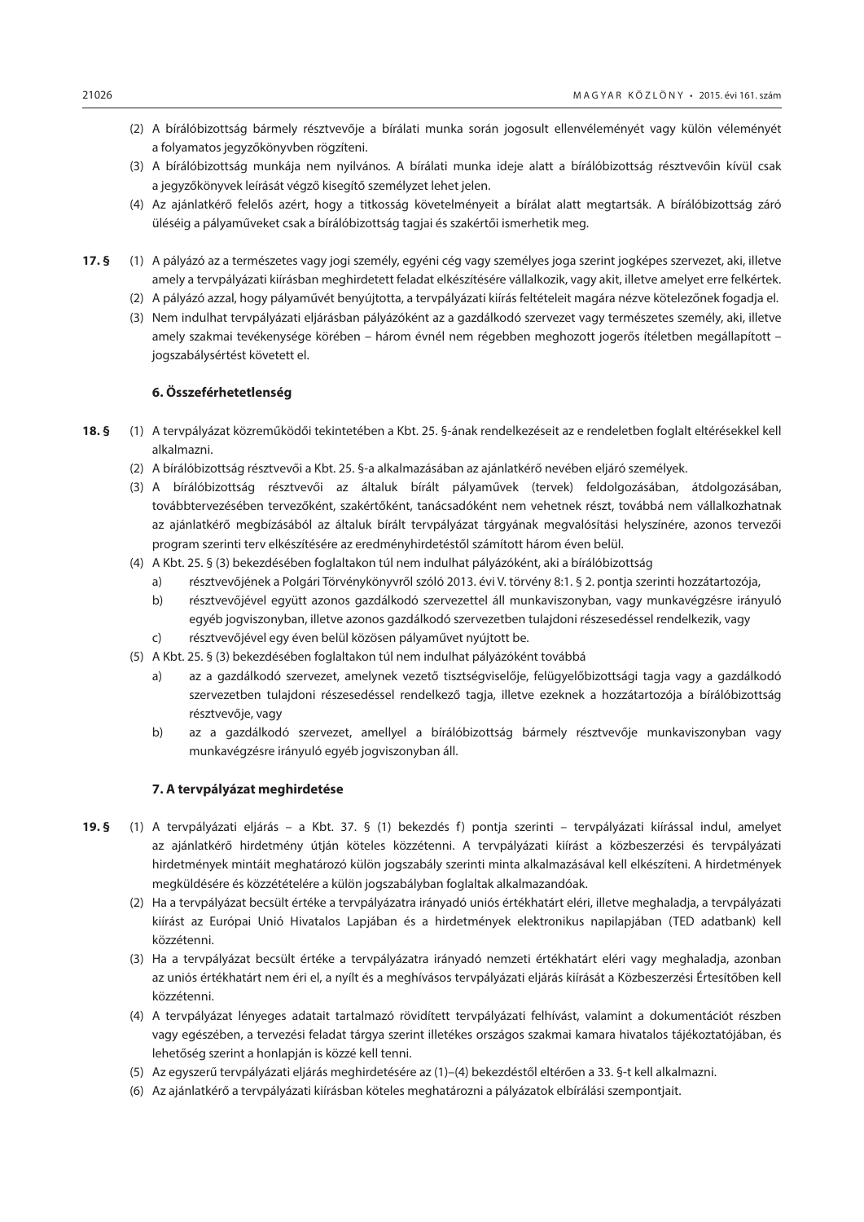(2) A bírálóbizottság bármely résztvevője a bírálati munka során jogosult ellenvéleményét vagy külön véleményét a folyamatos jegyzőkönyvben rögzíteni.

(3) A bírálóbizottság munkája nem nyilvános. A bírálati munka ideje alatt a bírálóbizottság résztvevőin kívül csak a jegyzőkönyvek leírását végző kisegítő személyzet lehet jelen.

(4) Az ajánlatkérő felelős azért, hogy a titkosság követelményeit a bírálat alatt megtartsák. A bírálóbizottság záró üléséig a pályaműveket csak a bírálóbizottság tagjai és szakértői ismerhetik meg.

**17. §** (1) A pályázó az a természetes vagy jogi személy, egyéni cég vagy személyes joga szerint jogképes szervezet, aki, illetve amely a tervpályázati kiírásban meghirdetett feladat elkészítésére vállalkozik, vagy akit, illetve amelyet erre felkértek.

(2) A pályázó azzal, hogy pályaművét benyújtotta, a tervpályázati kiírás feltételeit magára nézve kötelezőnek fogadja el.

(3) Nem indulhat tervpályázati eljárásban pályázóként az a gazdálkodó szervezet vagy természetes személy, aki, illetve amely szakmai tevékenysége körében – három évnél nem régebben meghozott jogerős ítéletben megállapított – jogszabálysértést követett el.

### 6. Összeférhetetlenség

**18. §** (1) A tervpályázat közreműködői tekintetében a Kbt. 25. §-ának rendelkezéseit az e rendeletben foglalt eltérésekkel kell alkalmazni.

(2) A bírálóbizottság résztvevői a Kbt. 25. §-a alkalmazásában az ajánlatkérő nevében eljáró személyek.

(3) A bírálóbizottság résztvevői az általuk bírált pályaművek (tervek) feldolgozásában, átdolgozásában, továbbtervezésében tervezőként, szakértőként, tanácsadóként nem vehetnek részt, továbbá nem vállalkozhatnak az ajánlatkérő megbízásából az általuk bírált tervpályázat tárgyának megvalósítási helyszínére, azonos tervezői program szerinti terv elkészítésére az eredményhirdetéstől számított három éven belül.

(4) A Kbt. 25. § (3) bekezdésében foglaltakon túl nem indulhat pályázóként, aki a bírálóbizottság

a) résztvevőjének a Polgári Törvénykönyvről szóló 2013. évi V. törvény 8:1. § 2. pontja szerinti hozzátartozója,

b) résztvevőjével együtt azonos gazdálkodó szervezettel áll munkaviszonyban, vagy munkavégzésre irányuló egyéb jogviszonyban, illetve azonos gazdálkodó szervezetben tulajdoni részesedéssel rendelkezik, vagy

c) résztvevőjével egy éven belül közösen pályaművet nyújtott be.

(5) A Kbt. 25. § (3) bekezdésében foglaltakon túl nem indulhat pályázóként továbbá

a) az a gazdálkodó szervezet, amelynek vezető tisztségviselője, felügyelőbizottsági tagja vagy a gazdálkodó szervezetben tulajdoni részesedéssel rendelkező tagja, illetve ezeknek a hozzátartozója a bírálóbizottság résztvevője, vagy

b) az a gazdálkodó szervezet, amellyel a bírálóbizottság bármely résztvevője munkaviszonyban vagy munkavégzésre irányuló egyéb jogviszonyban áll.

### 7. A tervpályázat meghirdetése

**19. §** (1) A tervpályázati eljárás – a Kbt. 37. § (1) bekezdés f) pontja szerinti – tervpályázati kiírással indul, amelyet az ajánlatkérő hirdetmény útján köteles közzétenni. A tervpályázati kiírást a közbeszerzési és tervpályázati hirdetmények mintáit meghatározó külön jogszabály szerinti minta alkalmazásával kell elkészíteni. A hirdetmények megküldésére és közzétételére a külön jogszabályban foglaltak alkalmazandóak.

(2) Ha a tervpályázat becsült értéke a tervpályázatra irányadó uniós értékhatárt eléri, illetve meghaladja, a tervpályázati kiírást az Európai Unió Hivatalos Lapjában és a hirdetmények elektronikus napilapjában (TED adatbank) kell közzétenni.

(3) Ha a tervpályázat becsült értéke a tervpályázatra irányadó nemzeti értékhatárt eléri vagy meghaladja, azonban az uniós értékhatárt nem éri el, a nyílt és a meghívásos tervpályázati eljárás kiírását a Közbeszerzési Értesítőben kell közzétenni.

(4) A tervpályázat lényeges adatait tartalmazó rövidített tervpályázati felhívást, valamint a dokumentációt részben vagy egészében, a tervezési feladat tárgya szerint illetékes országos szakmai kamara hivatalos tájékoztatójában, és lehetőség szerint a honlapján is közzé kell tenni.

(5) Az egyszerű tervpályázati eljárás meghirdetésére az (1)–(4) bekezdéstől eltérően a 33. §-t kell alkalmazni.

(6) Az ajánlatkérő a tervpályázati kiírásban köteles meghatározni a pályázatok elbírálási szempontjait.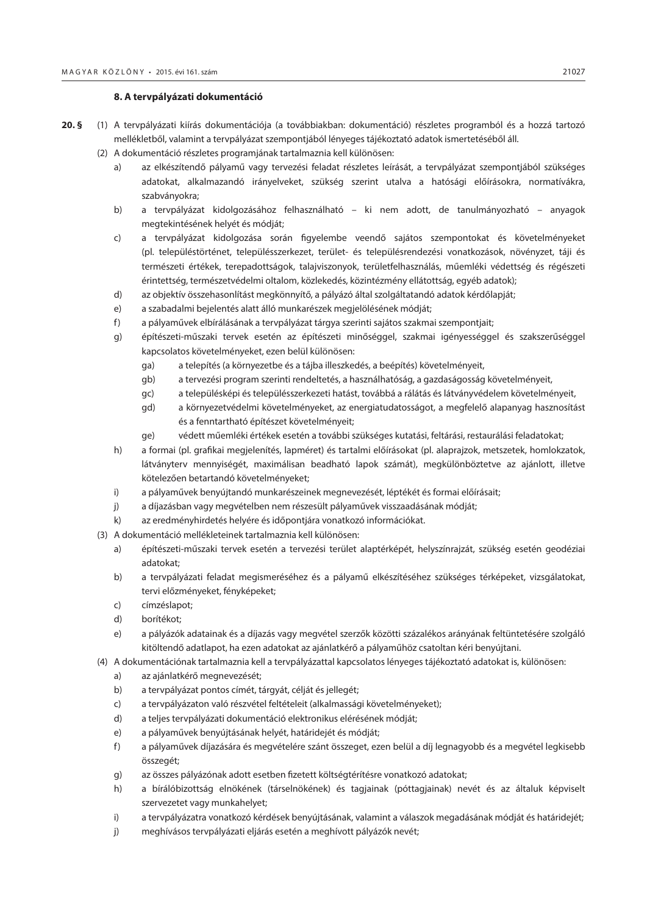### 8. A tervpályázati dokumentáció

**20. §** (1) A tervpályázati kiírás dokumentációja (a továbbiakban: dokumentáció) részletes programból és a hozzá tartozó mellékletből, valamint a tervpályázat szempontjából lényeges tájékoztató adatok ismertetéséből áll.

(2) A dokumentáció részletes programjának tartalmaznia kell különösen:

a) az elkészítendő pályamű vagy tervezési feladat részletes leírását, a tervpályázat szempontjából szükséges adatokat, alkalmazandó irányelveket, szükség szerint utalva a hatósági előírásokra, normatívákra, szabványokra;

b) a tervpályázat kidolgozásához felhasználható – ki nem adott, de tanulmányozható – anyagok megtekintésének helyét és módját;

c) a tervpályázat kidolgozása során figyelembe veendő sajátos szempontokat és követelményeket (pl. településtörténet, településszerkezet, terület- és településrendezési vonatkozások, növényzet, táji és természeti értékek, terepadottságok, talajviszonyok, területfelhasználás, műemléki védettség és régészeti érintettség, természetvédelmi oltalom, közlekedés, közintézmény ellátottság, egyéb adatok);

d) az objektív összehasonlítást megkönnyítő, a pályázó által szolgáltatandó adatok kérdőlapját;

e) a szabadalmi bejelentés alatt álló munkarészek megjelölésének módját;

f) a pályaművek elbírálásának a tervpályázat tárgya szerinti sajátos szakmai szempontjait;

g) építészeti-műszaki tervek esetén az építészeti minőséggel, szakmai igényességgel és szakszerűséggel kapcsolatos követelményeket, ezen belül különösen:

ga) a telepítés (a környezetbe és a tájba illeszkedés, a beépítés) követelményeit,

gb) a tervezési program szerinti rendeltetés, a használhatóság, a gazdaságosság követelményeit,

gc) a településképi és településszerkezeti hatást, továbbá a rálátás és látványvédelem követelményeit,

gd) a környezetvédelmi követelményeket, az energiatudatosságot, a megfelelő alapanyag hasznosítást és a fenntartható építészet követelményeit;

ge) védett műemléki értékek esetén a további szükséges kutatási, feltárási, restaurálási feladatokat;

h) a formai (pl. grafikai megjelenítés, lapméret) és tartalmi előírásokat (pl. alaprajzok, metszetek, homlokzatok, látványterv mennyiségét, maximálisan beadható lapok számát), megkülönböztetve az ajánlott, illetve kötelezően betartandó követelményeket;

i) a pályaművek benyújtandó munkarészeinek megnevezését, léptékét és formai előírásait;

j) a díjazásban vagy megvételben nem részesült pályaművek visszaadásának módját;

k) az eredményhirdetés helyére és időpontjára vonatkozó információkat.

(3) A dokumentáció mellékleteinek tartalmaznia kell különösen:

a) építészeti-műszaki tervek esetén a tervezési terület alaptérképét, helyszínrajzát, szükség esetén geodéziai adatokat;

b) a tervpályázati feladat megismeréséhez és a pályamű elkészítéséhez szükséges térképeket, vizsgálatokat, tervi előzményeket, fényképeket;

c) címzéslapot;

d) borítékot;

e) a pályázók adatainak és a díjazás vagy megvétel szerzők közötti százalékos arányának feltüntetésére szolgáló kitöltendő adatlapot, ha ezen adatokat az ajánlatkérő a pályaműhöz csatoltan kéri benyújtani.

(4) A dokumentációnak tartalmaznia kell a tervpályázattal kapcsolatos lényeges tájékoztató adatokat is, különösen:

a) az ajánlatkérő megnevezését;

b) a tervpályázat pontos címét, tárgyát, célját és jellegét;

c) a tervpályázaton való részvétel feltételeit (alkalmassági követelményeket);

d) a teljes tervpályázati dokumentáció elektronikus elérésének módját;

e) a pályaművek benyújtásának helyét, határidejét és módját;

f) a pályaművek díjazására és megvételére szánt összeget, ezen belül a díj legnagyobb és a megvétel legkisebb összegét;

g) az összes pályázónak adott esetben fizetett költségtérítésre vonatkozó adatokat;

h) a bírálóbizottság elnökének (társelnökének) és tagjainak (póttagjainak) nevét és az általuk képviselt szervezetet vagy munkahelyet;

i) a tervpályázatra vonatkozó kérdések benyújtásának, valamint a válaszok megadásának módját és határidejét;

j) meghívásos tervpályázati eljárás esetén a meghívott pályázók nevét;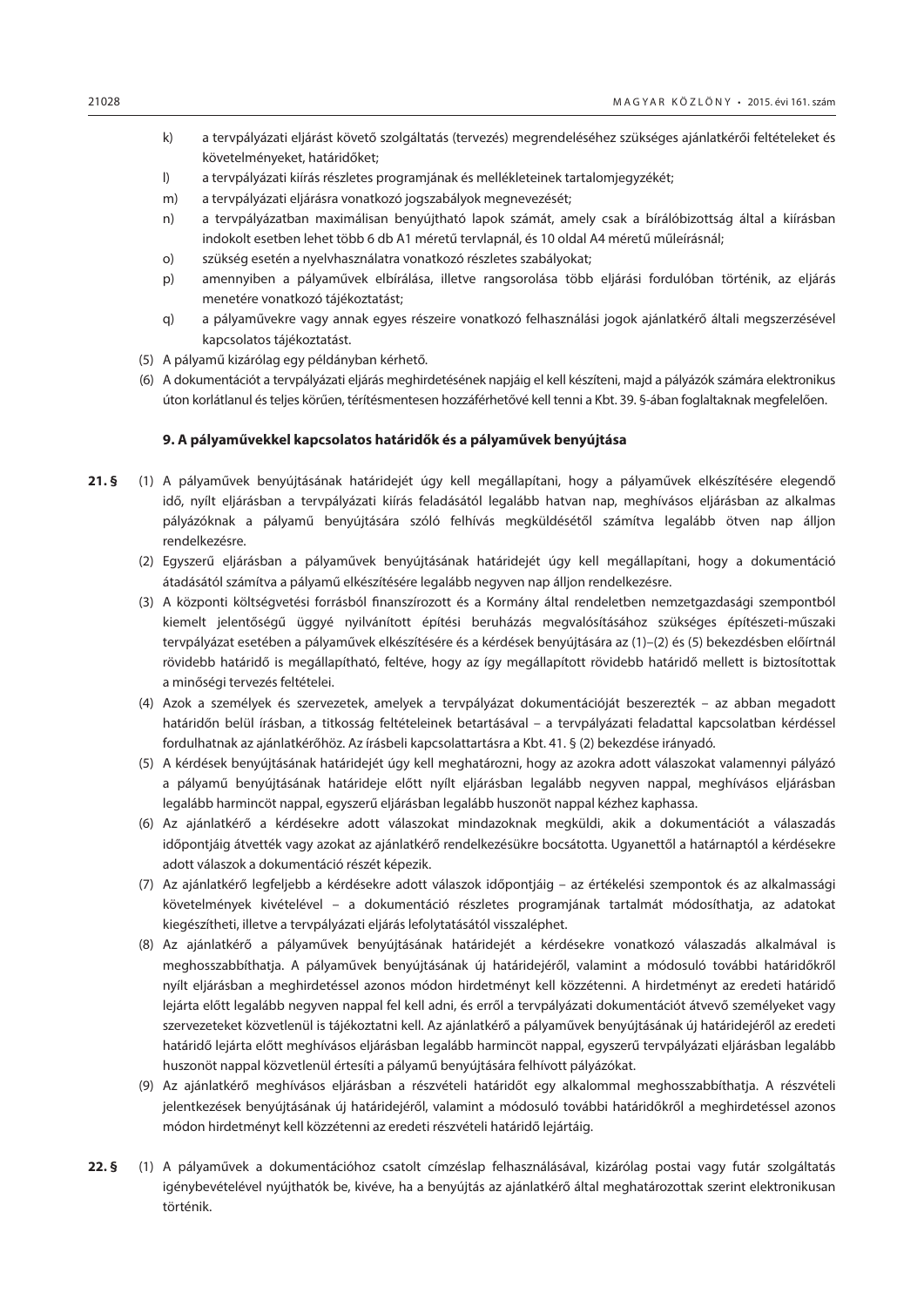k) a tervpályázati eljárást követő szolgáltatás (tervezés) megrendeléséhez szükséges ajánlatkérői feltételeket és követelményeket, határidőket;

l) a tervpályázati kiírás részletes programjának és mellékleteinek tartalomjegyzékét;

m) a tervpályázati eljárásra vonatkozó jogszabályok megnevezését;

n) a tervpályázatban maximálisan benyújtható lapok számát, amely csak a bírálóbizottság által a kiírásban indokolt esetben lehet több 6 db A1 méretű tervlapnál, és 10 oldal A4 méretű műleírásnál;

o) szükség esetén a nyelvhasználatra vonatkozó részletes szabályokat;

p) amennyiben a pályaművek elbírálása, illetve rangsorolása több eljárási fordulóban történik, az eljárás menetére vonatkozó tájékoztatást;

q) a pályaművekre vagy annak egyes részeire vonatkozó felhasználási jogok ajánlatkérő általi megszerzésével kapcsolatos tájékoztatást.

(5) A pályamű kizárólag egy példányban kérhető.

(6) A dokumentációt a tervpályázati eljárás meghirdetésének napjáig el kell készíteni, majd a pályázók számára elektronikus úton korlátlanul és teljes körűen, térítésmentesen hozzáférhetővé kell tenni a Kbt. 39. §-ában foglaltaknak megfelelően.

### 9. A pályaművekkel kapcsolatos határidők és a pályaművek benyújtása

**21. §** (1) A pályaművek benyújtásának határidejét úgy kell megállapítani, hogy a pályaművek elkészítésére elegendő idő, nyílt eljárásban a tervpályázati kiírás feladásától legalább hatvan nap, meghívásos eljárásban az alkalmas pályázóknak a pályamű benyújtására szóló felhívás megküldésétől számítva legalább ötven nap álljon rendelkezésre.

(2) Egyszerű eljárásban a pályaművek benyújtásának határidejét úgy kell megállapítani, hogy a dokumentáció átadásától számítva a pályamű elkészítésére legalább negyven nap álljon rendelkezésre.

(3) A központi költségvetési forrásból finanszírozott és a Kormány által rendeletben nemzetgazdasági szempontból kiemelt jelentőségű üggyé nyilvánított építési beruházás megvalósításához szükséges építészeti-műszaki tervpályázat esetében a pályaművek elkészítésére és a kérdések benyújtására az (1)–(2) és (5) bekezdésben előírtnál rövidebb határidő is megállapítható, feltéve, hogy az így megállapított rövidebb határidő mellett is biztosítottak a minőségi tervezés feltételei.

(4) Azok a személyek és szervezetek, amelyek a tervpályázat dokumentációját beszerezték – az abban megadott határidőn belül írásban, a titkosság feltételeinek betartásával – a tervpályázati feladattal kapcsolatban kérdéssel fordulhatnak az ajánlatkérőhöz. Az írásbeli kapcsolattartásra a Kbt. 41. § (2) bekezdése irányadó.

(5) A kérdések benyújtásának határidejét úgy kell meghatározni, hogy azokra adott válaszokat valamennyi pályázó a pályamű benyújtásának határideje előtt nyílt eljárásban legalább negyven nappal, meghívásos eljárásban legalább harmincöt nappal, egyszerű eljárásban legalább huszonöt nappal kézhez kaphassa.

(6) Az ajánlatkérő a kérdésekre adott válaszokat mindazoknak megküldi, akik a dokumentációt a válaszadás időpontjáig átvették vagy azokat az ajánlatkérő rendelkezésükre bocsátotta. Ugyanettől a határnaptól a kérdésekre adott válaszok a dokumentáció részét képezik.

(7) Az ajánlatkérő legfeljebb a kérdésekre adott válaszok időpontjáig – az értékelési szempontok és az alkalmassági követelmények kivételével – a dokumentáció részletes programjának tartalmát módosíthatja, az adatokat kiegészítheti, illetve a tervpályázati eljárás lefolytatásától visszaléphet.

(8) Az ajánlatkérő a pályaművek benyújtásának határidejét a kérdésekre vonatkozó válaszadás alkalmával is meghosszabbíthatja. A pályaművek benyújtásának új határidejéről, valamint a módosuló további határidőkről nyílt eljárásban a meghirdetéssel azonos módon hirdetményt kell közzétenni. A hirdetményt az eredeti határidő lejárta előtt legalább negyven nappal fel kell adni, és erről a tervpályázati dokumentációt átvevő személyeket vagy szervezeteket közvetlenül is tájékoztatni kell. Az ajánlatkérő a pályaművek benyújtásának új határidejéről az eredeti határidő lejárta előtt meghívásos eljárásban legalább harmincöt nappal, egyszerű tervpályázati eljárásban legalább huszonöt nappal közvetlenül értesíti a pályamű benyújtására felhívott pályázókat.

(9) Az ajánlatkérő meghívásos eljárásban a részvételi határidőt egy alkalommal meghosszabbíthatja. A részvételi jelentkezések benyújtásának új határidejéről, valamint a módosuló további határidőkről a meghirdetéssel azonos módon hirdetményt kell közzétenni az eredeti részvételi határidő lejártáig.

**22. §** (1) A pályaművek a dokumentációhoz csatolt címzéslap felhasználásával, kizárólag postai vagy futár szolgáltatás igénybevételével nyújthatók be, kivéve, ha a benyújtás az ajánlatkérő által meghatározottak szerint elektronikusan történik.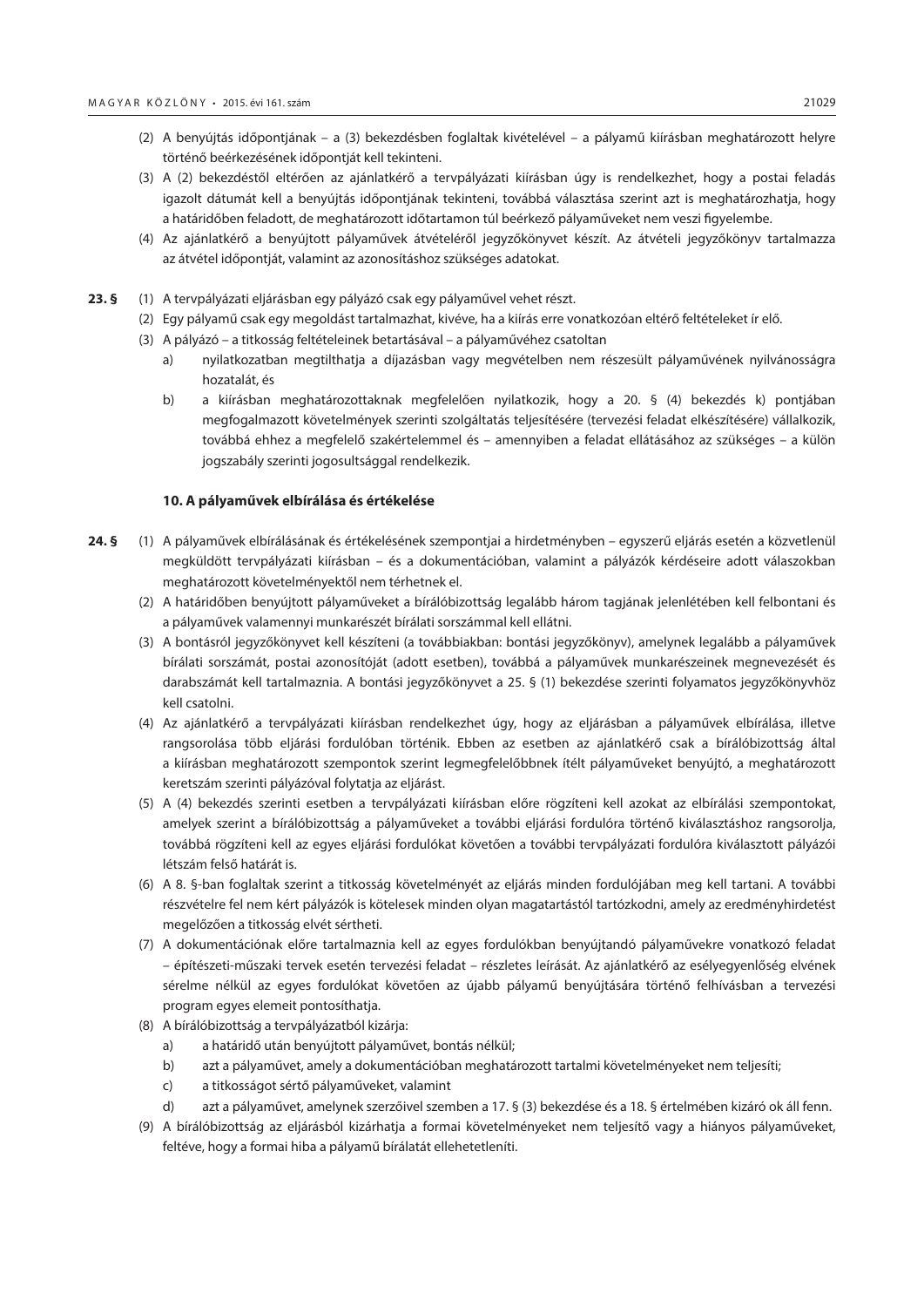(2) A benyújtás időpontjának – a (3) bekezdésben foglaltak kivételével – a pályamű kiírásban meghatározott helyre történő beérkezésének időpontját kell tekinteni.

(3) A (2) bekezdéstől eltérően az ajánlatkérő a tervpályázati kiírásban úgy is rendelkezhet, hogy a postai feladás igazolt dátumát kell a benyújtás időpontjának tekinteni, továbbá választása szerint azt is meghatározhatja, hogy a határidőben feladott, de meghatározott időtartamon túl beérkező pályaműveket nem veszi figyelembe.

(4) Az ajánlatkérő a benyújtott pályaművek átvételéről jegyzőkönyvet készít. Az átvételi jegyzőkönyv tartalmazza az átvétel időpontját, valamint az azonosításhoz szükséges adatokat.

**23. §** (1) A tervpályázati eljárásban egy pályázó csak egy pályaművel vehet részt.

(2) Egy pályamű csak egy megoldást tartalmazhat, kivéve, ha a kiírás erre vonatkozóan eltérő feltételeket ír elő.

(3) A pályázó – a titkosság feltételeinek betartásával – a pályaművéhez csatoltan

a) nyilatkozatban megtilthatja a díjazásban vagy megvételben nem részesült pályaművének nyilvánosságra hozatalát, és

b) a kiírásban meghatározottaknak megfelelően nyilatkozik, hogy a 20. § (4) bekezdés k) pontjában megfogalmazott követelmények szerinti szolgáltatás teljesítésére (tervezési feladat elkészítésére) vállalkozik, továbbá ehhez a megfelelő szakértelemmel és – amennyiben a feladat ellátásához az szükséges – a külön jogszabály szerinti jogosultsággal rendelkezik.

### 10. A pályaművek elbírálása és értékelése

**24. §** (1) A pályaművek elbírálásának és értékelésének szempontjai a hirdetményben – egyszerű eljárás esetén a közvetlenül megküldött tervpályázati kiírásban – és a dokumentációban, valamint a pályázók kérdéseire adott válaszokban meghatározott követelményektől nem térhetnek el.

(2) A határidőben benyújtott pályaműveket a bírálóbizottság legalább három tagjának jelenlétében kell felbontani és a pályaművek valamennyi munkarészét bírálati sorszámmal kell ellátni.

(3) A bontásról jegyzőkönyvet kell készíteni (a továbbiakban: bontási jegyzőkönyv), amelynek legalább a pályaművek bírálati sorszámát, postai azonosítóját (adott esetben), továbbá a pályaművek munkarészeinek megnevezését és darabszámát kell tartalmaznia. A bontási jegyzőkönyvet a 25. § (1) bekezdése szerinti folyamatos jegyzőkönyvhöz kell csatolni.

(4) Az ajánlatkérő a tervpályázati kiírásban rendelkezhet úgy, hogy az eljárásban a pályaművek elbírálása, illetve rangsorolása több eljárási fordulóban történik. Ebben az esetben az ajánlatkérő csak a bírálóbizottság által a kiírásban meghatározott szempontok szerint legmegfelelőbbnek ítélt pályaműveket benyújtó, a meghatározott keretszám szerinti pályázóval folytatja az eljárást.

(5) A (4) bekezdés szerinti esetben a tervpályázati kiírásban előre rögzíteni kell azokat az elbírálási szempontokat, amelyek szerint a bírálóbizottság a pályaműveket a további eljárási fordulóra történő kiválasztáshoz rangsorolja, továbbá rögzíteni kell az egyes eljárási fordulókat követően a további tervpályázati fordulóra kiválasztott pályázói létszám felső határát is.

(6) A 8. §-ban foglaltak szerint a titkosság követelményét az eljárás minden fordulójában meg kell tartani. A további részvételre fel nem kért pályázók is kötelesek minden olyan magatartástól tartózkodni, amely az eredményhirdetést megelőzően a titkosság elvét sértheti.

(7) A dokumentációnak előre tartalmaznia kell az egyes fordulókban benyújtandó pályaművekre vonatkozó feladat – építészeti-műszaki tervek esetén tervezési feladat – részletes leírását. Az ajánlatkérő az esélyegyenlőség elvének sérelme nélkül az egyes fordulókat követően az újabb pályamű benyújtására történő felhívásban a tervezési program egyes elemeit pontosíthatja.

(8) A bírálóbizottság a tervpályázatból kizárja:

a) a határidő után benyújtott pályaművet, bontás nélkül;

b) azt a pályaművet, amely a dokumentációban meghatározott tartalmi követelményeket nem teljesíti;

c) a titkosságot sértő pályaműveket, valamint

d) azt a pályaművet, amelynek szerzőivel szemben a 17. § (3) bekezdése és a 18. § értelmében kizáró ok áll fenn.

(9) A bírálóbizottság az eljárásból kizárhatja a formai követelményeket nem teljesítő vagy a hiányos pályaműveket, feltéve, hogy a formai hiba a pályamű bírálatát ellehetetleníti.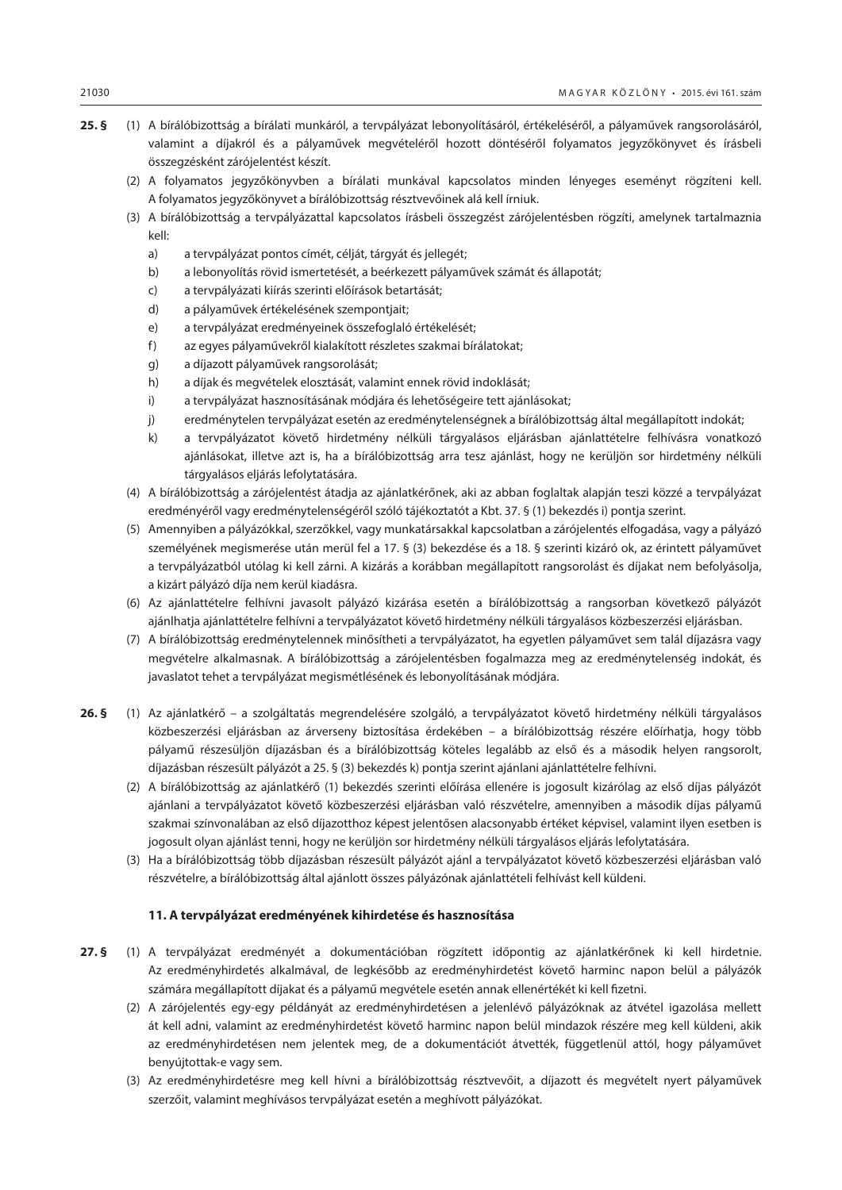**25. §** (1) A bírálóbizottság a bírálati munkáról, a tervpályázat lebonyolításáról, értékeléséről, a pályaművek rangsorolásáról, valamint a díjakról és a pályaművek megvételéről hozott döntéséről folyamatos jegyzőkönyvet és írásbeli összegzésként zárójelentést készít.

(2) A folyamatos jegyzőkönyvben a bírálati munkával kapcsolatos minden lényeges eseményt rögzíteni kell. A folyamatos jegyzőkönyvet a bírálóbizottság résztvevőinek alá kell írniuk.

(3) A bírálóbizottság a tervpályázattal kapcsolatos írásbeli összegzést zárójelentésben rögzíti, amelynek tartalmaznia kell:

a) a tervpályázat pontos címét, célját, tárgyát és jellegét;

b) a lebonyolítás rövid ismertetését, a beérkezett pályaművek számát és állapotát;

c) a tervpályázati kiírás szerinti előírások betartását;

d) a pályaművek értékelésének szempontjait;

e) a tervpályázat eredményeinek összefoglaló értékelését;

f) az egyes pályaművekről kialakított részletes szakmai bírálatokat;

g) a díjazott pályaművek rangsorolását;

h) a díjak és megvételek elosztását, valamint ennek rövid indoklását;

i) a tervpályázat hasznosításának módjára és lehetőségeire tett ajánlásokat;

j) eredménytelen tervpályázat esetén az eredménytelenségnek a bírálóbizottság által megállapított indokát;

k) a tervpályázatot követő hirdetmény nélküli tárgyalásos eljárásban ajánlattételre felhívásra vonatkozó ajánlásokat, illetve azt is, ha a bírálóbizottság arra tesz ajánlást, hogy ne kerüljön sor hirdetmény nélküli tárgyalásos eljárás lefolytatására.

(4) A bírálóbizottság a zárójelentést átadja az ajánlatkérőnek, aki az abban foglaltak alapján teszi közzé a tervpályázat eredményéről vagy eredménytelenségéről szóló tájékoztatót a Kbt. 37. § (1) bekezdés i) pontja szerint.

(5) Amennyiben a pályázókkal, szerzőkkel, vagy munkatársakkal kapcsolatban a zárójelentés elfogadása, vagy a pályázó személyének megismerése után merül fel a 17. § (3) bekezdése és a 18. § szerinti kizáró ok, az érintett pályaművet a tervpályázatból utólag ki kell zárni. A kizárás a korábban megállapított rangsorolást és díjakat nem befolyásolja, a kizárt pályázó díja nem kerül kiadásra.

(6) Az ajánlattételre felhívni javasolt pályázó kizárása esetén a bírálóbizottság a rangsorban következő pályázót ajánlhatja ajánlattételre felhívni a tervpályázatot követő hirdetmény nélküli tárgyalásos közbeszerzési eljárásban.

(7) A bírálóbizottság eredménytelennek minősítheti a tervpályázatot, ha egyetlen pályaművet sem talál díjazásra vagy megvételre alkalmasnak. A bírálóbizottság a zárójelentésben fogalmazza meg az eredménytelenség indokát, és javaslatot tehet a tervpályázat megismétlésének és lebonyolításának módjára.

**26. §** (1) Az ajánlatkérő – a szolgáltatás megrendelésére szolgáló, a tervpályázatot követő hirdetmény nélküli tárgyalásos közbeszerzési eljárásban az árverseny biztosítása érdekében – a bírálóbizottság részére előírhatja, hogy több pályamű részesüljön díjazásban és a bírálóbizottság köteles legalább az első és a második helyen rangsorolt, díjazásban részesült pályázót a 25. § (3) bekezdés k) pontja szerint ajánlani ajánlattételre felhívni.

(2) A bírálóbizottság az ajánlatkérő (1) bekezdés szerinti előírása ellenére is jogosult kizárólag az első díjas pályázót ajánlani a tervpályázatot követő közbeszerzési eljárásban való részvételre, amennyiben a második díjas pályamű szakmai színvonalában az első díjazotthoz képest jelentősen alacsonyabb értéket képvisel, valamint ilyen esetben is jogosult olyan ajánlást tenni, hogy ne kerüljön sor hirdetmény nélküli tárgyalásos eljárás lefolytatására.

(3) Ha a bírálóbizottság több díjazásban részesült pályázót ajánl a tervpályázatot követő közbeszerzési eljárásban való részvételre, a bírálóbizottság által ajánlott összes pályázónak ajánlattételi felhívást kell küldeni.

### 11. A tervpályázat eredményének kihirdetése és hasznosítása

**27. §** (1) A tervpályázat eredményét a dokumentációban rögzített időpontig az ajánlatkérőnek ki kell hirdetnie. Az eredményhirdetés alkalmával, de legkésőbb az eredményhirdetést követő harminc napon belül a pályázók számára megállapított díjakat és a pályamű megvétele esetén annak ellenértékét ki kell fizetni.

(2) A zárójelentés egy-egy példányát az eredményhirdetésen a jelenlévő pályázóknak az átvétel igazolása mellett át kell adni, valamint az eredményhirdetést követő harminc napon belül mindazok részére meg kell küldeni, akik az eredményhirdetésen nem jelentek meg, de a dokumentációt átvették, függetlenül attól, hogy pályaművet benyújtottak-e vagy sem.

(3) Az eredményhirdetésre meg kell hívni a bírálóbizottság résztvevőit, a díjazott és megvételt nyert pályaművek szerzőit, valamint meghívásos tervpályázat esetén a meghívott pályázókat.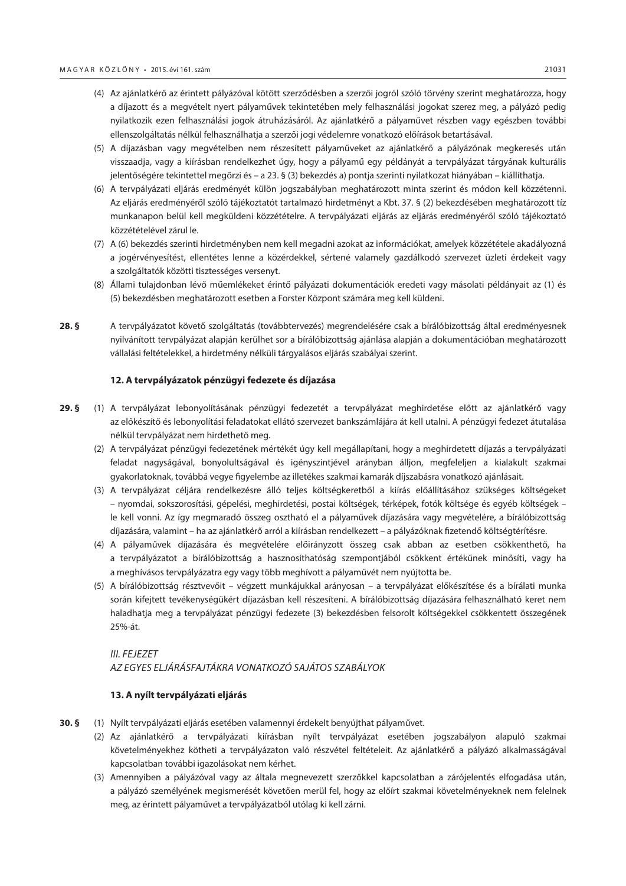(4) Az ajánlatkérő az érintett pályázóval kötött szerződésben a szerzői jogról szóló törvény szerint meghatározza, hogy a díjazott és a megvételt nyert pályaművek tekintetében mely felhasználási jogokat szerez meg, a pályázó pedig nyilatkozik ezen felhasználási jogok átruházásáról. Az ajánlatkérő a pályaművet részben vagy egészben további ellenszolgáltatás nélkül felhasználhatja a szerzői jogi védelemre vonatkozó előírások betartásával.

(5) A díjazásban vagy megvételben nem részesített pályaműveket az ajánlatkérő a pályázónak megkeresés után visszaadja, vagy a kiírásban rendelkezhet úgy, hogy a pályamű egy példányát a tervpályázat tárgyának kulturális jelentőségére tekintettel megőrzi és – a 23. § (3) bekezdés a) pontja szerinti nyilatkozat hiányában – kiállíthatja.

(6) A tervpályázati eljárás eredményét külön jogszabályban meghatározott minta szerint és módon kell közzétenni. Az eljárás eredményéről szóló tájékoztatót tartalmazó hirdetményt a Kbt. 37. § (2) bekezdésében meghatározott tíz munkanapon belül kell megküldeni közzétételre. A tervpályázati eljárás az eljárás eredményéről szóló tájékoztató közzétételével zárul le.

(7) A (6) bekezdés szerinti hirdetményben nem kell megadni azokat az információkat, amelyek közzététele akadályozná a jogérvényesítést, ellentétes lenne a közérdekkel, sértené valamely gazdálkodó szervezet üzleti érdekeit vagy a szolgáltatók közötti tisztességes versenyt.

(8) Állami tulajdonban lévő műemlékeket érintő pályázati dokumentációk eredeti vagy másolati példányait az (1) és (5) bekezdésben meghatározott esetben a Forster Központ számára meg kell küldeni.

**28. §** A tervpályázatot követő szolgáltatás (továbbtervezés) megrendelésére csak a bírálóbizottság által eredményesnek nyilvánított tervpályázat alapján kerülhet sor a bírálóbizottság ajánlása alapján a dokumentációban meghatározott vállalási feltételekkel, a hirdetmény nélküli tárgyalásos eljárás szabályai szerint.

### 12. A tervpályázatok pénzügyi fedezete és díjazása

**29. §** (1) A tervpályázat lebonyolításának pénzügyi fedezetét a tervpályázat meghirdetése előtt az ajánlatkérő vagy az előkészítő és lebonyolítási feladatokat ellátó szervezet bankszámlájára át kell utalni. A pénzügyi fedezet átutalása nélkül tervpályázat nem hirdethető meg.

(2) A tervpályázat pénzügyi fedezetének mértékét úgy kell megállapítani, hogy a meghirdetett díjazás a tervpályázati feladat nagyságával, bonyolultságával és igényszintjével arányban álljon, megfeleljen a kialakult szakmai gyakorlatoknak, továbbá vegye figyelembe az illetékes szakmai kamarák díjszabásra vonatkozó ajánlásait.

(3) A tervpályázat céljára rendelkezésre álló teljes költségkeretből a kiírás előállításához szükséges költségeket – nyomdai, sokszorosítási, gépelési, meghirdetési, postai költségek, térképek, fotók költsége és egyéb költségek – le kell vonni. Az így megmaradó összeg osztható el a pályaművek díjazására vagy megvételére, a bírálóbizottság díjazására, valamint – ha az ajánlatkérő arról a kiírásban rendelkezett – a pályázóknak fizetendő költségtérítésre.

(4) A pályaművek díjazására és megvételére előirányzott összeg csak abban az esetben csökkenthető, ha a tervpályázatot a bírálóbizottság a hasznosíthatóság szempontjából csökkent értékűnek minősíti, vagy ha a meghívásos tervpályázatra egy vagy több meghívott a pályaművét nem nyújtotta be.

(5) A bírálóbizottság résztvevőit – végzett munkájukkal arányosan – a tervpályázat előkészítése és a bírálati munka során kifejtett tevékenységükért díjazásban kell részesíteni. A bírálóbizottság díjazására felhasználható keret nem haladhatja meg a tervpályázat pénzügyi fedezete (3) bekezdésben felsorolt költségekkel csökkentett összegének 25%-át.

## *III. FEJEZET*
## *AZ EGYES ELJÁRÁSFAJTÁKRA VONATKOZÓ SAJÁTOS SZABÁLYOK*

### 13. A nyílt tervpályázati eljárás

**30. §** (1) Nyílt tervpályázati eljárás esetében valamennyi érdekelt benyújthat pályaművet.

(2) Az ajánlatkérő a tervpályázati kiírásban nyílt tervpályázat esetében jogszabályon alapuló szakmai követelményekhez kötheti a tervpályázaton való részvétel feltételeit. Az ajánlatkérő a pályázó alkalmasságával kapcsolatban további igazolásokat nem kérhet.

(3) Amennyiben a pályázóval vagy az általa megnevezett szerzőkkel kapcsolatban a zárójelentés elfogadása után, a pályázó személyének megismerését követően merül fel, hogy az előírt szakmai követelményeknek nem felelnek meg, az érintett pályaművet a tervpályázatból utólag ki kell zárni.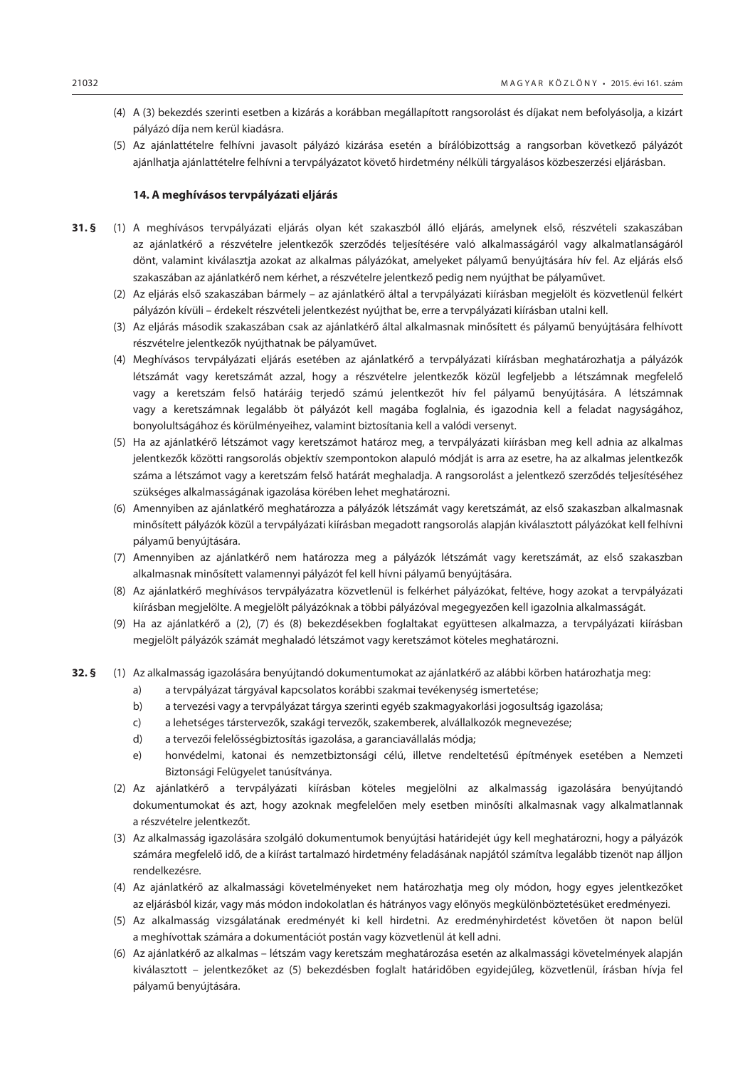(4) A (3) bekezdés szerinti esetben a kizárás a korábban megállapított rangsorolást és díjakat nem befolyásolja, a kizárt pályázó díja nem kerül kiadásra.

(5) Az ajánlattételre felhívni javasolt pályázó kizárása esetén a bírálóbizottság a rangsorban következő pályázót ajánlhatja ajánlattételre felhívni a tervpályázatot követő hirdetmény nélküli tárgyalásos közbeszerzési eljárásban.

### 14. A meghívásos tervpályázati eljárás

**31. §** (1) A meghívásos tervpályázati eljárás olyan két szakaszból álló eljárás, amelynek első, részvételi szakaszában az ajánlatkérő a részvételre jelentkezők szerződés teljesítésére való alkalmasságáról vagy alkalmatlanságáról dönt, valamint kiválasztja azokat az alkalmas pályázókat, amelyeket pályamű benyújtására hív fel. Az eljárás első szakaszában az ajánlatkérő nem kérhet, a részvételre jelentkező pedig nem nyújthat be pályaművet.

(2) Az eljárás első szakaszában bármely – az ajánlatkérő által a tervpályázati kiírásban megjelölt és közvetlenül felkért pályázón kívüli – érdekelt részvételi jelentkezést nyújthat be, erre a tervpályázati kiírásban utalni kell.

(3) Az eljárás második szakaszában csak az ajánlatkérő által alkalmasnak minősített és pályamű benyújtására felhívott részvételre jelentkezők nyújthatnak be pályaművet.

(4) Meghívásos tervpályázati eljárás esetében az ajánlatkérő a tervpályázati kiírásban meghatározhatja a pályázók létszámát vagy keretszámát azzal, hogy a részvételre jelentkezők közül legfeljebb a létszámnak megfelelő vagy a keretszám felső határáig terjedő számú jelentkezőt hív fel pályamű benyújtására. A létszámnak vagy a keretszámnak legalább öt pályázót kell magába foglalnia, és igazodnia kell a feladat nagyságához, bonyolultságához és körülményeihez, valamint biztosítania kell a valódi versenyt.

(5) Ha az ajánlatkérő létszámot vagy keretszámot határoz meg, a tervpályázati kiírásban meg kell adnia az alkalmas jelentkezők közötti rangsorolás objektív szempontokon alapuló módját is arra az esetre, ha az alkalmas jelentkezők száma a létszámot vagy a keretszám felső határát meghaladja. A rangsorolást a jelentkező szerződés teljesítéséhez szükséges alkalmasságának igazolása körében lehet meghatározni.

(6) Amennyiben az ajánlatkérő meghatározza a pályázók létszámát vagy keretszámát, az első szakaszban alkalmasnak minősített pályázók közül a tervpályázati kiírásban megadott rangsorolás alapján kiválasztott pályázókat kell felhívni pályamű benyújtására.

(7) Amennyiben az ajánlatkérő nem határozza meg a pályázók létszámát vagy keretszámát, az első szakaszban alkalmasnak minősített valamennyi pályázót fel kell hívni pályamű benyújtására.

(8) Az ajánlatkérő meghívásos tervpályázatra közvetlenül is felkérhet pályázókat, feltéve, hogy azokat a tervpályázati kiírásban megjelölte. A megjelölt pályázóknak a többi pályázóval megegyezően kell igazolnia alkalmasságát.

(9) Ha az ajánlatkérő a (2), (7) és (8) bekezdésekben foglaltakat együttesen alkalmazza, a tervpályázati kiírásban megjelölt pályázók számát meghaladó létszámot vagy keretszámot köteles meghatározni.

**32. §** (1) Az alkalmasság igazolására benyújtandó dokumentumokat az ajánlatkérő az alábbi körben határozhatja meg:

a) a tervpályázat tárgyával kapcsolatos korábbi szakmai tevékenység ismertetése;
b) a tervezési vagy a tervpályázat tárgya szerinti egyéb szakmagyakorlási jogosultság igazolása;
c) a lehetséges társtervezők, szakági tervezők, szakemberek, alvállalkozók megnevezése;
d) a tervezői felelősségbiztosítás igazolása, a garanciavállalás módja;
e) honvédelmi, katonai és nemzetbiztonsági célú, illetve rendeltetésű építmények esetében a Nemzeti Biztonsági Felügyelet tanúsítványa.

(2) Az ajánlatkérő a tervpályázati kiírásban köteles megjelölni az alkalmasság igazolására benyújtandó dokumentumokat és azt, hogy azoknak megfelelően mely esetben minősíti alkalmasnak vagy alkalmatlannak a részvételre jelentkezőt.

(3) Az alkalmasság igazolására szolgáló dokumentumok benyújtási határidejét úgy kell meghatározni, hogy a pályázók számára megfelelő idő, de a kiírást tartalmazó hirdetmény feladásának napjától számítva legalább tizenöt nap álljon rendelkezésre.

(4) Az ajánlatkérő az alkalmassági követelményeket nem határozhatja meg oly módon, hogy egyes jelentkezőket az eljárásból kizár, vagy más módon indokolatlan és hátrányos vagy előnyös megkülönböztetésüket eredményezi.

(5) Az alkalmasság vizsgálatának eredményét ki kell hirdetni. Az eredményhirdetést követően öt napon belül a meghívottak számára a dokumentációt postán vagy közvetlenül át kell adni.

(6) Az ajánlatkérő az alkalmas – létszám vagy keretszám meghatározása esetén az alkalmassági követelmények alapján kiválasztott – jelentkezőket az (5) bekezdésben foglalt határidőben egyidejűleg, közvetlenül, írásban hívja fel pályamű benyújtására.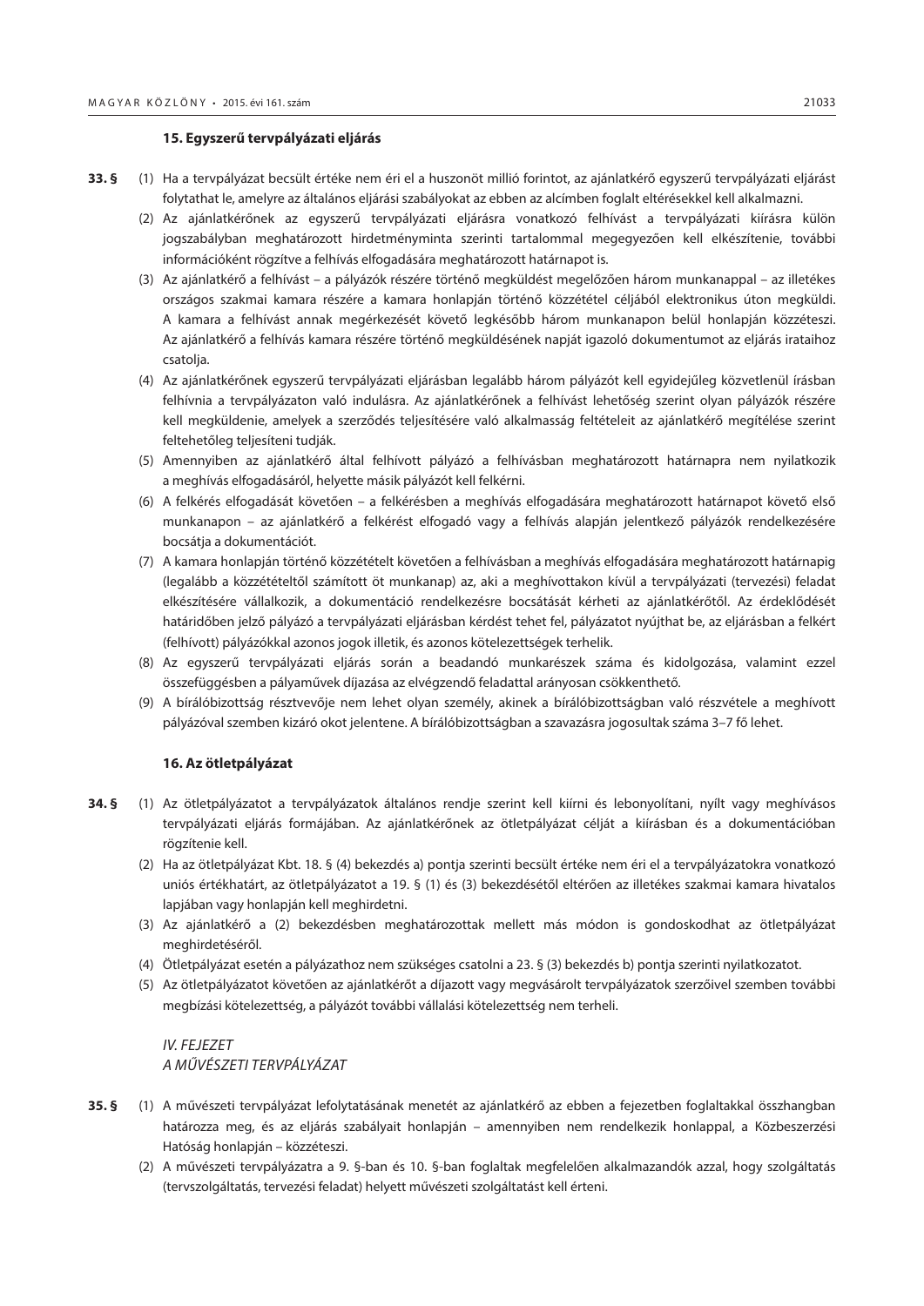### 15. Egyszerű tervpályázati eljárás

**33. §** (1) Ha a tervpályázat becsült értéke nem éri el a huszonöt millió forintot, az ajánlatkérő egyszerű tervpályázati eljárást folytathat le, amelyre az általános eljárási szabályokat az ebben az alcímben foglalt eltérésekkel kell alkalmazni.

(2) Az ajánlatkérőnek az egyszerű tervpályázati eljárásra vonatkozó felhívást a tervpályázati kiírásra külön jogszabályban meghatározott hirdetményminta szerinti tartalommal megegyezően kell elkészítenie, további információként rögzítve a felhívás elfogadására meghatározott határnapot is.

(3) Az ajánlatkérő a felhívást – a pályázók részére történő megküldést megelőzően három munkanappal – az illetékes országos szakmai kamara részére a kamara honlapján történő közzététel céljából elektronikus úton megküldi. A kamara a felhívást annak megérkezését követő legkésőbb három munkanapon belül honlapján közzéteszi. Az ajánlatkérő a felhívás kamara részére történő megküldésének napját igazoló dokumentumot az eljárás irataihoz csatolja.

(4) Az ajánlatkérőnek egyszerű tervpályázati eljárásban legalább három pályázót kell egyidejűleg közvetlenül írásban felhívnia a tervpályázaton való indulásra. Az ajánlatkérőnek a felhívást lehetőség szerint olyan pályázók részére kell megküldenie, amelyek a szerződés teljesítésére való alkalmasság feltételeit az ajánlatkérő megítélése szerint feltehetőleg teljesíteni tudják.

(5) Amennyiben az ajánlatkérő által felhívott pályázó a felhívásban meghatározott határnapra nem nyilatkozik a meghívás elfogadásáról, helyette másik pályázót kell felkérni.

(6) A felkérés elfogadását követően – a felkérésben a meghívás elfogadására meghatározott határnapot követő első munkanapon – az ajánlatkérő a felkérést elfogadó vagy a felhívás alapján jelentkező pályázók rendelkezésére bocsátja a dokumentációt.

(7) A kamara honlapján történő közzétételt követően a felhívásban a meghívás elfogadására meghatározott határnapig (legalább a közzétételtől számított öt munkanap) az, aki a meghívottakon kívül a tervpályázati (tervezési) feladat elkészítésére vállalkozik, a dokumentáció rendelkezésre bocsátását kérheti az ajánlatkérőtől. Az érdeklődését határidőben jelző pályázó a tervpályázati eljárásban kérdést tehet fel, pályázatot nyújthat be, az eljárásban a felkért (felhívott) pályázókkal azonos jogok illetik, és azonos kötelezettségek terhelik.

(8) Az egyszerű tervpályázati eljárás során a beadandó munkarészek száma és kidolgozása, valamint ezzel összefüggésben a pályaművek díjazása az elvégzendő feladattal arányosan csökkenthető.

(9) A bírálóbizottság résztvevője nem lehet olyan személy, akinek a bírálóbizottságban való részvétele a meghívott pályázóval szemben kizáró okot jelentene. A bírálóbizottságban a szavazásra jogosultak száma 3–7 fő lehet.

### 16. Az ötletpályázat

**34. §** (1) Az ötletpályázatot a tervpályázatok általános rendje szerint kell kiírni és lebonyolítani, nyílt vagy meghívásos tervpályázati eljárás formájában. Az ajánlatkérőnek az ötletpályázat célját a kiírásban és a dokumentációban rögzítenie kell.

(2) Ha az ötletpályázat Kbt. 18. § (4) bekezdés a) pontja szerinti becsült értéke nem éri el a tervpályázatokra vonatkozó uniós értékhatárt, az ötletpályázatot a 19. § (1) és (3) bekezdésétől eltérően az illetékes szakmai kamara hivatalos lapjában vagy honlapján kell meghirdetni.

(3) Az ajánlatkérő a (2) bekezdésben meghatározottak mellett más módon is gondoskodhat az ötletpályázat meghirdetéséről.

(4) Ötletpályázat esetén a pályázathoz nem szükséges csatolni a 23. § (3) bekezdés b) pontja szerinti nyilatkozatot.

(5) Az ötletpályázatot követően az ajánlatkérőt a díjazott vagy megvásárolt tervpályázatok szerzőivel szemben további megbízási kötelezettség, a pályázót további vállalási kötelezettség nem terheli.

## *IV. FEJEZET*
## *A MŰVÉSZETI TERVPÁLYÁZAT*

**35. §** (1) A művészeti tervpályázat lefolytatásának menetét az ajánlatkérő az ebben a fejezetben foglaltakkal összhangban határozza meg, és az eljárás szabályait honlapján – amennyiben nem rendelkezik honlappal, a Közbeszerzési Hatóság honlapján – közzéteszi.

(2) A művészeti tervpályázatra a 9. §-ban és 10. §-ban foglaltak megfelelően alkalmazandók azzal, hogy szolgáltatás (tervszolgáltatás, tervezési feladat) helyett művészeti szolgáltatást kell érteni.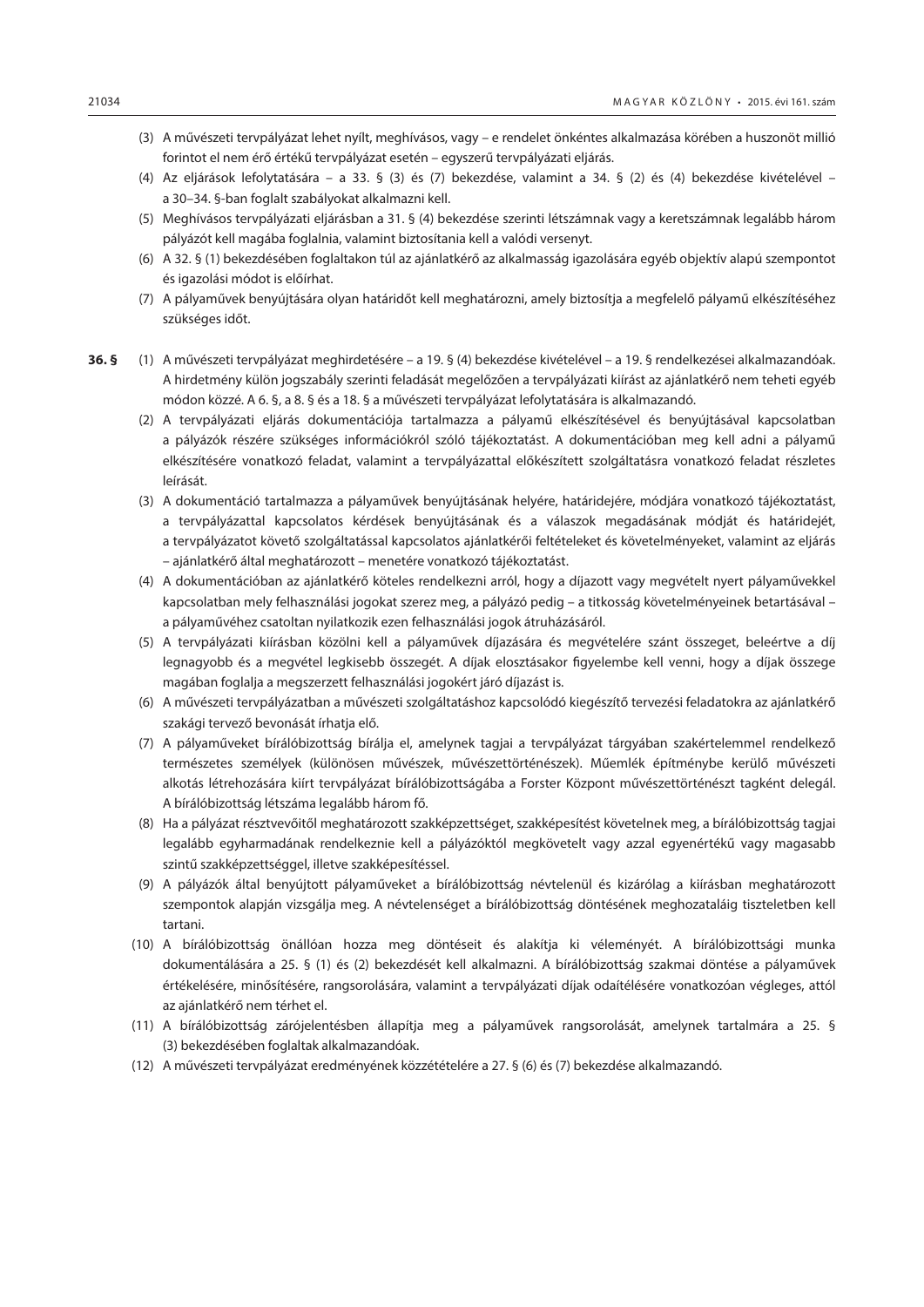(3) A művészeti tervpályázat lehet nyílt, meghívásos, vagy – e rendelet önkéntes alkalmazása körében a huszonöt millió forintot el nem érő értékű tervpályázat esetén – egyszerű tervpályázati eljárás.

(4) Az eljárások lefolytatására – a 33. § (3) és (7) bekezdése, valamint a 34. § (2) és (4) bekezdése kivételével – a 30–34. §-ban foglalt szabályokat alkalmazni kell.

(5) Meghívásos tervpályázati eljárásban a 31. § (4) bekezdése szerinti létszámnak vagy a keretszámnak legalább három pályázót kell magába foglalnia, valamint biztosítania kell a valódi versenyt.

(6) A 32. § (1) bekezdésében foglaltakon túl az ajánlatkérő az alkalmasság igazolására egyéb objektív alapú szempontot és igazolási módot is előírhat.

(7) A pályaművek benyújtására olyan határidőt kell meghatározni, amely biztosítja a megfelelő pályamű elkészítéséhez szükséges időt.

**36. §** (1) A művészeti tervpályázat meghirdetésére – a 19. § (4) bekezdése kivételével – a 19. § rendelkezései alkalmazandóak. A hirdetmény külön jogszabály szerinti feladását megelőzően a tervpályázati kiírást az ajánlatkérő nem teheti egyéb módon közzé. A 6. §, a 8. § és a 18. § a művészeti tervpályázat lefolytatására is alkalmazandó.

(2) A tervpályázati eljárás dokumentációja tartalmazza a pályamű elkészítésével és benyújtásával kapcsolatban a pályázók részére szükséges információkról szóló tájékoztatást. A dokumentációban meg kell adni a pályamű elkészítésére vonatkozó feladat, valamint a tervpályázattal előkészített szolgáltatásra vonatkozó feladat részletes leírását.

(3) A dokumentáció tartalmazza a pályaművek benyújtásának helyére, határidejére, módjára vonatkozó tájékoztatást, a tervpályázattal kapcsolatos kérdések benyújtásának és a válaszok megadásának módját és határidejét, a tervpályázatot követő szolgáltatással kapcsolatos ajánlatkérői feltételeket és követelményeket, valamint az eljárás – ajánlatkérő által meghatározott – menetére vonatkozó tájékoztatást.

(4) A dokumentációban az ajánlatkérő köteles rendelkezni arról, hogy a díjazott vagy megvételt nyert pályaművekkel kapcsolatban mely felhasználási jogokat szerez meg, a pályázó pedig – a titkosság követelményeinek betartásával – a pályaművéhez csatoltan nyilatkozik ezen felhasználási jogok átruházásáról.

(5) A tervpályázati kiírásban közölni kell a pályaművek díjazására és megvételére szánt összeget, beleértve a díj legnagyobb és a megvétel legkisebb összegét. A díjak elosztásakor figyelembe kell venni, hogy a díjak összege magában foglalja a megszerzett felhasználási jogokért járó díjazást is.

(6) A művészeti tervpályázatban a művészeti szolgáltatáshoz kapcsolódó kiegészítő tervezési feladatokra az ajánlatkérő szakági tervező bevonását írhatja elő.

(7) A pályaműveket bírálóbizottság bírálja el, amelynek tagjai a tervpályázat tárgyában szakértelemmel rendelkező természetes személyek (különösen művészek, művészettörténészek). Műemlék építménybe kerülő művészeti alkotás létrehozására kiírt tervpályázat bírálóbizottságába a Forster Központ művészettörténészt tagként delegál. A bírálóbizottság létszáma legalább három fő.

(8) Ha a pályázat résztvevőitől meghatározott szakképzettséget, szakképesítést követelnek meg, a bírálóbizottság tagjai legalább egyharmadának rendelkeznie kell a pályázóktól megkövetelt vagy azzal egyenértékű vagy magasabb szintű szakképzettséggel, illetve szakképesítéssel.

(9) A pályázók által benyújtott pályaműveket a bírálóbizottság névtelenül és kizárólag a kiírásban meghatározott szempontok alapján vizsgálja meg. A névtelenséget a bírálóbizottság döntésének meghozataláig tiszteletben kell tartani.

(10) A bírálóbizottság önállóan hozza meg döntéseit és alakítja ki véleményét. A bírálóbizottsági munka dokumentálására a 25. § (1) és (2) bekezdését kell alkalmazni. A bírálóbizottság szakmai döntése a pályaművek értékelésére, minősítésére, rangsorolására, valamint a tervpályázati díjak odaítélésére vonatkozóan végleges, attól az ajánlatkérő nem térhet el.

(11) A bírálóbizottság zárójelentésben állapítja meg a pályaművek rangsorolását, amelynek tartalmára a 25. § (3) bekezdésében foglaltak alkalmazandóak.

(12) A művészeti tervpályázat eredményének közzétételére a 27. § (6) és (7) bekezdése alkalmazandó.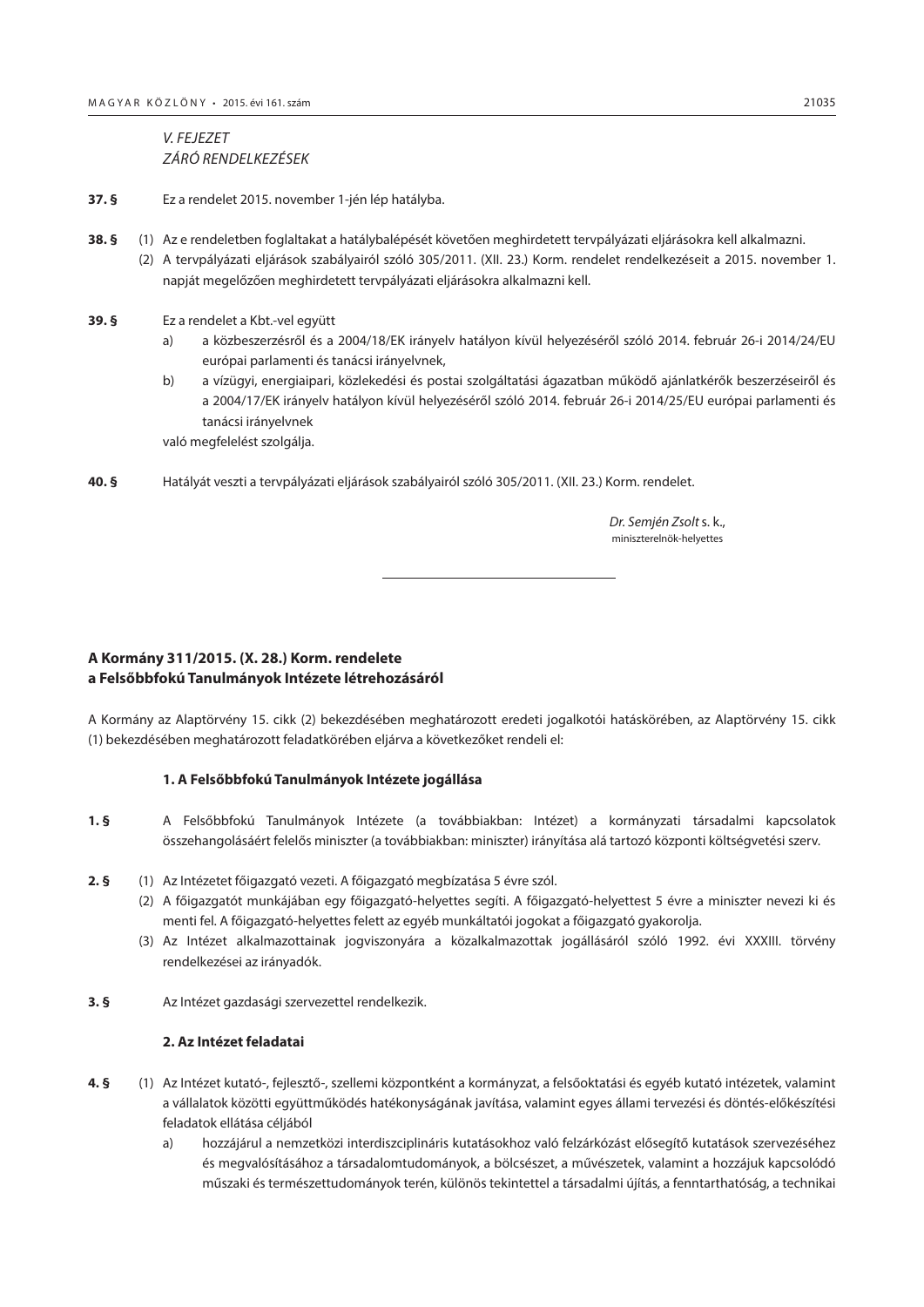*V. FEJEZET*
*ZÁRÓ RENDELKEZÉSEK*

**37. §** Ez a rendelet 2015. november 1-jén lép hatályba.

**38. §** (1) Az e rendeletben foglaltakat a hatálybalépését követően meghirdetett tervpályázati eljárásokra kell alkalmazni.

(2) A tervpályázati eljárások szabályairól szóló 305/2011. (XII. 23.) Korm. rendelet rendelkezéseit a 2015. november 1. napját megelőzően meghirdetett tervpályázati eljárásokra alkalmazni kell.

**39. §** Ez a rendelet a Kbt.-vel együtt

a) a közbeszerzésről és a 2004/18/EK irányelv hatályon kívül helyezéséről szóló 2014. február 26-i 2014/24/EU európai parlamenti és tanácsi irányelvnek,

b) a vízügyi, energiaipari, közlekedési és postai szolgáltatási ágazatban működő ajánlatkérők beszerzéseiről és a 2004/17/EK irányelv hatályon kívül helyezéséről szóló 2014. február 26-i 2014/25/EU európai parlamenti és tanácsi irányelvnek

való megfelelést szolgálja.

**40. §** Hatályát veszti a tervpályázati eljárások szabályairól szóló 305/2011. (XII. 23.) Korm. rendelet.

*Dr. Semjén Zsolt* s. k.,
miniszterelnök-helyettes

---

## A Kormány 311/2015. (X. 28.) Korm. rendelete a Felsőbbfokú Tanulmányok Intézete létrehozásáról

A Kormány az Alaptörvény 15. cikk (2) bekezdésében meghatározott eredeti jogalkotói hatáskörében, az Alaptörvény 15. cikk (1) bekezdésében meghatározott feladatkörében eljárva a következőket rendeli el:

### 1. A Felsőbbfokú Tanulmányok Intézete jogállása

**1. §** A Felsőbbfokú Tanulmányok Intézete (a továbbiakban: Intézet) a kormányzati társadalmi kapcsolatok összehangolásáért felelős miniszter (a továbbiakban: miniszter) irányítása alá tartozó központi költségvetési szerv.

**2. §** (1) Az Intézetet főigazgató vezeti. A főigazgató megbízatása 5 évre szól.

(2) A főigazgatót munkájában egy főigazgató-helyettes segíti. A főigazgató-helyettest 5 évre a miniszter nevezi ki és menti fel. A főigazgató-helyettes felett az egyéb munkáltatói jogokat a főigazgató gyakorolja.

(3) Az Intézet alkalmazottainak jogviszonyára a közalkalmazottak jogállásáról szóló 1992. évi XXXIII. törvény rendelkezései az irányadók.

**3. §** Az Intézet gazdasági szervezettel rendelkezik.

### 2. Az Intézet feladatai

**4. §** (1) Az Intézet kutató-, fejlesztő-, szellemi központként a kormányzat, a felsőoktatási és egyéb kutató intézetek, valamint a vállalatok közötti együttműködés hatékonyságának javítása, valamint egyes állami tervezési és döntés-előkészítési feladatok ellátása céljából

a) hozzájárul a nemzetközi interdiszciplináris kutatásokhoz való felzárkózást elősegítő kutatások szervezéséhez és megvalósításához a társadalomtudományok, a bölcsészet, a művészetek, valamint a hozzájuk kapcsolódó műszaki és természettudományok terén, különös tekintettel a társadalmi újítás, a fenntarthatóság, a technikai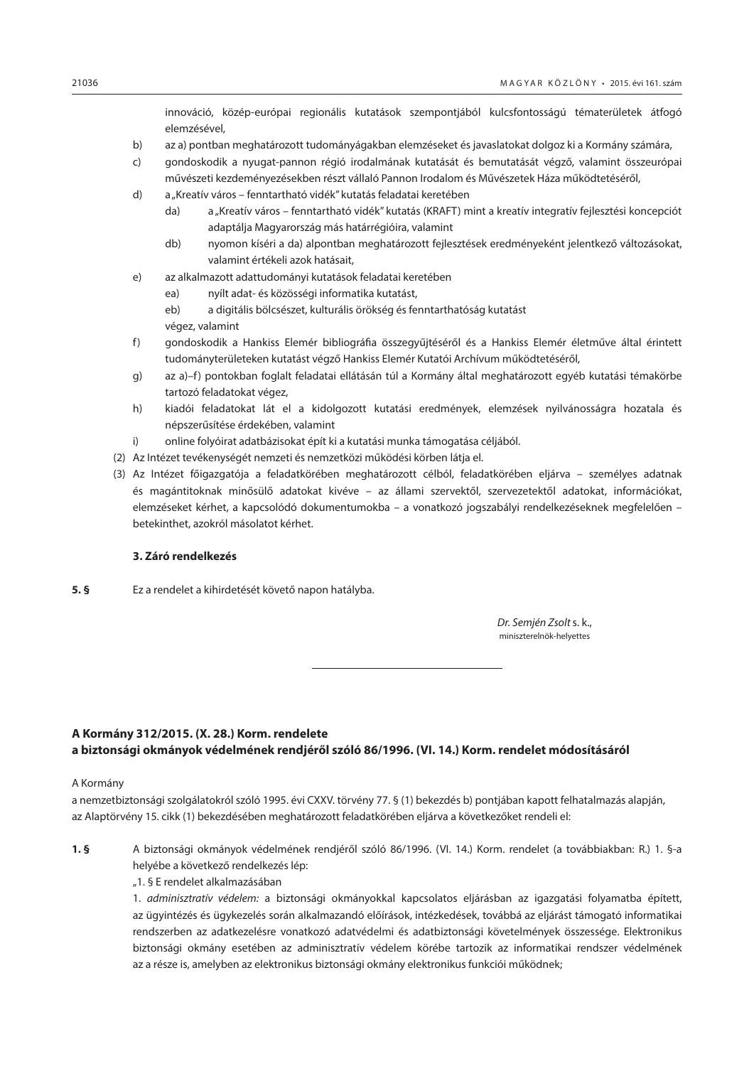innováció, közép-európai regionális kutatások szempontjából kulcsfontosságú tématerületek átfogó elemzésével,

b) az a) pontban meghatározott tudományágakban elemzéseket és javaslatokat dolgoz ki a Kormány számára,

c) gondoskodik a nyugat-pannon régió irodalmának kutatását és bemutatását végző, valamint összeurópai művészeti kezdeményezésekben részt vállaló Pannon Irodalom és Művészetek Háza működtetéséről,

d) a „Kreatív város – fenntartható vidék" kutatás feladatai keretében

 da) a „Kreatív város – fenntartható vidék" kutatás (KRAFT) mint a kreatív integratív fejlesztési koncepciót adaptálja Magyarország más határrégióira, valamint

 db) nyomon kíséri a da) alpontban meghatározott fejlesztések eredményeként jelentkező változásokat, valamint értékeli azok hatásait,

e) az alkalmazott adattudományi kutatások feladatai keretében

 ea) nyílt adat- és közösségi informatika kutatást,

 eb) a digitális bölcsészet, kulturális örökség és fenntarthatóság kutatást

 végez, valamint

f) gondoskodik a Hankiss Elemér bibliográfia összegyűjtéséről és a Hankiss Elemér életműve által érintett tudományterületeken kutatást végző Hankiss Elemér Kutatói Archívum működtetéséről,

g) az a)–f) pontokban foglalt feladatai ellátásán túl a Kormány által meghatározott egyéb kutatási témakörbe tartozó feladatokat végez,

h) kiadói feladatokat lát el a kidolgozott kutatási eredmények, elemzések nyilvánosságra hozatala és népszerűsítése érdekében, valamint

i) online folyóirat adatbázisokat épít ki a kutatási munka támogatása céljából.

(2) Az Intézet tevékenységét nemzeti és nemzetközi működési körben látja el.

(3) Az Intézet főigazgatója a feladatkörében meghatározott célból, feladatkörében eljárva – személyes adatnak és magántitoknak minősülő adatokat kivéve – az állami szervektől, szervezetektől adatokat, információkat, elemzéseket kérhet, a kapcsolódó dokumentumokba – a vonatkozó jogszabályi rendelkezéseknek megfelelően – betekinthet, azokról másolatot kérhet.

**3. Záró rendelkezés**

**5. §** Ez a rendelet a kihirdetését követő napon hatályba.

*Dr. Semjén Zsolt* s. k.,
miniszterelnök-helyettes

---

## A Kormány 312/2015. (X. 28.) Korm. rendelete a biztonsági okmányok védelmének rendjéről szóló 86/1996. (VI. 14.) Korm. rendelet módosításáról

A Kormány

a nemzetbiztonsági szolgálatokról szóló 1995. évi CXXV. törvény 77. § (1) bekezdés b) pontjában kapott felhatalmazás alapján, az Alaptörvény 15. cikk (1) bekezdésében meghatározott feladatkörében eljárva a következőket rendeli el:

**1. §** A biztonsági okmányok védelmének rendjéről szóló 86/1996. (VI. 14.) Korm. rendelet (a továbbiakban: R.) 1. §-a helyébe a következő rendelkezés lép:

„1. § E rendelet alkalmazásában

1. *adminisztratív védelem:* a biztonsági okmányokkal kapcsolatos eljárásban az igazgatási folyamatba épített, az ügyintézés és ügykezelés során alkalmazandó előírások, intézkedések, továbbá az eljárást támogató informatikai rendszerben az adatkezelésre vonatkozó adatvédelmi és adatbiztonsági követelmények összessége. Elektronikus biztonsági okmány esetében az adminisztratív védelem körébe tartozik az informatikai rendszer védelmének az a része is, amelyben az elektronikus biztonsági okmány elektronikus funkciói működnek;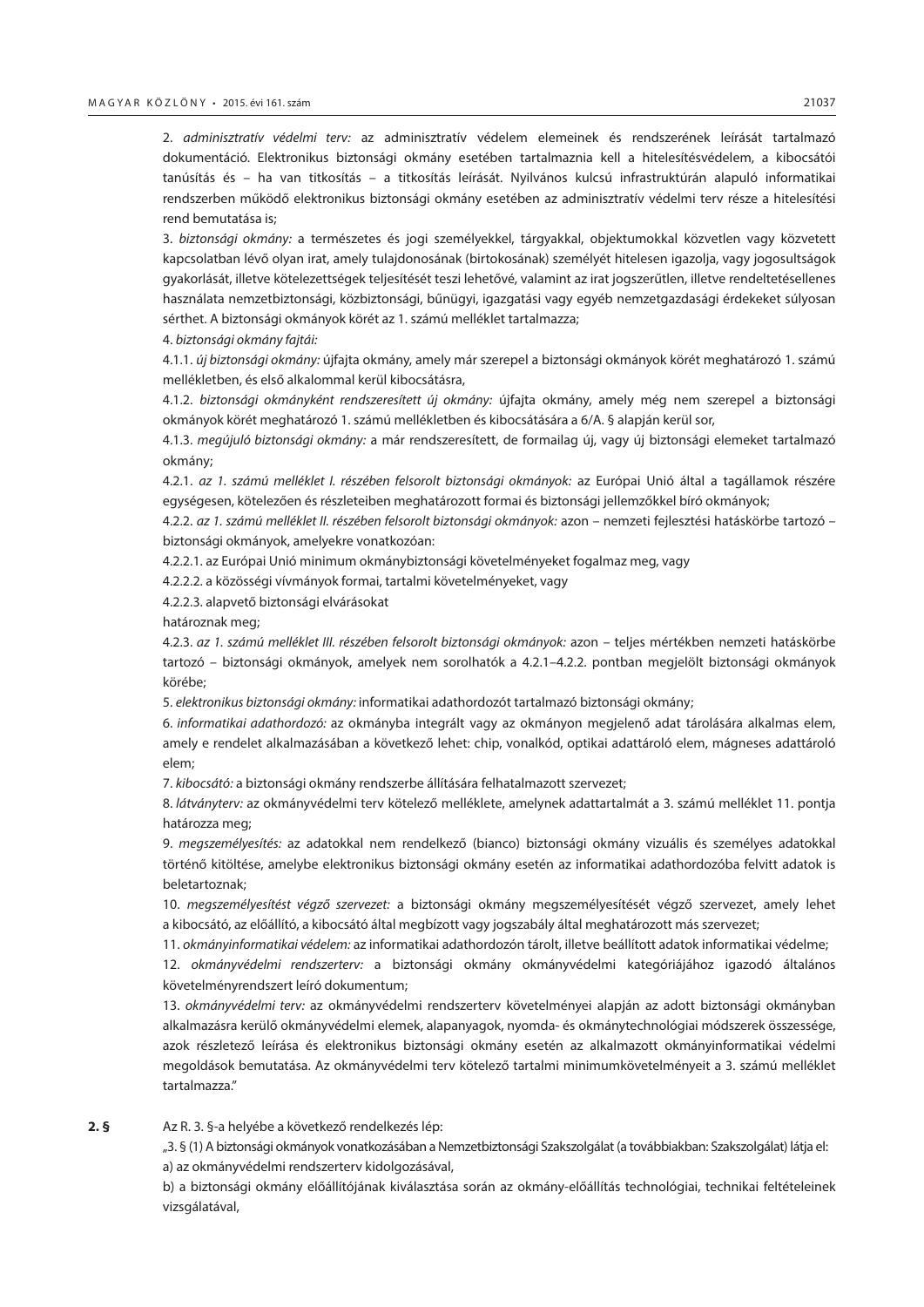2. *adminisztratív védelmi terv:* az adminisztratív védelem elemeinek és rendszerének leírását tartalmazó dokumentáció. Elektronikus biztonsági okmány esetében tartalmaznia kell a hitelesítésvédelem, a kibocsátói tanúsítás és – ha van titkosítás – a titkosítás leírását. Nyilvános kulcsú infrastruktúrán alapuló informatikai rendszerben működő elektronikus biztonsági okmány esetében az adminisztratív védelmi terv része a hitelesítési rend bemutatása is;

3. *biztonsági okmány:* a természetes és jogi személyekkel, tárgyakkal, objektumokkal közvetlen vagy közvetett kapcsolatban lévő olyan irat, amely tulajdonosának (birtokosának) személyét hitelesen igazolja, vagy jogosultságok gyakorlását, illetve kötelezettségek teljesítését teszi lehetővé, valamint az irat jogszerűtlen, illetve rendeltetésellenes használata nemzetbiztonsági, közbiztonsági, bűnügyi, igazgatási vagy egyéb nemzetgazdasági érdekeket súlyosan sérthet. A biztonsági okmányok körét az 1. számú melléklet tartalmazza;

4. *biztonsági okmány fajtái:*

4.1.1. *új biztonsági okmány:* újfajta okmány, amely már szerepel a biztonsági okmányok körét meghatározó 1. számú mellékletben, és első alkalommal kerül kibocsátásra,

4.1.2. *biztonsági okmányként rendszeresített új okmány:* újfajta okmány, amely még nem szerepel a biztonsági okmányok körét meghatározó 1. számú mellékletben és kibocsátására a 6/A. § alapján kerül sor,

4.1.3. *megújuló biztonsági okmány:* a már rendszeresített, de formailag új, vagy új biztonsági elemeket tartalmazó okmány;

4.2.1. *az 1. számú melléklet I. részében felsorolt biztonsági okmányok:* az Európai Unió által a tagállamok részére egységesen, kötelezően és részleteiben meghatározott formai és biztonsági jellemzőkkel bíró okmányok;

4.2.2. *az 1. számú melléklet II. részében felsorolt biztonsági okmányok:* azon – nemzeti fejlesztési hatáskörbe tartozó – biztonsági okmányok, amelyekre vonatkozóan:

4.2.2.1. az Európai Unió minimum okmánybiztonsági követelményeket fogalmaz meg, vagy

4.2.2.2. a közösségi vívmányok formai, tartalmi követelményeket, vagy

4.2.2.3. alapvető biztonsági elvárásokat

határoznak meg;

4.2.3. *az 1. számú melléklet III. részében felsorolt biztonsági okmányok:* azon – teljes mértékben nemzeti hatáskörbe tartozó – biztonsági okmányok, amelyek nem sorolhatók a 4.2.1–4.2.2. pontban megjelölt biztonsági okmányok körébe;

5. *elektronikus biztonsági okmány:* informatikai adathordozót tartalmazó biztonsági okmány;

6. *informatikai adathordozó:* az okmányba integrált vagy az okmányon megjelenő adat tárolására alkalmas elem, amely e rendelet alkalmazásában a következő lehet: chip, vonalkód, optikai adattároló elem, mágneses adattároló elem;

7. *kibocsátó:* a biztonsági okmány rendszerbe állítására felhatalmazott szervezet;

8. *látványterv:* az okmányvédelmi terv kötelező melléklete, amelynek adattartalmát a 3. számú melléklet 11. pontja határozza meg;

9. *megszemélyesítés:* az adatokkal nem rendelkező (bianco) biztonsági okmány vizuális és személyes adatokkal történő kitöltése, amelybe elektronikus biztonsági okmány esetén az informatikai adathordozóba felvitt adatok is beletartoznak;

10. *megszemélyesítést végző szervezet:* a biztonsági okmány megszemélyesítését végző szervezet, amely lehet a kibocsátó, az előállító, a kibocsátó által megbízott vagy jogszabály által meghatározott más szervezet;

11. *okmányinformatikai védelem:* az informatikai adathordozón tárolt, illetve beállított adatok informatikai védelme;

12. *okmányvédelmi rendszerterv:* a biztonsági okmány okmányvédelmi kategóriájához igazodó általános követelményrendszert leíró dokumentum;

13. *okmányvédelmi terv:* az okmányvédelmi rendszerterv követelményei alapján az adott biztonsági okmányban alkalmazásra kerülő okmányvédelmi elemek, alapanyagok, nyomda- és okmánytechnológiai módszerek összessége, azok részletező leírása és elektronikus biztonsági okmány esetén az alkalmazott okmányinformatikai védelmi megoldások bemutatása. Az okmányvédelmi terv kötelező tartalmi minimumkövetelményeit a 3. számú melléklet tartalmazza."

**2. §** Az R. 3. §-a helyébe a következő rendelkezés lép:

„3. § (1) A biztonsági okmányok vonatkozásában a Nemzetbiztonsági Szakszolgálat (a továbbiakban: Szakszolgálat) látja el:

a) az okmányvédelmi rendszerterv kidolgozásával,

b) a biztonsági okmány előállítójának kiválasztása során az okmány-előállítás technológiai, technikai feltételeinek vizsgálatával,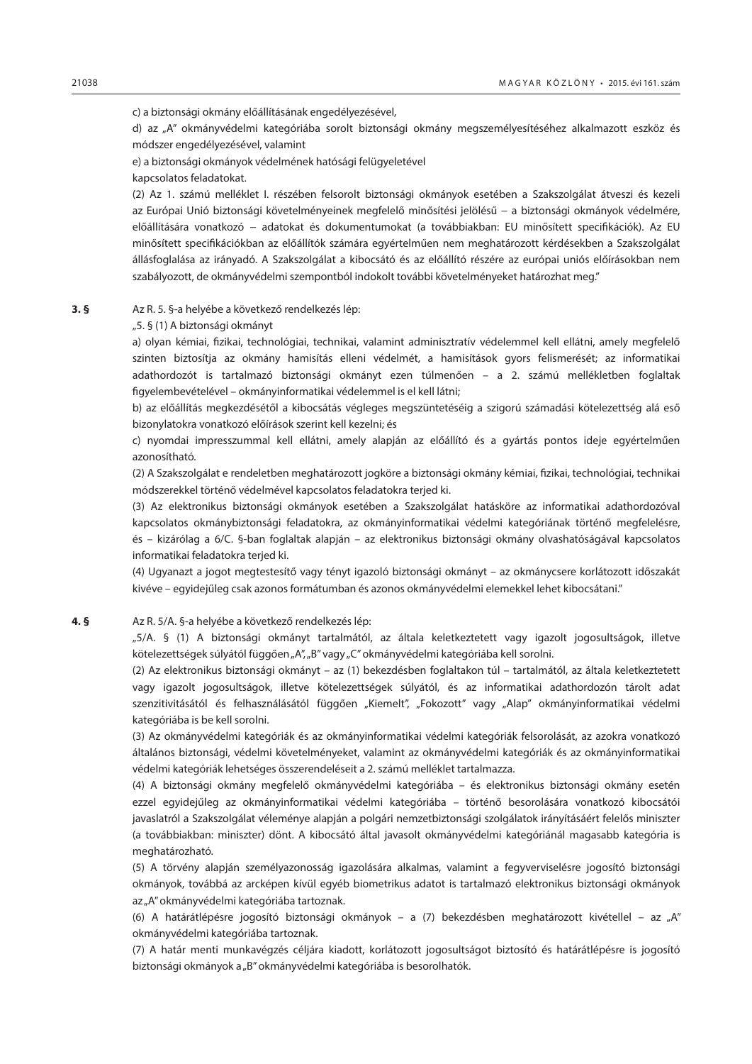c) a biztonsági okmány előállításának engedélyezésével,

d) az „A" okmányvédelmi kategóriába sorolt biztonsági okmány megszemélyesítéséhez alkalmazott eszköz és módszer engedélyezésével, valamint

e) a biztonsági okmányok védelmének hatósági felügyeletével

kapcsolatos feladatokat.

(2) Az 1. számú melléklet I. részében felsorolt biztonsági okmányok esetében a Szakszolgálat átveszi és kezeli az Európai Unió biztonsági követelményeinek megfelelő minősítési jelölésű – a biztonsági okmányok védelmére, előállítására vonatkozó – adatokat és dokumentumokat (a továbbiakban: EU minősített specifikációk). Az EU minősített specifikációkban az előállítók számára egyértelműen nem meghatározott kérdésekben a Szakszolgálat állásfoglalása az irányadó. A Szakszolgálat a kibocsátó és az előállító részére az európai uniós előírásokban nem szabályozott, de okmányvédelmi szempontból indokolt további követelményeket határozhat meg."

**3. §** Az R. 5. §-a helyébe a következő rendelkezés lép:

„5. § (1) A biztonsági okmányt

a) olyan kémiai, fizikai, technológiai, technikai, valamint adminisztratív védelemmel kell ellátni, amely megfelelő szinten biztosítja az okmány hamisítás elleni védelmét, a hamisítások gyors felismerését; az informatikai adathordozót is tartalmazó biztonsági okmányt ezen túlmenően – a 2. számú mellékletben foglaltak figyelembevételével – okmányinformatikai védelemmel is el kell látni;

b) az előállítás megkezdésétől a kibocsátás végleges megszüntetéséig a szigorú számadási kötelezettség alá eső bizonylatokra vonatkozó előírások szerint kell kezelni; és

c) nyomdai impresszummal kell ellátni, amely alapján az előállító és a gyártás pontos ideje egyértelműen azonosítható.

(2) A Szakszolgálat e rendeletben meghatározott jogköre a biztonsági okmány kémiai, fizikai, technológiai, technikai módszerekkel történő védelmével kapcsolatos feladatokra terjed ki.

(3) Az elektronikus biztonsági okmányok esetében a Szakszolgálat hatásköre az informatikai adathordozóval kapcsolatos okmánybiztonsági feladatokra, az okmányinformatikai védelmi kategóriának történő megfelelésre, és – kizárólag a 6/C. §-ban foglaltak alapján – az elektronikus biztonsági okmány olvashatóságával kapcsolatos informatikai feladatokra terjed ki.

(4) Ugyanazt a jogot megtestesítő vagy tényt igazoló biztonsági okmányt – az okmánycsere korlátozott időszakát kivéve – egyidejűleg csak azonos formátumban és azonos okmányvédelmi elemekkel lehet kibocsátani."

**4. §** Az R. 5/A. §-a helyébe a következő rendelkezés lép:

„5/A. § (1) A biztonsági okmányt tartalmától, az általa keletkeztetett vagy igazolt jogosultságok, illetve kötelezettségek súlyától függően „A", „B" vagy „C" okmányvédelmi kategóriába kell sorolni.

(2) Az elektronikus biztonsági okmányt – az (1) bekezdésben foglaltakon túl – tartalmától, az általa keletkeztetett vagy igazolt jogosultságok, illetve kötelezettségek súlyától, és az informatikai adathordozón tárolt adat szenzitivitásától és felhasználásától függően „Kiemelt", „Fokozott" vagy „Alap" okmányinformatikai védelmi kategóriába is be kell sorolni.

(3) Az okmányvédelmi kategóriák és az okmányinformatikai védelmi kategóriák felsorolását, az azokra vonatkozó általános biztonsági, védelmi követelményeket, valamint az okmányvédelmi kategóriák és az okmányinformatikai védelmi kategóriák lehetséges összerendeléseit a 2. számú melléklet tartalmazza.

(4) A biztonsági okmány megfelelő okmányvédelmi kategóriába – és elektronikus biztonsági okmány esetén ezzel egyidejűleg az okmányinformatikai védelmi kategóriába – történő besorolására vonatkozó kibocsátói javaslatról a Szakszolgálat véleménye alapján a polgári nemzetbiztonsági szolgálatok irányításáért felelős miniszter (a továbbiakban: miniszter) dönt. A kibocsátó által javasolt okmányvédelmi kategóriánál magasabb kategória is meghatározható.

(5) A törvény alapján személyazonosság igazolására alkalmas, valamint a fegyverviselésre jogosító biztonsági okmányok, továbbá az arcképen kívül egyéb biometrikus adatot is tartalmazó elektronikus biztonsági okmányok az „A" okmányvédelmi kategóriába tartoznak.

(6) A határátlépésre jogosító biztonsági okmányok – a (7) bekezdésben meghatározott kivétellel – az „A" okmányvédelmi kategóriába tartoznak.

(7) A határ menti munkavégzés céljára kiadott, korlátozott jogosultságot biztosító és határátlépésre is jogosító biztonsági okmányok a „B" okmányvédelmi kategóriába is besorolhatók.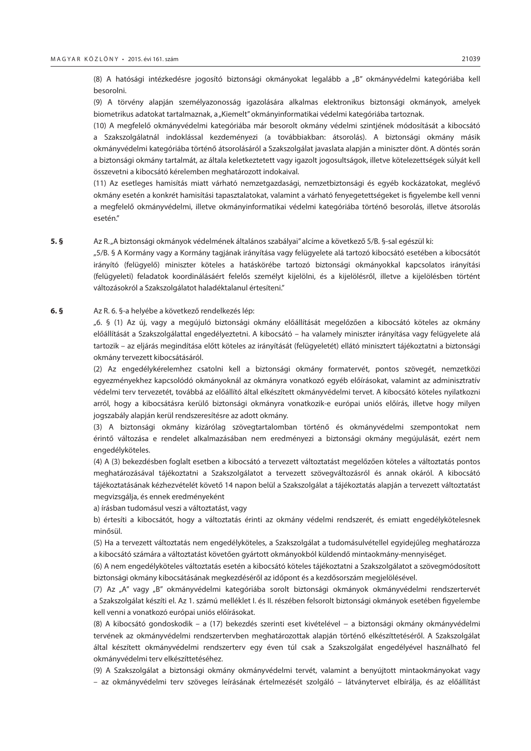(8) A hatósági intézkedésre jogosító biztonsági okmányokat legalább a „B" okmányvédelmi kategóriába kell besorolni.

(9) A törvény alapján személyazonosság igazolására alkalmas elektronikus biztonsági okmányok, amelyek biometrikus adatokat tartalmaznak, a „Kiemelt" okmányinformatikai védelmi kategóriába tartoznak.

(10) A megfelelő okmányvédelmi kategóriába már besorolt okmány védelmi szintjének módosítását a kibocsátó a Szakszolgálatnál indoklással kezdeményezi (a továbbiakban: átsorolás). A biztonsági okmány másik okmányvédelmi kategóriába történő átsorolásáról a Szakszolgálat javaslata alapján a miniszter dönt. A döntés során a biztonsági okmány tartalmát, az általa keletkeztetett vagy igazolt jogosultságok, illetve kötelezettségek súlyát kell összevetni a kibocsátó kérelemben meghatározott indokaival.

(11) Az esetleges hamisítás miatt várható nemzetgazdasági, nemzetbiztonsági és egyéb kockázatokat, meglévő okmány esetén a konkrét hamisítási tapasztalatokat, valamint a várható fenyegetettségeket is figyelembe kell venni a megfelelő okmányvédelmi, illetve okmányinformatikai védelmi kategóriába történő besorolás, illetve átsorolás esetén."

**5. §** Az R. „A biztonsági okmányok védelmének általános szabályai" alcíme a következő 5/B. §-sal egészül ki:

„5/B. § A Kormány vagy a Kormány tagjának irányítása vagy felügyelete alá tartozó kibocsátó esetében a kibocsátót irányító (felügyelő) miniszter köteles a hatáskörébe tartozó biztonsági okmányokkal kapcsolatos irányítási (felügyeleti) feladatok koordinálásáért felelős személyt kijelölni, és a kijelölésről, illetve a kijelölésben történt változásokról a Szakszolgálatot haladéktalanul értesíteni."

**6. §** Az R. 6. §-a helyébe a következő rendelkezés lép:

„6. § (1) Az új, vagy a megújuló biztonsági okmány előállítását megelőzően a kibocsátó köteles az okmány előállítását a Szakszolgálattal engedélyeztetni. A kibocsátó – ha valamely miniszter irányítása vagy felügyelete alá tartozik – az eljárás megindítása előtt köteles az irányítását (felügyeletét) ellátó minisztert tájékoztatni a biztonsági okmány tervezett kibocsátásáról.

(2) Az engedélykérelemhez csatolni kell a biztonsági okmány formatervét, pontos szövegét, nemzetközi egyezményekhez kapcsolódó okmányoknál az okmányra vonatkozó egyéb előírásokat, valamint az adminisztratív védelmi terv tervezetét, továbbá az előállító által elkészített okmányvédelmi tervet. A kibocsátó köteles nyilatkozni arról, hogy a kibocsátásra kerülő biztonsági okmányra vonatkozik-e európai uniós előírás, illetve hogy milyen jogszabály alapján kerül rendszeresítésre az adott okmány.

(3) A biztonsági okmány kizárólag szövegtartalomban történő és okmányvédelmi szempontokat nem érintő változása e rendelet alkalmazásában nem eredményezi a biztonsági okmány megújulását, ezért nem engedélyköteles.

(4) A (3) bekezdésben foglalt esetben a kibocsátó a tervezett változtatást megelőzően köteles a változtatás pontos meghatározásával tájékoztatni a Szakszolgálatot a tervezett szövegváltozásról és annak okáról. A kibocsátó tájékoztatásának kézhezvételét követő 14 napon belül a Szakszolgálat a tájékoztatás alapján a tervezett változtatást megvizsgálja, és ennek eredményeként

a) írásban tudomásul veszi a változtatást, vagy

b) értesíti a kibocsátót, hogy a változtatás érinti az okmány védelmi rendszerét, és emiatt engedélykötelesnek minősül.

(5) Ha a tervezett változtatás nem engedélyköteles, a Szakszolgálat a tudomásulvétellel egyidejűleg meghatározza a kibocsátó számára a változtatást követően gyártott okmányokból küldendő mintaokmány-mennyiséget.

(6) A nem engedélyköteles változtatás esetén a kibocsátó köteles tájékoztatni a Szakszolgálatot a szövegmódosított biztonsági okmány kibocsátásának megkezdéséről az időpont és a kezdősorszám megjelölésével.

(7) Az „A" vagy „B" okmányvédelmi kategóriába sorolt biztonsági okmányok okmányvédelmi rendszertervét a Szakszolgálat készíti el. Az 1. számú melléklet I. és II. részében felsorolt biztonsági okmányok esetében figyelembe kell venni a vonatkozó európai uniós előírásokat.

(8) A kibocsátó gondoskodik – a (17) bekezdés szerinti eset kivételével – a biztonsági okmány okmányvédelmi tervének az okmányvédelmi rendszertervben meghatározottak alapján történő elkészíttetéséről. A Szakszolgálat által készített okmányvédelmi rendszerterv egy éven túl csak a Szakszolgálat engedélyével használható fel okmányvédelmi terv elkészíttetéséhez.

(9) A Szakszolgálat a biztonsági okmány okmányvédelmi tervét, valamint a benyújtott mintaokmányokat vagy – az okmányvédelmi terv szöveges leírásának értelmezését szolgáló – látványtervet elbírálja, és az előállítást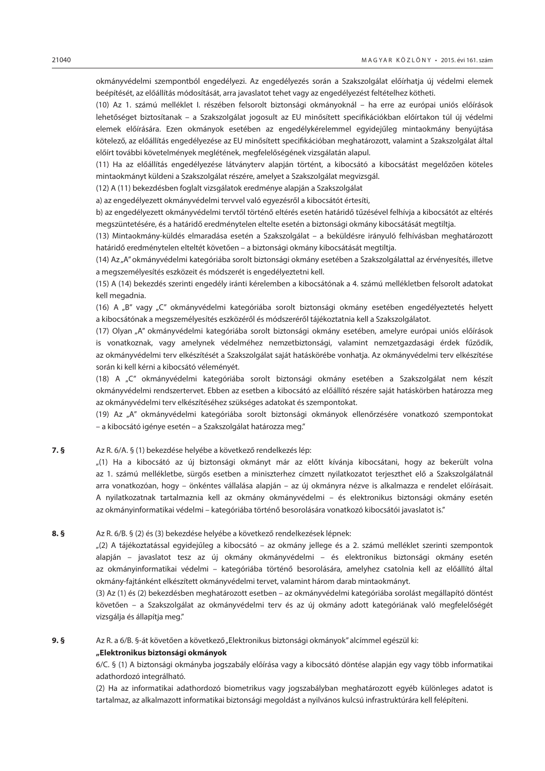okmányvédelmi szempontból engedélyezi. Az engedélyezés során a Szakszolgálat előírhatja új védelmi elemek beépítését, az előállítás módosítását, arra javaslatot tehet vagy az engedélyezést feltételhez kötheti.

(10) Az 1. számú melléklet I. részében felsorolt biztonsági okmányoknál – ha erre az európai uniós előírások lehetőséget biztosítanak – a Szakszolgálat jogosult az EU minősített specifikációkban előírtakon túl új védelmi elemek előírására. Ezen okmányok esetében az engedélykérelemmel egyidejűleg mintaokmány benyújtása kötelező, az előállítás engedélyezése az EU minősített specifikációban meghatározott, valamint a Szakszolgálat által előírt további követelmények meglétének, megfelelőségének vizsgálatán alapul.

(11) Ha az előállítás engedélyezése látványterv alapján történt, a kibocsátó a kibocsátást megelőzően köteles mintaokmányt küldeni a Szakszolgálat részére, amelyet a Szakszolgálat megvizsgál.

(12) A (11) bekezdésben foglalt vizsgálatok eredménye alapján a Szakszolgálat

a) az engedélyezett okmányvédelmi tervvel való egyezésről a kibocsátót értesíti,

b) az engedélyezett okmányvédelmi tervtől történő eltérés esetén határidő tűzésével felhívja a kibocsátót az eltérés megszüntetésére, és a határidő eredménytelen eltelte esetén a biztonsági okmány kibocsátását megtiltja.

(13) Mintaokmány-küldés elmaradása esetén a Szakszolgálat – a beküldésre irányuló felhívásban meghatározott határidő eredménytelen elteltét követően – a biztonsági okmány kibocsátását megtiltja.

(14) Az „A" okmányvédelmi kategóriába sorolt biztonsági okmány esetében a Szakszolgálattal az érvényesítés, illetve a megszemélyesítés eszközeit és módszerét is engedélyeztetni kell.

(15) A (14) bekezdés szerinti engedély iránti kérelemben a kibocsátónak a 4. számú mellékletben felsorolt adatokat kell megadnia.

(16) A „B" vagy „C" okmányvédelmi kategóriába sorolt biztonsági okmány esetében engedélyeztetés helyett a kibocsátónak a megszemélyesítés eszközéről és módszeréről tájékoztatnia kell a Szakszolgálatot.

(17) Olyan „A" okmányvédelmi kategóriába sorolt biztonsági okmány esetében, amelyre európai uniós előírások is vonatkoznak, vagy amelynek védelméhez nemzetbiztonsági, valamint nemzetgazdasági érdek fűződik, az okmányvédelmi terv elkészítését a Szakszolgálat saját hatáskörébe vonhatja. Az okmányvédelmi terv elkészítése során ki kell kérni a kibocsátó véleményét.

(18) A „C" okmányvédelmi kategóriába sorolt biztonsági okmány esetében a Szakszolgálat nem készít okmányvédelmi rendszertervet. Ebben az esetben a kibocsátó az előállító részére saját hatáskörben határozza meg az okmányvédelmi terv elkészítéséhez szükséges adatokat és szempontokat.

(19) Az „A" okmányvédelmi kategóriába sorolt biztonsági okmányok ellenőrzésére vonatkozó szempontokat – a kibocsátó igénye esetén – a Szakszolgálat határozza meg."

**7. §** Az R. 6/A. § (1) bekezdése helyébe a következő rendelkezés lép:

„(1) Ha a kibocsátó az új biztonsági okmányt már az előtt kívánja kibocsátani, hogy az bekerült volna az 1. számú mellékletbe, sürgős esetben a miniszterhez címzett nyilatkozatot terjeszthet elő a Szakszolgálatnál arra vonatkozóan, hogy – önkéntes vállalása alapján – az új okmányra nézve is alkalmazza e rendelet előírásait. A nyilatkozatnak tartalmaznia kell az okmány okmányvédelmi – és elektronikus biztonsági okmány esetén az okmányinformatikai védelmi – kategóriába történő besorolására vonatkozó kibocsátói javaslatot is."

**8. §** Az R. 6/B. § (2) és (3) bekezdése helyébe a következő rendelkezések lépnek:

„(2) A tájékoztatással egyidejűleg a kibocsátó – az okmány jellege és a 2. számú melléklet szerinti szempontok alapján – javaslatot tesz az új okmány okmányvédelmi – és elektronikus biztonsági okmány esetén az okmányinformatikai védelmi – kategóriába történő besorolására, amelyhez csatolnia kell az előállító által okmány-fajtánként elkészített okmányvédelmi tervet, valamint három darab mintaokmányt.

(3) Az (1) és (2) bekezdésben meghatározott esetben – az okmányvédelmi kategóriába sorolást megállapító döntést követően – a Szakszolgálat az okmányvédelmi terv és az új okmány adott kategóriának való megfelelőségét vizsgálja és állapítja meg."

**9. §** Az R. a 6/B. §-át követően a következő „Elektronikus biztonsági okmányok" alcímmel egészül ki:

**„Elektronikus biztonsági okmányok**

6/C. § (1) A biztonsági okmányba jogszabály előírása vagy a kibocsátó döntése alapján egy vagy több informatikai adathordozó integrálható.

(2) Ha az informatikai adathordozó biometrikus vagy jogszabályban meghatározott egyéb különleges adatot is tartalmaz, az alkalmazott informatikai biztonsági megoldást a nyilvános kulcsú infrastruktúrára kell felépíteni.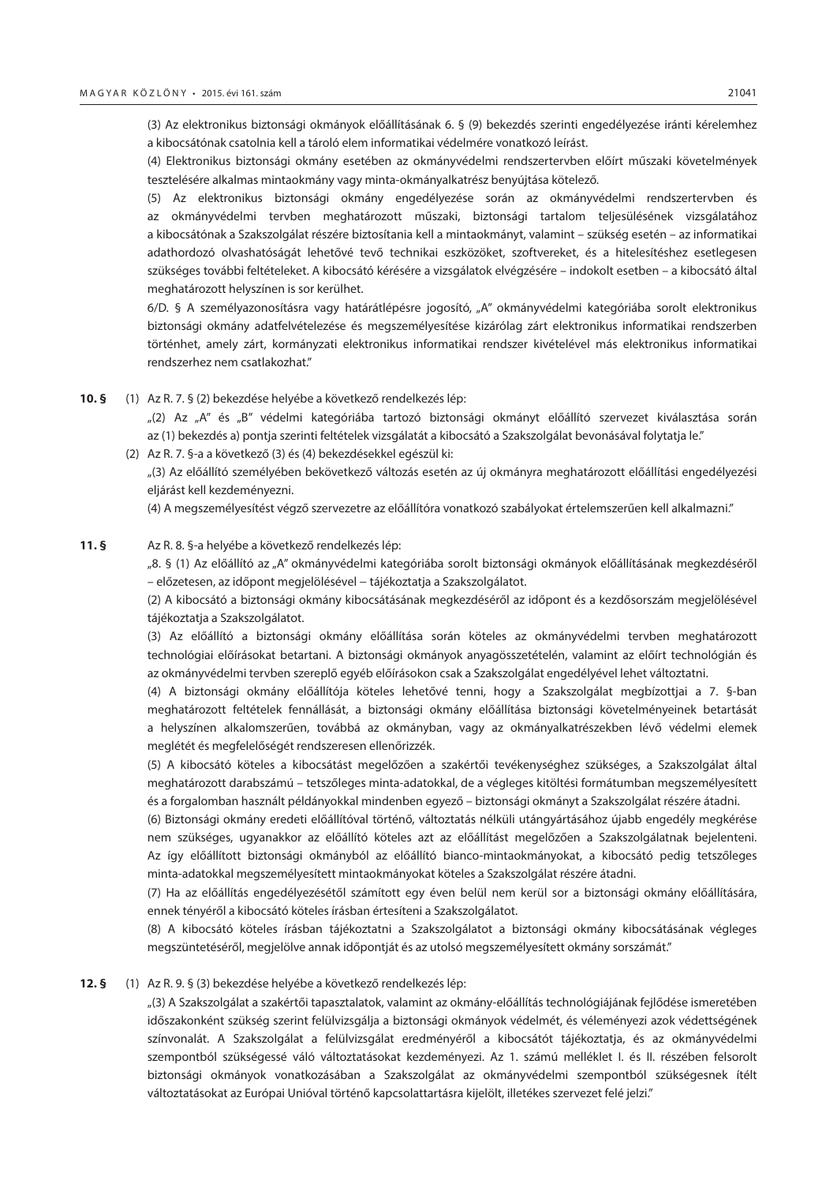(3) Az elektronikus biztonsági okmányok előállításának 6. § (9) bekezdés szerinti engedélyezése iránti kérelemhez a kibocsátónak csatolnia kell a tároló elem informatikai védelmére vonatkozó leírást.

(4) Elektronikus biztonsági okmány esetében az okmányvédelmi rendszertervben előírt műszaki követelmények tesztelésére alkalmas mintaokmány vagy minta-okmányalkatrész benyújtása kötelező.

(5) Az elektronikus biztonsági okmány engedélyezése során az okmányvédelmi rendszertervben és az okmányvédelmi tervben meghatározott műszaki, biztonsági tartalom teljesülésének vizsgálatához a kibocsátónak a Szakszolgálat részére biztosítania kell a mintaokmányt, valamint – szükség esetén – az informatikai adathordozó olvashatóságát lehetővé tevő technikai eszközöket, szoftvereket, és a hitelesítéshez esetlegesen szükséges további feltételeket. A kibocsátó kérésére a vizsgálatok elvégzésére – indokolt esetben – a kibocsátó által meghatározott helyszínen is sor kerülhet.

6/D. § A személyazonosításra vagy határátlépésre jogosító, „A" okmányvédelmi kategóriába sorolt elektronikus biztonsági okmány adatfelvételezése és megszemélyesítése kizárólag zárt elektronikus informatikai rendszerben történhet, amely zárt, kormányzati elektronikus informatikai rendszer kivételével más elektronikus informatikai rendszerhez nem csatlakozhat."

**10. §** (1) Az R. 7. § (2) bekezdése helyébe a következő rendelkezés lép:

„(2) Az „A" és „B" védelmi kategóriába tartozó biztonsági okmányt előállító szervezet kiválasztása során az (1) bekezdés a) pontja szerinti feltételek vizsgálatát a kibocsátó a Szakszolgálat bevonásával folytatja le."

(2) Az R. 7. §-a a következő (3) és (4) bekezdésekkel egészül ki:

„(3) Az előállító személyében bekövetkező változás esetén az új okmányra meghatározott előállítási engedélyezési eljárást kell kezdeményezni.

(4) A megszemélyesítést végző szervezetre az előállítóra vonatkozó szabályokat értelemszerűen kell alkalmazni."

**11. §** Az R. 8. §-a helyébe a következő rendelkezés lép:

„8. § (1) Az előállító az „A" okmányvédelmi kategóriába sorolt biztonsági okmányok előállításának megkezdéséről – előzetesen, az időpont megjelölésével – tájékoztatja a Szakszolgálatot.

(2) A kibocsátó a biztonsági okmány kibocsátásának megkezdéséről az időpont és a kezdősorszám megjelölésével tájékoztatja a Szakszolgálatot.

(3) Az előállító a biztonsági okmány előállítása során köteles az okmányvédelmi tervben meghatározott technológiai előírásokat betartani. A biztonsági okmányok anyagösszetételén, valamint az előírt technológián és az okmányvédelmi tervben szereplő egyéb előírásokon csak a Szakszolgálat engedélyével lehet változtatni.

(4) A biztonsági okmány előállítója köteles lehetővé tenni, hogy a Szakszolgálat megbízottjai a 7. §-ban meghatározott feltételek fennállását, a biztonsági okmány előállítása biztonsági követelményeinek betartását a helyszínen alkalomszerűen, továbbá az okmányban, vagy az okmányalkatrészekben lévő védelmi elemek meglétét és megfelelőségét rendszeresen ellenőrizzék.

(5) A kibocsátó köteles a kibocsátást megelőzően a szakértői tevékenységhez szükséges, a Szakszolgálat által meghatározott darabszámú – tetszőleges minta-adatokkal, de a végleges kitöltési formátumban megszemélyesített és a forgalomban használt példányokkal mindenben egyező – biztonsági okmányt a Szakszolgálat részére átadni.

(6) Biztonsági okmány eredeti előállítóval történő, változtatás nélküli utángyártásához újabb engedély megkérése nem szükséges, ugyanakkor az előállító köteles azt az előállítást megelőzően a Szakszolgálatnak bejelenteni. Az így előállított biztonsági okmányból az előállító bianco-mintaokmányokat, a kibocsátó pedig tetszőleges minta-adatokkal megszemélyesített mintaokmányokat köteles a Szakszolgálat részére átadni.

(7) Ha az előállítás engedélyezésétől számított egy éven belül nem kerül sor a biztonsági okmány előállítására, ennek tényéről a kibocsátó köteles írásban értesíteni a Szakszolgálatot.

(8) A kibocsátó köteles írásban tájékoztatni a Szakszolgálatot a biztonsági okmány kibocsátásának végleges megszüntetéséről, megjelölve annak időpontját és az utolsó megszemélyesített okmány sorszámát."

**12. §** (1) Az R. 9. § (3) bekezdése helyébe a következő rendelkezés lép:

„(3) A Szakszolgálat a szakértői tapasztalatok, valamint az okmány-előállítás technológiájának fejlődése ismeretében időszakonként szükség szerint felülvizsgálja a biztonsági okmányok védelmét, és véleményezi azok védettségének színvonalát. A Szakszolgálat a felülvizsgálat eredményéről a kibocsátót tájékoztatja, és az okmányvédelmi szempontból szükségessé váló változtatásokat kezdeményezi. Az 1. számú melléklet I. és II. részében felsorolt biztonsági okmányok vonatkozásában a Szakszolgálat az okmányvédelmi szempontból szükségesnek ítélt változtatásokat az Európai Unióval történő kapcsolattartásra kijelölt, illetékes szervezet felé jelzi."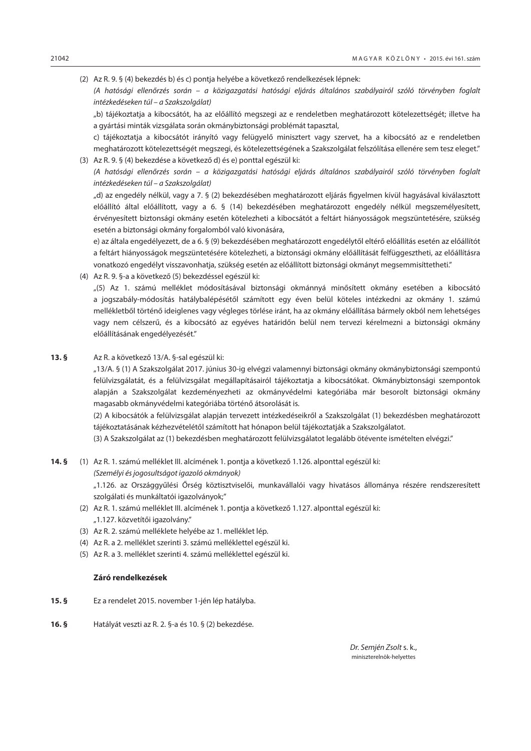(2) Az R. 9. § (4) bekezdés b) és c) pontja helyébe a következő rendelkezések lépnek:

*(A hatósági ellenőrzés során – a közigazgatási hatósági eljárás általános szabályairól szóló törvényben foglalt intézkedéseken túl – a Szakszolgálat)*

„b) tájékoztatja a kibocsátót, ha az előállító megszegi az e rendeletben meghatározott kötelezettségét; illetve ha a gyártási minták vizsgálata során okmánybiztonsági problémát tapasztal,

c) tájékoztatja a kibocsátót irányító vagy felügyelő minisztert vagy szervet, ha a kibocsátó az e rendeletben meghatározott kötelezettségét megszegi, és kötelezettségének a Szakszolgálat felszólítása ellenére sem tesz eleget."

(3) Az R. 9. § (4) bekezdése a következő d) és e) ponttal egészül ki:

*(A hatósági ellenőrzés során – a közigazgatási hatósági eljárás általános szabályairól szóló törvényben foglalt intézkedéseken túl – a Szakszolgálat)*

„d) az engedély nélkül, vagy a 7. § (2) bekezdésében meghatározott eljárás figyelmen kívül hagyásával kiválasztott előállító által előállított, vagy a 6. § (14) bekezdésében meghatározott engedély nélkül megszemélyesített, érvényesített biztonsági okmány esetén kötelezheti a kibocsátót a feltárt hiányosságok megszüntetésére, szükség esetén a biztonsági okmány forgalomból való kivonására,

e) az általa engedélyezett, de a 6. § (9) bekezdésében meghatározott engedélytől eltérő előállítás esetén az előállítót a feltárt hiányosságok megszüntetésére kötelezheti, a biztonsági okmány előállítását felfüggesztheti, az előállításra vonatkozó engedélyt visszavonhatja, szükség esetén az előállított biztonsági okmányt megsemmisíttetheti."

(4) Az R. 9. §-a a következő (5) bekezdéssel egészül ki:

„(5) Az 1. számú melléklet módosításával biztonsági okmánnyá minősített okmány esetében a kibocsátó a jogszabály-módosítás hatálybalépésétől számított egy éven belül köteles intézkedni az okmány 1. számú mellékletből történő ideiglenes vagy végleges törlése iránt, ha az okmány előállítása bármely okból nem lehetséges vagy nem célszerű, és a kibocsátó az egyéves határidőn belül nem tervezi kérelmezni a biztonsági okmány előállításának engedélyezését."

**13. §** Az R. a következő 13/A. §-sal egészül ki:

„13/A. § (1) A Szakszolgálat 2017. június 30-ig elvégzi valamennyi biztonsági okmány okmánybiztonsági szempontú felülvizsgálatát, és a felülvizsgálat megállapításairól tájékoztatja a kibocsátókat. Okmánybiztonsági szempontok alapján a Szakszolgálat kezdeményezheti az okmányvédelmi kategóriába már besorolt biztonsági okmány magasabb okmányvédelmi kategóriába történő átsorolását is.

(2) A kibocsátók a felülvizsgálat alapján tervezett intézkedéseikről a Szakszolgálat (1) bekezdésben meghatározott tájékoztatásának kézhezvételétől számított hat hónapon belül tájékoztatják a Szakszolgálatot.

(3) A Szakszolgálat az (1) bekezdésben meghatározott felülvizsgálatot legalább ötévente ismételten elvégzi."

**14. §** (1) Az R. 1. számú melléklet III. alcímének 1. pontja a következő 1.126. alponttal egészül ki:

*(Személyi és jogosultságot igazoló okmányok)*

„1.126. az Országgyűlési Őrség köztisztviselői, munkavállalói vagy hivatásos állománya részére rendszeresített szolgálati és munkáltatói igazolványok;"

(2) Az R. 1. számú melléklet III. alcímének 1. pontja a következő 1.127. alponttal egészül ki:

„1.127. közvetítői igazolvány."

(3) Az R. 2. számú melléklete helyébe az 1. melléklet lép.

(4) Az R. a 2. melléklet szerinti 3. számú melléklettel egészül ki.

(5) Az R. a 3. melléklet szerinti 4. számú melléklettel egészül ki.

### Záró rendelkezések

**15. §** Ez a rendelet 2015. november 1-jén lép hatályba.

**16. §** Hatályát veszti az R. 2. §-a és 10. § (2) bekezdése.

*Dr. Semjén Zsolt* s. k.,
miniszterelnök-helyettes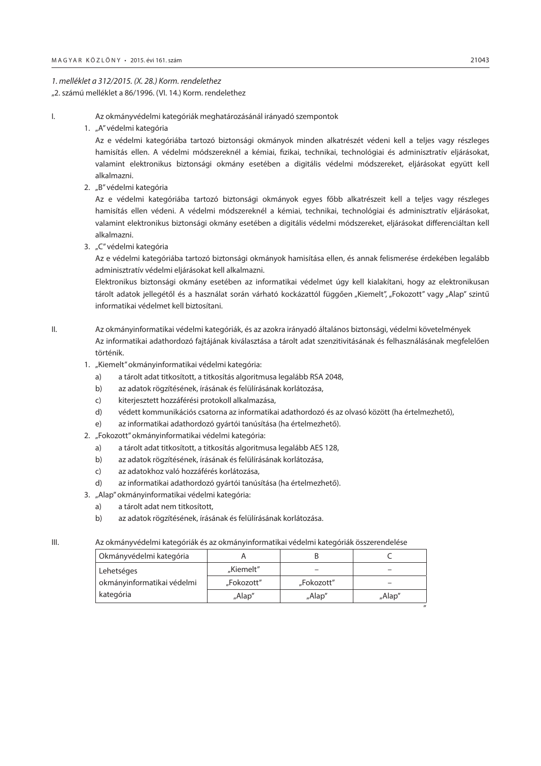*1. melléklet a 312/2015. (X. 28.) Korm. rendelethez*

„2. számú melléklet a 86/1996. (VI. 14.) Korm. rendelethez

I. Az okmányvédelmi kategóriák meghatározásánál irányadó szempontok

1. „A" védelmi kategória

   Az e védelmi kategóriába tartozó biztonsági okmányok minden alkatrészét védeni kell a teljes vagy részleges hamisítás ellen. A védelmi módszereknél a kémiai, fizikai, technikai, technológiai és adminisztratív eljárásokat, valamint elektronikus biztonsági okmány esetében a digitális védelmi módszereket, eljárásokat együtt kell alkalmazni.

2. „B" védelmi kategória

   Az e védelmi kategóriába tartozó biztonsági okmányok egyes főbb alkatrészeit kell a teljes vagy részleges hamisítás ellen védeni. A védelmi módszereknél a kémiai, technikai, technológiai és adminisztratív eljárásokat, valamint elektronikus biztonsági okmány esetében a digitális védelmi módszereket, eljárásokat differenciáltan kell alkalmazni.

3. „C" védelmi kategória

   Az e védelmi kategóriába tartozó biztonsági okmányok hamisítása ellen, és annak felismerése érdekében legalább adminisztratív védelmi eljárásokat kell alkalmazni.

   Elektronikus biztonsági okmány esetében az informatikai védelmet úgy kell kialakítani, hogy az elektronikusan tárolt adatok jellegétől és a használat során várható kockázattól függően „Kiemelt", „Fokozott" vagy „Alap" szintű informatikai védelmet kell biztosítani.

II. Az okmányinformatikai védelmi kategóriák, és az azokra irányadó általános biztonsági, védelmi követelmények

Az informatikai adathordozó fajtájának kiválasztása a tárolt adat szenzitivitásának és felhasználásának megfelelően történik.

1. „Kiemelt" okmányinformatikai védelmi kategória:
   a) a tárolt adat titkosított, a titkosítás algoritmusa legalább RSA 2048,
   b) az adatok rögzítésének, írásának és felülírásának korlátozása,
   c) kiterjesztett hozzáférési protokoll alkalmazása,
   d) védett kommunikációs csatorna az informatikai adathordozó és az olvasó között (ha értelmezhető),
   e) az informatikai adathordozó gyártói tanúsítása (ha értelmezhető).
2. „Fokozott" okmányinformatikai védelmi kategória:
   a) a tárolt adat titkosított, a titkosítás algoritmusa legalább AES 128,
   b) az adatok rögzítésének, írásának és felülírásának korlátozása,
   c) az adatokhoz való hozzáférés korlátozása,
   d) az informatikai adathordozó gyártói tanúsítása (ha értelmezhető).
3. „Alap" okmányinformatikai védelmi kategória:
   a) a tárolt adat nem titkosított,
   b) az adatok rögzítésének, írásának és felülírásának korlátozása.

III. Az okmányvédelmi kategóriák és az okmányinformatikai védelmi kategóriák összerendelése

| Okmányvédelmi kategória | A | B | C |
|---|---|---|---|
| Lehetséges okmányinformatikai védelmi kategória | „Kiemelt" | – | – |
| | „Fokozott" | „Fokozott" | – |
| | „Alap" | „Alap" | „Alap" |

"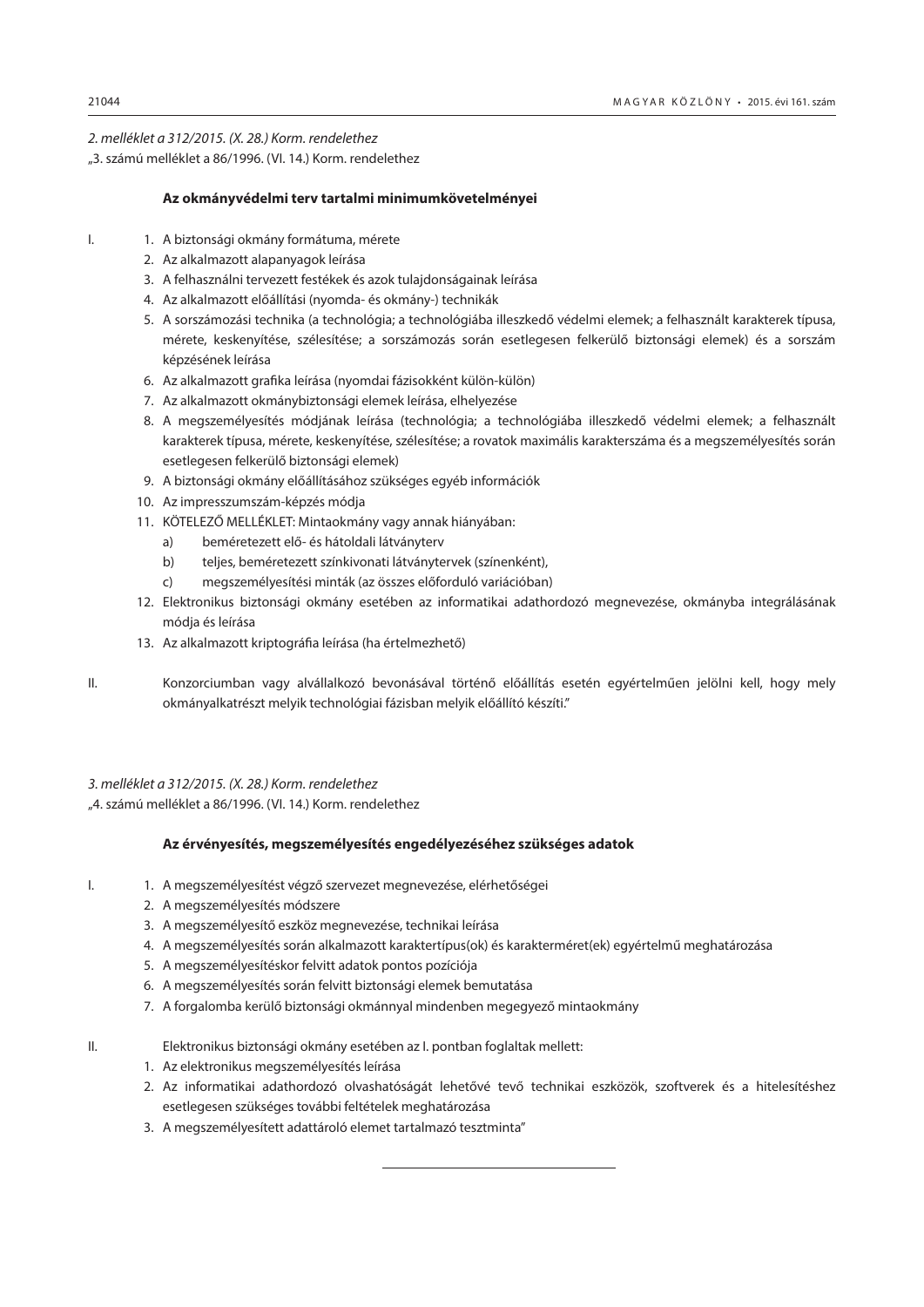*2. melléklet a 312/2015. (X. 28.) Korm. rendelethez*

„3. számú melléklet a 86/1996. (VI. 14.) Korm. rendelethez

**Az okmányvédelmi terv tartalmi minimumkövetelményei**

I.

1. A biztonsági okmány formátuma, mérete
2. Az alkalmazott alapanyagok leírása
3. A felhasználni tervezett festékek és azok tulajdonságainak leírása
4. Az alkalmazott előállítási (nyomda- és okmány-) technikák
5. A sorszámozási technika (a technológia; a technológiába illeszkedő védelmi elemek; a felhasznált karakterek típusa, mérete, keskenyítése, szélesítése; a sorszámozás során esetlegesen felkerülő biztonsági elemek) és a sorszám képzésének leírása
6. Az alkalmazott grafika leírása (nyomdai fázisokként külön-külön)
7. Az alkalmazott okmánybiztonsági elemek leírása, elhelyezése
8. A megszemélyesítés módjának leírása (technológia; a technológiába illeszkedő védelmi elemek; a felhasznált karakterek típusa, mérete, keskenyítése, szélesítése; a rovatok maximális karakterszáma és a megszemélyesítés során esetlegesen felkerülő biztonsági elemek)
9. A biztonsági okmány előállításához szükséges egyéb információk
10. Az impresszumszám-képzés módja
11. KÖTELEZŐ MELLÉKLET: Mintaokmány vagy annak hiányában:
    a) beméretezett elő- és hátoldali látványterv
    b) teljes, beméretezett színkivonati látványtervek (színenként),
    c) megszemélyesítési minták (az összes előforduló variációban)
12. Elektronikus biztonsági okmány esetében az informatikai adathordozó megnevezése, okmányba integrálásának módja és leírása
13. Az alkalmazott kriptográfia leírása (ha értelmezhető)

II. Konzorciumban vagy alvállalkozó bevonásával történő előállítás esetén egyértelműen jelölni kell, hogy mely okmányalkatrészt melyik technológiai fázisban melyik előállító készíti.”

*3. melléklet a 312/2015. (X. 28.) Korm. rendelethez*

„4. számú melléklet a 86/1996. (VI. 14.) Korm. rendelethez

**Az érvényesítés, megszemélyesítés engedélyezéséhez szükséges adatok**

I.

1. A megszemélyesítést végző szervezet megnevezése, elérhetőségei
2. A megszemélyesítés módszere
3. A megszemélyesítő eszköz megnevezése, technikai leírása
4. A megszemélyesítés során alkalmazott karaktertípus(ok) és karakterméret(ek) egyértelmű meghatározása
5. A megszemélyesítéskor felvitt adatok pontos pozíciója
6. A megszemélyesítés során felvitt biztonsági elemek bemutatása
7. A forgalomba kerülő biztonsági okmánnyal mindenben megegyező mintaokmány

II. Elektronikus biztonsági okmány esetében az I. pontban foglaltak mellett:

1. Az elektronikus megszemélyesítés leírása
2. Az informatikai adathordozó olvashatóságát lehetővé tevő technikai eszközök, szoftverek és a hitelesítéshez esetlegesen szükséges további feltételek meghatározása
3. A megszemélyesített adattároló elemet tartalmazó tesztminta”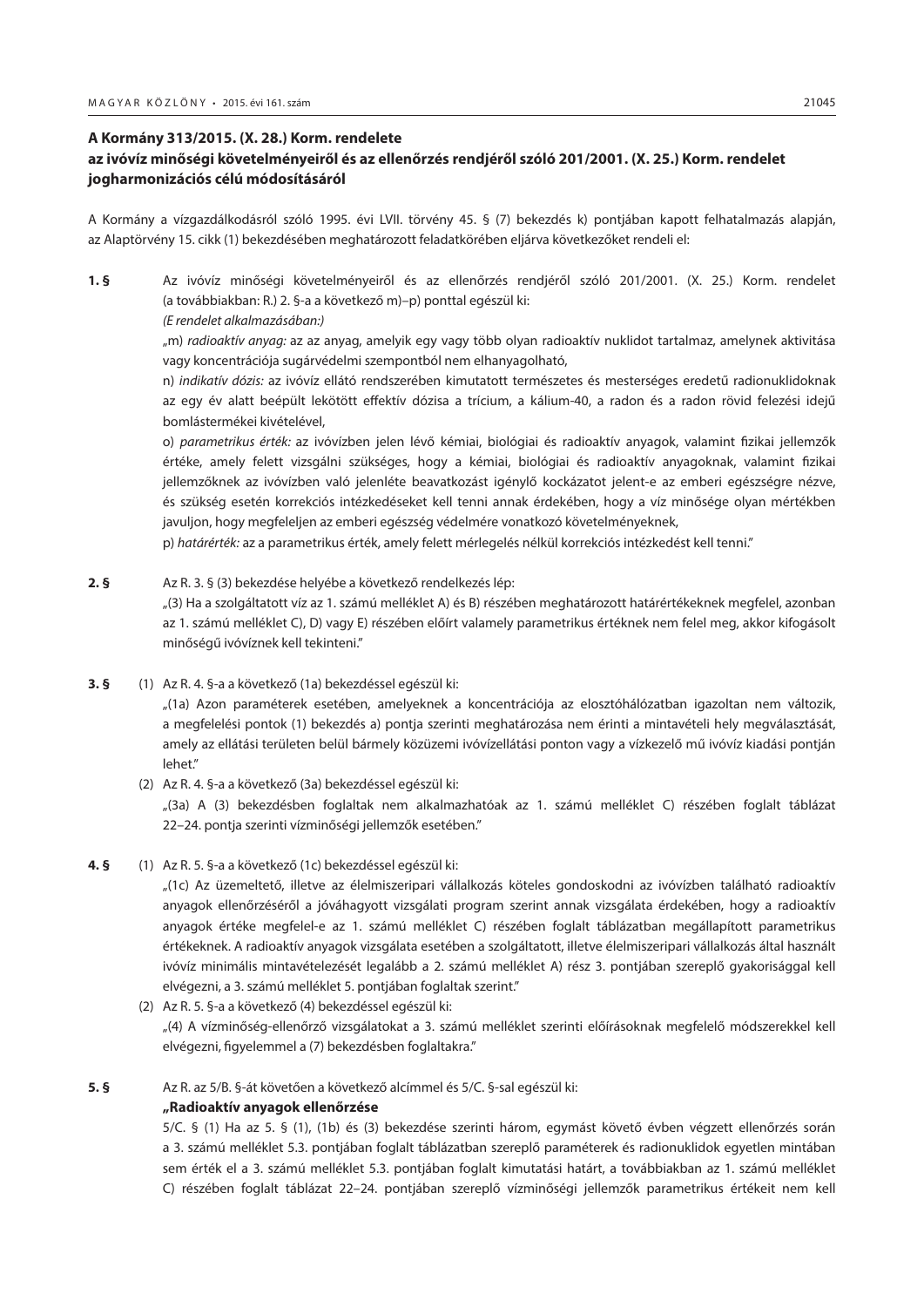## A Kormány 313/2015. (X. 28.) Korm. rendelete az ivóvíz minőségi követelményeiről és az ellenőrzés rendjéről szóló 201/2001. (X. 25.) Korm. rendelet jogharmonizációs célú módosításáról

A Kormány a vízgazdálkodásról szóló 1995. évi LVII. törvény 45. § (7) bekezdés k) pontjában kapott felhatalmazás alapján, az Alaptörvény 15. cikk (1) bekezdésében meghatározott feladatkörében eljárva következőket rendeli el:

**1. §** Az ivóvíz minőségi követelményeiről és az ellenőrzés rendjéről szóló 201/2001. (X. 25.) Korm. rendelet (a továbbiakban: R.) 2. §-a a következő m)–p) ponttal egészül ki:

*(E rendelet alkalmazásában:)*

„m) *radioaktív anyag:* az az anyag, amelyik egy vagy több olyan radioaktív nuklidot tartalmaz, amelynek aktivitása vagy koncentrációja sugárvédelmi szempontból nem elhanyagolható,

n) *indikatív dózis:* az ivóvíz ellátó rendszerében kimutatott természetes és mesterséges eredetű radionuklidoknak az egy év alatt beépült lekötött effektív dózisa a trícium, a kálium-40, a radon és a radon rövid felezési idejű bomlástermékei kivételével,

o) *parametrikus érték:* az ivóvízben jelen lévő kémiai, biológiai és radioaktív anyagok, valamint fizikai jellemzők értéke, amely felett vizsgálni szükséges, hogy a kémiai, biológiai és radioaktív anyagoknak, valamint fizikai jellemzőknek az ivóvízben való jelenléte beavatkozást igénylő kockázatot jelent-e az emberi egészségre nézve, és szükség esetén korrekciós intézkedéseket kell tenni annak érdekében, hogy a víz minősége olyan mértékben javuljon, hogy megfeleljen az emberi egészség védelmére vonatkozó követelményeknek,

p) *határérték:* az a parametrikus érték, amely felett mérlegelés nélkül korrekciós intézkedést kell tenni."

**2. §** Az R. 3. § (3) bekezdése helyébe a következő rendelkezés lép:

„(3) Ha a szolgáltatott víz az 1. számú melléklet A) és B) részében meghatározott határértékeknek megfelel, azonban az 1. számú melléklet C), D) vagy E) részében előírt valamely parametrikus értéknek nem felel meg, akkor kifogásolt minőségű ivóvíznek kell tekinteni."

**3. §** (1) Az R. 4. §-a a következő (1a) bekezdéssel egészül ki:

„(1a) Azon paraméterek esetében, amelyeknek a koncentrációja az elosztóhálózatban igazoltan nem változik, a megfelelési pontok (1) bekezdés a) pontja szerinti meghatározása nem érinti a mintavételi hely megválasztását, amely az ellátási területen belül bármely közüzemi ivóvízellátási ponton vagy a vízkezelő mű ivóvíz kiadási pontján lehet."

(2) Az R. 4. §-a a következő (3a) bekezdéssel egészül ki:

„(3a) A (3) bekezdésben foglaltak nem alkalmazhatóak az 1. számú melléklet C) részében foglalt táblázat 22–24. pontja szerinti vízminőségi jellemzők esetében."

**4. §** (1) Az R. 5. §-a a következő (1c) bekezdéssel egészül ki:

„(1c) Az üzemeltető, illetve az élelmiszeripari vállalkozás köteles gondoskodni az ivóvízben található radioaktív anyagok ellenőrzéséről a jóváhagyott vizsgálati program szerint annak vizsgálata érdekében, hogy a radioaktív anyagok értéke megfelel-e az 1. számú melléklet C) részében foglalt táblázatban megállapított parametrikus értékeknek. A radioaktív anyagok vizsgálata esetében a szolgáltatott, illetve élelmiszeripari vállalkozás által használt ivóvíz minimális mintavételezését legalább a 2. számú melléklet A) rész 3. pontjában szereplő gyakorisággal kell elvégezni, a 3. számú melléklet 5. pontjában foglaltak szerint."

(2) Az R. 5. §-a a következő (4) bekezdéssel egészül ki:

„(4) A vízminőség-ellenőrző vizsgálatokat a 3. számú melléklet szerinti előírásoknak megfelelő módszerekkel kell elvégezni, figyelemmel a (7) bekezdésben foglaltakra."

**5. §** Az R. az 5/B. §-át követően a következő alcímmel és 5/C. §-sal egészül ki:

**„Radioaktív anyagok ellenőrzése**

5/C. § (1) Ha az 5. § (1), (1b) és (3) bekezdése szerinti három, egymást követő évben végzett ellenőrzés során a 3. számú melléklet 5.3. pontjában foglalt táblázatban szereplő paraméterek és radionuklidok egyetlen mintában sem érték el a 3. számú melléklet 5.3. pontjában foglalt kimutatási határt, a továbbiakban az 1. számú melléklet C) részében foglalt táblázat 22–24. pontjában szereplő vízminőségi jellemzők parametrikus értékeit nem kell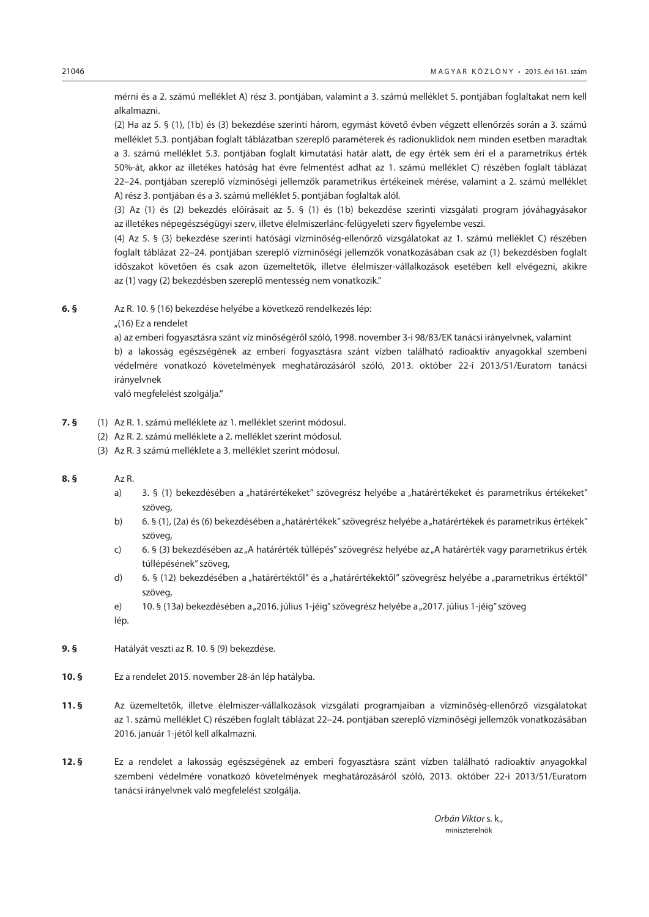mérni és a 2. számú melléklet A) rész 3. pontjában, valamint a 3. számú melléklet 5. pontjában foglaltakat nem kell alkalmazni.

(2) Ha az 5. § (1), (1b) és (3) bekezdése szerinti három, egymást követő évben végzett ellenőrzés során a 3. számú melléklet 5.3. pontjában foglalt táblázatban szereplő paraméterek és radionuklidok nem minden esetben maradtak a 3. számú melléklet 5.3. pontjában foglalt kimutatási határ alatt, de egy érték sem éri el a parametrikus érték 50%-át, akkor az illetékes hatóság hat évre felmentést adhat az 1. számú melléklet C) részében foglalt táblázat 22–24. pontjában szereplő vízminőségi jellemzők parametrikus értékeinek mérése, valamint a 2. számú melléklet A) rész 3. pontjában és a 3. számú melléklet 5. pontjában foglaltak alól.

(3) Az (1) és (2) bekezdés előírásait az 5. § (1) és (1b) bekezdése szerinti vizsgálati program jóváhagyásakor az illetékes népegészségügyi szerv, illetve élelmiszerlánc-felügyeleti szerv figyelembe veszi.

(4) Az 5. § (3) bekezdése szerinti hatósági vízminőség-ellenőrző vizsgálatokat az 1. számú melléklet C) részében foglalt táblázat 22–24. pontjában szereplő vízminőségi jellemzők vonatkozásában csak az (1) bekezdésben foglalt időszakot követően és csak azon üzemeltetők, illetve élelmiszer-vállalkozások esetében kell elvégezni, akikre az (1) vagy (2) bekezdésben szereplő mentesség nem vonatkozik."

**6. §** Az R. 10. § (16) bekezdése helyébe a következő rendelkezés lép:

„(16) Ez a rendelet

a) az emberi fogyasztásra szánt víz minőségéről szóló, 1998. november 3-i 98/83/EK tanácsi irányelvnek, valamint

b) a lakosság egészségének az emberi fogyasztásra szánt vízben található radioaktív anyagokkal szembeni védelmére vonatkozó követelmények meghatározásáról szóló, 2013. október 22-i 2013/51/Euratom tanácsi irányelvnek

való megfelelést szolgálja."

**7. §** (1) Az R. 1. számú melléklete az 1. melléklet szerint módosul.

(2) Az R. 2. számú melléklete a 2. melléklet szerint módosul.

(3) Az R. 3 számú melléklete a 3. melléklet szerint módosul.

**8. §** Az R.

a) 3. § (1) bekezdésében a „határértékeket" szövegrész helyébe a „határértékeket és parametrikus értékeket" szöveg,

b) 6. § (1), (2a) és (6) bekezdésében a „határértékek" szövegrész helyébe a „határértékek és parametrikus értékek" szöveg,

c) 6. § (3) bekezdésében az „A határérték túllépés" szövegrész helyébe az „A határérték vagy parametrikus érték túllépésének" szöveg,

d) 6. § (12) bekezdésében a „határértéktől" és a „határértékektől" szövegrész helyébe a „parametrikus értéktől" szöveg,

e) 10. § (13a) bekezdésében a „2016. július 1-jéig" szövegrész helyébe a „2017. július 1-jéig" szöveg

lép.

**9. §** Hatályát veszti az R. 10. § (9) bekezdése.

**10. §** Ez a rendelet 2015. november 28-án lép hatályba.

**11. §** Az üzemeltetők, illetve élelmiszer-vállalkozások vizsgálati programjaiban a vízminőség-ellenőrző vizsgálatokat az 1. számú melléklet C) részében foglalt táblázat 22–24. pontjában szereplő vízminőségi jellemzők vonatkozásában 2016. január 1-jétől kell alkalmazni.

**12. §** Ez a rendelet a lakosság egészségének az emberi fogyasztásra szánt vízben található radioaktív anyagokkal szembeni védelmére vonatkozó követelmények meghatározásáról szóló, 2013. október 22-i 2013/51/Euratom tanácsi irányelvnek való megfelelést szolgálja.

*Orbán Viktor* s. k.,
miniszterelnök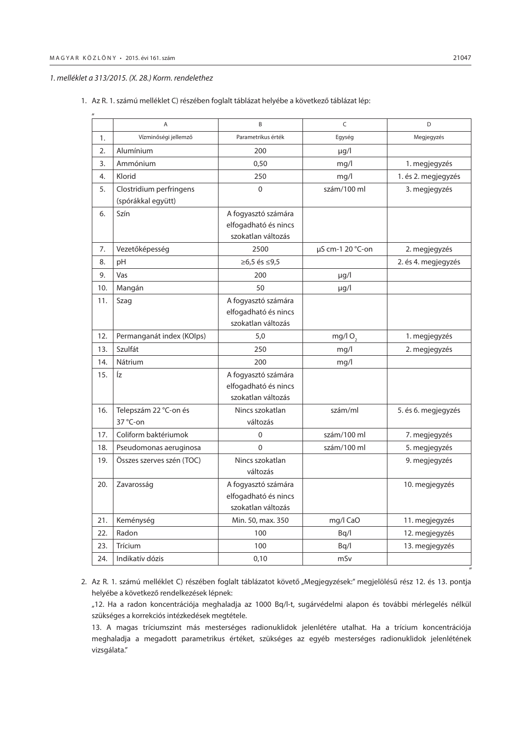*1. melléklet a 313/2015. (X. 28.) Korm. rendelethez*

1. Az R. 1. számú melléklet C) részében foglalt táblázat helyébe a következő táblázat lép:

„

| | A | B | C | D |
|---|---|---|---|---|
| 1. | Vízminőségi jellemző | Parametrikus érték | Egység | Megjegyzés |
| 2. | Alumínium | 200 | µg/l | |
| 3. | Ammónium | 0,50 | mg/l | 1. megjegyzés |
| 4. | Klorid | 250 | mg/l | 1. és 2. megjegyzés |
| 5. | Clostridium perfringens (spórákkal együtt) | 0 | szám/100 ml | 3. megjegyzés |
| 6. | Szín | A fogyasztó számára elfogadható és nincs szokatlan változás | | |
| 7. | Vezetőképesség | 2500 | µS cm-1 20 °C-on | 2. megjegyzés |
| 8. | pH | ≥6,5 és ≤9,5 | | 2. és 4. megjegyzés |
| 9. | Vas | 200 | µg/l | |
| 10. | Mangán | 50 | µg/l | |
| 11. | Szag | A fogyasztó számára elfogadható és nincs szokatlan változás | | |
| 12. | Permanganát index (KOIps) | 5,0 | mg/l $O_2$ | 1. megjegyzés |
| 13. | Szulfát | 250 | mg/l | 2. megjegyzés |
| 14. | Nátrium | 200 | mg/l | |
| 15. | Íz | A fogyasztó számára elfogadható és nincs szokatlan változás | | |
| 16. | Telepszám 22 °C-on és 37 °C-on | Nincs szokatlan változás | szám/ml | 5. és 6. megjegyzés |
| 17. | Coliform baktériumok | 0 | szám/100 ml | 7. megjegyzés |
| 18. | Pseudomonas aeruginosa | 0 | szám/100 ml | 5. megjegyzés |
| 19. | Összes szerves szén (TOC) | Nincs szokatlan változás | | 9. megjegyzés |
| 20. | Zavarosság | A fogyasztó számára elfogadható és nincs szokatlan változás | | 10. megjegyzés |
| 21. | Keménység | Min. 50, max. 350 | mg/l CaO | 11. megjegyzés |
| 22. | Radon | 100 | Bq/l | 12. megjegyzés |
| 23. | Trícium | 100 | Bq/l | 13. megjegyzés |
| 24. | Indikatív dózis | 0,10 | mSv | |

”

2. Az R. 1. számú melléklet C) részében foglalt táblázatot követő „Megjegyzések:” megjelölésű rész 12. és 13. pontja helyébe a következő rendelkezések lépnek:

„12. Ha a radon koncentrációja meghaladja az 1000 Bq/l-t, sugárvédelmi alapon és további mérlegelés nélkül szükséges a korrekciós intézkedések megtétele.

13. A magas tríciumszint más mesterséges radionuklidok jelenlétére utalhat. Ha a trícium koncentrációja meghaladja a megadott parametrikus értéket, szükséges az egyéb mesterséges radionuklidok jelenlétének vizsgálata.”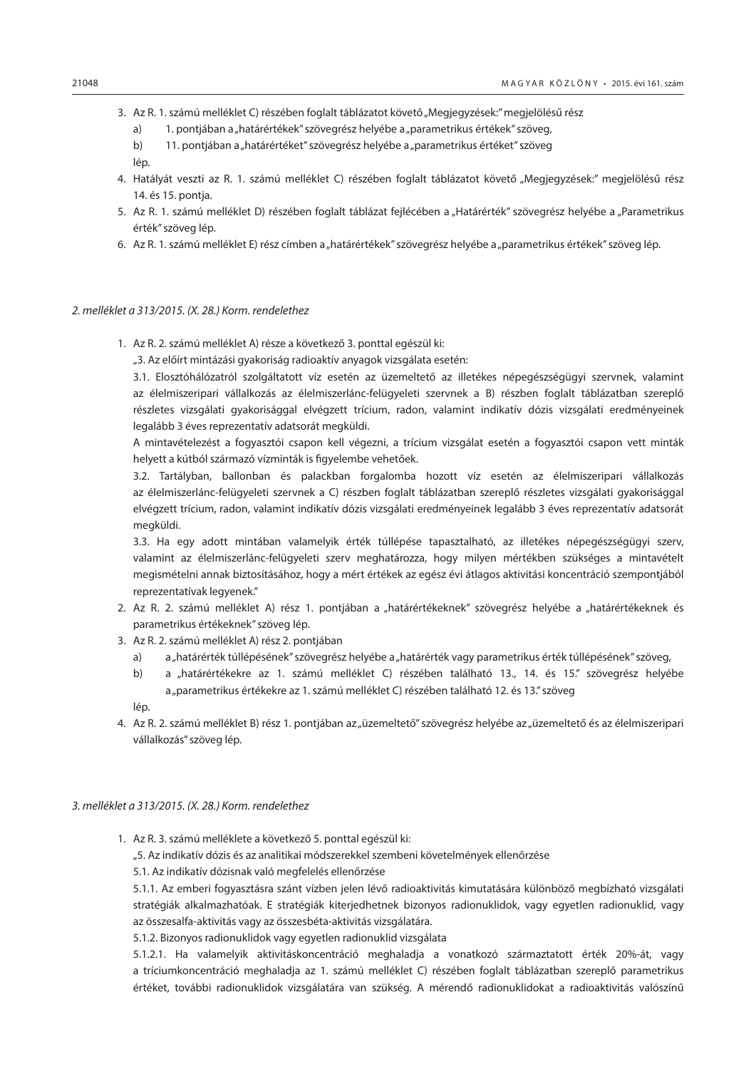3. Az R. 1. számú melléklet C) részében foglalt táblázatot követő „Megjegyzések:” megjelölésű rész
   a) 1. pontjában a „határértékek” szövegrész helyébe a „parametrikus értékek” szöveg,
   b) 11. pontjában a „határértéket” szövegrész helyébe a „parametrikus értéket” szöveg

   lép.
4. Hatályát veszti az R. 1. számú melléklet C) részében foglalt táblázatot követő „Megjegyzések:” megjelölésű rész 14. és 15. pontja.
5. Az R. 1. számú melléklet D) részében foglalt táblázat fejlécében a „Határérték” szövegrész helyébe a „Parametrikus érték” szöveg lép.
6. Az R. 1. számú melléklet E) rész címben a „határértékek” szövegrész helyébe a „parametrikus értékek” szöveg lép.

*2. melléklet a 313/2015. (X. 28.) Korm. rendelethez*

1. Az R. 2. számú melléklet A) része a következő 3. ponttal egészül ki:

   „3. Az előírt mintázási gyakoriság radioaktív anyagok vizsgálata esetén:

   3.1. Elosztóhálózatról szolgáltatott víz esetén az üzemeltető az illetékes népegészségügyi szervnek, valamint az élelmiszeripari vállalkozás az élelmiszerlánc-felügyeleti szervnek a B) részben foglalt táblázatban szereplő részletes vizsgálati gyakorisággal elvégzett trícium, radon, valamint indikatív dózis vizsgálati eredményeinek legalább 3 éves reprezentatív adatsorát megküldi.

   A mintavételezést a fogyasztói csapon kell végezni, a trícium vizsgálat esetén a fogyasztói csapon vett minták helyett a kútból származó vízminták is figyelembe vehetőek.

   3.2. Tartályban, ballonban és palackban forgalomba hozott víz esetén az élelmiszeripari vállalkozás az élelmiszerlánc-felügyeleti szervnek a C) részben foglalt táblázatban szereplő részletes vizsgálati gyakorisággal elvégzett trícium, radon, valamint indikatív dózis vizsgálati eredményeinek legalább 3 éves reprezentatív adatsorát megküldi.

   3.3. Ha egy adott mintában valamelyik érték túllépése tapasztalható, az illetékes népegészségügyi szerv, valamint az élelmiszerlánc-felügyeleti szerv meghatározza, hogy milyen mértékben szükséges a mintavételt megismételni annak biztosításához, hogy a mért értékek az egész évi átlagos aktivitási koncentráció szempontjából reprezentatívak legyenek.”
2. Az R. 2. számú melléklet A) rész 1. pontjában a „határértékeknek” szövegrész helyébe a „határértékeknek és parametrikus értékeknek” szöveg lép.
3. Az R. 2. számú melléklet A) rész 2. pontjában
   a) a „határérték túllépésének” szövegrész helyébe a „határérték vagy parametrikus érték túllépésének” szöveg,
   b) a „határértékekre az 1. számú melléklet C) részében található 13., 14. és 15.” szövegrész helyébe a „parametrikus értékekre az 1. számú melléklet C) részében található 12. és 13.” szöveg

   lép.
4. Az R. 2. számú melléklet B) rész 1. pontjában az „üzemeltető” szövegrész helyébe az „üzemeltető és az élelmiszeripari vállalkozás” szöveg lép.

*3. melléklet a 313/2015. (X. 28.) Korm. rendelethez*

1. Az R. 3. számú melléklete a következő 5. ponttal egészül ki:

   „5. Az indikatív dózis és az analitikai módszerekkel szembeni követelmények ellenőrzése

   5.1. Az indikatív dózisnak való megfelelés ellenőrzése

   5.1.1. Az emberi fogyasztásra szánt vízben jelen lévő radioaktivitás kimutatására különböző megbízható vizsgálati stratégiák alkalmazhatóak. E stratégiák kiterjedhetnek bizonyos radionuklidok, vagy egyetlen radionuklid, vagy az összesalfa-aktivitás vagy az összesbéta-aktivitás vizsgálatára.

   5.1.2. Bizonyos radionuklidok vagy egyetlen radionuklid vizsgálata

   5.1.2.1. Ha valamelyik aktivitáskoncentráció meghaladja a vonatkozó származtatott érték 20%-át, vagy a tríciumkoncentráció meghaladja az 1. számú melléklet C) részében foglalt táblázatban szereplő parametrikus értéket, további radionuklidok vizsgálatára van szükség. A mérendő radionuklidokat a radioaktivitás valószínű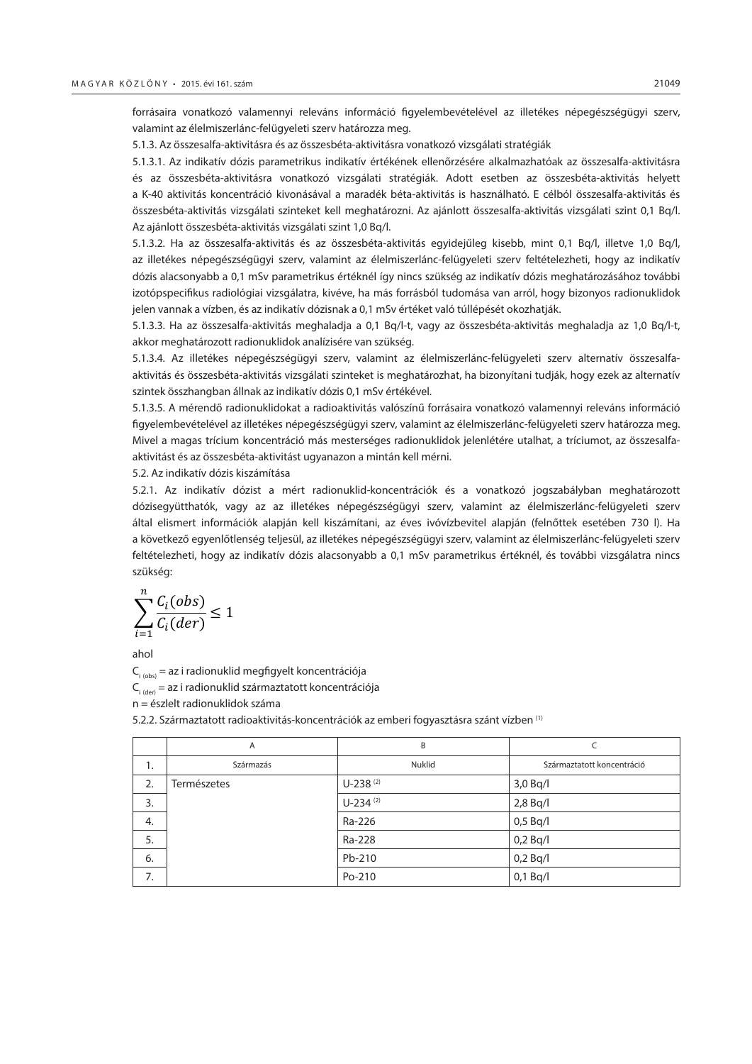forrásaira vonatkozó valamennyi releváns információ figyelembevételével az illetékes népegészségügyi szerv, valamint az élelmiszerlánc-felügyeleti szerv határozza meg.

5.1.3. Az összesalfa-aktivitásra és az összesbéta-aktivitásra vonatkozó vizsgálati stratégiák

5.1.3.1. Az indikatív dózis parametrikus indikatív értékének ellenőrzésére alkalmazhatóak az összesalfa-aktivitásra és az összesbéta-aktivitásra vonatkozó vizsgálati stratégiák. Adott esetben az összesbéta-aktivitás helyett a K-40 aktivitás koncentráció kivonásával a maradék béta-aktivitás is használható. E célból összesalfa-aktivitás és összesbéta-aktivitás vizsgálati szinteket kell meghatározni. Az ajánlott összesalfa-aktivitás vizsgálati szint 0,1 Bq/l. Az ajánlott összesbéta-aktivitás vizsgálati szint 1,0 Bq/l.

5.1.3.2. Ha az összesalfa-aktivitás és az összesbéta-aktivitás egyidejűleg kisebb, mint 0,1 Bq/l, illetve 1,0 Bq/l, az illetékes népegészségügyi szerv, valamint az élelmiszerlánc-felügyeleti szerv feltételezheti, hogy az indikatív dózis alacsonyabb a 0,1 mSv parametrikus értéknél így nincs szükség az indikatív dózis meghatározásához további izotópspecifikus radiológiai vizsgálatra, kivéve, ha más forrásból tudomása van arról, hogy bizonyos radionuklidok jelen vannak a vízben, és az indikatív dózisnak a 0,1 mSv értéket való túllépését okozhatják.

5.1.3.3. Ha az összesalfa-aktivitás meghaladja a 0,1 Bq/l-t, vagy az összesbéta-aktivitás meghaladja az 1,0 Bq/l-t, akkor meghatározott radionuklidok analízisére van szükség.

5.1.3.4. Az illetékes népegészségügyi szerv, valamint az élelmiszerlánc-felügyeleti szerv alternatív összesalfa-aktivitás és összesbéta-aktivitás vizsgálati szinteket is meghatározhat, ha bizonyítani tudják, hogy ezek az alternatív szintek összhangban állnak az indikatív dózis 0,1 mSv értékével.

5.1.3.5. A mérendő radionuklidokat a radioaktivitás valószínű forrásaira vonatkozó valamennyi releváns információ figyelembevételével az illetékes népegészségügyi szerv, valamint az élelmiszerlánc-felügyeleti szerv határozza meg. Mivel a magas trícium koncentráció más mesterséges radionuklidok jelenlétére utalhat, a tríciumot, az összesalfa-aktivitást és az összesbéta-aktivitást ugyanazon a mintán kell mérni.

5.2. Az indikatív dózis kiszámítása

5.2.1. Az indikatív dózist a mért radionuklid-koncentrációk és a vonatkozó jogszabályban meghatározott dózisegyütthatók, vagy az az illetékes népegészségügyi szerv, valamint az élelmiszerlánc-felügyeleti szerv által elismert információk alapján kell kiszámítani, az éves ivóvízbevitel alapján (felnőttek esetében 730 l). Ha a következő egyenlőtlenség teljesül, az illetékes népegészségügyi szerv, valamint az élelmiszerlánc-felügyeleti szerv feltételezheti, hogy az indikatív dózis alacsonyabb a 0,1 mSv parametrikus értéknél, és további vizsgálatra nincs szükség:

$$\sum_{i=1}^{n} \frac{C_i(obs)}{C_i(der)} \leq 1$$

ahol

$C_{i\,(obs)}$ = az i radionuklid megfigyelt koncentrációja

$C_{i\,(der)}$ = az i radionuklid származtatott koncentrációja

n = észlelt radionuklidok száma

5.2.2. Származtatott radioaktivitás-koncentrációk az emberi fogyasztásra szánt vízben [(1)]

| | A | B | C |
|---|---|---|---|
| 1. | Származás | Nuklid | Származtatott koncentráció |
| 2. | Természetes | U-238 [(2)] | 3,0 Bq/l |
| 3. | | U-234 [(2)] | 2,8 Bq/l |
| 4. | | Ra-226 | 0,5 Bq/l |
| 5. | | Ra-228 | 0,2 Bq/l |
| 6. | | Pb-210 | 0,2 Bq/l |
| 7. | | Po-210 | 0,1 Bq/l |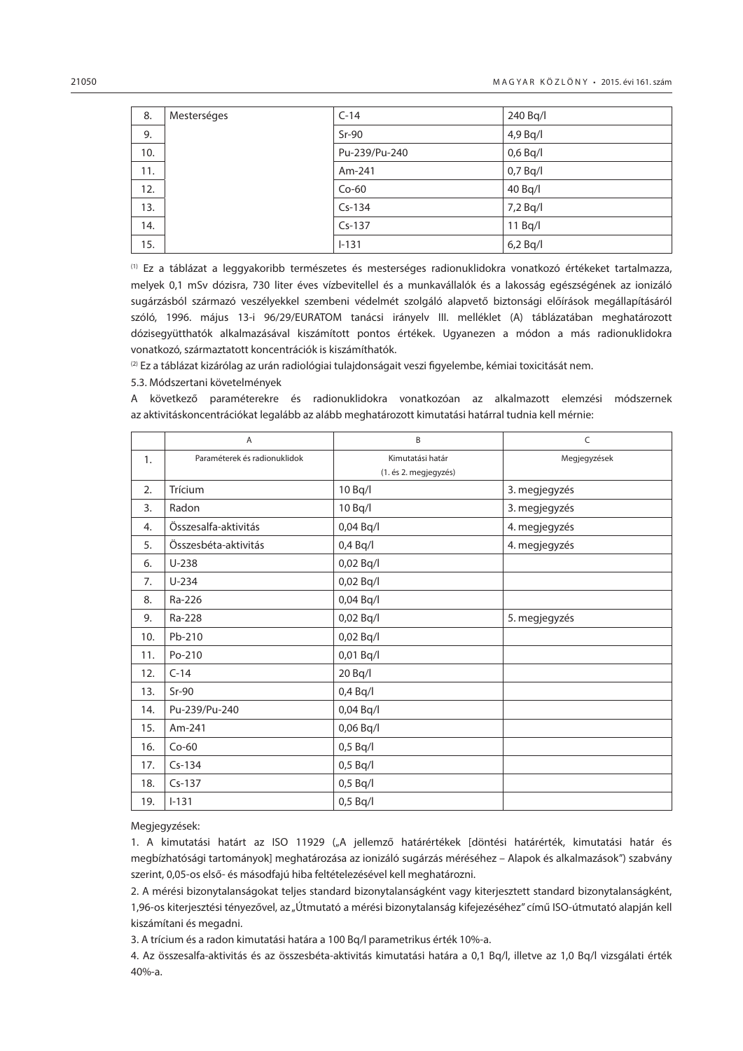| 8. | Mesterséges | C-14 | 240 Bq/l |
|---|---|---|---|
| 9. | | Sr-90 | 4,9 Bq/l |
| 10. | | Pu-239/Pu-240 | 0,6 Bq/l |
| 11. | | Am-241 | 0,7 Bq/l |
| 12. | | Co-60 | 40 Bq/l |
| 13. | | Cs-134 | 7,2 Bq/l |
| 14. | | Cs-137 | 11 Bq/l |
| 15. | | I-131 | 6,2 Bq/l |

(1) Ez a táblázat a leggyakoribb természetes és mesterséges radionuklidokra vonatkozó értékeket tartalmazza, melyek 0,1 mSv dózisra, 730 liter éves vízbevitellel és a munkavállalók és a lakosság egészségének az ionizáló sugárzásból származó veszélyekkel szembeni védelmét szolgáló alapvető biztonsági előírások megállapításáról szóló, 1996. május 13-i 96/29/EURATOM tanácsi irányelv III. melléklet (A) táblázatában meghatározott dózisegyütthatók alkalmazásával kiszámított pontos értékek. Ugyanezen a módon a más radionuklidokra vonatkozó, származtatott koncentrációk is kiszámíthatók.

(2) Ez a táblázat kizárólag az urán radiológiai tulajdonságait veszi figyelembe, kémiai toxicitását nem.

5.3. Módszertani követelmények

A következő paraméterekre és radionuklidokra vonatkozóan az alkalmazott elemzési módszernek az aktivitáskoncentrációkat legalább az alább meghatározott kimutatási határral tudnia kell mérnie:

| | A | B | C |
|---|---|---|---|
| 1. | Paraméterek és radionuklidok | Kimutatási határ (1. és 2. megjegyzés) | Megjegyzések |
| 2. | Trícium | 10 Bq/l | 3. megjegyzés |
| 3. | Radon | 10 Bq/l | 3. megjegyzés |
| 4. | Összesalfa-aktivitás | 0,04 Bq/l | 4. megjegyzés |
| 5. | Összesbéta-aktivitás | 0,4 Bq/l | 4. megjegyzés |
| 6. | U-238 | 0,02 Bq/l | |
| 7. | U-234 | 0,02 Bq/l | |
| 8. | Ra-226 | 0,04 Bq/l | |
| 9. | Ra-228 | 0,02 Bq/l | 5. megjegyzés |
| 10. | Pb-210 | 0,02 Bq/l | |
| 11. | Po-210 | 0,01 Bq/l | |
| 12. | C-14 | 20 Bq/l | |
| 13. | Sr-90 | 0,4 Bq/l | |
| 14. | Pu-239/Pu-240 | 0,04 Bq/l | |
| 15. | Am-241 | 0,06 Bq/l | |
| 16. | Co-60 | 0,5 Bq/l | |
| 17. | Cs-134 | 0,5 Bq/l | |
| 18. | Cs-137 | 0,5 Bq/l | |
| 19. | I-131 | 0,5 Bq/l | |

Megjegyzések:

1. A kimutatási határt az ISO 11929 („A jellemző határértékek [döntési határérték, kimutatási határ és megbízhatósági tartományok] meghatározása az ionizáló sugárzás méréséhez – Alapok és alkalmazások") szabvány szerint, 0,05-os első- és másodfajú hiba feltételezésével kell meghatározni.
2. A mérési bizonytalanságokat teljes standard bizonytalanságként vagy kiterjesztett standard bizonytalanságként, 1,96-os kiterjesztési tényezővel, az „Útmutató a mérési bizonytalanság kifejezéséhez" című ISO-útmutató alapján kell kiszámítani és megadni.
3. A trícium és a radon kimutatási határa a 100 Bq/l parametrikus érték 10%-a.
4. Az összesalfa-aktivitás és az összesbéta-aktivitás kimutatási határa a 0,1 Bq/l, illetve az 1,0 Bq/l vizsgálati érték 40%-a.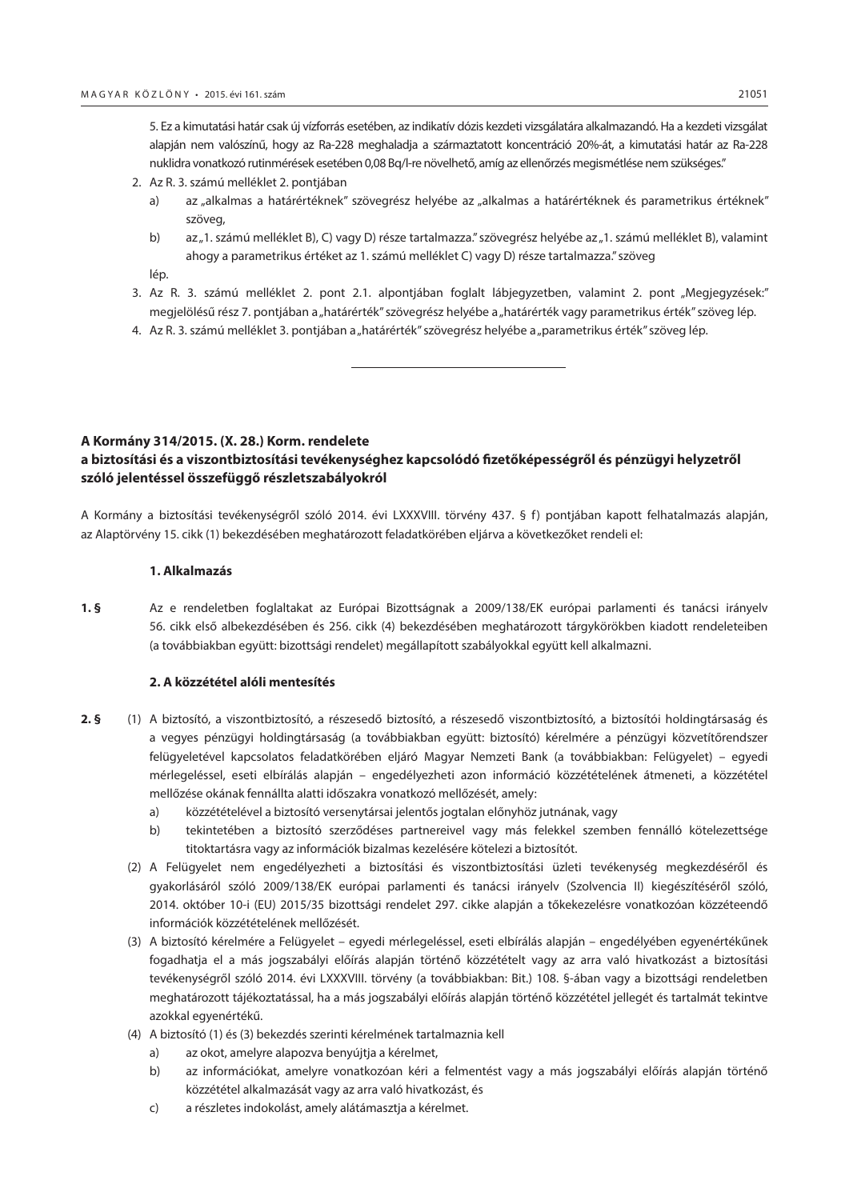5. Ez a kimutatási határ csak új vízforrás esetében, az indikatív dózis kezdeti vizsgálatára alkalmazandó. Ha a kezdeti vizsgálat alapján nem valószínű, hogy az Ra-228 meghaladja a származtatott koncentráció 20%-át, a kimutatási határ az Ra-228 nuklidra vonatkozó rutinmérések esetében 0,08 Bq/l-re növelhető, amíg az ellenőrzés megismétlése nem szükséges."

2. Az R. 3. számú melléklet 2. pontjában
   a) az „alkalmas a határértéknek" szövegrész helyébe az „alkalmas a határértéknek és parametrikus értéknek" szöveg,
   b) az „1. számú melléklet B), C) vagy D) része tartalmazza." szövegrész helyébe az „1. számú melléklet B), valamint ahogy a parametrikus értéket az 1. számú melléklet C) vagy D) része tartalmazza." szöveg

   lép.
3. Az R. 3. számú melléklet 2. pont 2.1. alpontjában foglalt lábjegyzetben, valamint 2. pont „Megjegyzések:" megjelölésű rész 7. pontjában a „határérték" szövegrész helyébe a „határérték vagy parametrikus érték" szöveg lép.
4. Az R. 3. számú melléklet 3. pontjában a „határérték" szövegrész helyébe a „parametrikus érték" szöveg lép.

---

**A Kormány 314/2015. (X. 28.) Korm. rendelete**
**a biztosítási és a viszontbiztosítási tevékenységhez kapcsolódó fizetőképességről és pénzügyi helyzetről szóló jelentéssel összefüggő részletszabályokról**

A Kormány a biztosítási tevékenységről szóló 2014. évi LXXXVIII. törvény 437. § f) pontjában kapott felhatalmazás alapján, az Alaptörvény 15. cikk (1) bekezdésében meghatározott feladatkörében eljárva a következőket rendeli el:

**1. Alkalmazás**

**1. §** Az e rendeletben foglaltakat az Európai Bizottságnak a 2009/138/EK európai parlamenti és tanácsi irányelv 56. cikk első albekezdésében és 256. cikk (4) bekezdésében meghatározott tárgykörökben kiadott rendeleteiben (a továbbiakban együtt: bizottsági rendelet) megállapított szabályokkal együtt kell alkalmazni.

**2. A közzététel alóli mentesítés**

**2. §** (1) A biztosító, a viszontbiztosító, a részesedő biztosító, a részesedő viszontbiztosító, a biztosítói holdingtársaság és a vegyes pénzügyi holdingtársaság (a továbbiakban együtt: biztosító) kérelmére a pénzügyi közvetítőrendszer felügyeletével kapcsolatos feladatkörében eljáró Magyar Nemzeti Bank (a továbbiakban: Felügyelet) – egyedi mérlegeléssel, eseti elbírálás alapján – engedélyezheti azon információ közzétételének átmeneti, a közzététel mellőzése okának fennállta alatti időszakra vonatkozó mellőzését, amely:

a) közzétételével a biztosító versenytársai jelentős jogtalan előnyhöz jutnának, vagy
b) tekintetében a biztosító szerződéses partnereivel vagy más felekkel szemben fennálló kötelezettsége titoktartásra vagy az információk bizalmas kezelésére kötelezi a biztosítót.

(2) A Felügyelet nem engedélyezheti a biztosítási és viszontbiztosítási üzleti tevékenység megkezdéséről és gyakorlásáról szóló 2009/138/EK európai parlamenti és tanácsi irányelv (Szolvencia II) kiegészítéséről szóló, 2014. október 10-i (EU) 2015/35 bizottsági rendelet 297. cikke alapján a tőkekezelésre vonatkozóan közzéteendő információk közzétételének mellőzését.

(3) A biztosító kérelmére a Felügyelet – egyedi mérlegeléssel, eseti elbírálás alapján – engedélyében egyenértékűnek fogadhatja el a más jogszabályi előírás alapján történő közzétételt vagy az arra való hivatkozást a biztosítási tevékenységről szóló 2014. évi LXXXVIII. törvény (a továbbiakban: Bit.) 108. §-ában vagy a bizottsági rendeletben meghatározott tájékoztatással, ha a más jogszabályi előírás alapján történő közzététel jellegét és tartalmát tekintve azokkal egyenértékű.

(4) A biztosító (1) és (3) bekezdés szerinti kérelmének tartalmaznia kell

a) az okot, amelyre alapozva benyújtja a kérelmet,
b) az információkat, amelyre vonatkozóan kéri a felmentést vagy a más jogszabályi előírás alapján történő közzététel alkalmazását vagy az arra való hivatkozást, és
c) a részletes indokolást, amely alátámasztja a kérelmet.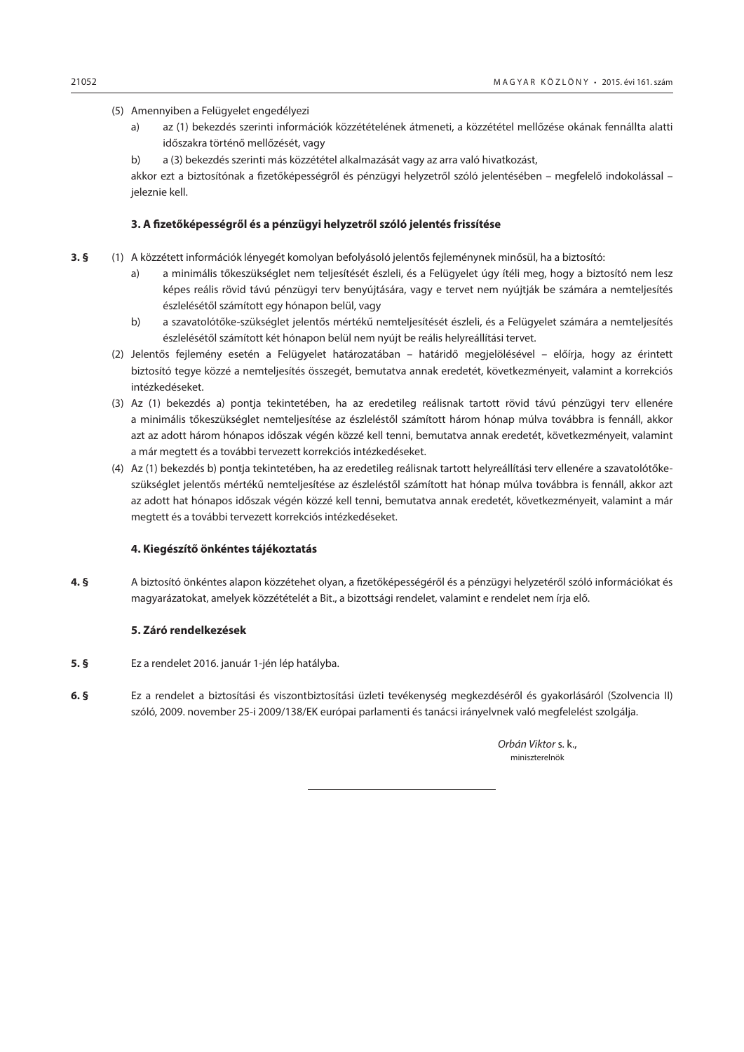(5) Amennyiben a Felügyelet engedélyezi

a) az (1) bekezdés szerinti információk közzétételének átmeneti, a közzététel mellőzése okának fennállta alatti időszakra történő mellőzését, vagy

b) a (3) bekezdés szerinti más közzététel alkalmazását vagy az arra való hivatkozást,

akkor ezt a biztosítónak a fizetőképességről és pénzügyi helyzetről szóló jelentésében – megfelelő indokolással – jeleznie kell.

### 3. A fizetőképességről és a pénzügyi helyzetről szóló jelentés frissítése

**3. §** (1) A közzétett információk lényegét komolyan befolyásoló jelentős fejleménynek minősül, ha a biztosító:

a) a minimális tőkeszükséglet nem teljesítését észleli, és a Felügyelet úgy ítéli meg, hogy a biztosító nem lesz képes reális rövid távú pénzügyi terv benyújtására, vagy e tervet nem nyújtják be számára a nemteljesítés észlelésétől számított egy hónapon belül, vagy

b) a szavatolótőke-szükséglet jelentős mértékű nemteljesítését észleli, és a Felügyelet számára a nemteljesítés észlelésétől számított két hónapon belül nem nyújt be reális helyreállítási tervet.

(2) Jelentős fejlemény esetén a Felügyelet határozatában – határidő megjelölésével – előírja, hogy az érintett biztosító tegye közzé a nemteljesítés összegét, bemutatva annak eredetét, következményeit, valamint a korrekciós intézkedéseket.

(3) Az (1) bekezdés a) pontja tekintetében, ha az eredetileg reálisnak tartott rövid távú pénzügyi terv ellenére a minimális tőkeszükséglet nemteljesítése az észleléstől számított három hónap múlva továbbra is fennáll, akkor azt az adott három hónapos időszak végén közzé kell tenni, bemutatva annak eredetét, következményeit, valamint a már megtett és a további tervezett korrekciós intézkedéseket.

(4) Az (1) bekezdés b) pontja tekintetében, ha az eredetileg reálisnak tartott helyreállítási terv ellenére a szavatolótőke-szükséglet jelentős mértékű nemteljesítése az észleléstől számított hat hónap múlva továbbra is fennáll, akkor azt az adott hat hónapos időszak végén közzé kell tenni, bemutatva annak eredetét, következményeit, valamint a már megtett és a további tervezett korrekciós intézkedéseket.

### 4. Kiegészítő önkéntes tájékoztatás

**4. §** A biztosító önkéntes alapon közzétehet olyan, a fizetőképességéről és a pénzügyi helyzetéről szóló információkat és magyarázatokat, amelyek közzétételét a Bit., a bizottsági rendelet, valamint e rendelet nem írja elő.

### 5. Záró rendelkezések

**5. §** Ez a rendelet 2016. január 1-jén lép hatályba.

**6. §** Ez a rendelet a biztosítási és viszontbiztosítási üzleti tevékenység megkezdéséről és gyakorlásáról (Szolvencia II) szóló, 2009. november 25-i 2009/138/EK európai parlamenti és tanácsi irányelvnek való megfelelést szolgálja.

*Orbán Viktor* s. k.,
miniszterelnök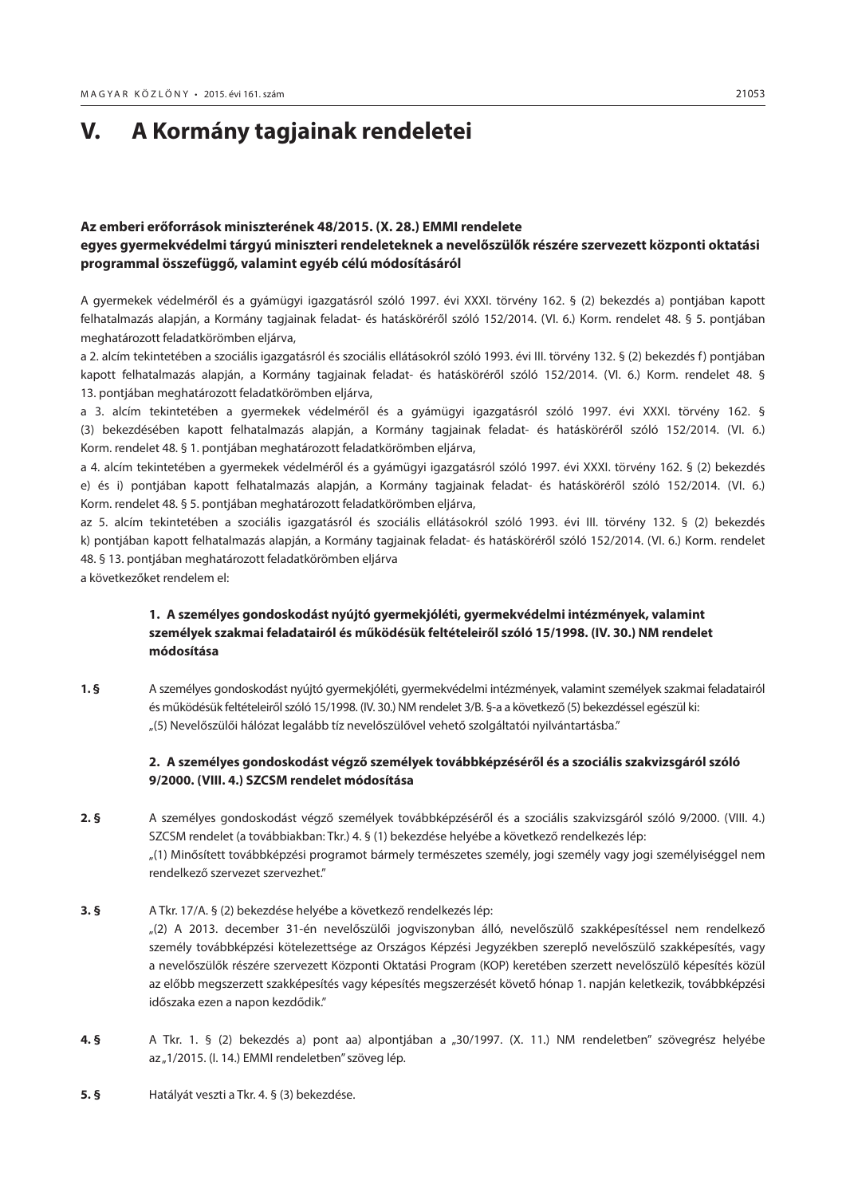# V. A Kormány tagjainak rendeletei

### Az emberi erőforrások miniszterének 48/2015. (X. 28.) EMMI rendelete egyes gyermekvédelmi tárgyú miniszteri rendeleteknek a nevelőszülők részére szervezett központi oktatási programmal összefüggő, valamint egyéb célú módosításáról

A gyermekek védelméről és a gyámügyi igazgatásról szóló 1997. évi XXXI. törvény 162. § (2) bekezdés a) pontjában kapott felhatalmazás alapján, a Kormány tagjainak feladat- és hatásköréről szóló 152/2014. (VI. 6.) Korm. rendelet 48. § 5. pontjában meghatározott feladatkörömben eljárva,

a 2. alcím tekintetében a szociális igazgatásról és szociális ellátásokról szóló 1993. évi III. törvény 132. § (2) bekezdés f) pontjában kapott felhatalmazás alapján, a Kormány tagjainak feladat- és hatásköréről szóló 152/2014. (VI. 6.) Korm. rendelet 48. § 13. pontjában meghatározott feladatkörömben eljárva,

a 3. alcím tekintetében a gyermekek védelméről és a gyámügyi igazgatásról szóló 1997. évi XXXI. törvény 162. § (3) bekezdésében kapott felhatalmazás alapján, a Kormány tagjainak feladat- és hatásköréről szóló 152/2014. (VI. 6.) Korm. rendelet 48. § 1. pontjában meghatározott feladatkörömben eljárva,

a 4. alcím tekintetében a gyermekek védelméről és a gyámügyi igazgatásról szóló 1997. évi XXXI. törvény 162. § (2) bekezdés e) és i) pontjában kapott felhatalmazás alapján, a Kormány tagjainak feladat- és hatásköréről szóló 152/2014. (VI. 6.) Korm. rendelet 48. § 5. pontjában meghatározott feladatkörömben eljárva,

az 5. alcím tekintetében a szociális igazgatásról és szociális ellátásokról szóló 1993. évi III. törvény 132. § (2) bekezdés k) pontjában kapott felhatalmazás alapján, a Kormány tagjainak feladat- és hatásköréről szóló 152/2014. (VI. 6.) Korm. rendelet 48. § 13. pontjában meghatározott feladatkörömben eljárva

a következőket rendelem el:

#### 1. A személyes gondoskodást nyújtó gyermekjóléti, gyermekvédelmi intézmények, valamint személyek szakmai feladatairól és működésük feltételeiről szóló 15/1998. (IV. 30.) NM rendelet módosítása

**1. §** A személyes gondoskodást nyújtó gyermekjóléti, gyermekvédelmi intézmények, valamint személyek szakmai feladatairól és működésük feltételeiről szóló 15/1998. (IV. 30.) NM rendelet 3/B. §-a a következő (5) bekezdéssel egészül ki:
„(5) Nevelőszülői hálózat legalább tíz nevelőszülővel vehető szolgáltatói nyilvántartásba."

#### 2. A személyes gondoskodást végző személyek továbbképzéséről és a szociális szakvizsgáról szóló 9/2000. (VIII. 4.) SZCSM rendelet módosítása

**2. §** A személyes gondoskodást végző személyek továbbképzéséről és a szociális szakvizsgáról szóló 9/2000. (VIII. 4.) SZCSM rendelet (a továbbiakban: Tkr.) 4. § (1) bekezdése helyébe a következő rendelkezés lép:
„(1) Minősített továbbképzési programot bármely természetes személy, jogi személy vagy jogi személyiséggel nem rendelkező szervezet szervezhet."

**3. §** A Tkr. 17/A. § (2) bekezdése helyébe a következő rendelkezés lép:
„(2) A 2013. december 31-én nevelőszülői jogviszonyban álló, nevelőszülő szakképesítéssel nem rendelkező személy továbbképzési kötelezettsége az Országos Képzési Jegyzékben szereplő nevelőszülő szakképesítés, vagy a nevelőszülők részére szervezett Központi Oktatási Program (KOP) keretében szerzett nevelőszülő képesítés közül az előbb megszerzett szakképesítés vagy képesítés megszerzését követő hónap 1. napján keletkezik, továbbképzési időszaka ezen a napon kezdődik."

**4. §** A Tkr. 1. § (2) bekezdés a) pont aa) alpontjában a „30/1997. (X. 11.) NM rendeletben" szövegrész helyébe az „1/2015. (I. 14.) EMMI rendeletben" szöveg lép.

**5. §** Hatályát veszti a Tkr. 4. § (3) bekezdése.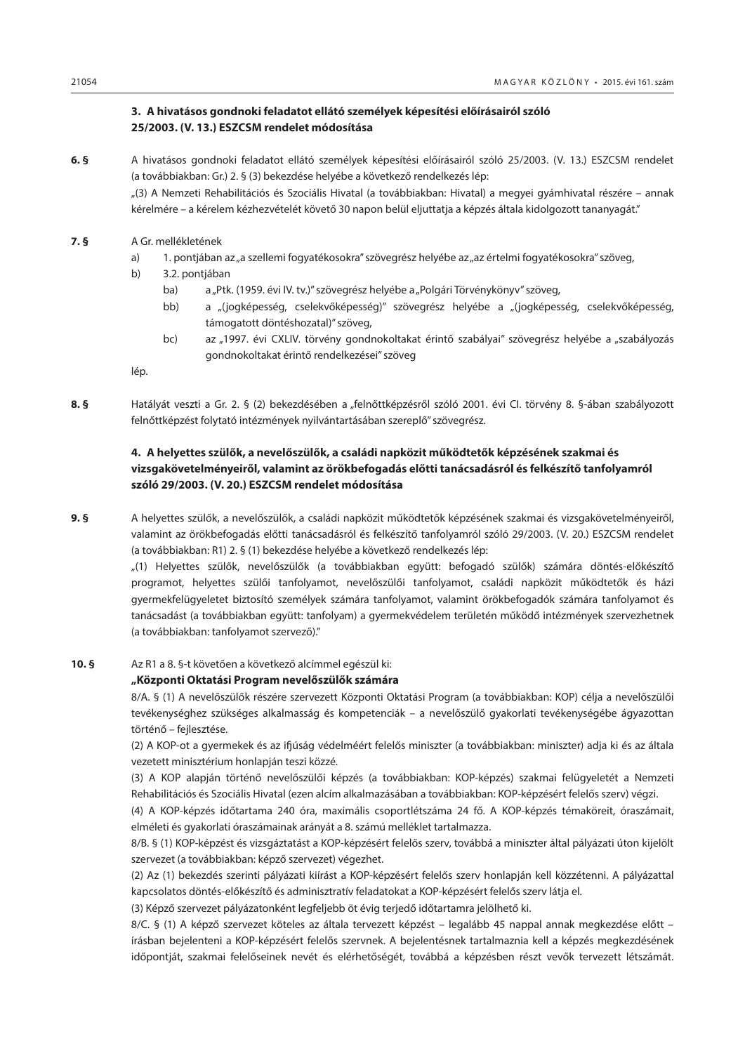### 3. A hivatásos gondnoki feladatot ellátó személyek képesítési előírásairól szóló 25/2003. (V. 13.) ESZCSM rendelet módosítása

**6. §** A hivatásos gondnoki feladatot ellátó személyek képesítési előírásairól szóló 25/2003. (V. 13.) ESZCSM rendelet (a továbbiakban: Gr.) 2. § (3) bekezdése helyébe a következő rendelkezés lép:

„(3) A Nemzeti Rehabilitációs és Szociális Hivatal (a továbbiakban: Hivatal) a megyei gyámhivatal részére – annak kérelmére – a kérelem kézhezvételét követő 30 napon belül eljuttatja a képzés általa kidolgozott tananyagát."

**7. §** A Gr. mellékletének

a) 1. pontjában az „a szellemi fogyatékosokra" szövegrész helyébe az „az értelmi fogyatékosokra" szöveg,

b) 3.2. pontjában

ba) a „Ptk. (1959. évi IV. tv.)" szövegrész helyébe a „Polgári Törvénykönyv" szöveg,

bb) a „(jogképesség, cselekvőképesség)" szövegrész helyébe a „(jogképesség, cselekvőképesség, támogatott döntéshozatal)" szöveg,

bc) az „1997. évi CXLIV. törvény gondnokoltakat érintő szabályai" szövegrész helyébe a „szabályozás gondnokoltakat érintő rendelkezései" szöveg

lép.

**8. §** Hatályát veszti a Gr. 2. § (2) bekezdésében a „felnőttképzésről szóló 2001. évi CI. törvény 8. §-ában szabályozott felnőttképzést folytató intézmények nyilvántartásában szereplő" szövegrész.

### 4. A helyettes szülők, a nevelőszülők, a családi napközit működtetők képzésének szakmai és vizsgakövetelményeiről, valamint az örökbefogadás előtti tanácsadásról és felkészítő tanfolyamról szóló 29/2003. (V. 20.) ESZCSM rendelet módosítása

**9. §** A helyettes szülők, a nevelőszülők, a családi napközit működtetők képzésének szakmai és vizsgakövetelményeiről, valamint az örökbefogadás előtti tanácsadásról és felkészítő tanfolyamról szóló 29/2003. (V. 20.) ESZCSM rendelet (a továbbiakban: R1) 2. § (1) bekezdése helyébe a következő rendelkezés lép:

„(1) Helyettes szülők, nevelőszülők (a továbbiakban együtt: befogadó szülők) számára döntés-előkészítő programot, helyettes szülői tanfolyamot, nevelőszülői tanfolyamot, családi napközit működtetők és házi gyermekfelügyeletet biztosító személyek számára tanfolyamot, valamint örökbefogadók számára tanfolyamot és tanácsadást (a továbbiakban együtt: tanfolyam) a gyermekvédelem területén működő intézmények szervezhetnek (a továbbiakban: tanfolyamot szervező)."

**10. §** Az R1 a 8. §-t követően a következő alcímmel egészül ki:

**„Központi Oktatási Program nevelőszülők számára**

8/A. § (1) A nevelőszülők részére szervezett Központi Oktatási Program (a továbbiakban: KOP) célja a nevelőszülői tevékenységhez szükséges alkalmasság és kompetenciák – a nevelőszülő gyakorlati tevékenységébe ágyazottan történő – fejlesztése.

(2) A KOP-ot a gyermekek és az ifjúság védelméért felelős miniszter (a továbbiakban: miniszter) adja ki és az általa vezetett minisztérium honlapján teszi közzé.

(3) A KOP alapján történő nevelőszülői képzés (a továbbiakban: KOP-képzés) szakmai felügyeletét a Nemzeti Rehabilitációs és Szociális Hivatal (ezen alcím alkalmazásában a továbbiakban: KOP-képzésért felelős szerv) végzi.

(4) A KOP-képzés időtartama 240 óra, maximális csoportlétszáma 24 fő. A KOP-képzés témaköreit, óraszámait, elméleti és gyakorlati óraszámainak arányát a 8. számú melléklet tartalmazza.

8/B. § (1) KOP-képzést és vizsgáztatást a KOP-képzésért felelős szerv, továbbá a miniszter által pályázati úton kijelölt szervezet (a továbbiakban: képző szervezet) végezhet.

(2) Az (1) bekezdés szerinti pályázati kiírást a KOP-képzésért felelős szerv honlapján kell közzétenni. A pályázattal kapcsolatos döntés-előkészítő és adminisztratív feladatokat a KOP-képzésért felelős szerv látja el.

(3) Képző szervezet pályázatonként legfeljebb öt évig terjedő időtartamra jelölhető ki.

8/C. § (1) A képző szervezet köteles az általa tervezett képzést – legalább 45 nappal annak megkezdése előtt – írásban bejelenteni a KOP-képzésért felelős szervnek. A bejelentésnek tartalmaznia kell a képzés megkezdésének időpontját, szakmai felelőseinek nevét és elérhetőségét, továbbá a képzésben részt vevők tervezett létszámát.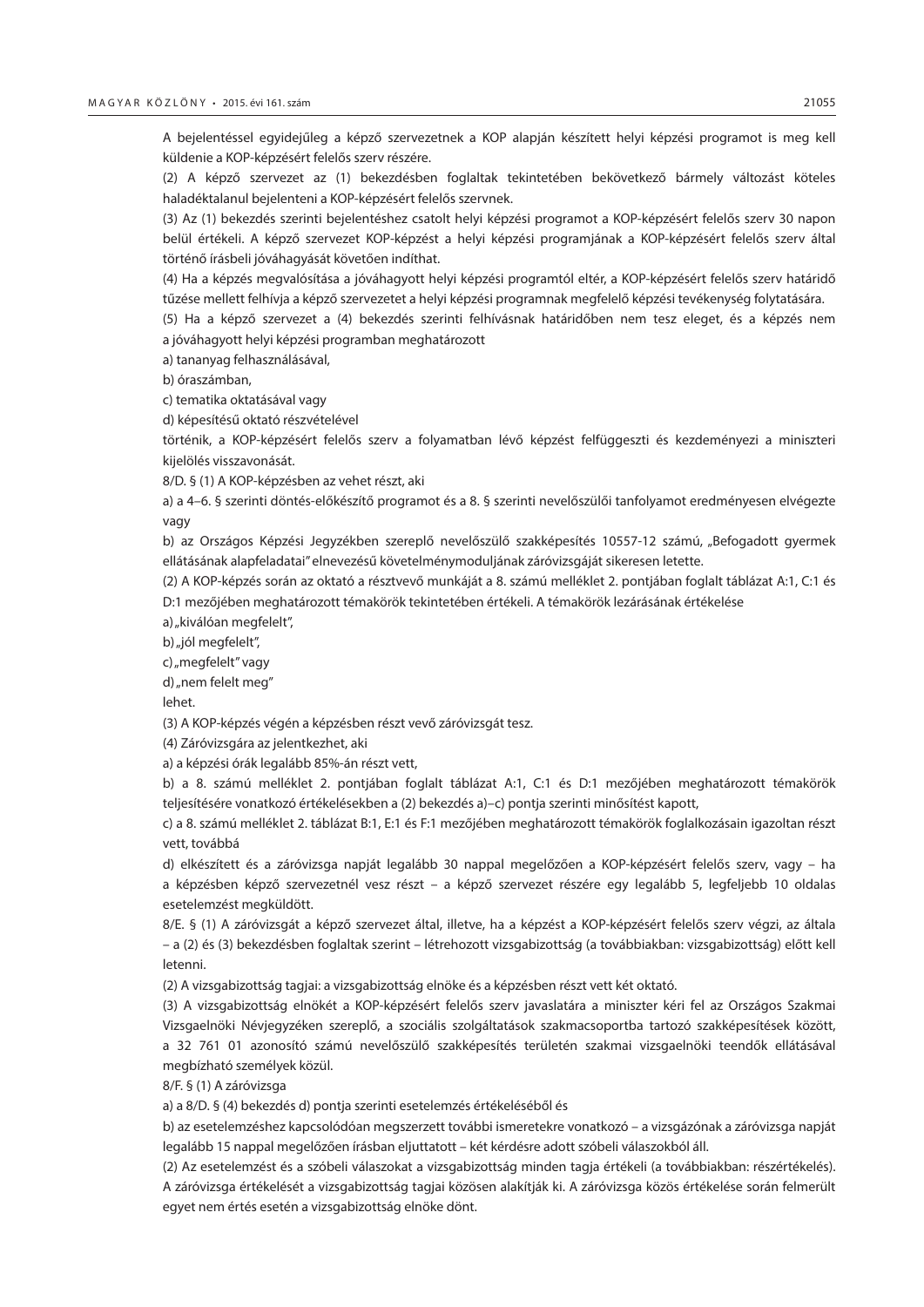A bejelentéssel egyidejűleg a képző szervezetnek a KOP alapján készített helyi képzési programot is meg kell küldenie a KOP-képzésért felelős szerv részére.

(2) A képző szervezet az (1) bekezdésben foglaltak tekintetében bekövetkező bármely változást köteles haladéktalanul bejelenteni a KOP-képzésért felelős szervnek.

(3) Az (1) bekezdés szerinti bejelentéshez csatolt helyi képzési programot a KOP-képzésért felelős szerv 30 napon belül értékeli. A képző szervezet KOP-képzést a helyi képzési programjának a KOP-képzésért felelős szerv által történő írásbeli jóváhagyását követően indíthat.

(4) Ha a képzés megvalósítása a jóváhagyott helyi képzési programtól eltér, a KOP-képzésért felelős szerv határidő tűzése mellett felhívja a képző szervezetet a helyi képzési programnak megfelelő képzési tevékenység folytatására.

(5) Ha a képző szervezet a (4) bekezdés szerinti felhívásnak határidőben nem tesz eleget, és a képzés nem a jóváhagyott helyi képzési programban meghatározott

a) tananyag felhasználásával,

b) óraszámban,

c) tematika oktatásával vagy

d) képesítésű oktató részvételével

történik, a KOP-képzésért felelős szerv a folyamatban lévő képzést felfüggeszti és kezdeményezi a miniszteri kijelölés visszavonását.

8/D. § (1) A KOP-képzésben az vehet részt, aki

a) a 4–6. § szerinti döntés-előkészítő programot és a 8. § szerinti nevelőszülői tanfolyamot eredményesen elvégezte vagy

b) az Országos Képzési Jegyzékben szereplő nevelőszülő szakképesítés 10557-12 számú, „Befogadott gyermek ellátásának alapfeladatai” elnevezésű követelménymoduljának záróvizsgáját sikeresen letette.

(2) A KOP-képzés során az oktató a résztvevő munkáját a 8. számú melléklet 2. pontjában foglalt táblázat A:1, C:1 és D:1 mezőjében meghatározott témakörök tekintetében értékeli. A témakörök lezárásának értékelése

a) „kiválóan megfelelt”,

b) „jól megfelelt”,

c) „megfelelt” vagy

d) „nem felelt meg”

lehet.

(3) A KOP-képzés végén a képzésben részt vevő záróvizsgát tesz.

(4) Záróvizsgára az jelentkezhet, aki

a) a képzési órák legalább 85%-án részt vett,

b) a 8. számú melléklet 2. pontjában foglalt táblázat A:1, C:1 és D:1 mezőjében meghatározott témakörök teljesítésére vonatkozó értékelésekben a (2) bekezdés a)–c) pontja szerinti minősítést kapott,

c) a 8. számú melléklet 2. táblázat B:1, E:1 és F:1 mezőjében meghatározott témakörök foglalkozásain igazoltan részt vett, továbbá

d) elkészített és a záróvizsga napját legalább 30 nappal megelőzően a KOP-képzésért felelős szerv, vagy – ha a képzésben képző szervezetnél vesz részt – a képző szervezet részére egy legalább 5, legfeljebb 10 oldalas esetelemzést megküldött.

8/E. § (1) A záróvizsgát a képző szervezet által, illetve, ha a képzést a KOP-képzésért felelős szerv végzi, az általa – a (2) és (3) bekezdésben foglaltak szerint – létrehozott vizsgabizottság (a továbbiakban: vizsgabizottság) előtt kell letenni.

(2) A vizsgabizottság tagjai: a vizsgabizottság elnöke és a képzésben részt vett két oktató.

(3) A vizsgabizottság elnökét a KOP-képzésért felelős szerv javaslatára a miniszter kéri fel az Országos Szakmai Vizsgaelnöki Névjegyzéken szereplő, a szociális szolgáltatások szakmacsoportba tartozó szakképesítések között, a 32 761 01 azonosító számú nevelőszülő szakképesítés területén szakmai vizsgaelnöki teendők ellátásával megbízható személyek közül.

8/F. § (1) A záróvizsga

a) a 8/D. § (4) bekezdés d) pontja szerinti esetelemzés értékeléséből és

b) az esetelemzéshez kapcsolódóan megszerzett további ismeretekre vonatkozó – a vizsgázónak a záróvizsga napját legalább 15 nappal megelőzően írásban eljuttatott – két kérdésre adott szóbeli válaszokból áll.

(2) Az esetelemzést és a szóbeli válaszokat a vizsgabizottság minden tagja értékeli (a továbbiakban: részértékelés). A záróvizsga értékelését a vizsgabizottság tagjai közösen alakítják ki. A záróvizsga közös értékelése során felmerült egyet nem értés esetén a vizsgabizottság elnöke dönt.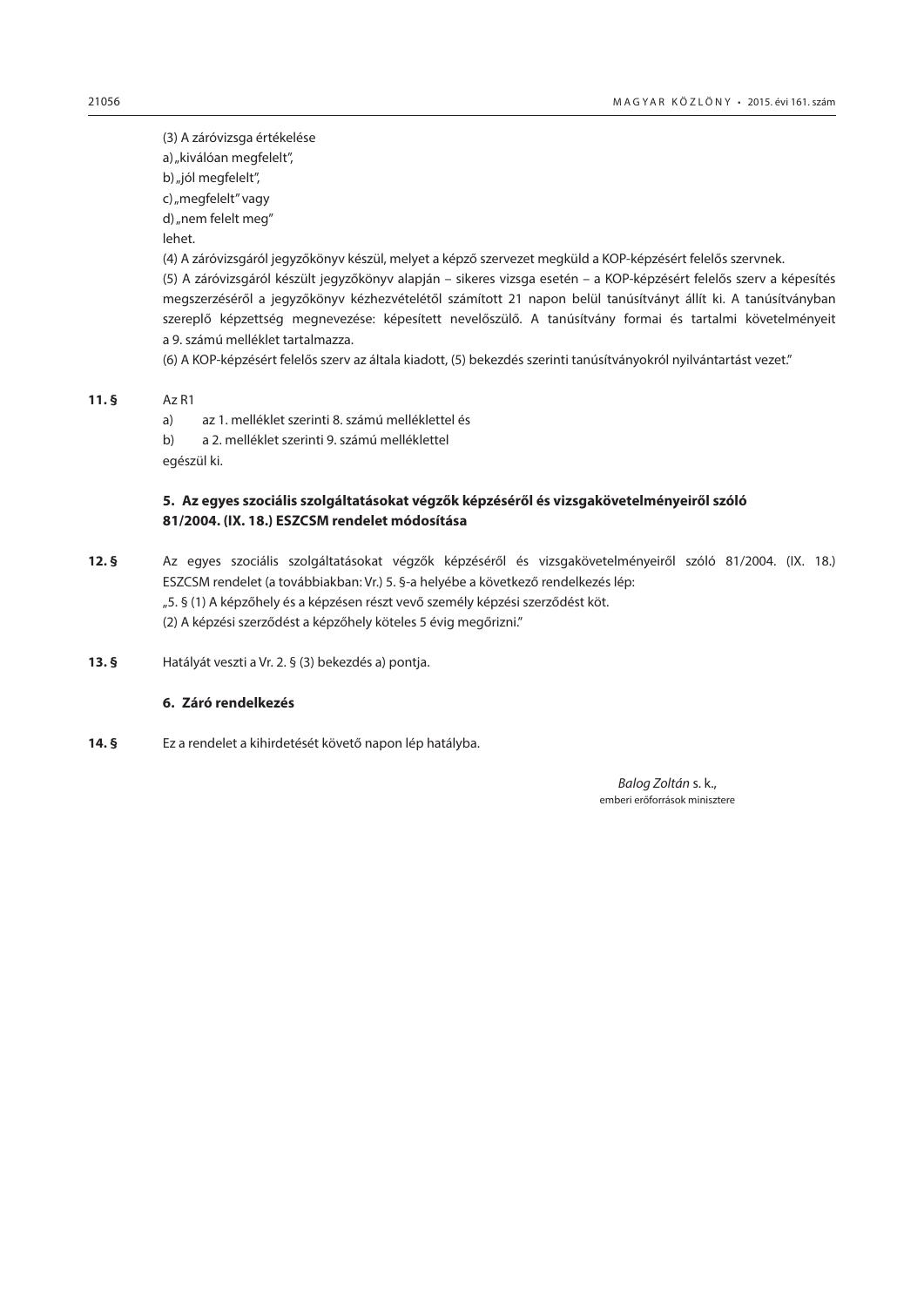(3) A záróvizsga értékelése

a) „kiválóan megfelelt”,

b) „jól megfelelt”,

c) „megfelelt” vagy

d) „nem felelt meg”

lehet.

(4) A záróvizsgáról jegyzőkönyv készül, melyet a képző szervezet megküld a KOP-képzésért felelős szervnek.

(5) A záróvizsgáról készült jegyzőkönyv alapján – sikeres vizsga esetén – a KOP-képzésért felelős szerv a képesítés megszerzéséről a jegyzőkönyv kézhezvételétől számított 21 napon belül tanúsítványt állít ki. A tanúsítványban szereplő képzettség megnevezése: képesített nevelőszülő. A tanúsítvány formai és tartalmi követelményeit a 9. számú melléklet tartalmazza.

(6) A KOP-képzésért felelős szerv az általa kiadott, (5) bekezdés szerinti tanúsítványokról nyilvántartást vezet.”

**11. §** Az R1

a) az 1. melléklet szerinti 8. számú melléklettel és

b) a 2. melléklet szerinti 9. számú melléklettel

egészül ki.

### 5. Az egyes szociális szolgáltatásokat végzők képzéséről és vizsgakövetelményeiről szóló 81/2004. (IX. 18.) ESZCSM rendelet módosítása

**12. §** Az egyes szociális szolgáltatásokat végzők képzéséről és vizsgakövetelményeiről szóló 81/2004. (IX. 18.) ESZCSM rendelet (a továbbiakban: Vr.) 5. §-a helyébe a következő rendelkezés lép:

„5. § (1) A képzőhely és a képzésen részt vevő személy képzési szerződést köt.

(2) A képzési szerződést a képzőhely köteles 5 évig megőrizni.”

**13. §** Hatályát veszti a Vr. 2. § (3) bekezdés a) pontja.

### 6. Záró rendelkezés

**14. §** Ez a rendelet a kihirdetését követő napon lép hatályba.

*Balog Zoltán* s. k.,
emberi erőforrások minisztere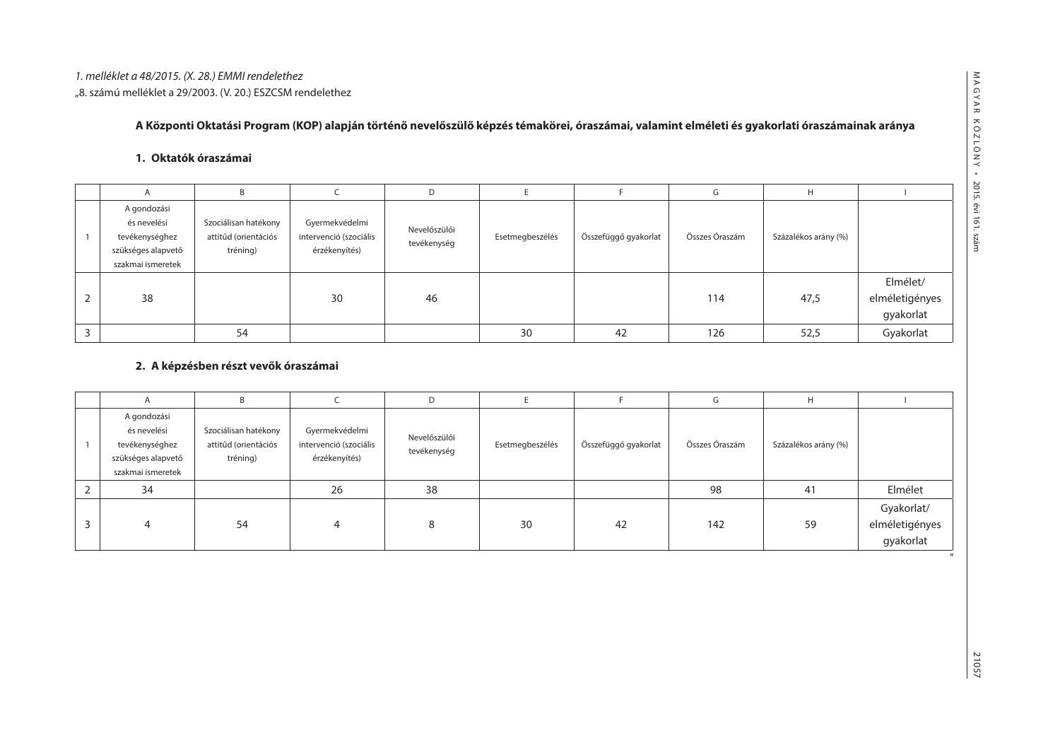*1. melléklet a 48/2015. (X. 28.) EMMI rendelethez*

„8. számú melléklet a 29/2003. (V. 20.) ESZCSM rendelethez

**A Központi Oktatási Program (KOP) alapján történő nevelőszülő képzés témakörei, óraszámai, valamint elméleti és gyakorlati óraszámainak aránya**

**1. Oktatók óraszámai**

| | A | B | C | D | E | F | G | H | I |
|---|---|---|---|---|---|---|---|---|---|
| 1 | A gondozási és nevelési tevékenységhez szükséges alapvető szakmai ismeretek | Szociálisan hatékony attitűd (orientációs tréning) | Gyermekvédelmi intervenció (szociális érzékenyítés) | Nevelőszülői tevékenység | Esetmegbeszélés | Összefüggő gyakorlat | Összes Óraszám | Százalékos arány (%) | |
| 2 | 38 | | 30 | 46 | | | 114 | 47,5 | Elmélet/ elméletigényes gyakorlat |
| 3 | | 54 | | | 30 | 42 | 126 | 52,5 | Gyakorlat |

**2. A képzésben részt vevők óraszámai**

| | A | B | C | D | E | F | G | H | I |
|---|---|---|---|---|---|---|---|---|---|
| 1 | A gondozási és nevelési tevékenységhez szükséges alapvető szakmai ismeretek | Szociálisan hatékony attitűd (orientációs tréning) | Gyermekvédelmi intervenció (szociális érzékenyítés) | Nevelőszülői tevékenység | Esetmegbeszélés | Összefüggő gyakorlat | Összes Óraszám | Százalékos arány (%) | |
| 2 | 34 | | 26 | 38 | | | 98 | 41 | Elmélet |
| 3 | 4 | 54 | 4 | 8 | 30 | 42 | 142 | 59 | Gyakorlat/ elméletigényes gyakorlat |

”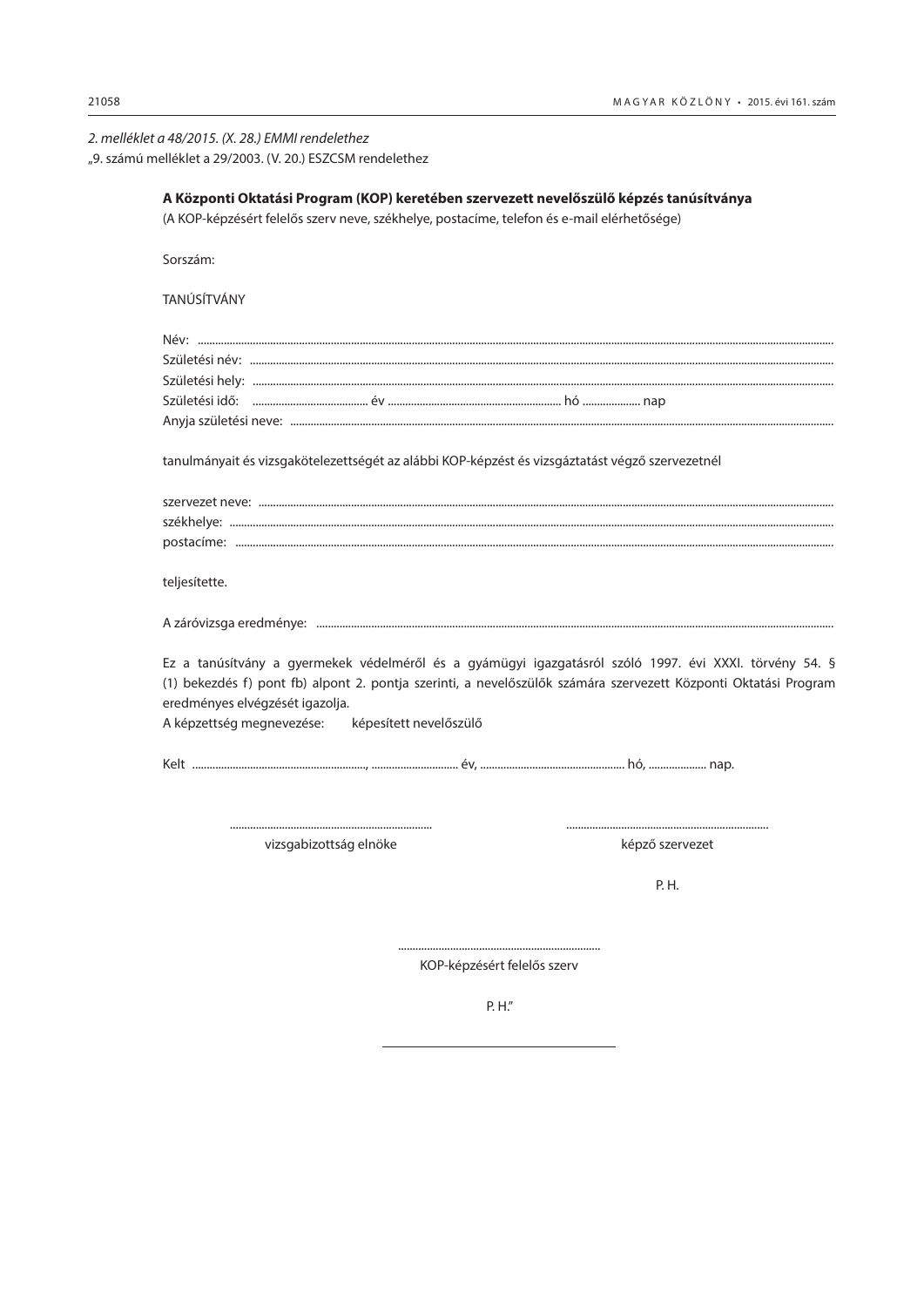*2. melléklet a 48/2015. (X. 28.) EMMI rendelethez*

„9. számú melléklet a 29/2003. (V. 20.) ESZCSM rendelethez

**A Központi Oktatási Program (KOP) keretében szervezett nevelőszülő képzés tanúsítványa**

(A KOP-képzésért felelős szerv neve, székhelye, postacíme, telefon és e-mail elérhetősége)

Sorszám:

TANÚSÍTVÁNY

Név: ..........................................................................................................................................................

Születési név: ..........................................................................................................................................

Születési hely: .........................................................................................................................................

Születési idő: ....................................... év ............................................................ hó .................... nap

Anyja születési neve: ..............................................................................................................................

tanulmányait és vizsgakötelezettségét az alábbi KOP-képzést és vizsgáztatást végző szervezetnél

szervezet neve: .......................................................................................................................................

székhelye: ...............................................................................................................................................

postacíme: ..............................................................................................................................................

teljesítette.

A záróvizsga eredménye: .......................................................................................................................

Ez a tanúsítvány a gyermekek védelméről és a gyámügyi igazgatásról szóló 1997. évi XXXI. törvény 54. § (1) bekezdés f) pont fb) alpont 2. pontja szerinti, a nevelőszülők számára szervezett Központi Oktatási Program eredményes elvégzését igazolja.

A képzettség megnevezése: képesített nevelőszülő

Kelt ............................................................, ............................. év, .................................................. hó, .................... nap.

| ...................................................................... | ...................................................................... |
|---|---|
| vizsgabizottság elnöke | képző szervezet |
| | P. H. |

......................................................................

KOP-képzésért felelős szerv

P. H.”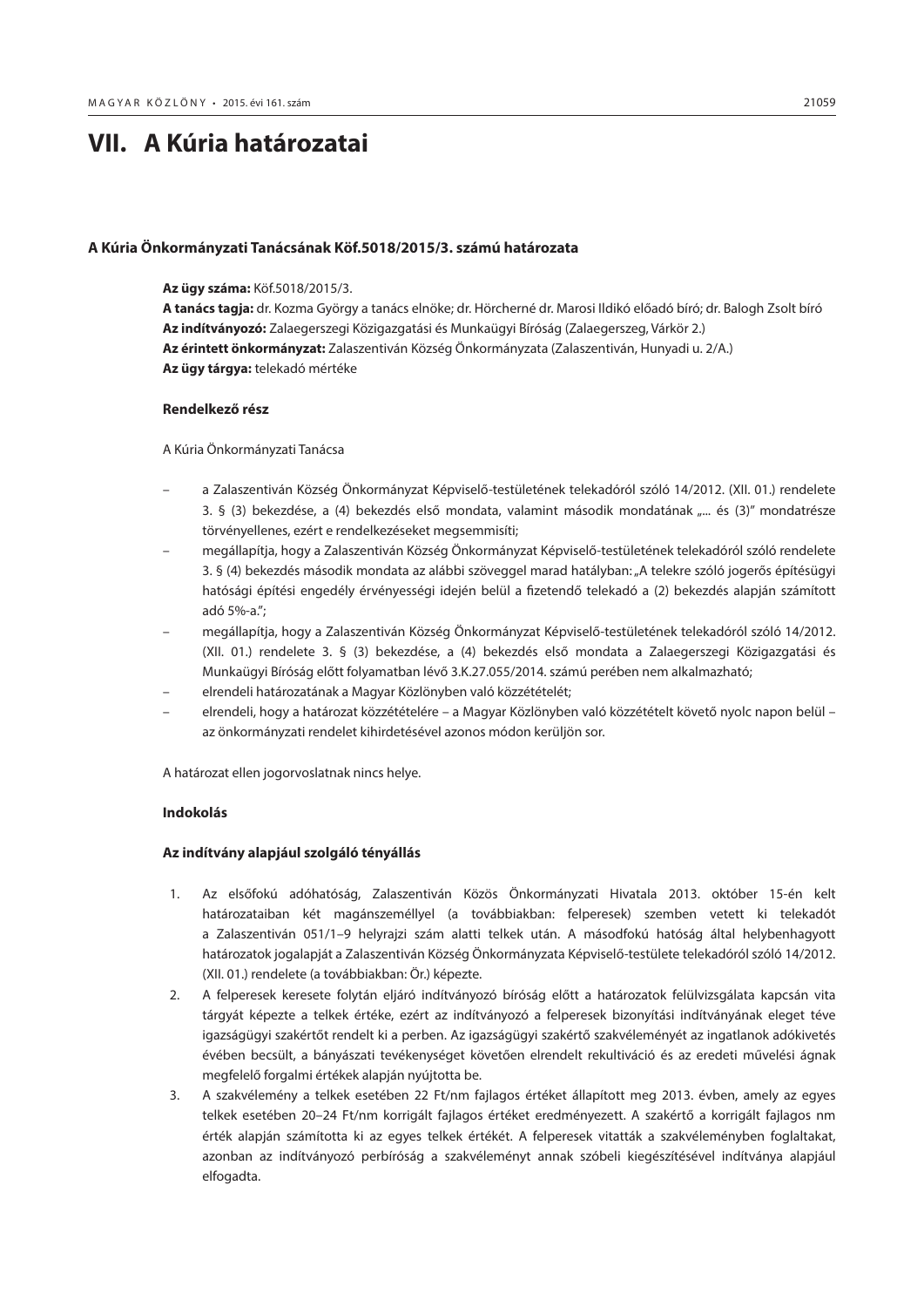# VII. A Kúria határozatai

### A Kúria Önkormányzati Tanácsának Köf.5018/2015/3. számú határozata

**Az ügy száma:** Köf.5018/2015/3.
**A tanács tagja:** dr. Kozma György a tanács elnöke; dr. Hörcherné dr. Marosi Ildikó előadó bíró; dr. Balogh Zsolt bíró
**Az indítványozó:** Zalaegerszegi Közigazgatási és Munkaügyi Bíróság (Zalaegerszeg, Várkör 2.)
**Az érintett önkormányzat:** Zalaszentiván Község Önkormányzata (Zalaszentiván, Hunyadi u. 2/A.)
**Az ügy tárgya:** telekadó mértéke

#### Rendelkező rész

A Kúria Önkormányzati Tanácsa

- a Zalaszentiván Község Önkormányzat Képviselő-testületének telekadóról szóló 14/2012. (XII. 01.) rendelete 3. § (3) bekezdése, a (4) bekezdés első mondata, valamint második mondatának „... és (3)" mondatrésze törvényellenes, ezért e rendelkezéseket megsemmisíti;
- megállapítja, hogy a Zalaszentiván Község Önkormányzat Képviselő-testületének telekadóról szóló rendelete 3. § (4) bekezdés második mondata az alábbi szöveggel marad hatályban: „A telekre szóló jogerős építésügyi hatósági építési engedély érvényességi idején belül a fizetendő telekadó a (2) bekezdés alapján számított adó 5%-a.";
- megállapítja, hogy a Zalaszentiván Község Önkormányzat Képviselő-testületének telekadóról szóló 14/2012. (XII. 01.) rendelete 3. § (3) bekezdése, a (4) bekezdés első mondata a Zalaegerszegi Közigazgatási és Munkaügyi Bíróság előtt folyamatban lévő 3.K.27.055/2014. számú perében nem alkalmazható;
- elrendeli határozatának a Magyar Közlönyben való közzétételét;
- elrendeli, hogy a határozat közzétételére – a Magyar Közlönyben való közzétételt követő nyolc napon belül – az önkormányzati rendelet kihirdetésével azonos módon kerüljön sor.

A határozat ellen jogorvoslatnak nincs helye.

#### Indokolás

#### Az indítvány alapjául szolgáló tényállás

1. Az elsőfokú adóhatóság, Zalaszentiván Közös Önkormányzati Hivatala 2013. október 15-én kelt határozataiban két magánszeméllyel (a továbbiakban: felperesek) szemben vetett ki telekadót a Zalaszentiván 051/1–9 helyrajzi szám alatti telkek után. A másodfokú hatóság által helybenhagyott határozatok jogalapját a Zalaszentiván Község Önkormányzata Képviselő-testülete telekadóról szóló 14/2012. (XII. 01.) rendelete (a továbbiakban: Ör.) képezte.
2. A felperesek keresete folytán eljáró indítványozó bíróság előtt a határozatok felülvizsgálata kapcsán vita tárgyát képezte a telkek értéke, ezért az indítványozó a felperesek bizonyítási indítványának eleget téve igazságügyi szakértőt rendelt ki a perben. Az igazságügyi szakértő szakvéleményét az ingatlanok adókivetés évében becsült, a bányászati tevékenységet követően elrendelt rekultiváció és az eredeti művelési ágnak megfelelő forgalmi értékek alapján nyújtotta be.
3. A szakvélemény a telkek esetében 22 Ft/nm fajlagos értéket állapított meg 2013. évben, amely az egyes telkek esetében 20–24 Ft/nm korrigált fajlagos értéket eredményezett. A szakértő a korrigált fajlagos nm érték alapján számította ki az egyes telkek értékét. A felperesek vitatták a szakvéleményben foglaltakat, azonban az indítványozó perbíróság a szakvéleményt annak szóbeli kiegészítésével indítványa alapjául elfogadta.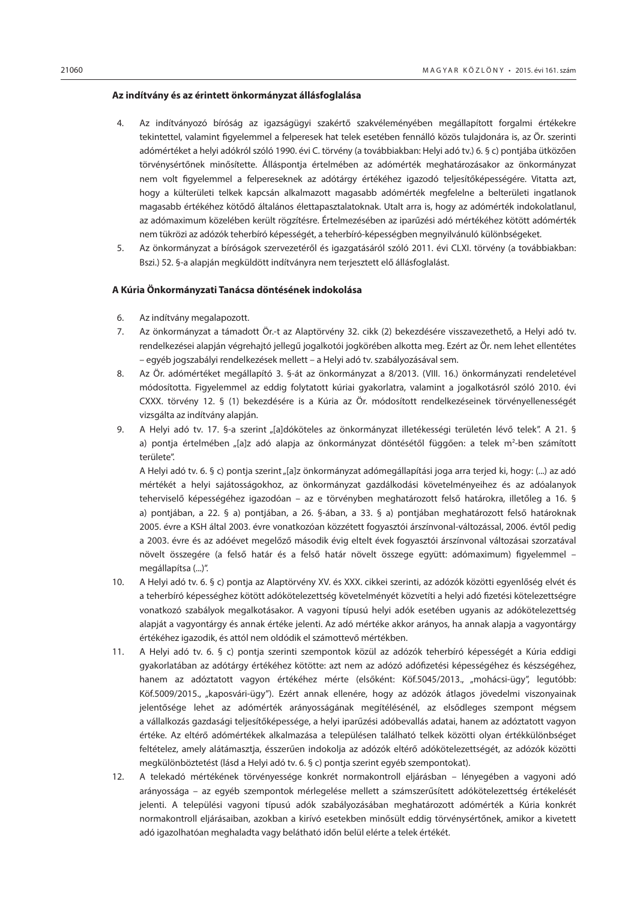### Az indítvány és az érintett önkormányzat állásfoglalása

4. Az indítványozó bíróság az igazságügyi szakértő szakvéleményében megállapított forgalmi értékekre tekintettel, valamint figyelemmel a felperesek hat telek esetében fennálló közös tulajdonára is, az Ör. szerinti adómértéket a helyi adókról szóló 1990. évi C. törvény (a továbbiakban: Helyi adó tv.) 6. § c) pontjába ütközően törvénysértőnek minősítette. Álláspontja értelmében az adómérték meghatározásakor az önkormányzat nem volt figyelemmel a felpereseknek az adótárgy értékéhez igazodó teljesítőképességére. Vitatta azt, hogy a külterületi telkek kapcsán alkalmazott magasabb adómérték megfelelne a belterületi ingatlanok magasabb értékéhez kötődő általános élettapasztalatoknak. Utalt arra is, hogy az adómérték indokolatlanul, az adómaximum közelében került rögzítésre. Értelmezésében az iparűzési adó mértékéhez kötött adómérték nem tükrözi az adózók teherbíró képességét, a teherbíró-képességben megnyilvánuló különbségeket.
5. Az önkormányzat a bíróságok szervezetéről és igazgatásáról szóló 2011. évi CLXI. törvény (a továbbiakban: Bszi.) 52. §-a alapján megküldött indítványra nem terjesztett elő állásfoglalást.

### A Kúria Önkormányzati Tanácsa döntésének indokolása

6. Az indítvány megalapozott.
7. Az önkormányzat a támadott Ör.-t az Alaptörvény 32. cikk (2) bekezdésére visszavezethető, a Helyi adó tv. rendelkezései alapján végrehajtó jellegű jogalkotói jogkörében alkotta meg. Ezért az Ör. nem lehet ellentétes – egyéb jogszabályi rendelkezések mellett – a Helyi adó tv. szabályozásával sem.
8. Az Ör. adómértéket megállapító 3. §-át az önkormányzat a 8/2013. (VIII. 16.) önkormányzati rendeletével módosította. Figyelemmel az eddig folytatott kúriai gyakorlatra, valamint a jogalkotásról szóló 2010. évi CXXX. törvény 12. § (1) bekezdésére is a Kúria az Ör. módosított rendelkezéseinek törvényellenességét vizsgálta az indítvány alapján.
9. A Helyi adó tv. 17. §-a szerint „[a]dóköteles az önkormányzat illetékességi területén lévő telek". A 21. § a) pontja értelmében „[a]z adó alapja az önkormányzat döntésétől függően: a telek m²-ben számított területe".

   A Helyi adó tv. 6. § c) pontja szerint „[a]z önkormányzat adómegállapítási joga arra terjed ki, hogy: (...) az adó mértékét a helyi sajátosságokhoz, az önkormányzat gazdálkodási követelményeihez és az adóalanyok teherviselő képességéhez igazodóan – az e törvényben meghatározott felső határokra, illetőleg a 16. § a) pontjában, a 22. § a) pontjában, a 26. §-ában, a 33. § a) pontjában meghatározott felső határoknak 2005. évre a KSH által 2003. évre vonatkozóan közzétett fogyasztói árszínvonal-változással, 2006. évtől pedig a 2003. évre és az adóévet megelőző második évig eltelt évek fogyasztói árszínvonal változásai szorzatával növelt összegére (a felső határ és a felső határ növelt összege együtt: adómaximum) figyelemmel – megállapítsa (...)".
10. A Helyi adó tv. 6. § c) pontja az Alaptörvény XV. és XXX. cikkei szerinti, az adózók közötti egyenlőség elvét és a teherbíró képességhez kötött adókötelezettség követelményét közvetíti a helyi adó fizetési kötelezettségre vonatkozó szabályok megalkotásakor. A vagyoni típusú helyi adók esetében ugyanis az adókötelezettség alapját a vagyontárgy és annak értéke jelenti. Az adó mértéke akkor arányos, ha annak alapja a vagyontárgy értékéhez igazodik, és attól nem oldódik el számottevő mértékben.
11. A Helyi adó tv. 6. § c) pontja szerinti szempontok közül az adózók teherbíró képességét a Kúria eddigi gyakorlatában az adótárgy értékéhez kötötte: azt nem az adózó adófizetési képességéhez és készségéhez, hanem az adóztatott vagyon értékéhez mérte (elsőként: Köf.5045/2013., „mohácsi-ügy", legutóbb: Köf.5009/2015., „kaposvári-ügy"). Ezért annak ellenére, hogy az adózók átlagos jövedelmi viszonyainak jelentősége lehet az adómérték arányosságának megítélésénél, az elsődleges szempont mégsem a vállalkozás gazdasági teljesítőképessége, a helyi iparűzési adóbevallás adatai, hanem az adóztatott vagyon értéke. Az eltérő adómértékek alkalmazása a településen található telkek közötti olyan értékkülönbséget feltételez, amely alátámasztja, ésszerűen indokolja az adózók eltérő adókötelezettségét, az adózók közötti megkülönböztetést (lásd a Helyi adó tv. 6. § c) pontja szerint egyéb szempontokat).
12. A telekadó mértékének törvényessége konkrét normakontroll eljárásban – lényegében a vagyoni adó arányossága – az egyéb szempontok mérlegelése mellett a számszerűsített adókötelezettség értékelését jelenti. A települési vagyoni típusú adók szabályozásában meghatározott adómérték a Kúria konkrét normakontroll eljárásaiban, azokban a kirívó esetekben minősült eddig törvénysértőnek, amikor a kivetett adó igazolhatóan meghaladta vagy belátható időn belül elérte a telek értékét.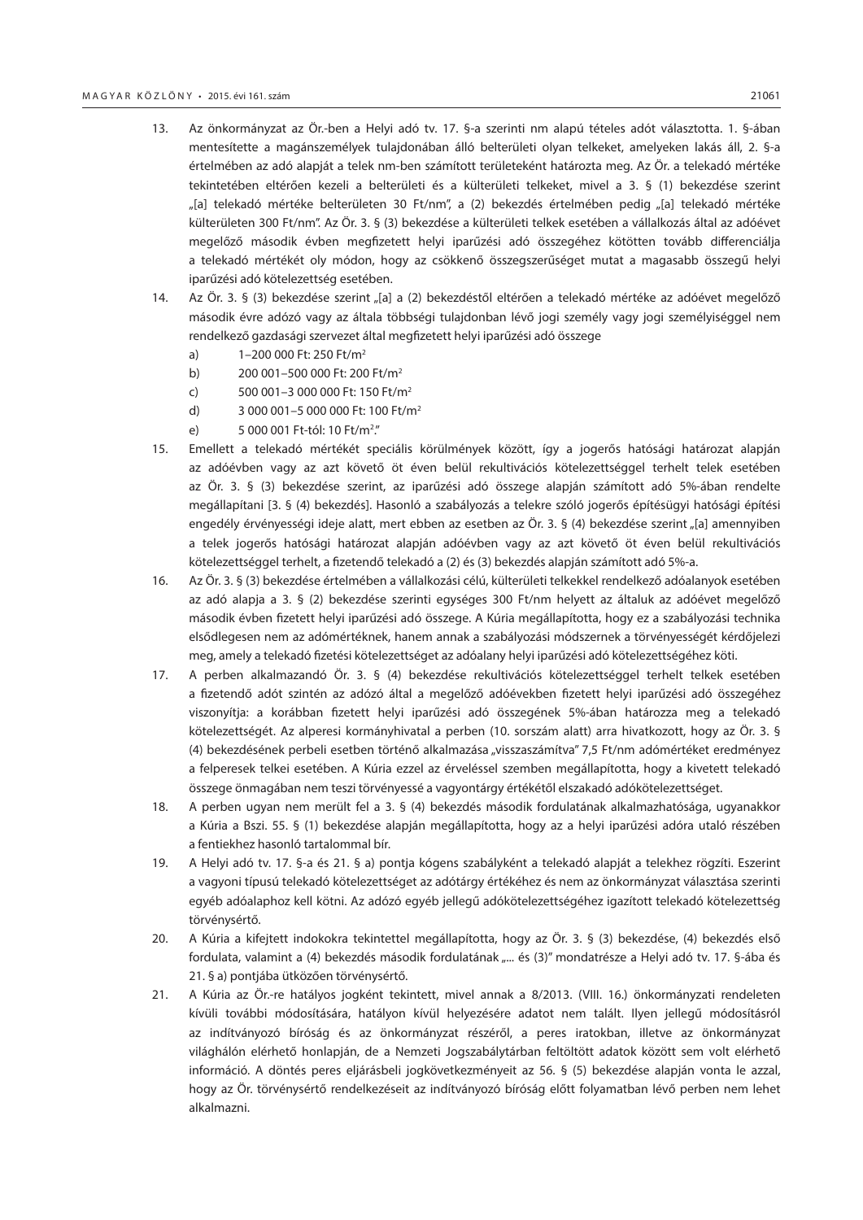13. Az önkormányzat az Ör.-ben a Helyi adó tv. 17. §-a szerinti nm alapú tételes adót választotta. 1. §-ában mentesítette a magánszemélyek tulajdonában álló belterületi olyan telkeket, amelyeken lakás áll, 2. §-a értelmében az adó alapját a telek nm-ben számított területeként határozta meg. Az Ör. a telekadó mértéke tekintetében eltérően kezeli a belterületi és a külterületi telkeket, mivel a 3. § (1) bekezdése szerint „[a] telekadó mértéke belterületen 30 Ft/nm", a (2) bekezdés értelmében pedig „[a] telekadó mértéke külterületen 300 Ft/nm". Az Ör. 3. § (3) bekezdése a külterületi telkek esetében a vállalkozás által az adóévet megelőző második évben megfizetett helyi iparűzési adó összegéhez kötötten tovább differenciálja a telekadó mértékét oly módon, hogy az csökkenő összegszerűséget mutat a magasabb összegű helyi iparűzési adó kötelezettség esetében.

14. Az Ör. 3. § (3) bekezdése szerint „[a] a (2) bekezdéstől eltérően a telekadó mértéke az adóévet megelőző második évre adózó vagy az általa többségi tulajdonban lévő jogi személy vagy jogi személyiséggel nem rendelkező gazdasági szervezet által megfizetett helyi iparűzési adó összege
    a) 1–200 000 Ft: 250 Ft/m²
    b) 200 001–500 000 Ft: 200 Ft/m²
    c) 500 001–3 000 000 Ft: 150 Ft/m²
    d) 3 000 001–5 000 000 Ft: 100 Ft/m²
    e) 5 000 001 Ft-tól: 10 Ft/m²."

15. Emellett a telekadó mértékét speciális körülmények között, így a jogerős hatósági határozat alapján az adóévben vagy az azt követő öt éven belül rekultivációs kötelezettséggel terhelt telek esetében az Ör. 3. § (3) bekezdése szerint, az iparűzési adó összege alapján számított adó 5%-ában rendelte megállapítani [3. § (4) bekezdés]. Hasonló a szabályozás a telekre szóló jogerős építésügyi hatósági építési engedély érvényességi ideje alatt, mert ebben az esetben az Ör. 3. § (4) bekezdése szerint „[a] amennyiben a telek jogerős hatósági határozat alapján adóévben vagy az azt követő öt éven belül rekultivációs kötelezettséggel terhelt, a fizetendő telekadó a (2) és (3) bekezdés alapján számított adó 5%-a.

16. Az Ör. 3. § (3) bekezdése értelmében a vállalkozási célú, külterületi telkekkel rendelkező adóalanyok esetében az adó alapja a 3. § (2) bekezdése szerinti egységes 300 Ft/nm helyett az általuk az adóévet megelőző második évben fizetett helyi iparűzési adó összege. A Kúria megállapította, hogy ez a szabályozási technika elsődlegesen nem az adómértéknek, hanem annak a szabályozási módszernek a törvényességét kérdőjelezi meg, amely a telekadó fizetési kötelezettséget az adóalany helyi iparűzési adó kötelezettségéhez köti.

17. A perben alkalmazandó Ör. 3. § (4) bekezdése rekultivációs kötelezettséggel terhelt telkek esetében a fizetendő adót szintén az adózó által a megelőző adóévekben fizetett helyi iparűzési adó összegéhez viszonyítja: a korábban fizetett helyi iparűzési adó összegének 5%-ában határozza meg a telekadó kötelezettségét. Az alperesi kormányhivatal a perben (10. sorszám alatt) arra hivatkozott, hogy az Ör. 3. § (4) bekezdésének perbeli esetben történő alkalmazása „visszaszámítva" 7,5 Ft/nm adómértéket eredményez a felperesek telkei esetében. A Kúria ezzel az érveléssel szemben megállapította, hogy a kivetett telekadó összege önmagában nem teszi törvényessé a vagyontárgy értékétől elszakadó adókötelezettséget.

18. A perben ugyan nem merült fel a 3. § (4) bekezdés második fordulatának alkalmazhatósága, ugyanakkor a Kúria a Bszi. 55. § (1) bekezdése alapján megállapította, hogy az a helyi iparűzési adóra utaló részében a fentiekhez hasonló tartalommal bír.

19. A Helyi adó tv. 17. §-a és 21. § a) pontja kógens szabályként a telekadó alapját a telekhez rögzíti. Eszerint a vagyoni típusú telekadó kötelezettséget az adótárgy értékéhez és nem az önkormányzat választása szerinti egyéb adóalaphoz kell kötni. Az adózó egyéb jellegű adókötelezettségéhez igazított telekadó kötelezettség törvénysértő.

20. A Kúria a kifejtett indokokra tekintettel megállapította, hogy az Ör. 3. § (3) bekezdése, (4) bekezdés első fordulata, valamint a (4) bekezdés második fordulatának „... és (3)" mondatrésze a Helyi adó tv. 17. §-ába és 21. § a) pontjába ütközően törvénysértő.

21. A Kúria az Ör.-re hatályos jogként tekintett, mivel annak a 8/2013. (VIII. 16.) önkormányzati rendeleten kívüli további módosítására, hatályon kívül helyezésére adatot nem talált. Ilyen jellegű módosításról az indítványozó bíróság és az önkormányzat részéről, a peres iratokban, illetve az önkormányzat világhálón elérhető honlapján, de a Nemzeti Jogszabálytárban feltöltött adatok között sem volt elérhető információ. A döntés peres eljárásbeli jogkövetkezményeit az 56. § (5) bekezdése alapján vonta le azzal, hogy az Ör. törvénysértő rendelkezéseit az indítványozó bíróság előtt folyamatban lévő perben nem lehet alkalmazni.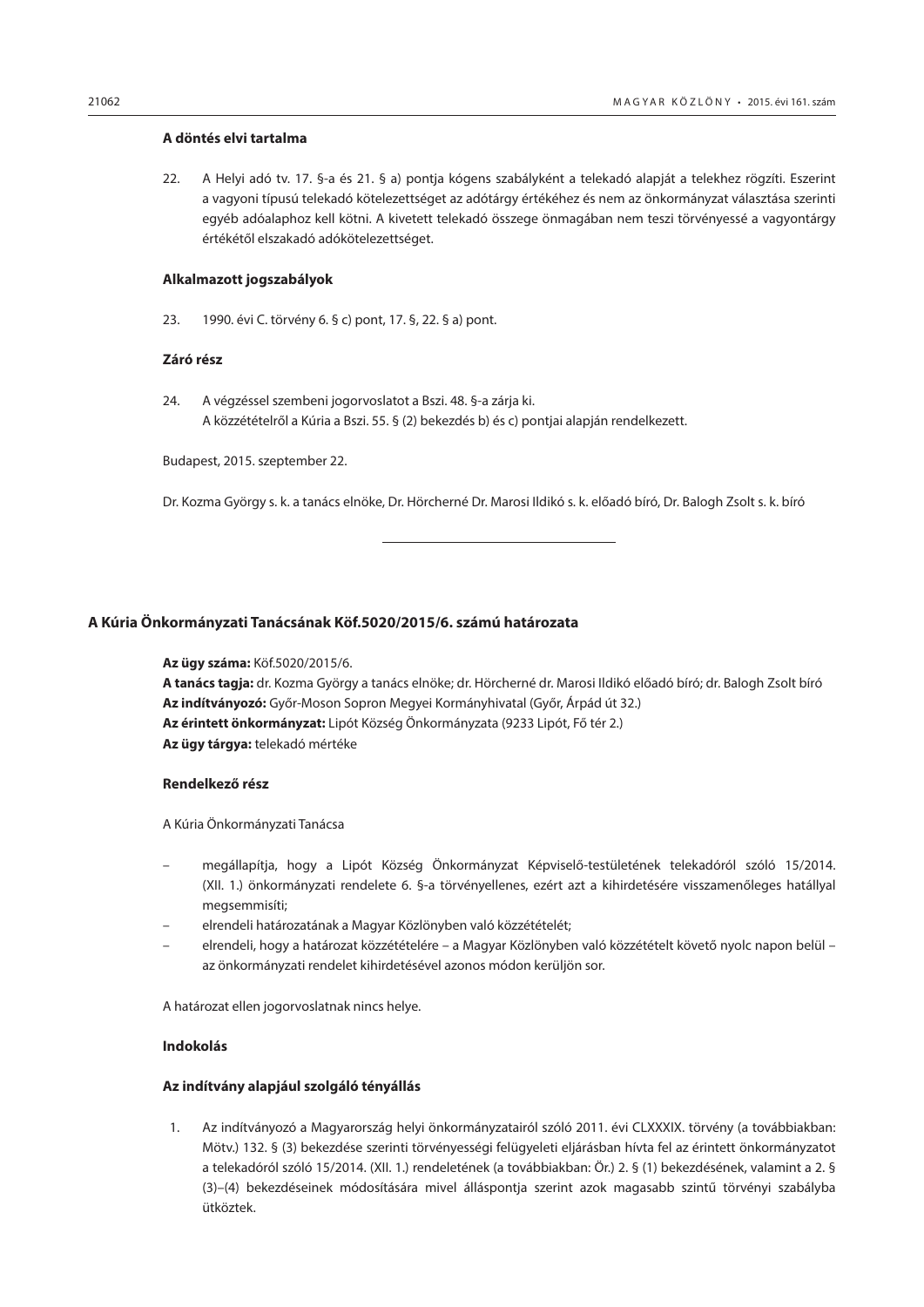**A döntés elvi tartalma**

22. A Helyi adó tv. 17. §-a és 21. § a) pontja kógens szabályként a telekadó alapját a telekhez rögzíti. Eszerint a vagyoni típusú telekadó kötelezettséget az adótárgy értékéhez és nem az önkormányzat választása szerinti egyéb adóalaphoz kell kötni. A kivetett telekadó összege önmagában nem teszi törvényessé a vagyontárgy értékétől elszakadó adókötelezettséget.

**Alkalmazott jogszabályok**

23. 1990. évi C. törvény 6. § c) pont, 17. §, 22. § a) pont.

**Záró rész**

24. A végzéssel szembeni jogorvoslatot a Bszi. 48. §-a zárja ki.
A közzétételről a Kúria a Bszi. 55. § (2) bekezdés b) és c) pontjai alapján rendelkezett.

Budapest, 2015. szeptember 22.

Dr. Kozma György s. k. a tanács elnöke, Dr. Hörcherné Dr. Marosi Ildikó s. k. előadó bíró, Dr. Balogh Zsolt s. k. bíró

---

## A Kúria Önkormányzati Tanácsának Köf.5020/2015/6. számú határozata

**Az ügy száma:** Köf.5020/2015/6.
**A tanács tagja:** dr. Kozma György a tanács elnöke; dr. Hörcherné dr. Marosi Ildikó előadó bíró; dr. Balogh Zsolt bíró
**Az indítványozó:** Győr-Moson Sopron Megyei Kormányhivatal (Győr, Árpád út 32.)
**Az érintett önkormányzat:** Lipót Község Önkormányzata (9233 Lipót, Fő tér 2.)
**Az ügy tárgya:** telekadó mértéke

**Rendelkező rész**

A Kúria Önkormányzati Tanácsa

- megállapítja, hogy a Lipót Község Önkormányzat Képviselő-testületének telekadóról szóló 15/2014. (XII. 1.) önkormányzati rendelete 6. §-a törvényellenes, ezért azt a kihirdetésére visszamenőleges hatállyal megsemmisíti;
- elrendeli határozatának a Magyar Közlönyben való közzétételét;
- elrendeli, hogy a határozat közzétételére – a Magyar Közlönyben való közzétételt követő nyolc napon belül – az önkormányzati rendelet kihirdetésével azonos módon kerüljön sor.

A határozat ellen jogorvoslatnak nincs helye.

**Indokolás**

**Az indítvány alapjául szolgáló tényállás**

1. Az indítványozó a Magyarország helyi önkormányzatairól szóló 2011. évi CLXXXIX. törvény (a továbbiakban: Mötv.) 132. § (3) bekezdése szerinti törvényességi felügyeleti eljárásban hívta fel az érintett önkormányzatot a telekadóról szóló 15/2014. (XII. 1.) rendeletének (a továbbiakban: Ör.) 2. § (1) bekezdésének, valamint a 2. § (3)–(4) bekezdéseinek módosítására mivel álláspontja szerint azok magasabb szintű törvényi szabályba ütköztek.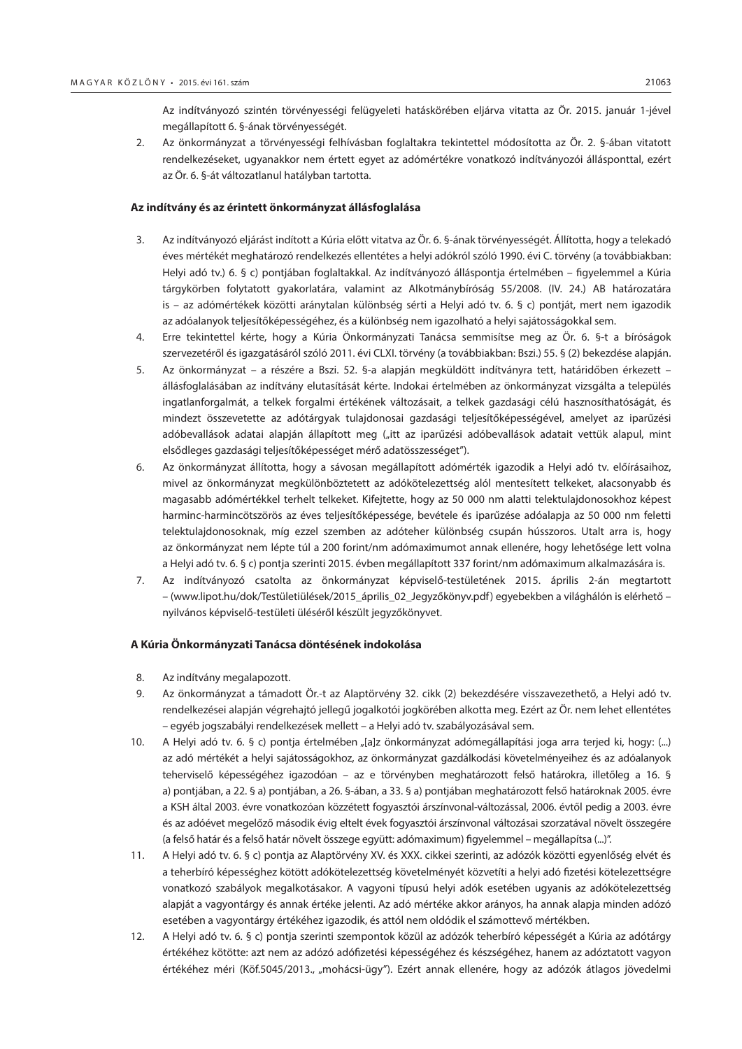Az indítványozó szintén törvényességi felügyeleti hatáskörében eljárva vitatta az Ör. 2015. január 1-jével megállapított 6. §-ának törvényességét.

2. Az önkormányzat a törvényességi felhívásban foglaltakra tekintettel módosította az Ör. 2. §-ában vitatott rendelkezéseket, ugyanakkor nem értett egyet az adómértékre vonatkozó indítványozói állásponttal, ezért az Ör. 6. §-át változatlanul hatályban tartotta.

### Az indítvány és az érintett önkormányzat állásfoglalása

3. Az indítványozó eljárást indított a Kúria előtt vitatva az Ör. 6. §-ának törvényességét. Állította, hogy a telekadó éves mértékét meghatározó rendelkezés ellentétes a helyi adókról szóló 1990. évi C. törvény (a továbbiakban: Helyi adó tv.) 6. § c) pontjában foglaltakkal. Az indítványozó álláspontja értelmében – figyelemmel a Kúria tárgykörben folytatott gyakorlatára, valamint az Alkotmánybíróság 55/2008. (IV. 24.) AB határozatára is – az adómértékek közötti aránytalan különbség sérti a Helyi adó tv. 6. § c) pontját, mert nem igazodik az adóalanyok teljesítőképességéhez, és a különbség nem igazolható a helyi sajátosságokkal sem.
4. Erre tekintettel kérte, hogy a Kúria Önkormányzati Tanácsa semmisítse meg az Ör. 6. §-t a bíróságok szervezetéről és igazgatásáról szóló 2011. évi CLXI. törvény (a továbbiakban: Bszi.) 55. § (2) bekezdése alapján.
5. Az önkormányzat – a részére a Bszi. 52. §-a alapján megküldött indítványra tett, határidőben érkezett – állásfoglalásában az indítvány elutasítását kérte. Indokai értelmében az önkormányzat vizsgálta a település ingatlanforgalmát, a telkek forgalmi értékének változásait, a telkek gazdasági célú hasznosíthatóságát, és mindezt összevetette az adótárgyak tulajdonosai gazdasági teljesítőképességével, amelyet az iparűzési adóbevallások adatai alapján állapított meg („itt az iparűzési adóbevallások adatait vettük alapul, mint elsődleges gazdasági teljesítőképességet mérő adatösszességet").
6. Az önkormányzat állította, hogy a sávosan megállapított adómérték igazodik a Helyi adó tv. előírásaihoz, mivel az önkormányzat megkülönböztetett az adókötelezettség alól mentesített telkeket, alacsonyabb és magasabb adómértékkel terhelt telkeket. Kifejtette, hogy az 50 000 nm alatti telektulajdonosokhoz képest harminc-harmincötszörös az éves teljesítőképessége, bevétele és iparűzése adóalapja az 50 000 nm feletti telektulajdonosoknak, míg ezzel szemben az adóteher különbség csupán hússzoros. Utalt arra is, hogy az önkormányzat nem lépte túl a 200 forint/nm adómaximumot annak ellenére, hogy lehetősége lett volna a Helyi adó tv. 6. § c) pontja szerinti 2015. évben megállapított 337 forint/nm adómaximum alkalmazására is.
7. Az indítványozó csatolta az önkormányzat képviselő-testületének 2015. április 2-án megtartott – (www.lipot.hu/dok/Testületiülések/2015_április_02_Jegyzőkönyv.pdf) egyebekben a világhálón is elérhető – nyilvános képviselő-testületi üléséről készült jegyzőkönyvet.

### A Kúria Önkormányzati Tanácsa döntésének indokolása

8. Az indítvány megalapozott.
9. Az önkormányzat a támadott Ör.-t az Alaptörvény 32. cikk (2) bekezdésére visszavezethető, a Helyi adó tv. rendelkezései alapján végrehajtó jellegű jogalkotói jogkörében alkotta meg. Ezért az Ör. nem lehet ellentétes – egyéb jogszabályi rendelkezések mellett – a Helyi adó tv. szabályozásával sem.
10. A Helyi adó tv. 6. § c) pontja értelmében „[a]z önkormányzat adómegállapítási joga arra terjed ki, hogy: (...) az adó mértékét a helyi sajátosságokhoz, az önkormányzat gazdálkodási követelményeihez és az adóalanyok teherviselő képességéhez igazodóan – az e törvényben meghatározott felső határokra, illetőleg a 16. § a) pontjában, a 22. § a) pontjában, a 26. §-ában, a 33. § a) pontjában meghatározott felső határoknak 2005. évre a KSH által 2003. évre vonatkozóan közzétett fogyasztói árszínvonal-változással, 2006. évtől pedig a 2003. évre és az adóévet megelőző második évig eltelt évek fogyasztói árszínvonal változásai szorzatával növelt összegére (a felső határ és a felső határ növelt összege együtt: adómaximum) figyelemmel – megállapítsa (...)".
11. A Helyi adó tv. 6. § c) pontja az Alaptörvény XV. és XXX. cikkei szerinti, az adózók közötti egyenlőség elvét és a teherbíró képességhez kötött adókötelezettség követelményét közvetíti a helyi adó fizetési kötelezettségre vonatkozó szabályok megalkotásakor. A vagyoni típusú helyi adók esetében ugyanis az adókötelezettség alapját a vagyontárgy és annak értéke jelenti. Az adó mértéke akkor arányos, ha annak alapja minden adózó esetében a vagyontárgy értékéhez igazodik, és attól nem oldódik el számottevő mértékben.
12. A Helyi adó tv. 6. § c) pontja szerinti szempontok közül az adózók teherbíró képességét a Kúria az adótárgy értékéhez kötötte: azt nem az adózó adófizetési képességéhez és készségéhez, hanem az adóztatott vagyon értékéhez méri (Köf.5045/2013., „mohácsi-ügy"). Ezért annak ellenére, hogy az adózók átlagos jövedelmi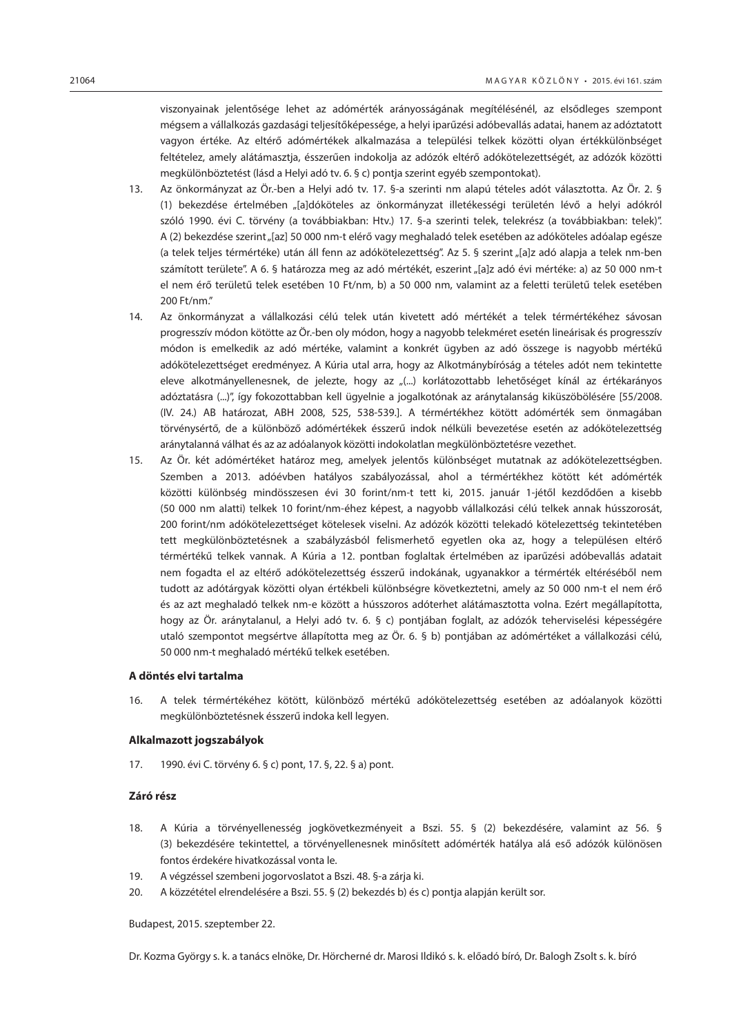viszonyainak jelentősége lehet az adómérték arányosságának megítélésénél, az elsődleges szempont mégsem a vállalkozás gazdasági teljesítőképessége, a helyi iparűzési adóbevallás adatai, hanem az adóztatott vagyon értéke. Az eltérő adómértékek alkalmazása a települési telkek közötti olyan értékkülönbséget feltételez, amely alátámasztja, ésszerűen indokolja az adózók eltérő adókötelezettségét, az adózók közötti megkülönböztetést (lásd a Helyi adó tv. 6. § c) pontja szerint egyéb szempontokat).

13. Az önkormányzat az Ör.-ben a Helyi adó tv. 17. §-a szerinti nm alapú tételes adót választotta. Az Ör. 2. § (1) bekezdése értelmében „[a]dóköteles az önkormányzat illetékességi területén lévő a helyi adókról szóló 1990. évi C. törvény (a továbbiakban: Htv.) 17. §-a szerinti telek, telekrész (a továbbiakban: telek)". A (2) bekezdése szerint „[az] 50 000 nm-t elérő vagy meghaladó telek esetében az adóköteles adóalap egésze (a telek teljes térmértéke) után áll fenn az adókötelezettség". Az 5. § szerint „[a]z adó alapja a telek nm-ben számított területe". A 6. § határozza meg az adó mértékét, eszerint „[a]z adó évi mértéke: a) az 50 000 nm-t el nem érő területű telek esetében 10 Ft/nm, b) a 50 000 nm, valamint az a feletti területű telek esetében 200 Ft/nm."

14. Az önkormányzat a vállalkozási célú telek után kivetett adó mértékét a telek térmértékéhez sávosan progresszív módon kötötte az Ör.-ben oly módon, hogy a nagyobb telekméret esetén lineárisan és progresszív módon is emelkedik az adó mértéke, valamint a konkrét ügyben az adó összege is nagyobb mértékű adókötelezettséget eredményez. A Kúria utal arra, hogy az Alkotmánybíróság a tételes adót nem tekintette eleve alkotmányellenesnek, de jelezte, hogy az „(...) korlátozottabb lehetőséget kínál az értékarányos adóztatásra (...)", így fokozottabban kell ügyelnie a jogalkotónak az aránytalanság kiküszöbölésére [55/2008. (IV. 24.) AB határozat, ABH 2008, 525, 538-539.]. A térmértékhez kötött adómérték sem önmagában törvénysértő, de a különböző adómértékek ésszerű indok nélküli bevezetése esetén az adókötelezettség aránytalanná válhat és az az adóalanyok közötti indokolatlan megkülönböztetésre vezethet.

15. Az Ör. két adómértéket határoz meg, amelyek jelentős különbséget mutatnak az adókötelezettségben. Szemben a 2013. adóévben hatályos szabályozással, ahol a térmértékhez kötött két adómérték közötti különbség mindösszesen évi 30 forint/nm-t tett ki, 2015. január 1-jétől kezdődően a kisebb (50 000 nm alatti) telkek 10 forint/nm-éhez képest, a nagyobb vállalkozási célú telkek annak hússzorosát, 200 forint/nm adókötelezettséget kötelesek viselni. Az adózók közötti telekadó kötelezettség tekintetében tett megkülönböztetésnek a szabályzásból felismerhető egyetlen oka az, hogy a településen eltérő térmértékű telkek vannak. A Kúria a 12. pontban foglaltak értelmében az iparűzési adóbevallás adatait nem fogadta el az eltérő adókötelezettség ésszerű indokának, ugyanakkor a térmérték eltéréséből nem tudott az adótárgyak közötti olyan értékbeli különbségre következtetni, amely az 50 000 nm-t el nem érő és az azt meghaladó telkek nm-e között a hússzoros adóterhet alátámasztotta volna. Ezért megállapította, hogy az Ör. aránytalanul, a Helyi adó tv. 6. § c) pontjában foglalt, az adózók teherviselési képességére utaló szempontot megsértve állapította meg az Ör. 6. § b) pontjában az adómértéket a vállalkozási célú, 50 000 nm-t meghaladó mértékű telkek esetében.

### A döntés elvi tartalma

16. A telek térmértékéhez kötött, különböző mértékű adókötelezettség esetében az adóalanyok közötti megkülönböztetésnek ésszerű indoka kell legyen.

### Alkalmazott jogszabályok

17. 1990. évi C. törvény 6. § c) pont, 17. §, 22. § a) pont.

### Záró rész

18. A Kúria a törvényellenesség jogkövetkezményeit a Bszi. 55. § (2) bekezdésére, valamint az 56. § (3) bekezdésére tekintettel, a törvényellenesnek minősített adómérték hatálya alá eső adózók különösen fontos érdekére hivatkozással vonta le.

19. A végzéssel szembeni jogorvoslatot a Bszi. 48. §-a zárja ki.

20. A közzététel elrendelésére a Bszi. 55. § (2) bekezdés b) és c) pontja alapján került sor.

Budapest, 2015. szeptember 22.

Dr. Kozma György s. k. a tanács elnöke, Dr. Hörcherné dr. Marosi Ildikó s. k. előadó bíró, Dr. Balogh Zsolt s. k. bíró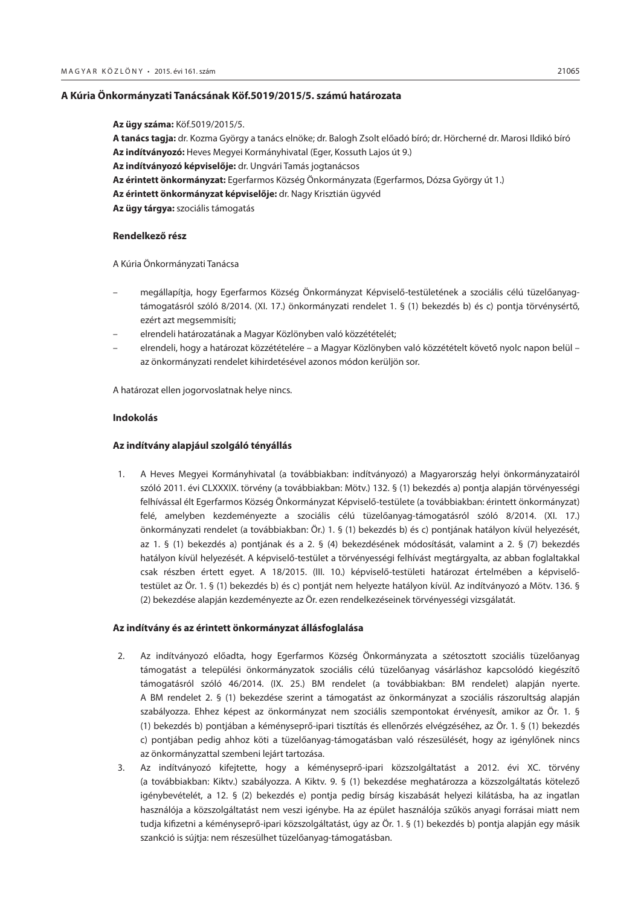### A Kúria Önkormányzati Tanácsának Köf.5019/2015/5. számú határozata

**Az ügy száma:** Köf.5019/2015/5.

**A tanács tagja:** dr. Kozma György a tanács elnöke; dr. Balogh Zsolt előadó bíró; dr. Hörcherné dr. Marosi Ildikó bíró

**Az indítványozó:** Heves Megyei Kormányhivatal (Eger, Kossuth Lajos út 9.)

**Az indítványozó képviselője:** dr. Ungvári Tamás jogtanácsos

**Az érintett önkormányzat:** Egerfarmos Község Önkormányzata (Egerfarmos, Dózsa György út 1.)

**Az érintett önkormányzat képviselője:** dr. Nagy Krisztián ügyvéd

**Az ügy tárgya:** szociális támogatás

#### Rendelkező rész

A Kúria Önkormányzati Tanácsa

- megállapítja, hogy Egerfarmos Község Önkormányzat Képviselő-testületének a szociális célú tüzelőanyag-támogatásról szóló 8/2014. (XI. 17.) önkormányzati rendelet 1. § (1) bekezdés b) és c) pontja törvénysértő, ezért azt megsemmisíti;
- elrendeli határozatának a Magyar Közlönyben való közzétételét;
- elrendeli, hogy a határozat közzétételére – a Magyar Közlönyben való közzétételt követő nyolc napon belül – az önkormányzati rendelet kihirdetésével azonos módon kerüljön sor.

A határozat ellen jogorvoslatnak helye nincs.

#### Indokolás

#### Az indítvány alapjául szolgáló tényállás

1. A Heves Megyei Kormányhivatal (a továbbiakban: indítványozó) a Magyarország helyi önkormányzatairól szóló 2011. évi CLXXXIX. törvény (a továbbiakban: Mötv.) 132. § (1) bekezdés a) pontja alapján törvényességi felhívással élt Egerfarmos Község Önkormányzat Képviselő-testülete (a továbbiakban: érintett önkormányzat) felé, amelyben kezdeményezte a szociális célú tüzelőanyag-támogatásról szóló 8/2014. (XI. 17.) önkormányzati rendelet (a továbbiakban: Ör.) 1. § (1) bekezdés b) és c) pontjának hatályon kívül helyezését, az 1. § (1) bekezdés a) pontjának és a 2. § (4) bekezdésének módosítását, valamint a 2. § (7) bekezdés hatályon kívül helyezését. A képviselő-testület a törvényességi felhívást megtárgyalta, az abban foglaltakkal csak részben értett egyet. A 18/2015. (III. 10.) képviselő-testületi határozat értelmében a képviselő-testület az Ör. 1. § (1) bekezdés b) és c) pontját nem helyezte hatályon kívül. Az indítványozó a Mötv. 136. § (2) bekezdése alapján kezdeményezte az Ör. ezen rendelkezéseinek törvényességi vizsgálatát.

#### Az indítvány és az érintett önkormányzat állásfoglalása

2. Az indítványozó előadta, hogy Egerfarmos Község Önkormányzata a szétosztott szociális tüzelőanyag támogatást a települési önkormányzatok szociális célú tüzelőanyag vásárláshoz kapcsolódó kiegészítő támogatásról szóló 46/2014. (IX. 25.) BM rendelet (a továbbiakban: BM rendelet) alapján nyerte. A BM rendelet 2. § (1) bekezdése szerint a támogatást az önkormányzat a szociális rászorultság alapján szabályozza. Ehhez képest az önkormányzat nem szociális szempontokat érvényesít, amikor az Ör. 1. § (1) bekezdés b) pontjában a kéményseprő-ipari tisztítás és ellenőrzés elvégzéséhez, az Ör. 1. § (1) bekezdés c) pontjában pedig ahhoz köti a tüzelőanyag-támogatásban való részesülését, hogy az igénylőnek nincs az önkormányzattal szembeni lejárt tartozása.
3. Az indítványozó kifejtette, hogy a kéményseprő-ipari közszolgáltatást a 2012. évi XC. törvény (a továbbiakban: Kiktv.) szabályozza. A Kiktv. 9. § (1) bekezdése meghatározza a közszolgáltatás kötelező igénybevételét, a 12. § (2) bekezdés e) pontja pedig bírság kiszabását helyezi kilátásba, ha az ingatlan használója a közszolgáltatást nem veszi igénybe. Ha az épület használója szűkös anyagi forrásai miatt nem tudja kifizetni a kéményseprő-ipari közszolgáltatást, úgy az Ör. 1. § (1) bekezdés b) pontja alapján egy másik szankció is sújtja: nem részesülhet tüzelőanyag-támogatásban.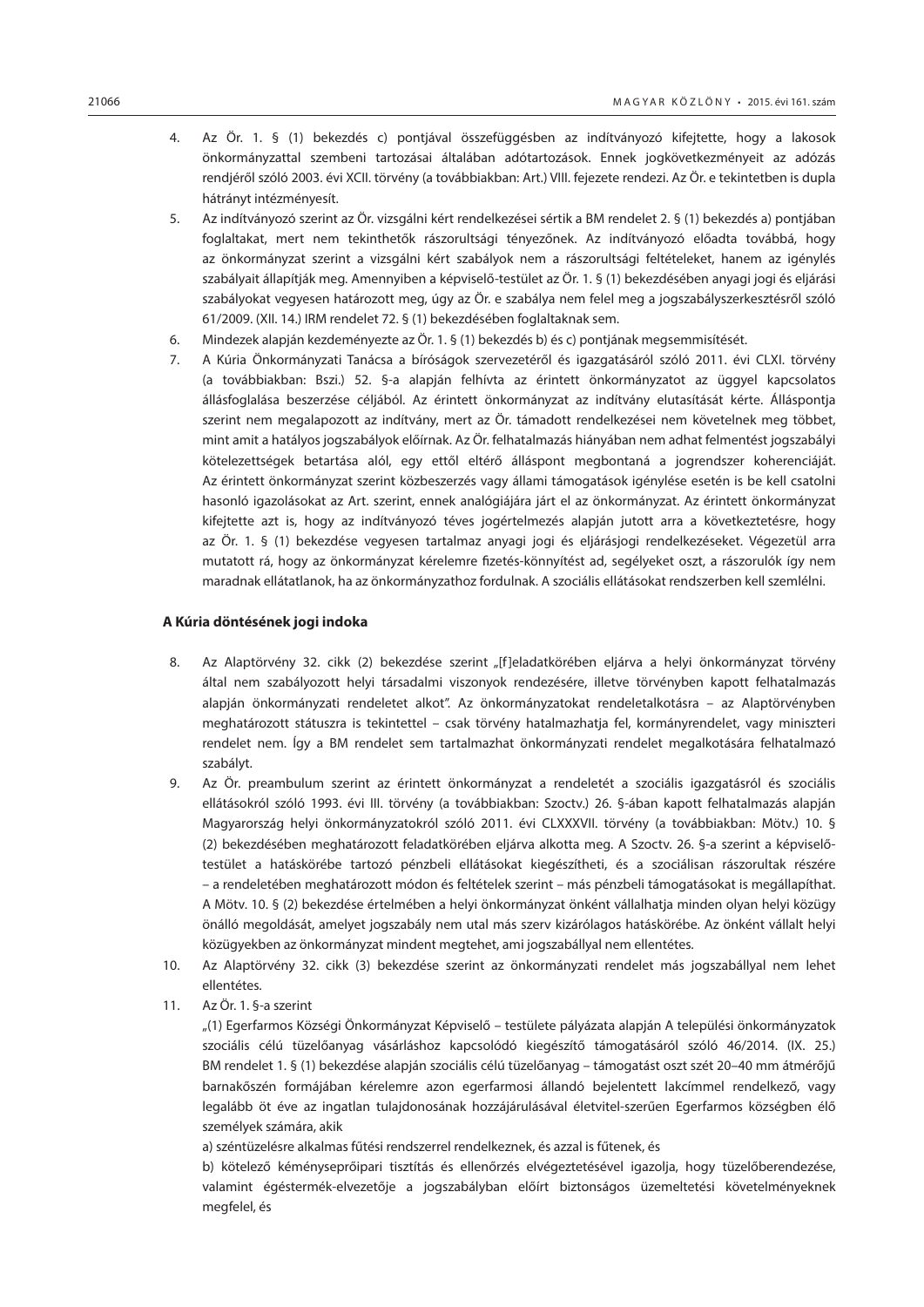4. Az Ör. 1. § (1) bekezdés c) pontjával összefüggésben az indítványozó kifejtette, hogy a lakosok önkormányzattal szembeni tartozásai általában adótartozások. Ennek jogkövetkezményeit az adózás rendjéről szóló 2003. évi XCII. törvény (a továbbiakban: Art.) VIII. fejezete rendezi. Az Ör. e tekintetben is dupla hátrányt intézményesít.
5. Az indítványozó szerint az Ör. vizsgálni kért rendelkezései sértik a BM rendelet 2. § (1) bekezdés a) pontjában foglaltakat, mert nem tekinthetők rászorultsági tényezőnek. Az indítványozó előadta továbbá, hogy az önkormányzat szerint a vizsgálni kért szabályok nem a rászorultsági feltételeket, hanem az igénylés szabályait állapítják meg. Amennyiben a képviselő-testület az Ör. 1. § (1) bekezdésében anyagi jogi és eljárási szabályokat vegyesen határozott meg, úgy az Ör. e szabálya nem felel meg a jogszabályszerkesztésről szóló 61/2009. (XII. 14.) IRM rendelet 72. § (1) bekezdésében foglaltaknak sem.
6. Mindezek alapján kezdeményezte az Ör. 1. § (1) bekezdés b) és c) pontjának megsemmisítését.
7. A Kúria Önkormányzati Tanácsa a bíróságok szervezetéről és igazgatásáról szóló 2011. évi CLXI. törvény (a továbbiakban: Bszi.) 52. §-a alapján felhívta az érintett önkormányzatot az üggyel kapcsolatos állásfoglalása beszerzése céljából. Az érintett önkormányzat az indítvány elutasítását kérte. Álláspontja szerint nem megalapozott az indítvány, mert az Ör. támadott rendelkezései nem követelnek meg többet, mint amit a hatályos jogszabályok előírnak. Az Ör. felhatalmazás hiányában nem adhat felmentést jogszabályi kötelezettségek betartása alól, egy ettől eltérő álláspont megbontaná a jogrendszer koherenciáját. Az érintett önkormányzat szerint közbeszerzés vagy állami támogatások igénylése esetén is be kell csatolni hasonló igazolásokat az Art. szerint, ennek analógiájára járt el az önkormányzat. Az érintett önkormányzat kifejtette azt is, hogy az indítványozó téves jogértelmezés alapján jutott arra a következtetésre, hogy az Ör. 1. § (1) bekezdése vegyesen tartalmaz anyagi jogi és eljárásjogi rendelkezéseket. Végezetül arra mutatott rá, hogy az önkormányzat kérelemre fizetés-könnyítést ad, segélyeket oszt, a rászorulók így nem maradnak ellátatlanok, ha az önkormányzathoz fordulnak. A szociális ellátásokat rendszerben kell szemlélni.

**A Kúria döntésének jogi indoka**

8. Az Alaptörvény 32. cikk (2) bekezdése szerint „[f]eladatkörében eljárva a helyi önkormányzat törvény által nem szabályozott helyi társadalmi viszonyok rendezésére, illetve törvényben kapott felhatalmazás alapján önkormányzati rendeletet alkot". Az önkormányzatokat rendeletalkotásra – az Alaptörvényben meghatározott státuszra is tekintettel – csak törvény hatalmazhatja fel, kormányrendelet, vagy miniszteri rendelet nem. Így a BM rendelet sem tartalmazhat önkormányzati rendelet megalkotására felhatalmazó szabályt.
9. Az Ör. preambulum szerint az érintett önkormányzat a rendeletét a szociális igazgatásról és szociális ellátásokról szóló 1993. évi III. törvény (a továbbiakban: Szoctv.) 26. §-ában kapott felhatalmazás alapján Magyarország helyi önkormányzatokról szóló 2011. évi CLXXXVII. törvény (a továbbiakban: Mötv.) 10. § (2) bekezdésében meghatározott feladatkörében eljárva alkotta meg. A Szoctv. 26. §-a szerint a képviselő-testület a hatáskörébe tartozó pénzbeli ellátásokat kiegészítheti, és a szociálisan rászorultak részére – a rendeletében meghatározott módon és feltételek szerint – más pénzbeli támogatásokat is megállapíthat. A Mötv. 10. § (2) bekezdése értelmében a helyi önkormányzat önként vállalhatja minden olyan helyi közügy önálló megoldását, amelyet jogszabály nem utal más szerv kizárólagos hatáskörébe. Az önként vállalt helyi közügyekben az önkormányzat mindent megtehet, ami jogszabállyal nem ellentétes.
10. Az Alaptörvény 32. cikk (3) bekezdése szerint az önkormányzati rendelet más jogszabállyal nem lehet ellentétes.
11. Az Ör. 1. §-a szerint

„(1) Egerfarmos Községi Önkormányzat Képviselő – testülete pályázata alapján A települési önkormányzatok szociális célú tüzelőanyag vásárláshoz kapcsolódó kiegészítő támogatásáról szóló 46/2014. (IX. 25.) BM rendelet 1. § (1) bekezdése alapján szociális célú tüzelőanyag – támogatást oszt szét 20–40 mm átmérőjű barnakőszén formájában kérelemre azon egerfarmosi állandó bejelentett lakcímmel rendelkező, vagy legalább öt éve az ingatlan tulajdonosának hozzájárulásával életvitel-szerűen Egerfarmos községben élő személyek számára, akik

a) széntüzelésre alkalmas fűtési rendszerrel rendelkeznek, és azzal is fűtenek, és

b) kötelező kéményseprőipari tisztítás és ellenőrzés elvégeztetésével igazolja, hogy tüzelőberendezése, valamint égéstermék-elvezetője a jogszabályban előírt biztonságos üzemeltetési követelményeknek megfelel, és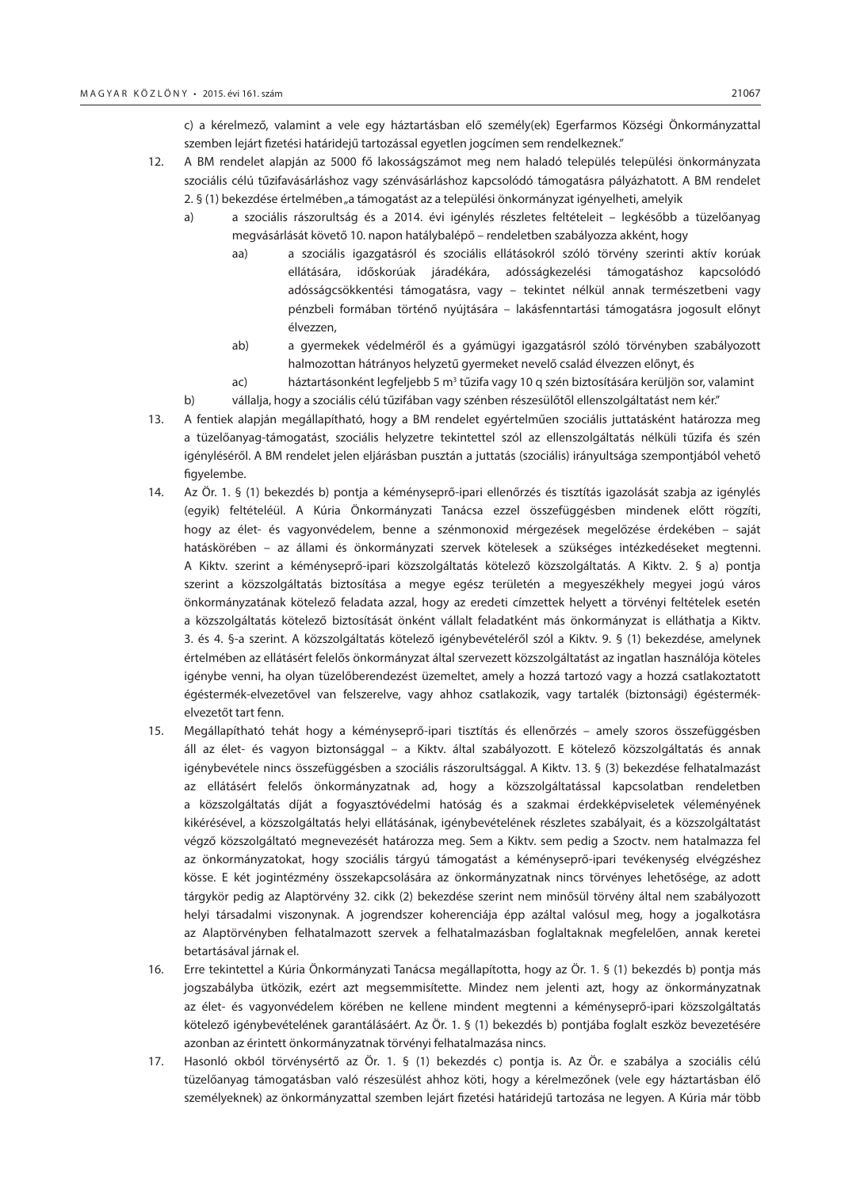c) a kérelmező, valamint a vele egy háztartásban elő személy(ek) Egerfarmos Községi Önkormányzattal szemben lejárt fizetési határidejű tartozással egyetlen jogcímen sem rendelkeznek."

12. A BM rendelet alapján az 5000 fő lakosságszámot meg nem haladó település települési önkormányzata szociális célú tűzifavásárláshoz vagy szénvásárláshoz kapcsolódó támogatásra pályázhatott. A BM rendelet 2. § (1) bekezdése értelmében „a támogatást az a települési önkormányzat igényelheti, amelyik

    a) a szociális rászorultság és a 2014. évi igénylés részletes feltételeit – legkésőbb a tüzelőanyag megvásárlását követő 10. napon hatálybalépő – rendeletben szabályozza akként, hogy

        aa) a szociális igazgatásról és szociális ellátásokról szóló törvény szerinti aktív korúak ellátására, időskorúak járadékára, adósságkezelési támogatáshoz kapcsolódó adósságcsökkentési támogatásra, vagy – tekintet nélkül annak természetbeni vagy pénzbeli formában történő nyújtására – lakásfenntartási támogatásra jogosult előnyt élvezzen,

        ab) a gyermekek védelméről és a gyámügyi igazgatásról szóló törvényben szabályozott halmozottan hátrányos helyzetű gyermeket nevelő család élvezzen előnyt, és

        ac) háztartásonként legfeljebb 5 $m^3$ tűzifa vagy 10 q szén biztosítására kerüljön sor, valamint

    b) vállalja, hogy a szociális célú tűzifában vagy szénben részesülőtől ellenszolgáltatást nem kér."

13. A fentiek alapján megállapítható, hogy a BM rendelet egyértelműen szociális juttatásként határozza meg a tüzelőanyag-támogatást, szociális helyzetre tekintettel szól az ellenszolgáltatás nélküli tűzifa és szén igényléséről. A BM rendelet jelen eljárásban pusztán a juttatás (szociális) irányultsága szempontjából vehető figyelembe.

14. Az Ör. 1. § (1) bekezdés b) pontja a kéményseprő-ipari ellenőrzés és tisztítás igazolását szabja az igénylés (egyik) feltételéül. A Kúria Önkormányzati Tanácsa ezzel összefüggésben mindenek előtt rögzíti, hogy az élet- és vagyonvédelem, benne a szénmonoxid mérgezések megelőzése érdekében – saját hatáskörében – az állami és önkormányzati szervek kötelesek a szükséges intézkedéseket megtenni. A Kiktv. szerint a kéményseprő-ipari közszolgáltatás kötelező közszolgáltatás. A Kiktv. 2. § a) pontja szerint a közszolgáltatás biztosítása a megye egész területén a megyeszékhely megyei jogú város önkormányzatának kötelező feladata azzal, hogy az eredeti címzettek helyett a törvényi feltételek esetén a közszolgáltatás kötelező biztosítását önként vállalt feladatként más önkormányzat is elláthatja a Kiktv. 3. és 4. §-a szerint. A közszolgáltatás kötelező igénybevételéről szól a Kiktv. 9. § (1) bekezdése, amelynek értelmében az ellátásért felelős önkormányzat által szervezett közszolgáltatást az ingatlan használója köteles igénybe venni, ha olyan tüzelőberendezést üzemeltet, amely a hozzá tartozó vagy a hozzá csatlakoztatott égéstermék-elvezetővel van felszerelve, vagy ahhoz csatlakozik, vagy tartalék (biztonsági) égéstermék-elvezetőt tart fenn.

15. Megállapítható tehát hogy a kéményseprő-ipari tisztítás és ellenőrzés – amely szoros összefüggésben áll az élet- és vagyon biztonsággal – a Kiktv. által szabályozott. E kötelező közszolgáltatás és annak igénybevétele nincs összefüggésben a szociális rászorultsággal. A Kiktv. 13. § (3) bekezdése felhatalmazást az ellátásért felelős önkormányzatnak ad, hogy a közszolgáltatással kapcsolatban rendeletben a közszolgáltatás díját a fogyasztóvédelmi hatóság és a szakmai érdekképviseletek véleményének kikérésével, a közszolgáltatás helyi ellátásának, igénybevételének részletes szabályait, és a közszolgáltatást végző közszolgáltató megnevezését határozza meg. Sem a Kiktv. sem pedig a Szoctv. nem hatalmazza fel az önkormányzatokat, hogy szociális tárgyú támogatást a kéményseprő-ipari tevékenység elvégzéshez kösse. E két jogintézmény összekapcsolására az önkormányzatnak nincs törvényes lehetősége, az adott tárgykör pedig az Alaptörvény 32. cikk (2) bekezdése szerint nem minősül törvény által nem szabályozott helyi társadalmi viszonynak. A jogrendszer koherenciája épp azáltal valósul meg, hogy a jogalkotásra az Alaptörvényben felhatalmazott szervek a felhatalmazásban foglaltaknak megfelelően, annak keretei betartásával járnak el.

16. Erre tekintettel a Kúria Önkormányzati Tanácsa megállapította, hogy az Ör. 1. § (1) bekezdés b) pontja más jogszabályba ütközik, ezért azt megsemmisítette. Mindez nem jelenti azt, hogy az önkormányzatnak az élet- és vagyonvédelem körében ne kellene mindent megtenni a kéményseprő-ipari közszolgáltatás kötelező igénybevételének garantálásáért. Az Ör. 1. § (1) bekezdés b) pontjába foglalt eszköz bevezetésére azonban az érintett önkormányzatnak törvényi felhatalmazása nincs.

17. Hasonló okból törvénysértő az Ör. 1. § (1) bekezdés c) pontja is. Az Ör. e szabálya a szociális célú tüzelőanyag támogatásban való részesülést ahhoz köti, hogy a kérelmezőnek (vele egy háztartásban élő személyeknek) az önkormányzattal szemben lejárt fizetési határidejű tartozása ne legyen. A Kúria már több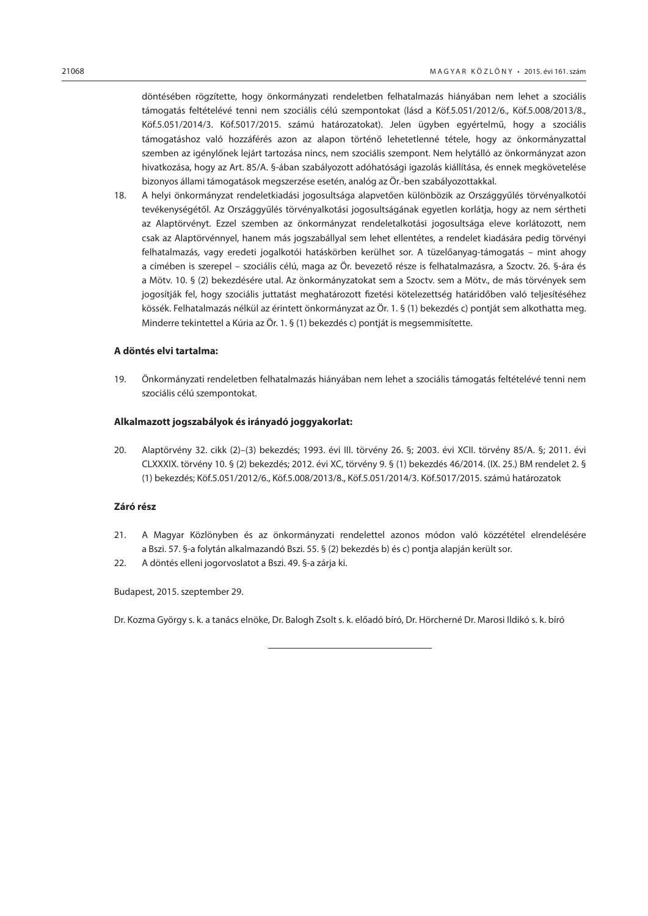döntésében rögzítette, hogy önkormányzati rendeletben felhatalmazás hiányában nem lehet a szociális támogatás feltételévé tenni nem szociális célú szempontokat (lásd a Köf.5.051/2012/6., Köf.5.008/2013/8., Köf.5.051/2014/3. Köf.5017/2015. számú határozatokat). Jelen ügyben egyértelmű, hogy a szociális támogatáshoz való hozzáférés azon az alapon történő lehetetlenné tétele, hogy az önkormányzattal szemben az igénylőnek lejárt tartozása nincs, nem szociális szempont. Nem helytálló az önkormányzat azon hivatkozása, hogy az Art. 85/A. §-ában szabályozott adóhatósági igazolás kiállítása, és ennek megkövetelése bizonyos állami támogatások megszerzése esetén, analóg az Ör.-ben szabályozottakkal.

18. A helyi önkormányzat rendeletkiadási jogosultsága alapvetően különbözik az Országgyűlés törvényalkotói tevékenységétől. Az Országgyűlés törvényalkotási jogosultságának egyetlen korlátja, hogy az nem sértheti az Alaptörvényt. Ezzel szemben az önkormányzat rendeletalkotási jogosultsága eleve korlátozott, nem csak az Alaptörvénnyel, hanem más jogszabállyal sem lehet ellentétes, a rendelet kiadására pedig törvényi felhatalmazás, vagy eredeti jogalkotói hatáskörben kerülhet sor. A tüzelőanyag-támogatás – mint ahogy a címében is szerepel – szociális célú, maga az Ör. bevezető része is felhatalmazásra, a Szoctv. 26. §-ára és a Mötv. 10. § (2) bekezdésére utal. Az önkormányzatokat sem a Szoctv. sem a Mötv., de más törvények sem jogosítják fel, hogy szociális juttatást meghatározott fizetési kötelezettség határidőben való teljesítéséhez kössék. Felhatalmazás nélkül az érintett önkormányzat az Ör. 1. § (1) bekezdés c) pontját sem alkothatta meg. Minderre tekintettel a Kúria az Ör. 1. § (1) bekezdés c) pontját is megsemmisítette.

**A döntés elvi tartalma:**

19. Önkormányzati rendeletben felhatalmazás hiányában nem lehet a szociális támogatás feltételévé tenni nem szociális célú szempontokat.

**Alkalmazott jogszabályok és irányadó joggyakorlat:**

20. Alaptörvény 32. cikk (2)–(3) bekezdés; 1993. évi III. törvény 26. §; 2003. évi XCII. törvény 85/A. §; 2011. évi CLXXXIX. törvény 10. § (2) bekezdés; 2012. évi XC, törvény 9. § (1) bekezdés 46/2014. (IX. 25.) BM rendelet 2. § (1) bekezdés; Köf.5.051/2012/6., Köf.5.008/2013/8., Köf.5.051/2014/3. Köf.5017/2015. számú határozatok

**Záró rész**

21. A Magyar Közlönyben és az önkormányzati rendelettel azonos módon való közzététel elrendelésére a Bszi. 57. §-a folytán alkalmazandó Bszi. 55. § (2) bekezdés b) és c) pontja alapján került sor.
22. A döntés elleni jogorvoslatot a Bszi. 49. §-a zárja ki.

Budapest, 2015. szeptember 29.

Dr. Kozma György s. k. a tanács elnöke, Dr. Balogh Zsolt s. k. előadó bíró, Dr. Hörcherné Dr. Marosi Ildikó s. k. bíró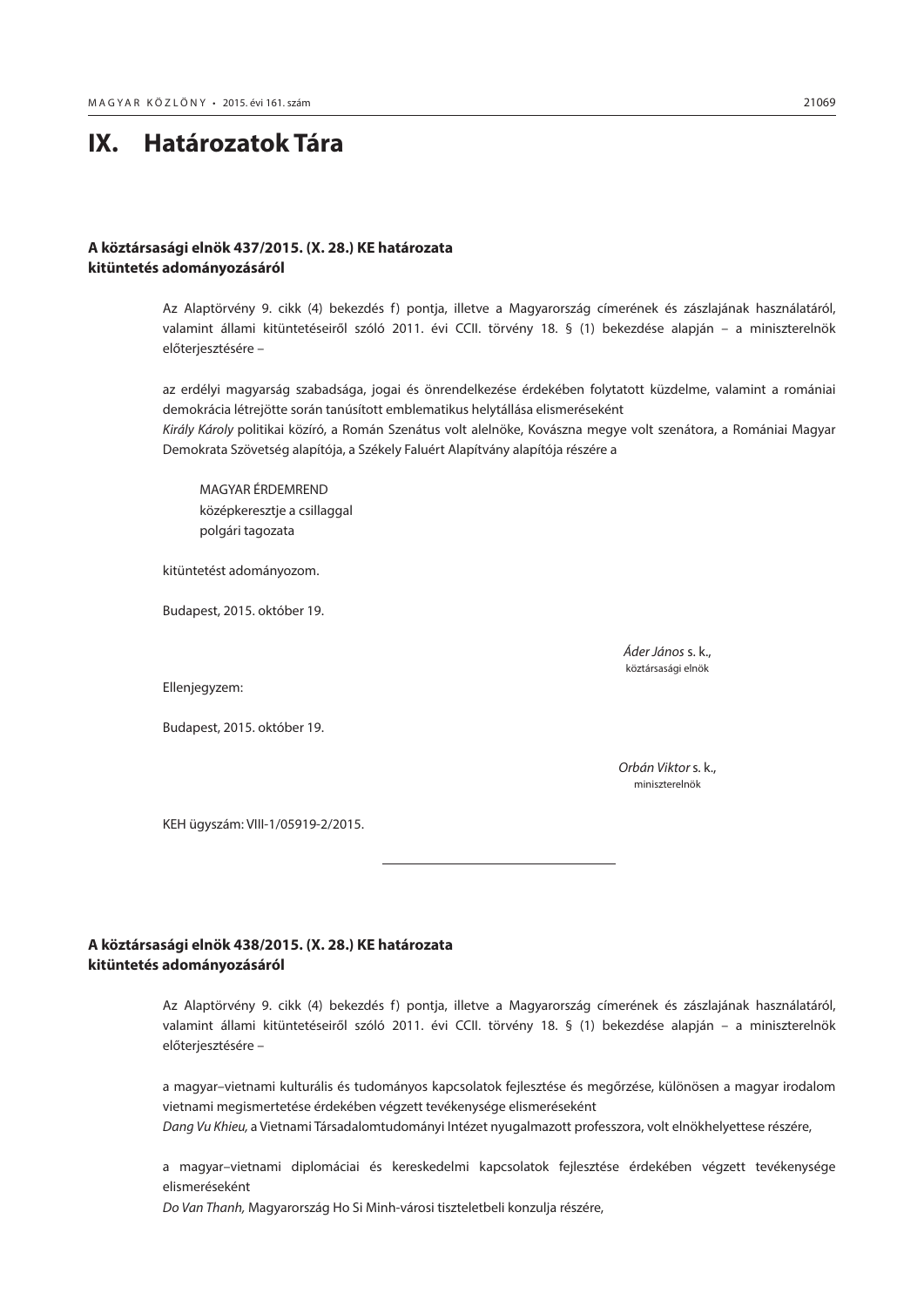# IX. Határozatok Tára

### A köztársasági elnök 437/2015. (X. 28.) KE határozata kitüntetés adományozásáról

Az Alaptörvény 9. cikk (4) bekezdés f) pontja, illetve a Magyarország címerének és zászlajának használatáról, valamint állami kitüntetéseiről szóló 2011. évi CCII. törvény 18. § (1) bekezdése alapján – a miniszterelnök előterjesztésére –

az erdélyi magyarság szabadsága, jogai és önrendelkezése érdekében folytatott küzdelme, valamint a romániai demokrácia létrejötte során tanúsított emblematikus helytállása elismeréseként
*Király Károly* politikai közíró, a Román Szenátus volt alelnöke, Kovászna megye volt szenátora, a Romániai Magyar Demokrata Szövetség alapítója, a Székely Faluért Alapítvány alapítója részére a

MAGYAR ÉRDEMREND
középkeresztje a csillaggal
polgári tagozata

kitüntetést adományozom.

Budapest, 2015. október 19.

*Áder János* s. k.,
köztársasági elnök

Ellenjegyzem:

Budapest, 2015. október 19.

*Orbán Viktor* s. k.,
miniszterelnök

KEH ügyszám: VIII-1/05919-2/2015.

---

### A köztársasági elnök 438/2015. (X. 28.) KE határozata kitüntetés adományozásáról

Az Alaptörvény 9. cikk (4) bekezdés f) pontja, illetve a Magyarország címerének és zászlajának használatáról, valamint állami kitüntetéseiről szóló 2011. évi CCII. törvény 18. § (1) bekezdése alapján – a miniszterelnök előterjesztésére –

a magyar–vietnami kulturális és tudományos kapcsolatok fejlesztése és megőrzése, különösen a magyar irodalom vietnami megismertetése érdekében végzett tevékenysége elismeréseként
*Dang Vu Khieu,* a Vietnami Társadalomtudományi Intézet nyugalmazott professzora, volt elnökhelyettese részére,

a magyar–vietnami diplomáciai és kereskedelmi kapcsolatok fejlesztése érdekében végzett tevékenysége elismeréseként
*Do Van Thanh,* Magyarország Ho Si Minh-városi tiszteletbeli konzulja részére,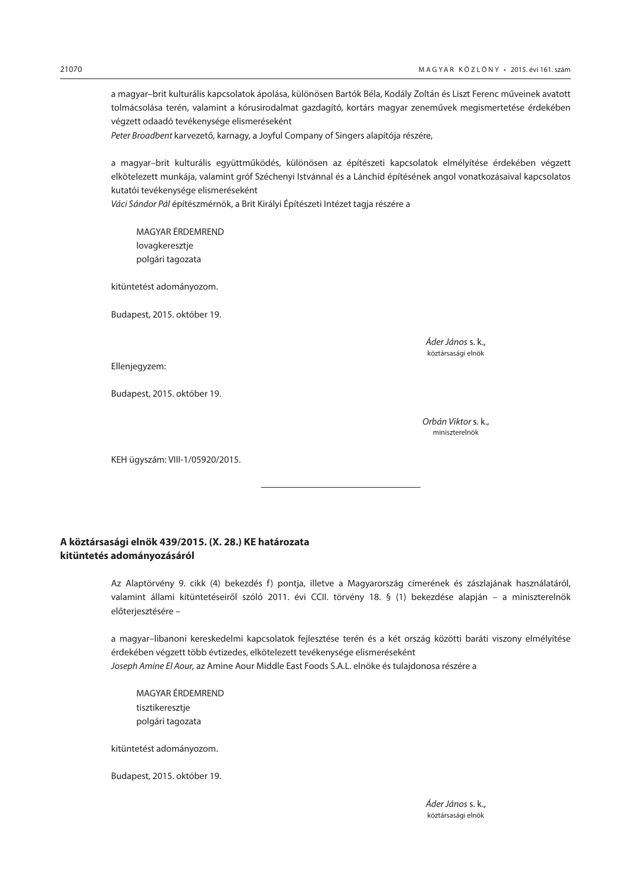a magyar–brit kulturális kapcsolatok ápolása, különösen Bartók Béla, Kodály Zoltán és Liszt Ferenc műveinek avatott tolmácsolása terén, valamint a kórusirodalmat gazdagító, kortárs magyar zeneművek megismertetése érdekében végzett odaadó tevékenysége elismeréseként

*Peter Broadbent* karvezető, karnagy, a Joyful Company of Singers alapítója részére,

a magyar–brit kulturális együttműködés, különösen az építészeti kapcsolatok elmélyítése érdekében végzett elkötelezett munkája, valamint gróf Széchenyi Istvánnal és a Lánchíd építésének angol vonatkozásaival kapcsolatos kutatói tevékenysége elismeréseként

*Váci Sándor Pál* építészmérnök, a Brit Királyi Építészeti Intézet tagja részére a

MAGYAR ÉRDEMREND
lovagkeresztje
polgári tagozata

kitüntetést adományozom.

Budapest, 2015. október 19.

*Áder János* s. k.,
köztársasági elnök

Ellenjegyzem:

Budapest, 2015. október 19.

*Orbán Viktor* s. k.,
miniszterelnök

KEH ügyszám: VIII-1/05920/2015.

---

## A köztársasági elnök 439/2015. (X. 28.) KE határozata kitüntetés adományozásáról

Az Alaptörvény 9. cikk (4) bekezdés f) pontja, illetve a Magyarország címerének és zászlajának használatáról, valamint állami kitüntetéseiről szóló 2011. évi CCII. törvény 18. § (1) bekezdése alapján – a miniszterelnök előterjesztésére –

a magyar–libanoni kereskedelmi kapcsolatok fejlesztése terén és a két ország közötti baráti viszony elmélyítése érdekében végzett több évtizedes, elkötelezett tevékenysége elismeréseként

*Joseph Amine El Aour,* az Amine Aour Middle East Foods S.A.L. elnöke és tulajdonosa részére a

MAGYAR ÉRDEMREND
tisztikeresztje
polgári tagozata

kitüntetést adományozom.

Budapest, 2015. október 19.

*Áder János* s. k.,
köztársasági elnök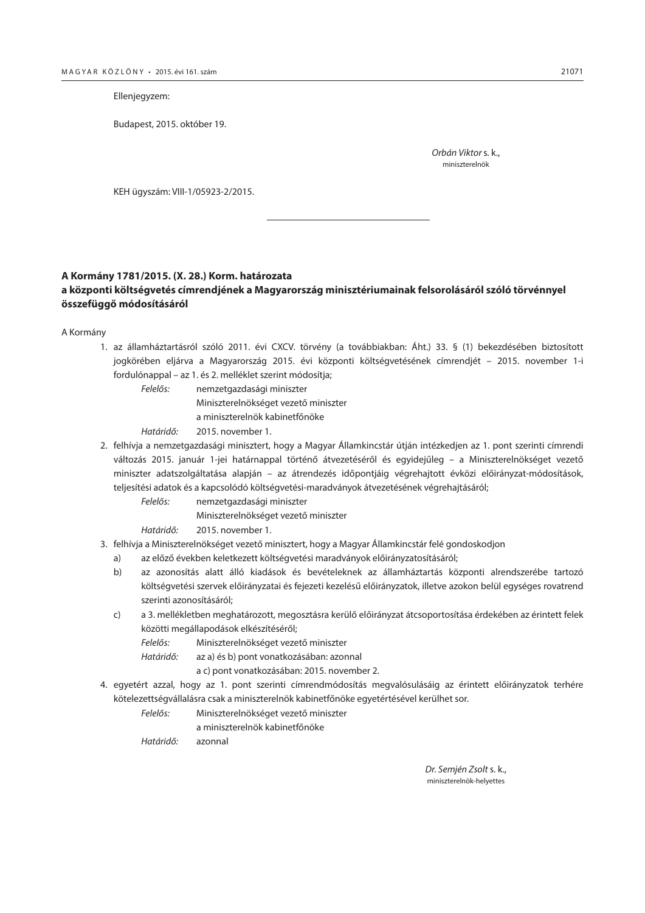Ellenjegyzem:

Budapest, 2015. október 19.

*Orbán Viktor* s. k.,
miniszterelnök

KEH ügyszám: VIII-1/05923-2/2015.

---

## A Kormány 1781/2015. (X. 28.) Korm. határozata
## a központi költségvetés címrendjének a Magyarország minisztériumainak felsorolásáról szóló törvénnyel összefüggő módosításáról

A Kormány

1. az államháztartásról szóló 2011. évi CXCV. törvény (a továbbiakban: Áht.) 33. § (1) bekezdésében biztosított jogkörében eljárva a Magyarország 2015. évi központi költségvetésének címrendjét – 2015. november 1-i fordulónappal – az 1. és 2. melléklet szerint módosítja;

   *Felelős:* nemzetgazdasági miniszter
   Miniszterelnökséget vezető miniszter
   a miniszterelnök kabinetfőnöke

   *Határidő:* 2015. november 1.

2. felhívja a nemzetgazdasági minisztert, hogy a Magyar Államkincstár útján intézkedjen az 1. pont szerinti címrendi változás 2015. január 1-jei határnappal történő átvezetéséről és egyidejűleg – a Miniszterelnökséget vezető miniszter adatszolgáltatása alapján – az átrendezés időpontjáig végrehajtott évközi előirányzat-módosítások, teljesítési adatok és a kapcsolódó költségvetési-maradványok átvezetésének végrehajtásáról;

   *Felelős:* nemzetgazdasági miniszter
   Miniszterelnökséget vezető miniszter

   *Határidő:* 2015. november 1.

3. felhívja a Miniszterelnökséget vezető minisztert, hogy a Magyar Államkincstár felé gondoskodjon

   a) az előző években keletkezett költségvetési maradványok előirányzatosításáról;

   b) az azonosítás alatt álló kiadások és bevételeknek az államháztartás központi alrendszerébe tartozó költségvetési szervek előirányzatai és fejezeti kezelésű előirányzatok, illetve azokon belül egységes rovatrend szerinti azonosításáról;

   c) a 3. mellékletben meghatározott, megosztásra kerülő előirányzat átcsoportosítása érdekében az érintett felek közötti megállapodások elkészítéséről;

   *Felelős:* Miniszterelnökséget vezető miniszter

   *Határidő:* az a) és b) pont vonatkozásában: azonnal
   a c) pont vonatkozásában: 2015. november 2.

4. egyetért azzal, hogy az 1. pont szerinti címrendmódosítás megvalósulásáig az érintett előirányzatok terhére kötelezettségvállalásra csak a miniszterelnök kabinetfőnöke egyetértésével kerülhet sor.

   *Felelős:* Miniszterelnökséget vezető miniszter
   a miniszterelnök kabinetfőnöke

   *Határidő:* azonnal

*Dr. Semjén Zsolt* s. k.,
miniszterelnök-helyettes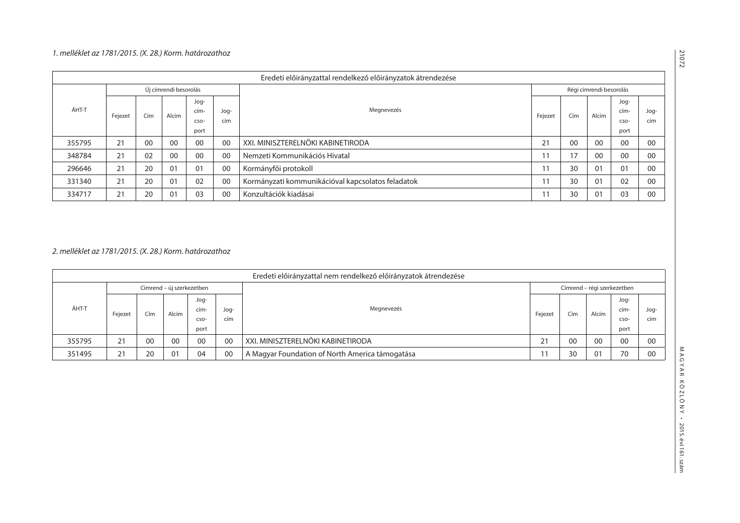*1. melléklet az 1781/2015. (X. 28.) Korm. határozathoz*

| Eredeti előirányzattal rendelkező előirányzatok átrendezése | | | | | | | | | | | |
|---|---|---|---|---|---|---|---|---|---|---|---|
| ÁHT-T | Új címrendi besorolás | | | | | Megnevezés | Régi címrendi besorolás | | | | |
| | Fejezet | Cím | Alcím | Jog-cím-cso-port | Jog-cím | | Fejezet | Cím | Alcím | Jog-cím-cso-port | Jog-cím |
| 355795 | 21 | 00 | 00 | 00 | 00 | XXI. MINISZTERELNÖKI KABINETIRODA | 21 | 00 | 00 | 00 | 00 |
| 348784 | 21 | 02 | 00 | 00 | 00 | Nemzeti Kommunikációs Hivatal | 11 | 17 | 00 | 00 | 00 |
| 296646 | 21 | 20 | 01 | 01 | 00 | Kormányfői protokoll | 11 | 30 | 01 | 01 | 00 |
| 331340 | 21 | 20 | 01 | 02 | 00 | Kormányzati kommunikációval kapcsolatos feladatok | 11 | 30 | 01 | 02 | 00 |
| 334717 | 21 | 20 | 01 | 03 | 00 | Konzultációk kiadásai | 11 | 30 | 01 | 03 | 00 |

*2. melléklet az 1781/2015. (X. 28.) Korm. határozathoz*

| Eredeti előirányzattal nem rendelkező előirányzatok átrendezése | | | | | | | | | | | |
|---|---|---|---|---|---|---|---|---|---|---|---|
| ÁHT-T | Címrend – új szerkezetben | | | | | Megnevezés | Címrend – régi szerkezetben | | | | |
| | Fejezet | Cím | Alcím | Jog-cím-cso-port | Jog-cím | | Fejezet | Cím | Alcím | Jog-cím-cso-port | Jog-cím |
| 355795 | 21 | 00 | 00 | 00 | 00 | XXI. MINISZTERELNÖKI KABINETIRODA | 21 | 00 | 00 | 00 | 00 |
| 351495 | 21 | 20 | 01 | 04 | 00 | A Magyar Foundation of North America támogatása | 11 | 30 | 01 | 70 | 00 |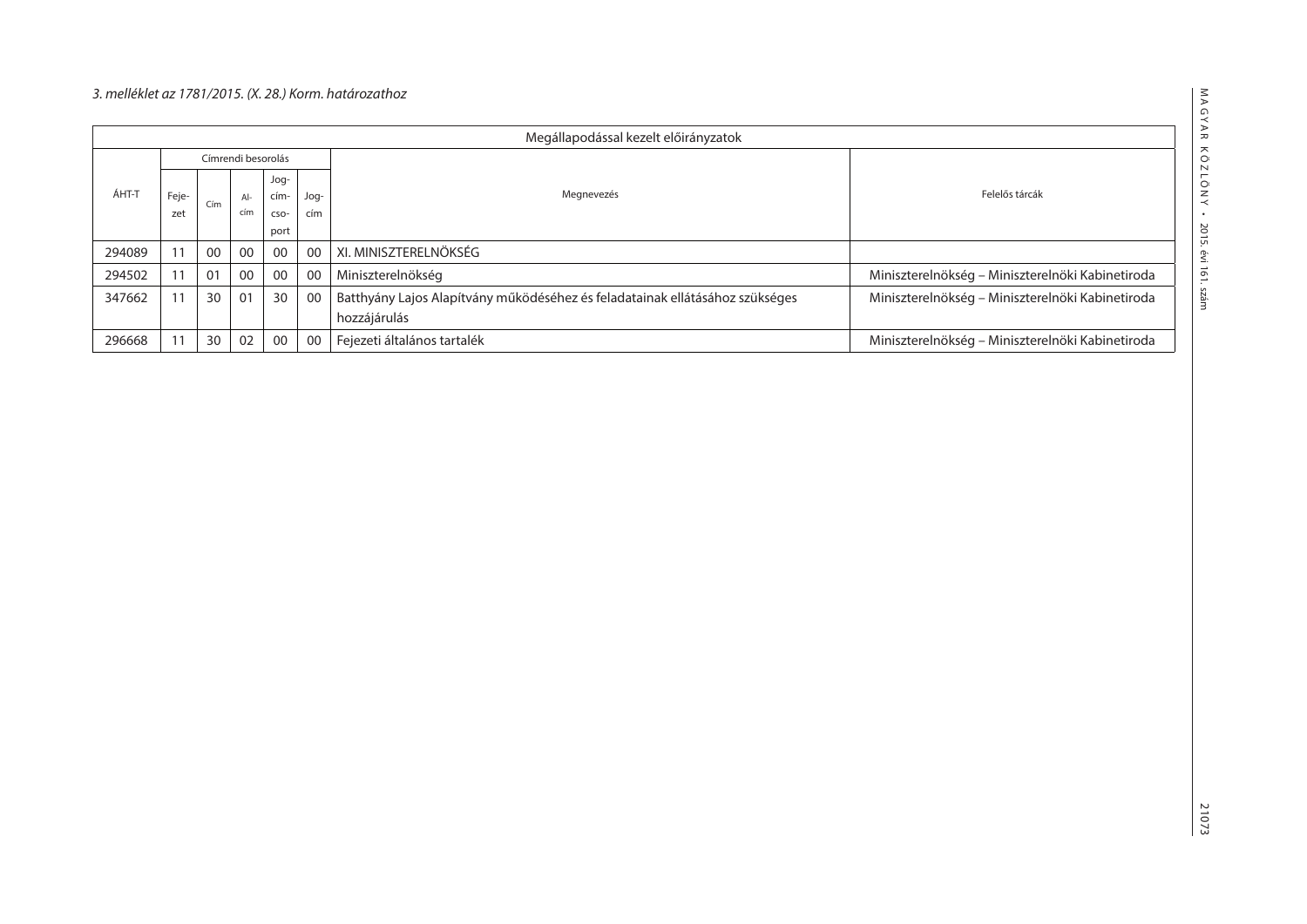*3. melléklet az 1781/2015. (X. 28.) Korm. határozathoz*

| Megállapodással kezelt előirányzatok | | | | | | | |
|---|---|---|---|---|---|---|---|
| ÁHT-T | Címrendi besorolás | | | | | Megnevezés | Felelős tárcák |
| | Fejezet | Cím | Alcím | Jogcímcsoport | Jogcím | | |
| 294089 | 11 | 00 | 00 | 00 | 00 | XI. MINISZTERELNÖKSÉG | |
| 294502 | 11 | 01 | 00 | 00 | 00 | Miniszterelnökség | Miniszterelnökség – Miniszterelnöki Kabinetiroda |
| 347662 | 11 | 30 | 01 | 30 | 00 | Batthyány Lajos Alapítvány működéséhez és feladatainak ellátásához szükséges hozzájárulás | Miniszterelnökség – Miniszterelnöki Kabinetiroda |
| 296668 | 11 | 30 | 02 | 00 | 00 | Fejezeti általános tartalék | Miniszterelnökség – Miniszterelnöki Kabinetiroda |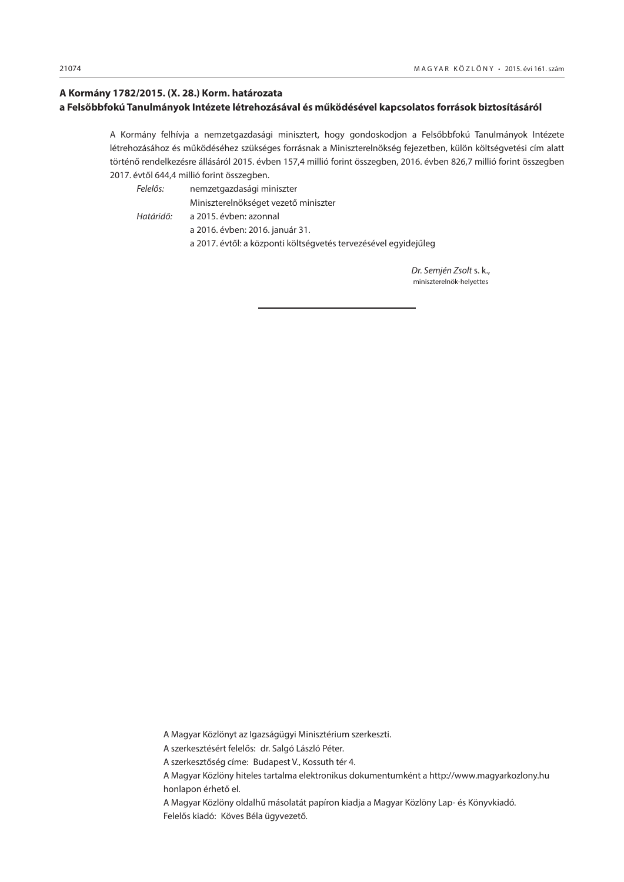## A Kormány 1782/2015. (X. 28.) Korm. határozata a Felsőbbfokú Tanulmányok Intézete létrehozásával és működésével kapcsolatos források biztosításáról

A Kormány felhívja a nemzetgazdasági minisztert, hogy gondoskodjon a Felsőbbfokú Tanulmányok Intézete létrehozásához és működéséhez szükséges forrásnak a Miniszterelnökség fejezetben, külön költségvetési cím alatt történő rendelkezésre állásáról 2015. évben 157,4 millió forint összegben, 2016. évben 826,7 millió forint összegben 2017. évtől 644,4 millió forint összegben.

*Felelős:* nemzetgazdasági miniszter
Miniszterelnökséget vezető miniszter

*Határidő:* a 2015. évben: azonnal
a 2016. évben: 2016. január 31.
a 2017. évtől: a központi költségvetés tervezésével egyidejűleg

*Dr. Semjén Zsolt* s. k.,
miniszterelnök-helyettes

---

A Magyar Közlönyt az Igazságügyi Minisztérium szerkeszti.
A szerkesztésért felelős: dr. Salgó László Péter.
A szerkesztőség címe: Budapest V., Kossuth tér 4.
A Magyar Közlöny hiteles tartalma elektronikus dokumentumként a http://www.magyarkozlony.hu honlapon érhető el.
A Magyar Közlöny oldalhű másolatát papíron kiadja a Magyar Közlöny Lap- és Könyvkiadó.
Felelős kiadó: Köves Béla ügyvezető.